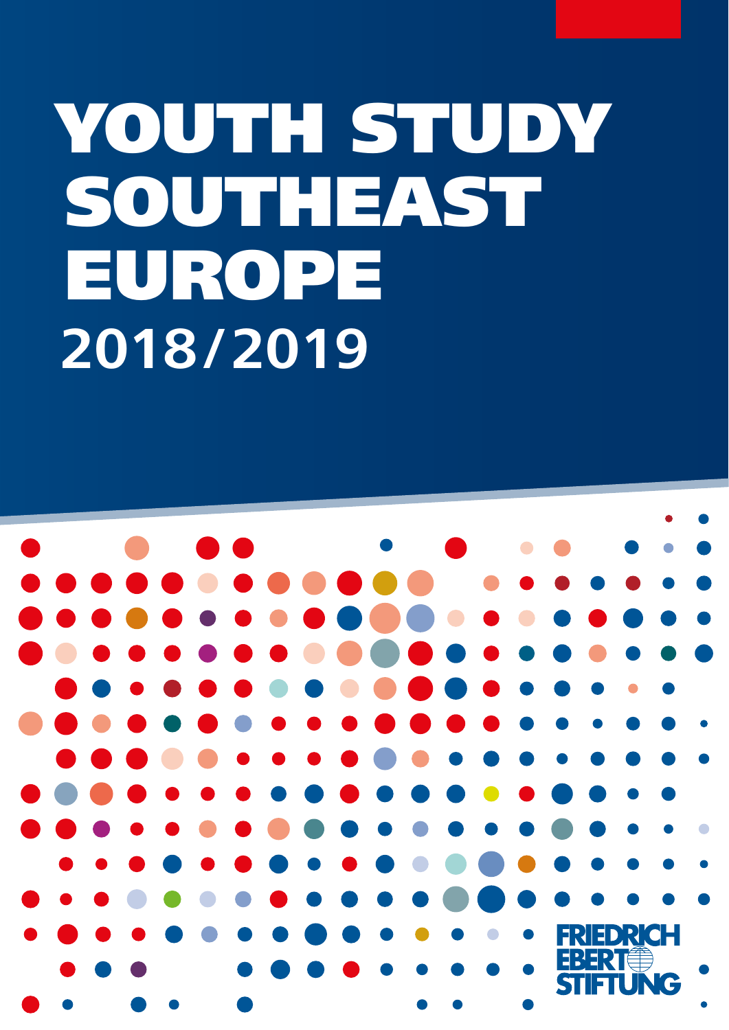# YOUTH STUDY SOUTHEAST EUROPE

## 2018/2019

FRIEDRICH EBERT STIFTUNG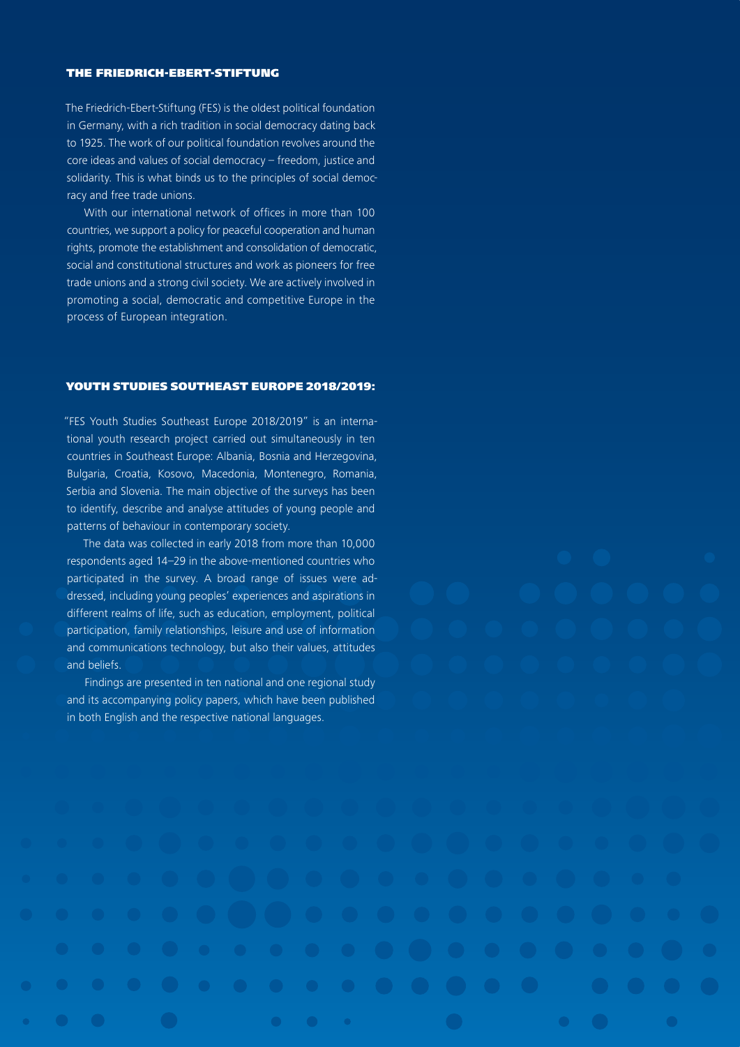## THE FRIEDRICH-EBERT-STIFTUNG

The Friedrich-Ebert-Stiftung (FES) is the oldest political foundation in Germany, with a rich tradition in social democracy dating back to 1925. The work of our political foundation revolves around the core ideas and values of social democracy – freedom, justice and solidarity. This is what binds us to the principles of social democracy and free trade unions.

With our international network of offices in more than 100 countries, we support a policy for peaceful cooperation and human rights, promote the establishment and consolidation of democratic, social and constitutional structures and work as pioneers for free trade unions and a strong civil society. We are actively involved in promoting a social, democratic and competitive Europe in the process of European integration.

## YOUTH STUDIES SOUTHEAST EUROPE 2018/2019:

"FES Youth Studies Southeast Europe 2018/2019" is an international youth research project carried out simultaneously in ten countries in Southeast Europe: Albania, Bosnia and Herzegovina, Bulgaria, Croatia, Kosovo, Macedonia, Montenegro, Romania, Serbia and Slovenia. The main objective of the surveys has been to identify, describe and analyse attitudes of young people and patterns of behaviour in contemporary society.

The data was collected in early 2018 from more than 10,000 respondents aged 14–29 in the above-mentioned countries who participated in the survey. A broad range of issues were addressed, including young peoples' experiences and aspirations in different realms of life, such as education, employment, political participation, family relationships, leisure and use of information and communications technology, but also their values, attitudes and beliefs.

Findings are presented in ten national and one regional study and its accompanying policy papers, which have been published in both English and the respective national languages.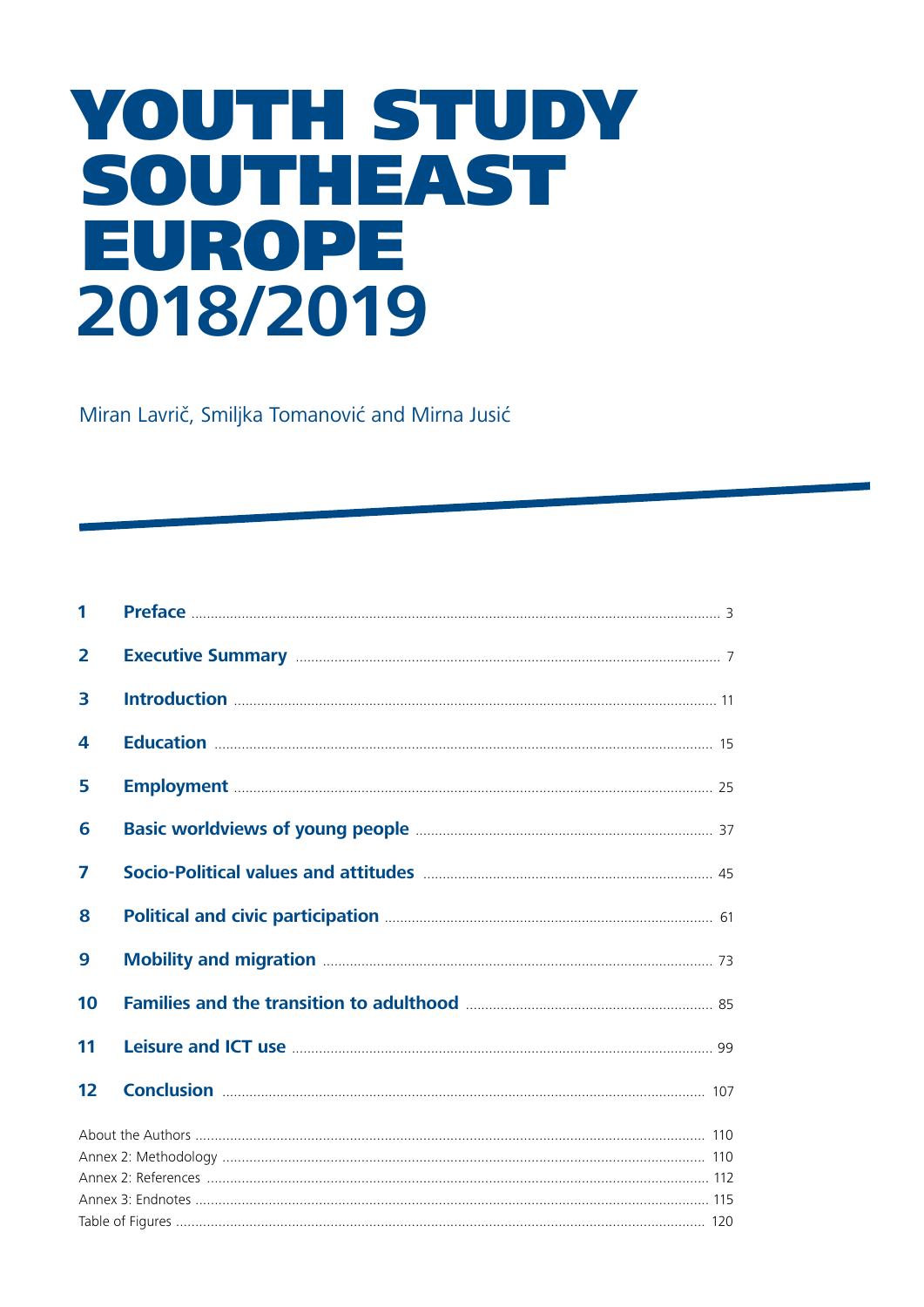# YOUTH STUDY SOUTHEAST EUROPE 2018/2019

Miran Lavrič, Smiljka Tomanović and Mirna Jusić

| | | |
|---|---|---|
| 1 | **Preface** | 3 |
| 2 | **Executive Summary** | 7 |
| 3 | **Introduction** | 11 |
| 4 | **Education** | 15 |
| 5 | **Employment** | 25 |
| 6 | **Basic worldviews of young people** | 37 |
| 7 | **Socio-Political values and attitudes** | 45 |
| 8 | **Political and civic participation** | 61 |
| 9 | **Mobility and migration** | 73 |
| 10 | **Families and the transition to adulthood** | 85 |
| 11 | **Leisure and ICT use** | 99 |
| 12 | **Conclusion** | 107 |

About the Authors ..... 110
Annex 2: Methodology ..... 110
Annex 2: References ..... 112
Annex 3: Endnotes ..... 115
Table of Figures ..... 120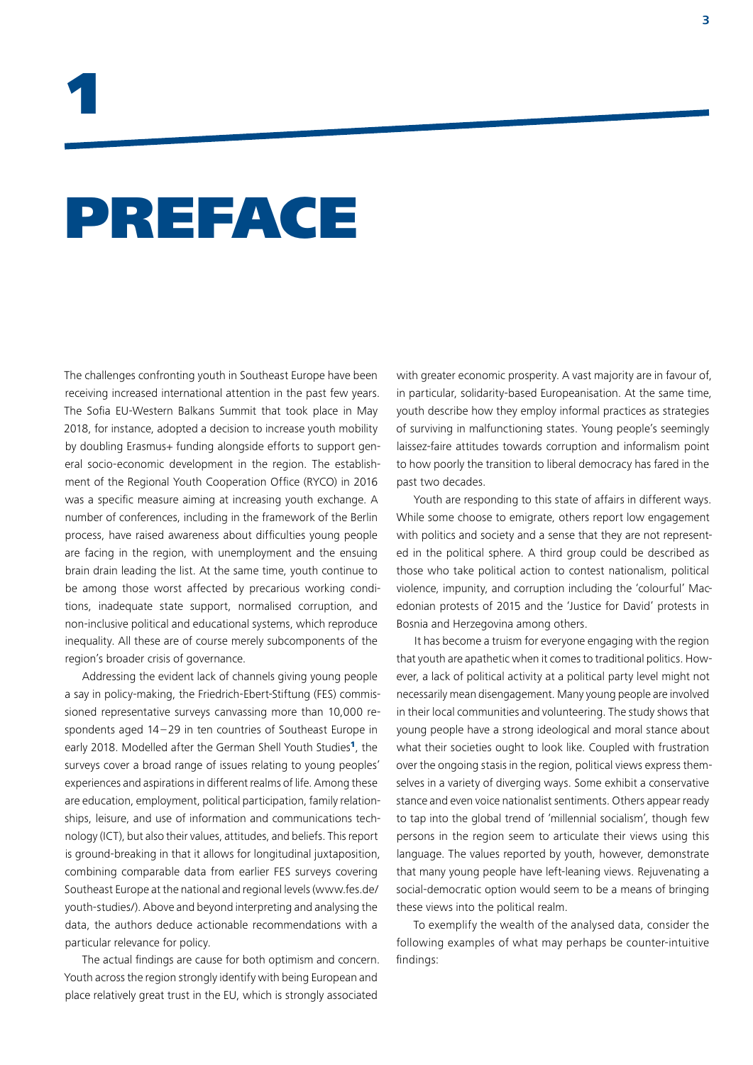# 1

# PREFACE

The challenges confronting youth in Southeast Europe have been receiving increased international attention in the past few years. The Sofia EU-Western Balkans Summit that took place in May 2018, for instance, adopted a decision to increase youth mobility by doubling Erasmus+ funding alongside efforts to support general socio-economic development in the region. The establishment of the Regional Youth Cooperation Office (RYCO) in 2016 was a specific measure aiming at increasing youth exchange. A number of conferences, including in the framework of the Berlin process, have raised awareness about difficulties young people are facing in the region, with unemployment and the ensuing brain drain leading the list. At the same time, youth continue to be among those worst affected by precarious working conditions, inadequate state support, normalised corruption, and non-inclusive political and educational systems, which reproduce inequality. All these are of course merely subcomponents of the region's broader crisis of governance.

Addressing the evident lack of channels giving young people a say in policy-making, the Friedrich-Ebert-Stiftung (FES) commissioned representative surveys canvassing more than 10,000 respondents aged 14–29 in ten countries of Southeast Europe in early 2018. Modelled after the German Shell Youth Studies[1], the surveys cover a broad range of issues relating to young peoples' experiences and aspirations in different realms of life. Among these are education, employment, political participation, family relationships, leisure, and use of information and communications technology (ICT), but also their values, attitudes, and beliefs. This report is ground-breaking in that it allows for longitudinal juxtaposition, combining comparable data from earlier FES surveys covering Southeast Europe at the national and regional levels (www.fes.de/youth-studies/). Above and beyond interpreting and analysing the data, the authors deduce actionable recommendations with a particular relevance for policy.

The actual findings are cause for both optimism and concern. Youth across the region strongly identify with being European and place relatively great trust in the EU, which is strongly associated with greater economic prosperity. A vast majority are in favour of, in particular, solidarity-based Europeanisation. At the same time, youth describe how they employ informal practices as strategies of surviving in malfunctioning states. Young people's seemingly laissez-faire attitudes towards corruption and informalism point to how poorly the transition to liberal democracy has fared in the past two decades.

Youth are responding to this state of affairs in different ways. While some choose to emigrate, others report low engagement with politics and society and a sense that they are not represented in the political sphere. A third group could be described as those who take political action to contest nationalism, political violence, impunity, and corruption including the 'colourful' Macedonian protests of 2015 and the 'Justice for David' protests in Bosnia and Herzegovina among others.

It has become a truism for everyone engaging with the region that youth are apathetic when it comes to traditional politics. However, a lack of political activity at a political party level might not necessarily mean disengagement. Many young people are involved in their local communities and volunteering. The study shows that young people have a strong ideological and moral stance about what their societies ought to look like. Coupled with frustration over the ongoing stasis in the region, political views express themselves in a variety of diverging ways. Some exhibit a conservative stance and even voice nationalist sentiments. Others appear ready to tap into the global trend of 'millennial socialism', though few persons in the region seem to articulate their views using this language. The values reported by youth, however, demonstrate that many young people have left-leaning views. Rejuvenating a social-democratic option would seem to be a means of bringing these views into the political realm.

To exemplify the wealth of the analysed data, consider the following examples of what may perhaps be counter-intuitive findings: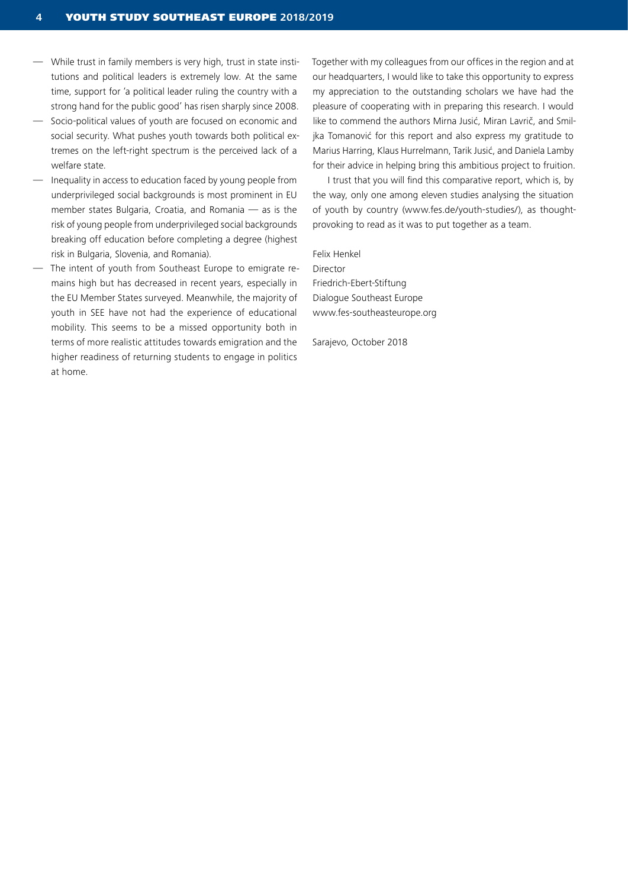- While trust in family members is very high, trust in state institutions and political leaders is extremely low. At the same time, support for 'a political leader ruling the country with a strong hand for the public good' has risen sharply since 2008.
- Socio-political values of youth are focused on economic and social security. What pushes youth towards both political extremes on the left-right spectrum is the perceived lack of a welfare state.
- Inequality in access to education faced by young people from underprivileged social backgrounds is most prominent in EU member states Bulgaria, Croatia, and Romania — as is the risk of young people from underprivileged social backgrounds breaking off education before completing a degree (highest risk in Bulgaria, Slovenia, and Romania).
- The intent of youth from Southeast Europe to emigrate remains high but has decreased in recent years, especially in the EU Member States surveyed. Meanwhile, the majority of youth in SEE have not had the experience of educational mobility. This seems to be a missed opportunity both in terms of more realistic attitudes towards emigration and the higher readiness of returning students to engage in politics at home.

Together with my colleagues from our offices in the region and at our headquarters, I would like to take this opportunity to express my appreciation to the outstanding scholars we have had the pleasure of cooperating with in preparing this research. I would like to commend the authors Mirna Jusić, Miran Lavrič, and Smiljka Tomanović for this report and also express my gratitude to Marius Harring, Klaus Hurrelmann, Tarik Jusić, and Daniela Lamby for their advice in helping bring this ambitious project to fruition.

I trust that you will find this comparative report, which is, by the way, only one among eleven studies analysing the situation of youth by country (www.fes.de/youth-studies/), as thought-provoking to read as it was to put together as a team.

Felix Henkel
Director
Friedrich-Ebert-Stiftung
Dialogue Southeast Europe
www.fes-southeasteurope.org

Sarajevo, October 2018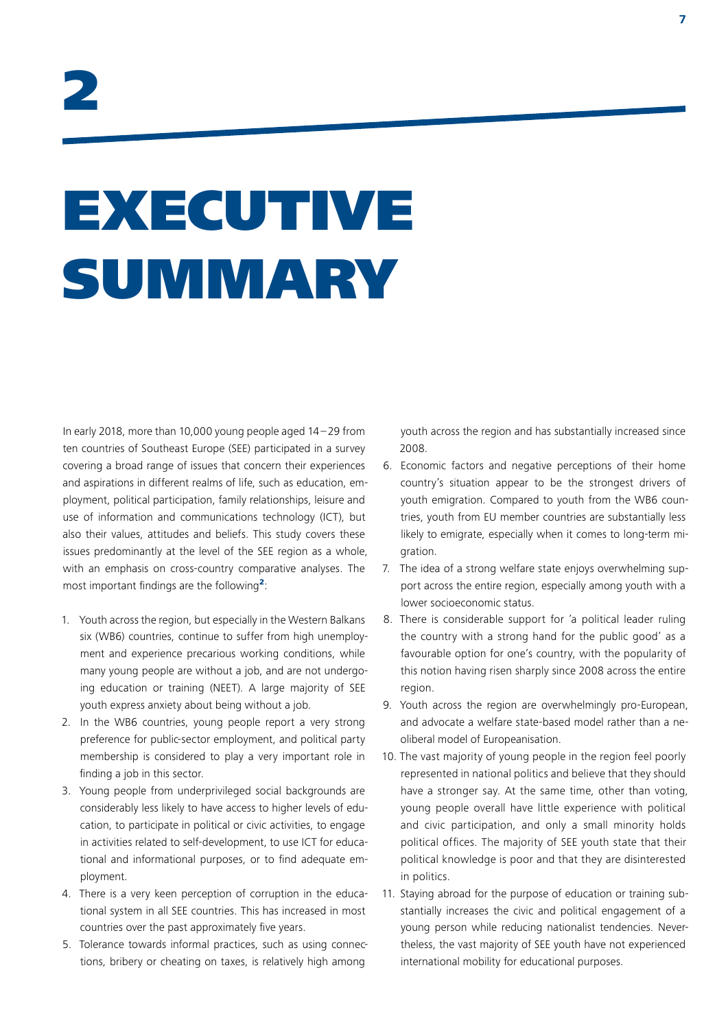# 2

# EXECUTIVE SUMMARY

In early 2018, more than 10,000 young people aged 14–29 from ten countries of Southeast Europe (SEE) participated in a survey covering a broad range of issues that concern their experiences and aspirations in different realms of life, such as education, employment, political participation, family relationships, leisure and use of information and communications technology (ICT), but also their values, attitudes and beliefs. This study covers these issues predominantly at the level of the SEE region as a whole, with an emphasis on cross-country comparative analyses. The most important findings are the following[2]:

1. Youth across the region, but especially in the Western Balkans six (WB6) countries, continue to suffer from high unemployment and experience precarious working conditions, while many young people are without a job, and are not undergoing education or training (NEET). A large majority of SEE youth express anxiety about being without a job.
2. In the WB6 countries, young people report a very strong preference for public-sector employment, and political party membership is considered to play a very important role in finding a job in this sector.
3. Young people from underprivileged social backgrounds are considerably less likely to have access to higher levels of education, to participate in political or civic activities, to engage in activities related to self-development, to use ICT for educational and informational purposes, or to find adequate employment.
4. There is a very keen perception of corruption in the educational system in all SEE countries. This has increased in most countries over the past approximately five years.
5. Tolerance towards informal practices, such as using connections, bribery or cheating on taxes, is relatively high among youth across the region and has substantially increased since 2008.
6. Economic factors and negative perceptions of their home country's situation appear to be the strongest drivers of youth emigration. Compared to youth from the WB6 countries, youth from EU member countries are substantially less likely to emigrate, especially when it comes to long-term migration.
7. The idea of a strong welfare state enjoys overwhelming support across the entire region, especially among youth with a lower socioeconomic status.
8. There is considerable support for 'a political leader ruling the country with a strong hand for the public good' as a favourable option for one's country, with the popularity of this notion having risen sharply since 2008 across the entire region.
9. Youth across the region are overwhelmingly pro-European, and advocate a welfare state-based model rather than a neoliberal model of Europeanisation.
10. The vast majority of young people in the region feel poorly represented in national politics and believe that they should have a stronger say. At the same time, other than voting, young people overall have little experience with political and civic participation, and only a small minority holds political offices. The majority of SEE youth state that their political knowledge is poor and that they are disinterested in politics.
11. Staying abroad for the purpose of education or training substantially increases the civic and political engagement of a young person while reducing nationalist tendencies. Nevertheless, the vast majority of SEE youth have not experienced international mobility for educational purposes.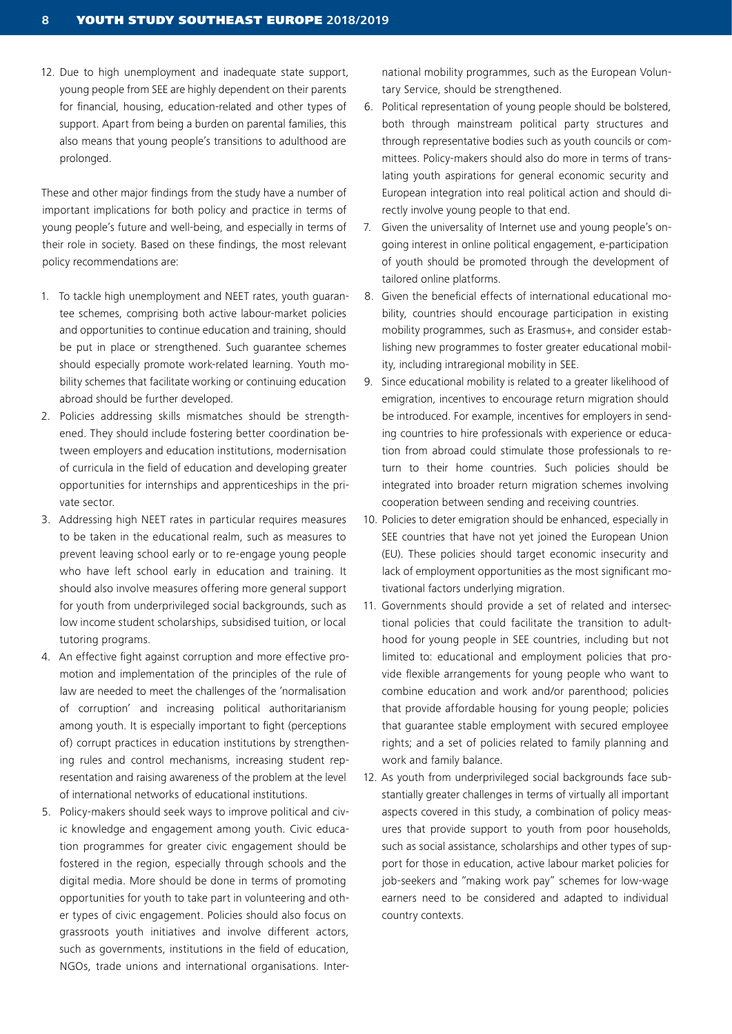12. Due to high unemployment and inadequate state support, young people from SEE are highly dependent on their parents for financial, housing, education-related and other types of support. Apart from being a burden on parental families, this also means that young people's transitions to adulthood are prolonged.

These and other major findings from the study have a number of important implications for both policy and practice in terms of young people's future and well-being, and especially in terms of their role in society. Based on these findings, the most relevant policy recommendations are:

1. To tackle high unemployment and NEET rates, youth guarantee schemes, comprising both active labour-market policies and opportunities to continue education and training, should be put in place or strengthened. Such guarantee schemes should especially promote work-related learning. Youth mobility schemes that facilitate working or continuing education abroad should be further developed.
2. Policies addressing skills mismatches should be strengthened. They should include fostering better coordination between employers and education institutions, modernisation of curricula in the field of education and developing greater opportunities for internships and apprenticeships in the private sector.
3. Addressing high NEET rates in particular requires measures to be taken in the educational realm, such as measures to prevent leaving school early or to re-engage young people who have left school early in education and training. It should also involve measures offering more general support for youth from underprivileged social backgrounds, such as low income student scholarships, subsidised tuition, or local tutoring programs.
4. An effective fight against corruption and more effective promotion and implementation of the principles of the rule of law are needed to meet the challenges of the 'normalisation of corruption' and increasing political authoritarianism among youth. It is especially important to fight (perceptions of) corrupt practices in education institutions by strengthening rules and control mechanisms, increasing student representation and raising awareness of the problem at the level of international networks of educational institutions.
5. Policy-makers should seek ways to improve political and civic knowledge and engagement among youth. Civic education programmes for greater civic engagement should be fostered in the region, especially through schools and the digital media. More should be done in terms of promoting opportunities for youth to take part in volunteering and other types of civic engagement. Policies should also focus on grassroots youth initiatives and involve different actors, such as governments, institutions in the field of education, NGOs, trade unions and international organisations. International mobility programmes, such as the European Voluntary Service, should be strengthened.
6. Political representation of young people should be bolstered, both through mainstream political party structures and through representative bodies such as youth councils or committees. Policy-makers should also do more in terms of translating youth aspirations for general economic security and European integration into real political action and should directly involve young people to that end.
7. Given the universality of Internet use and young people's ongoing interest in online political engagement, e-participation of youth should be promoted through the development of tailored online platforms.
8. Given the beneficial effects of international educational mobility, countries should encourage participation in existing mobility programmes, such as Erasmus+, and consider establishing new programmes to foster greater educational mobility, including intraregional mobility in SEE.
9. Since educational mobility is related to a greater likelihood of emigration, incentives to encourage return migration should be introduced. For example, incentives for employers in sending countries to hire professionals with experience or education from abroad could stimulate those professionals to return to their home countries. Such policies should be integrated into broader return migration schemes involving cooperation between sending and receiving countries.
10. Policies to deter emigration should be enhanced, especially in SEE countries that have not yet joined the European Union (EU). These policies should target economic insecurity and lack of employment opportunities as the most significant motivational factors underlying migration.
11. Governments should provide a set of related and intersectional policies that could facilitate the transition to adulthood for young people in SEE countries, including but not limited to: educational and employment policies that provide flexible arrangements for young people who want to combine education and work and/or parenthood; policies that provide affordable housing for young people; policies that guarantee stable employment with secured employee rights; and a set of policies related to family planning and work and family balance.
12. As youth from underprivileged social backgrounds face substantially greater challenges in terms of virtually all important aspects covered in this study, a combination of policy measures that provide support to youth from poor households, such as social assistance, scholarships and other types of support for those in education, active labour market policies for job-seekers and "making work pay" schemes for low-wage earners need to be considered and adapted to individual country contexts.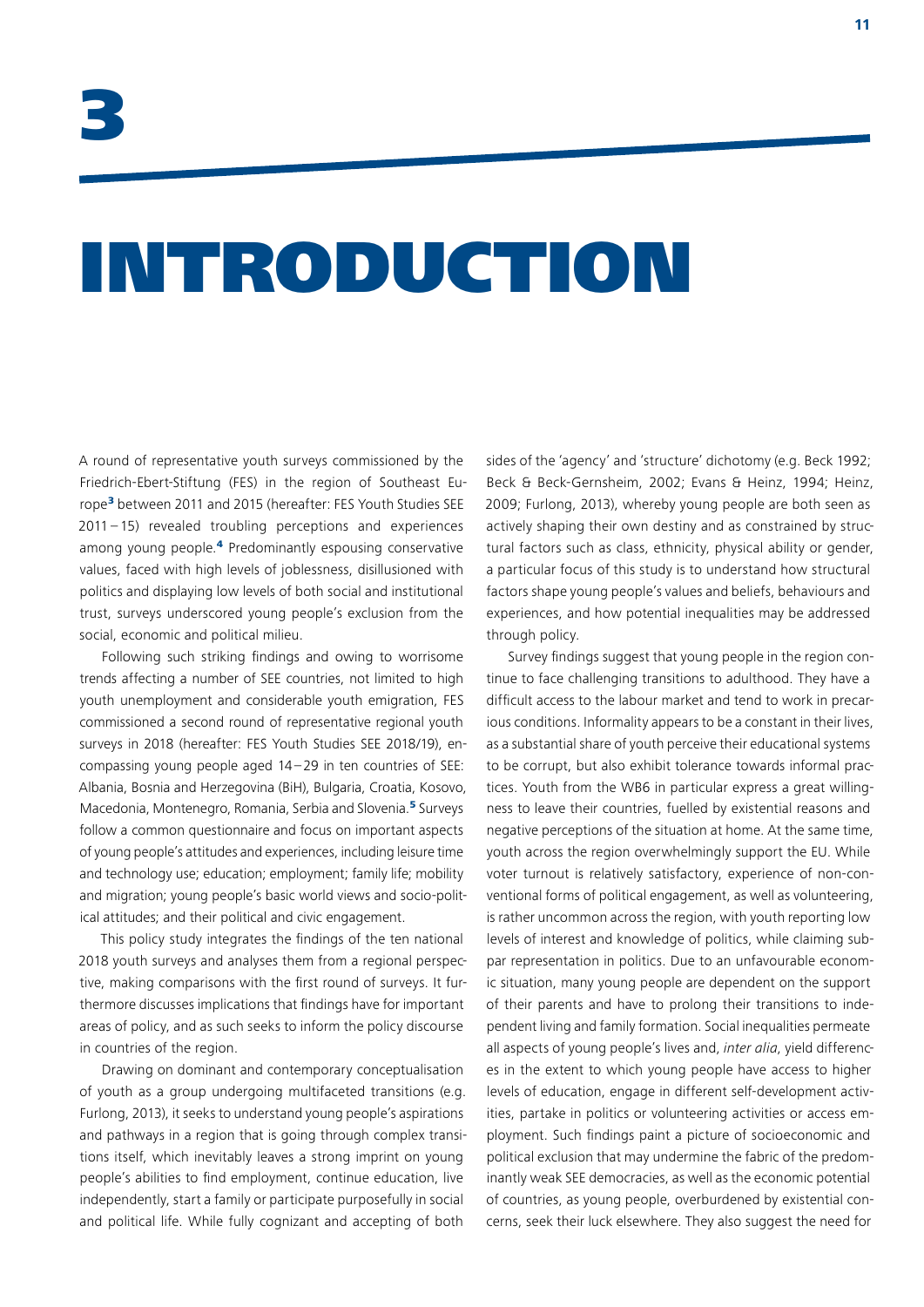# 3 INTRODUCTION

A round of representative youth surveys commissioned by the Friedrich-Ebert-Stiftung (FES) in the region of Southeast Europe[3] between 2011 and 2015 (hereafter: FES Youth Studies SEE 2011 – 15) revealed troubling perceptions and experiences among young people.[4] Predominantly espousing conservative values, faced with high levels of joblessness, disillusioned with politics and displaying low levels of both social and institutional trust, surveys underscored young people's exclusion from the social, economic and political milieu.

Following such striking findings and owing to worrisome trends affecting a number of SEE countries, not limited to high youth unemployment and considerable youth emigration, FES commissioned a second round of representative regional youth surveys in 2018 (hereafter: FES Youth Studies SEE 2018/19), encompassing young people aged 14 – 29 in ten countries of SEE: Albania, Bosnia and Herzegovina (BiH), Bulgaria, Croatia, Kosovo, Macedonia, Montenegro, Romania, Serbia and Slovenia.[5] Surveys follow a common questionnaire and focus on important aspects of young people's attitudes and experiences, including leisure time and technology use; education; employment; family life; mobility and migration; young people's basic world views and socio-political attitudes; and their political and civic engagement.

This policy study integrates the findings of the ten national 2018 youth surveys and analyses them from a regional perspective, making comparisons with the first round of surveys. It furthermore discusses implications that findings have for important areas of policy, and as such seeks to inform the policy discourse in countries of the region.

Drawing on dominant and contemporary conceptualisation of youth as a group undergoing multifaceted transitions (e.g. Furlong, 2013), it seeks to understand young people's aspirations and pathways in a region that is going through complex transitions itself, which inevitably leaves a strong imprint on young people's abilities to find employment, continue education, live independently, start a family or participate purposefully in social and political life. While fully cognizant and accepting of both sides of the 'agency' and 'structure' dichotomy (e.g. Beck 1992; Beck & Beck-Gernsheim, 2002; Evans & Heinz, 1994; Heinz, 2009; Furlong, 2013), whereby young people are both seen as actively shaping their own destiny and as constrained by structural factors such as class, ethnicity, physical ability or gender, a particular focus of this study is to understand how structural factors shape young people's values and beliefs, behaviours and experiences, and how potential inequalities may be addressed through policy.

Survey findings suggest that young people in the region continue to face challenging transitions to adulthood. They have a difficult access to the labour market and tend to work in precarious conditions. Informality appears to be a constant in their lives, as a substantial share of youth perceive their educational systems to be corrupt, but also exhibit tolerance towards informal practices. Youth from the WB6 in particular express a great willingness to leave their countries, fuelled by existential reasons and negative perceptions of the situation at home. At the same time, youth across the region overwhelmingly support the EU. While voter turnout is relatively satisfactory, experience of non-conventional forms of political engagement, as well as volunteering, is rather uncommon across the region, with youth reporting low levels of interest and knowledge of politics, while claiming subpar representation in politics. Due to an unfavourable economic situation, many young people are dependent on the support of their parents and have to prolong their transitions to independent living and family formation. Social inequalities permeate all aspects of young people's lives and, *inter alia*, yield differences in the extent to which young people have access to higher levels of education, engage in different self-development activities, partake in politics or volunteering activities or access employment. Such findings paint a picture of socioeconomic and political exclusion that may undermine the fabric of the predominantly weak SEE democracies, as well as the economic potential of countries, as young people, overburdened by existential concerns, seek their luck elsewhere. They also suggest the need for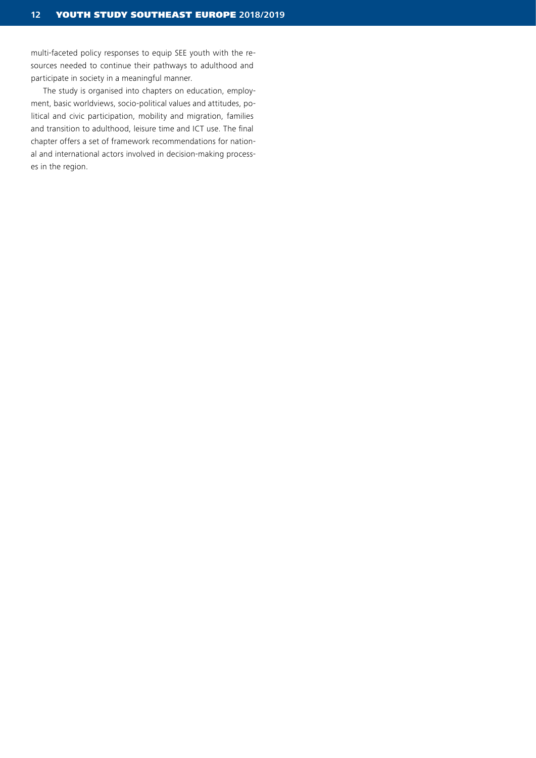multi-faceted policy responses to equip SEE youth with the resources needed to continue their pathways to adulthood and participate in society in a meaningful manner.

The study is organised into chapters on education, employment, basic worldviews, socio-political values and attitudes, political and civic participation, mobility and migration, families and transition to adulthood, leisure time and ICT use. The final chapter offers a set of framework recommendations for national and international actors involved in decision-making processes in the region.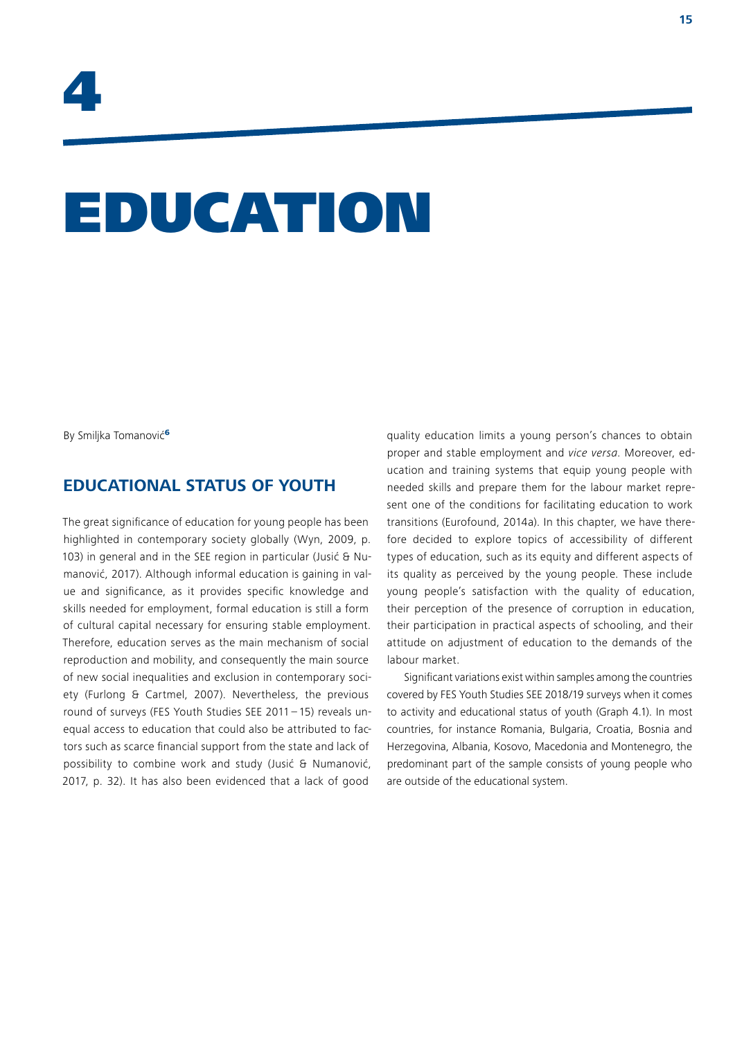# 4

# EDUCATION

By Smiljka Tomanović[6]

## EDUCATIONAL STATUS OF YOUTH

The great significance of education for young people has been highlighted in contemporary society globally (Wyn, 2009, p. 103) in general and in the SEE region in particular (Jusić & Numanović, 2017). Although informal education is gaining in value and significance, as it provides specific knowledge and skills needed for employment, formal education is still a form of cultural capital necessary for ensuring stable employment. Therefore, education serves as the main mechanism of social reproduction and mobility, and consequently the main source of new social inequalities and exclusion in contemporary society (Furlong & Cartmel, 2007). Nevertheless, the previous round of surveys (FES Youth Studies SEE 2011 – 15) reveals unequal access to education that could also be attributed to factors such as scarce financial support from the state and lack of possibility to combine work and study (Jusić & Numanović, 2017, p. 32). It has also been evidenced that a lack of good quality education limits a young person's chances to obtain proper and stable employment and *vice versa*. Moreover, education and training systems that equip young people with needed skills and prepare them for the labour market represent one of the conditions for facilitating education to work transitions (Eurofound, 2014a). In this chapter, we have therefore decided to explore topics of accessibility of different types of education, such as its equity and different aspects of its quality as perceived by the young people. These include young people's satisfaction with the quality of education, their perception of the presence of corruption in education, their participation in practical aspects of schooling, and their attitude on adjustment of education to the demands of the labour market.

Significant variations exist within samples among the countries covered by FES Youth Studies SEE 2018/19 surveys when it comes to activity and educational status of youth (Graph 4.1). In most countries, for instance Romania, Bulgaria, Croatia, Bosnia and Herzegovina, Albania, Kosovo, Macedonia and Montenegro, the predominant part of the sample consists of young people who are outside of the educational system.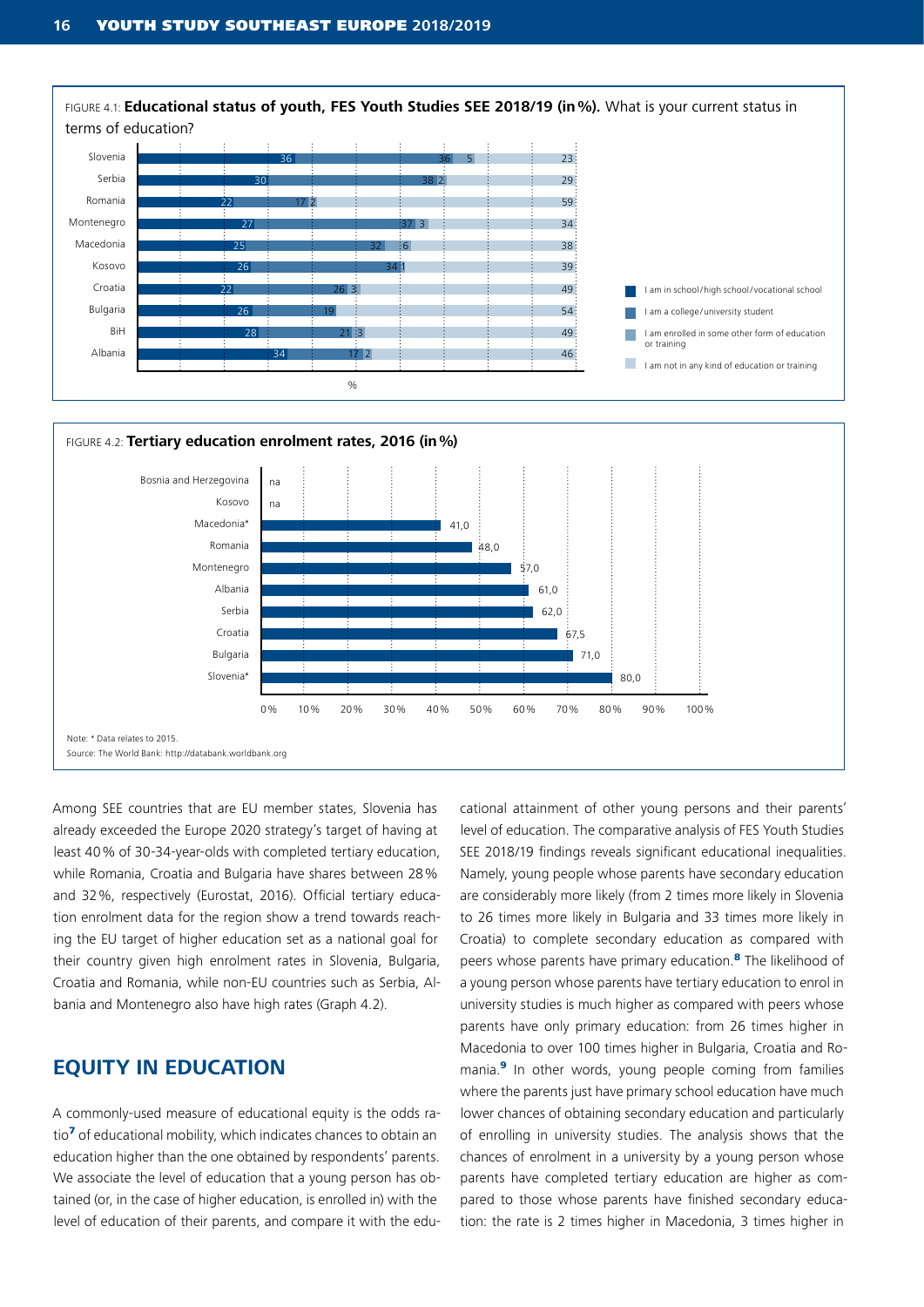FIGURE 4.1: **Educational status of youth, FES Youth Studies SEE 2018/19 (in %).** What is your current status in terms of education?

| Country | I am in school/high school/vocational school | I am a college/university student | I am enrolled in some other form of education or training | I am not in any kind of education or training |
|---|---|---|---|---|
| Slovenia | 36 | 36 | 5 | 23 |
| Serbia | 30 | 38 | 2 | 29 |
| Romania | 22 | 17 | 2 | 59 |
| Montenegro | 27 | 37 | 3 | 34 |
| Macedonia | 25 | 32 | 6 | 38 |
| Kosovo | 26 | 34 | 1 | 39 |
| Croatia | 22 | 26 | 3 | 49 |
| Bulgaria | 26 | 19 | | 54 |
| BiH | 28 | 21 | 3 | 49 |
| Albania | 34 | 17 | 2 | 46 |

FIGURE 4.2: **Tertiary education enrolment rates, 2016 (in %)**

| Country | % |
|---|---|
| Bosnia and Herzegovina | na |
| Kosovo | na |
| Macedonia* | 41,0 |
| Romania | 48,0 |
| Montenegro | 57,0 |
| Albania | 61,0 |
| Serbia | 62,0 |
| Croatia | 67,5 |
| Bulgaria | 71,0 |
| Slovenia* | 80,0 |

Note: * Data relates to 2015.
Source: The World Bank: http://databank.worldbank.org

Among SEE countries that are EU member states, Slovenia has already exceeded the Europe 2020 strategy's target of having at least 40% of 30-34-year-olds with completed tertiary education, while Romania, Croatia and Bulgaria have shares between 28% and 32%, respectively (Eurostat, 2016). Official tertiary education enrolment data for the region show a trend towards reaching the EU target of higher education set as a national goal for their country given high enrolment rates in Slovenia, Bulgaria, Croatia and Romania, while non-EU countries such as Serbia, Albania and Montenegro also have high rates (Graph 4.2).

## EQUITY IN EDUCATION

A commonly-used measure of educational equity is the odds ratio[7] of educational mobility, which indicates chances to obtain an education higher than the one obtained by respondents' parents. We associate the level of education that a young person has obtained (or, in the case of higher education, is enrolled in) with the level of education of their parents, and compare it with the educational attainment of other young persons and their parents' level of education. The comparative analysis of FES Youth Studies SEE 2018/19 findings reveals significant educational inequalities. Namely, young people whose parents have secondary education are considerably more likely (from 2 times more likely in Slovenia to 26 times more likely in Bulgaria and 33 times more likely in Croatia) to complete secondary education as compared with peers whose parents have primary education.[8] The likelihood of a young person whose parents have tertiary education to enrol in university studies is much higher as compared with peers whose parents have only primary education: from 26 times higher in Macedonia to over 100 times higher in Bulgaria, Croatia and Romania.[9] In other words, young people coming from families where the parents just have primary school education have much lower chances of obtaining secondary education and particularly of enrolling in university studies. The analysis shows that the chances of enrolment in a university by a young person whose parents have completed tertiary education are higher as compared to those whose parents have finished secondary education: the rate is 2 times higher in Macedonia, 3 times higher in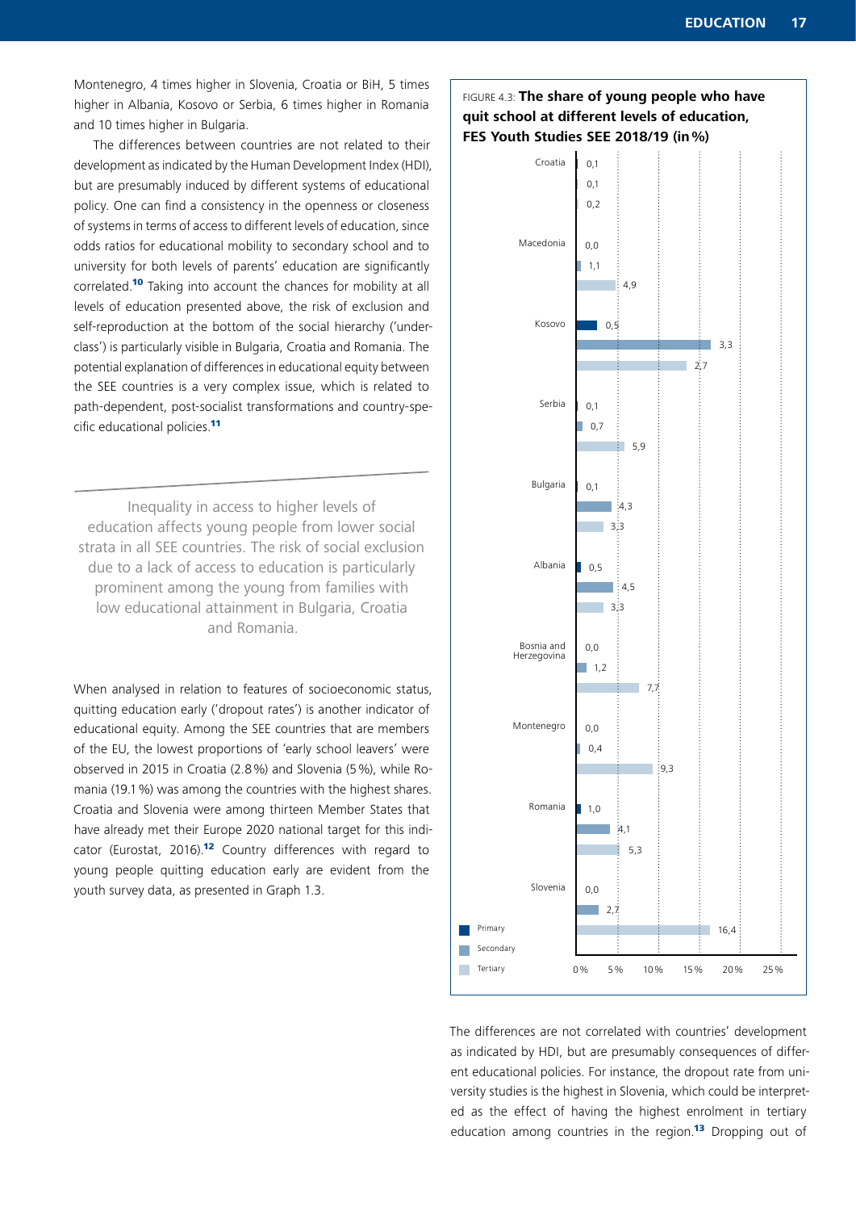Montenegro, 4 times higher in Slovenia, Croatia or BiH, 5 times higher in Albania, Kosovo or Serbia, 6 times higher in Romania and 10 times higher in Bulgaria.

The differences between countries are not related to their development as indicated by the Human Development Index (HDI), but are presumably induced by different systems of educational policy. One can find a consistency in the openness or closeness of systems in terms of access to different levels of education, since odds ratios for educational mobility to secondary school and to university for both levels of parents' education are significantly correlated.[10] Taking into account the chances for mobility at all levels of education presented above, the risk of exclusion and self-reproduction at the bottom of the social hierarchy ('underclass') is particularly visible in Bulgaria, Croatia and Romania. The potential explanation of differences in educational equity between the SEE countries is a very complex issue, which is related to path-dependent, post-socialist transformations and country-specific educational policies.[11]

> Inequality in access to higher levels of education affects young people from lower social strata in all SEE countries. The risk of social exclusion due to a lack of access to education is particularly prominent among the young from families with low educational attainment in Bulgaria, Croatia and Romania.

When analysed in relation to features of socioeconomic status, quitting education early ('dropout rates') is another indicator of educational equity. Among the SEE countries that are members of the EU, the lowest proportions of 'early school leavers' were observed in 2015 in Croatia (2.8 %) and Slovenia (5 %), while Romania (19.1 %) was among the countries with the highest shares. Croatia and Slovenia were among thirteen Member States that have already met their Europe 2020 national target for this indicator (Eurostat, 2016).[12] Country differences with regard to young people quitting education early are evident from the youth survey data, as presented in Graph 1.3.

FIGURE 4.3: **The share of young people who have quit school at different levels of education, FES Youth Studies SEE 2018/19 (in %)**

| Country | Primary | Secondary | Tertiary |
|---|---|---|---|
| Croatia | 0,1 | 0,1 | 0,2 |
| Macedonia | 0,0 | 1,1 | 4,9 |
| Kosovo | 0,5 | 3,3 | 2,7 |
| Serbia | 0,1 | 0,7 | 5,9 |
| Bulgaria | 0,1 | 4,3 | 3,3 |
| Albania | 0,5 | 4,5 | 3,3 |
| Bosnia and Herzegovina | 0,0 | 1,2 | 7,7 |
| Montenegro | 0,0 | 0,4 | 9,3 |
| Romania | 1,0 | 4,1 | 5,3 |
| Slovenia | 0,0 | 2,7 | 16,4 |

The differences are not correlated with countries' development as indicated by HDI, but are presumably consequences of different educational policies. For instance, the dropout rate from university studies is the highest in Slovenia, which could be interpreted as the effect of having the highest enrolment in tertiary education among countries in the region.[13] Dropping out of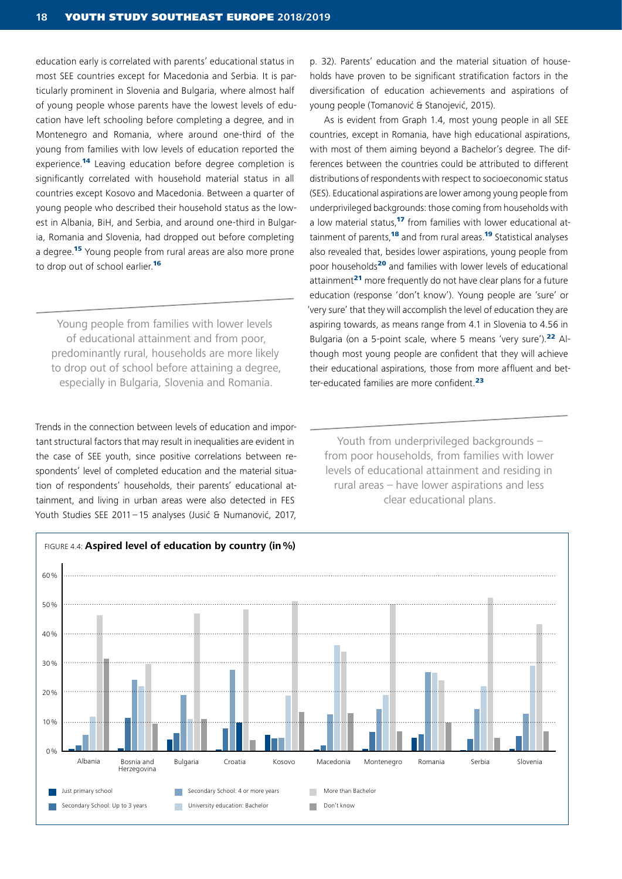education early is correlated with parents' educational status in most SEE countries except for Macedonia and Serbia. It is particularly prominent in Slovenia and Bulgaria, where almost half of young people whose parents have the lowest levels of education have left schooling before completing a degree, and in Montenegro and Romania, where around one-third of the young from families with low levels of education reported the experience.[14] Leaving education before degree completion is significantly correlated with household material status in all countries except Kosovo and Macedonia. Between a quarter of young people who described their household status as the lowest in Albania, BiH, and Serbia, and around one-third in Bulgaria, Romania and Slovenia, had dropped out before completing a degree.[15] Young people from rural areas are also more prone to drop out of school earlier.[16]

> Young people from families with lower levels of educational attainment and from poor, predominantly rural, households are more likely to drop out of school before attaining a degree, especially in Bulgaria, Slovenia and Romania.

Trends in the connection between levels of education and important structural factors that may result in inequalities are evident in the case of SEE youth, since positive correlations between respondents' level of completed education and the material situation of respondents' households, their parents' educational attainment, and living in urban areas were also detected in FES Youth Studies SEE 2011–15 analyses (Jusić & Numanović, 2017, p. 32). Parents' education and the material situation of households have proven to be significant stratification factors in the diversification of education achievements and aspirations of young people (Tomanović & Stanojević, 2015).

As is evident from Graph 1.4, most young people in all SEE countries, except in Romania, have high educational aspirations, with most of them aiming beyond a Bachelor's degree. The differences between the countries could be attributed to different distributions of respondents with respect to socioeconomic status (SES). Educational aspirations are lower among young people from underprivileged backgrounds: those coming from households with a low material status,[17] from families with lower educational attainment of parents,[18] and from rural areas.[19] Statistical analyses also revealed that, besides lower aspirations, young people from poor households[20] and families with lower levels of educational attainment[21] more frequently do not have clear plans for a future education (response 'don't know'). Young people are 'sure' or 'very sure' that they will accomplish the level of education they are aspiring towards, as means range from 4.1 in Slovenia to 4.56 in Bulgaria (on a 5-point scale, where 5 means 'very sure').[22] Although most young people are confident that they will achieve their educational aspirations, those from more affluent and better-educated families are more confident.[23]

> Youth from underprivileged backgrounds – from poor households, from families with lower levels of educational attainment and residing in rural areas – have lower aspirations and less clear educational plans.

FIGURE 4.4: **Aspired level of education by country (in %)**

Legend: Just primary school; Secondary School: Up to 3 years; Secondary School: 4 or more years; University education: Bachelor; More than Bachelor; Don't know

Countries: Albania, Bosnia and Herzegovina, Bulgaria, Croatia, Kosovo, Macedonia, Montenegro, Romania, Serbia, Slovenia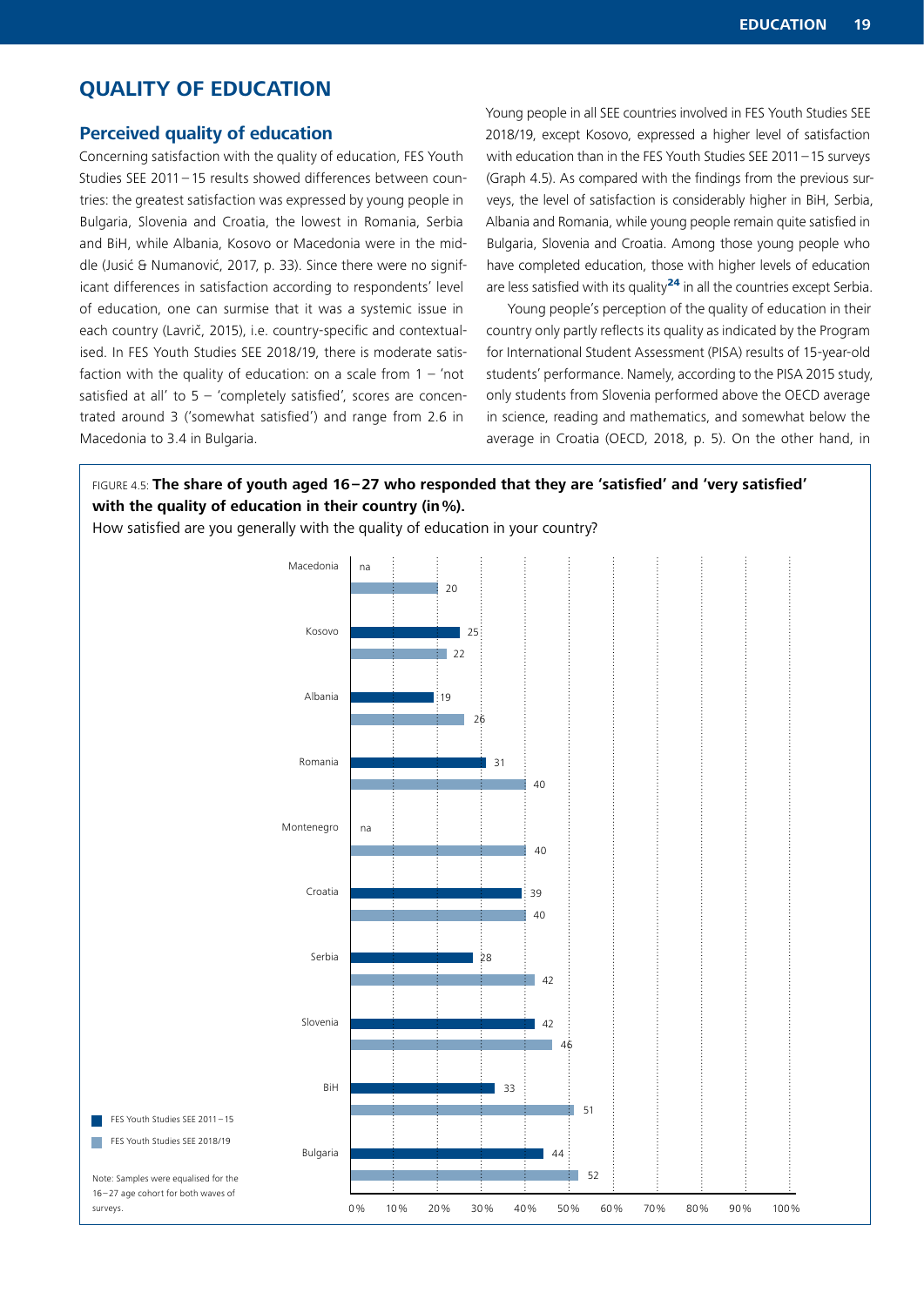## QUALITY OF EDUCATION

### Perceived quality of education

Concerning satisfaction with the quality of education, FES Youth Studies SEE 2011 – 15 results showed differences between countries: the greatest satisfaction was expressed by young people in Bulgaria, Slovenia and Croatia, the lowest in Romania, Serbia and BiH, while Albania, Kosovo or Macedonia were in the middle (Jusić & Numanović, 2017, p. 33). Since there were no significant differences in satisfaction according to respondents' level of education, one can surmise that it was a systemic issue in each country (Lavrič, 2015), i.e. country-specific and contextualised. In FES Youth Studies SEE 2018/19, there is moderate satisfaction with the quality of education: on a scale from 1 – 'not satisfied at all' to 5 – 'completely satisfied', scores are concentrated around 3 ('somewhat satisfied') and range from 2.6 in Macedonia to 3.4 in Bulgaria.

Young people in all SEE countries involved in FES Youth Studies SEE 2018/19, except Kosovo, expressed a higher level of satisfaction with education than in the FES Youth Studies SEE 2011 – 15 surveys (Graph 4.5). As compared with the findings from the previous surveys, the level of satisfaction is considerably higher in BiH, Serbia, Albania and Romania, while young people remain quite satisfied in Bulgaria, Slovenia and Croatia. Among those young people who have completed education, those with higher levels of education are less satisfied with its quality[24] in all the countries except Serbia.

Young people's perception of the quality of education in their country only partly reflects its quality as indicated by the Program for International Student Assessment (PISA) results of 15-year-old students' performance. Namely, according to the PISA 2015 study, only students from Slovenia performed above the OECD average in science, reading and mathematics, and somewhat below the average in Croatia (OECD, 2018, p. 5). On the other hand, in

FIGURE 4.5: **The share of youth aged 16 – 27 who responded that they are 'satisfied' and 'very satisfied' with the quality of education in their country (in %).**

How satisfied are you generally with the quality of education in your country?

| Country | FES Youth Studies SEE 2011 – 15 | FES Youth Studies SEE 2018/19 |
|---|---|---|
| Macedonia | na | 20 |
| Kosovo | 25 | 22 |
| Albania | 19 | 26 |
| Romania | 31 | 40 |
| Montenegro | na | 40 |
| Croatia | 39 | 40 |
| Serbia | 28 | 42 |
| Slovenia | 42 | 46 |
| BiH | 33 | 51 |
| Bulgaria | 44 | 52 |

Note: Samples were equalised for the 16 – 27 age cohort for both waves of surveys.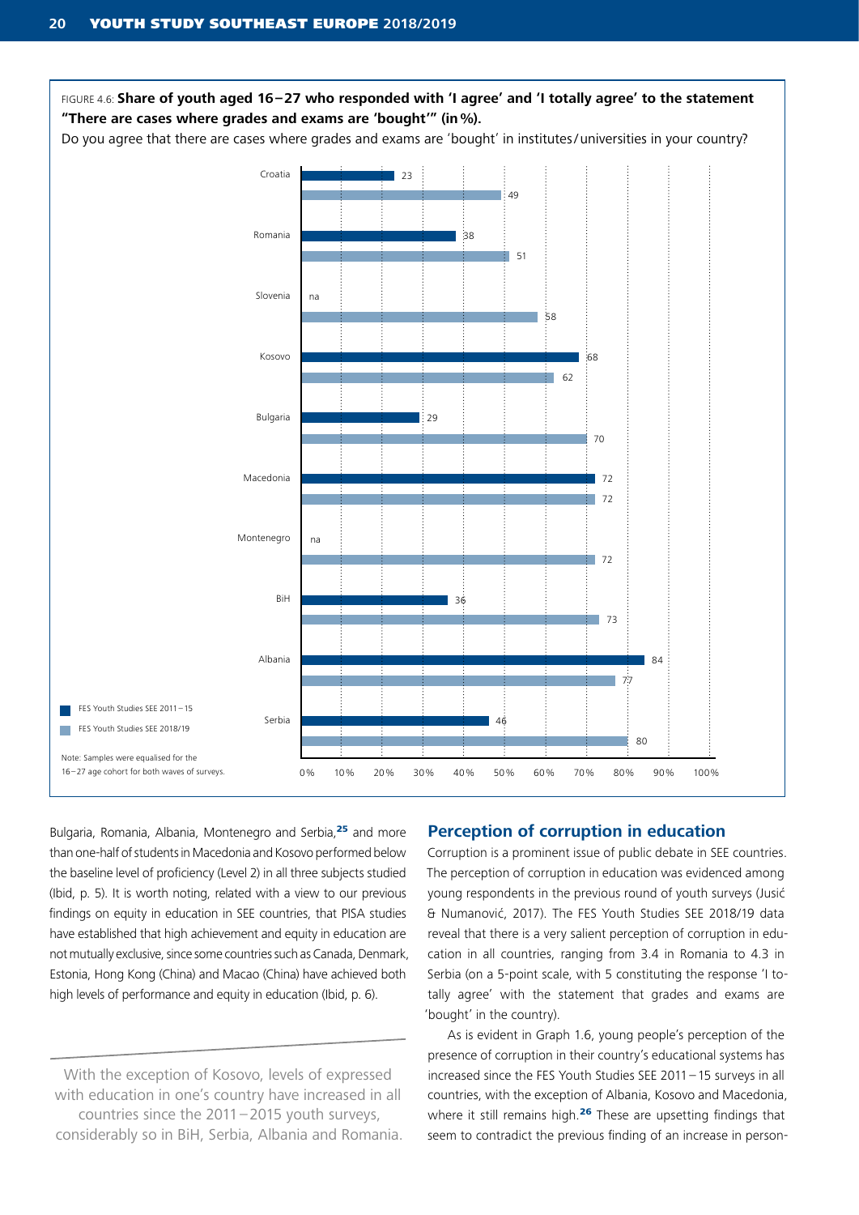FIGURE 4.6: **Share of youth aged 16–27 who responded with 'I agree' and 'I totally agree' to the statement "There are cases where grades and exams are 'bought'" (in %).**

Do you agree that there are cases where grades and exams are 'bought' in institutes / universities in your country?

| Country | FES Youth Studies SEE 2011–15 | FES Youth Studies SEE 2018/19 |
|---|---|---|
| Croatia | 23 | 49 |
| Romania | 38 | 51 |
| Slovenia | na | 58 |
| Kosovo | 68 | 62 |
| Bulgaria | 29 | 70 |
| Macedonia | 72 | 72 |
| Montenegro | na | 72 |
| BiH | 36 | 73 |
| Albania | 84 | 77 |
| Serbia | 46 | 80 |

Note: Samples were equalised for the 16–27 age cohort for both waves of surveys.

Bulgaria, Romania, Albania, Montenegro and Serbia,[25] and more than one-half of students in Macedonia and Kosovo performed below the baseline level of proficiency (Level 2) in all three subjects studied (Ibid, p. 5). It is worth noting, related with a view to our previous findings on equity in education in SEE countries, that PISA studies have established that high achievement and equity in education are not mutually exclusive, since some countries such as Canada, Denmark, Estonia, Hong Kong (China) and Macao (China) have achieved both high levels of performance and equity in education (Ibid, p. 6).

> With the exception of Kosovo, levels of expressed with education in one's country have increased in all countries since the 2011–2015 youth surveys, considerably so in BiH, Serbia, Albania and Romania.

## Perception of corruption in education

Corruption is a prominent issue of public debate in SEE countries. The perception of corruption in education was evidenced among young respondents in the previous round of youth surveys (Jusić & Numanović, 2017). The FES Youth Studies SEE 2018/19 data reveal that there is a very salient perception of corruption in education in all countries, ranging from 3.4 in Romania to 4.3 in Serbia (on a 5-point scale, with 5 constituting the response 'I totally agree' with the statement that grades and exams are 'bought' in the country).

As is evident in Graph 1.6, young people's perception of the presence of corruption in their country's educational systems has increased since the FES Youth Studies SEE 2011–15 surveys in all countries, with the exception of Albania, Kosovo and Macedonia, where it still remains high.[26] These are upsetting findings that seem to contradict the previous finding of an increase in person-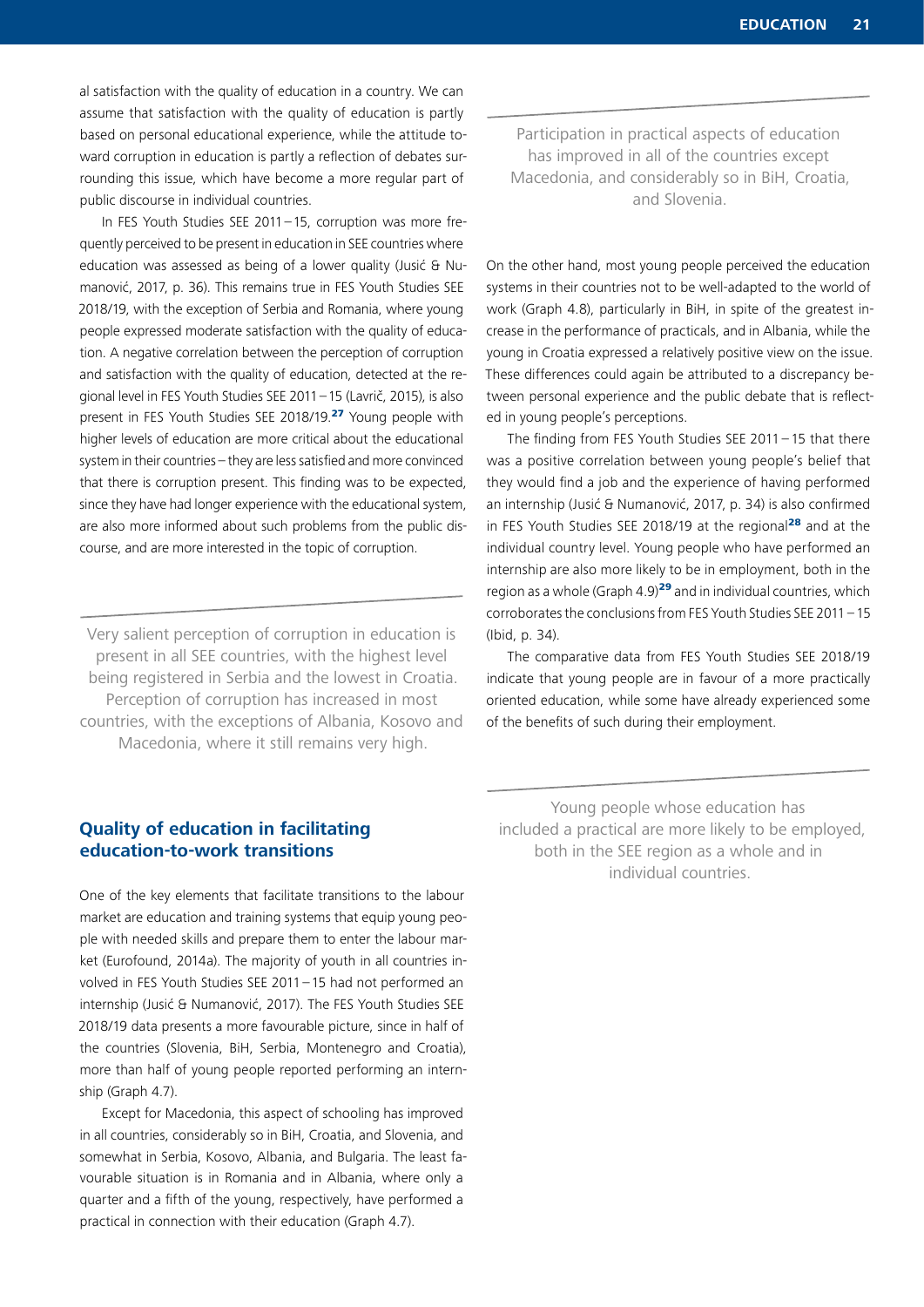al satisfaction with the quality of education in a country. We can assume that satisfaction with the quality of education is partly based on personal educational experience, while the attitude toward corruption in education is partly a reflection of debates surrounding this issue, which have become a more regular part of public discourse in individual countries.

In FES Youth Studies SEE 2011 – 15, corruption was more frequently perceived to be present in education in SEE countries where education was assessed as being of a lower quality (Jusić & Numanović, 2017, p. 36). This remains true in FES Youth Studies SEE 2018/19, with the exception of Serbia and Romania, where young people expressed moderate satisfaction with the quality of education. A negative correlation between the perception of corruption and satisfaction with the quality of education, detected at the regional level in FES Youth Studies SEE 2011 – 15 (Lavrič, 2015), is also present in FES Youth Studies SEE 2018/19.[27] Young people with higher levels of education are more critical about the educational system in their countries – they are less satisfied and more convinced that there is corruption present. This finding was to be expected, since they have had longer experience with the educational system, are also more informed about such problems from the public discourse, and are more interested in the topic of corruption.

> Very salient perception of corruption in education is present in all SEE countries, with the highest level being registered in Serbia and the lowest in Croatia. Perception of corruption has increased in most countries, with the exceptions of Albania, Kosovo and Macedonia, where it still remains very high.

## Quality of education in facilitating education-to-work transitions

One of the key elements that facilitate transitions to the labour market are education and training systems that equip young people with needed skills and prepare them to enter the labour market (Eurofound, 2014a). The majority of youth in all countries involved in FES Youth Studies SEE 2011 – 15 had not performed an internship (Jusić & Numanović, 2017). The FES Youth Studies SEE 2018/19 data presents a more favourable picture, since in half of the countries (Slovenia, BiH, Serbia, Montenegro and Croatia), more than half of young people reported performing an internship (Graph 4.7).

Except for Macedonia, this aspect of schooling has improved in all countries, considerably so in BiH, Croatia, and Slovenia, and somewhat in Serbia, Kosovo, Albania, and Bulgaria. The least favourable situation is in Romania and in Albania, where only a quarter and a fifth of the young, respectively, have performed a practical in connection with their education (Graph 4.7).

> Participation in practical aspects of education has improved in all of the countries except Macedonia, and considerably so in BiH, Croatia, and Slovenia.

On the other hand, most young people perceived the education systems in their countries not to be well-adapted to the world of work (Graph 4.8), particularly in BiH, in spite of the greatest increase in the performance of practicals, and in Albania, while the young in Croatia expressed a relatively positive view on the issue. These differences could again be attributed to a discrepancy between personal experience and the public debate that is reflected in young people's perceptions.

The finding from FES Youth Studies SEE 2011 – 15 that there was a positive correlation between young people's belief that they would find a job and the experience of having performed an internship (Jusić & Numanović, 2017, p. 34) is also confirmed in FES Youth Studies SEE 2018/19 at the regional[28] and at the individual country level. Young people who have performed an internship are also more likely to be in employment, both in the region as a whole (Graph 4.9)[29] and in individual countries, which corroborates the conclusions from FES Youth Studies SEE 2011 – 15 (Ibid, p. 34).

The comparative data from FES Youth Studies SEE 2018/19 indicate that young people are in favour of a more practically oriented education, while some have already experienced some of the benefits of such during their employment.

> Young people whose education has included a practical are more likely to be employed, both in the SEE region as a whole and in individual countries.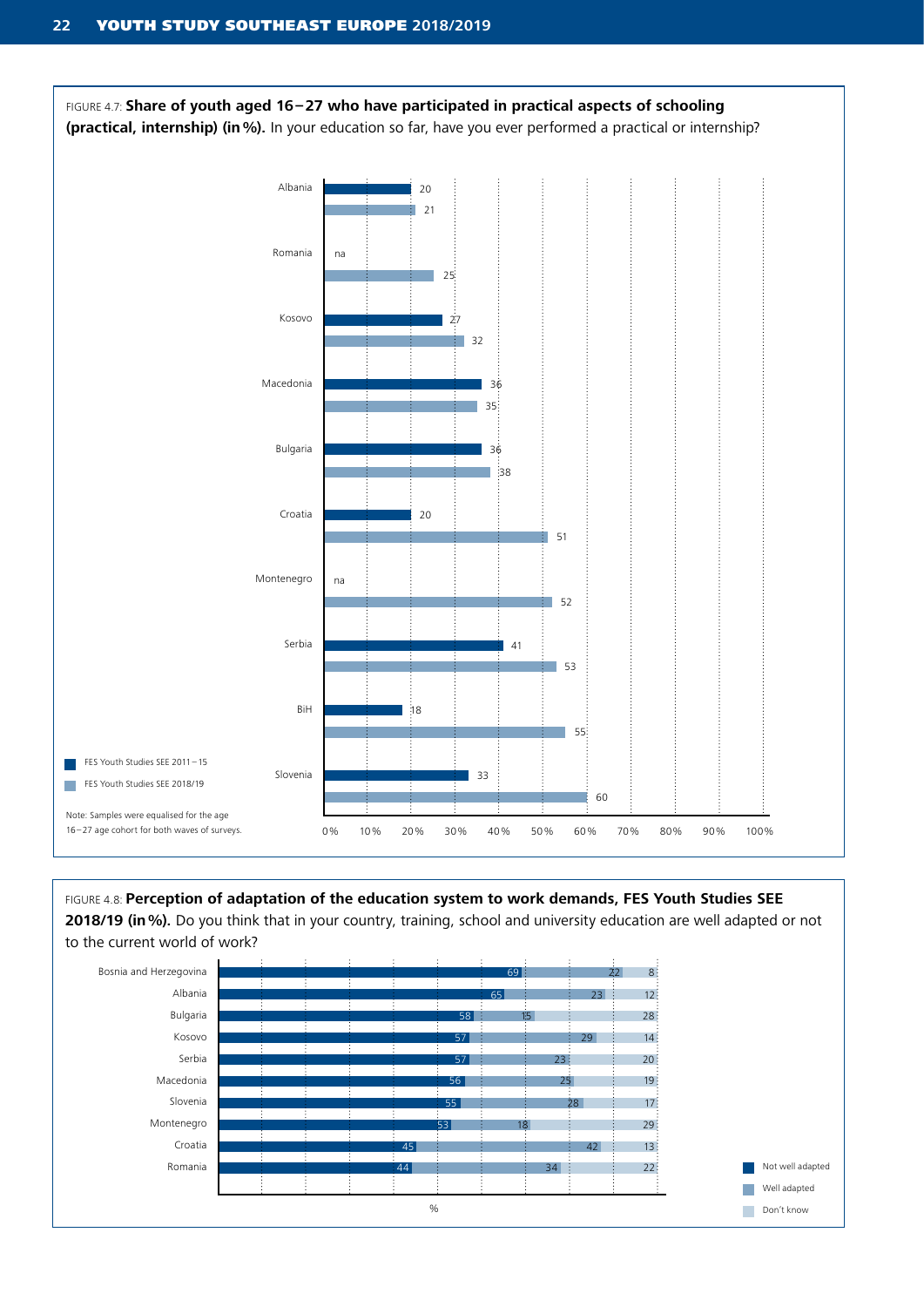FIGURE 4.7: **Share of youth aged 16–27 who have participated in practical aspects of schooling (practical, internship) (in %).** In your education so far, have you ever performed a practical or internship?

| Country | FES Youth Studies SEE 2011–15 | FES Youth Studies SEE 2018/19 |
|---|---|---|
| Albania | 20 | 21 |
| Romania | na | 25 |
| Kosovo | 27 | 32 |
| Macedonia | 36 | 35 |
| Bulgaria | 36 | 38 |
| Croatia | 20 | 51 |
| Montenegro | na | 52 |
| Serbia | 41 | 53 |
| BiH | 18 | 55 |
| Slovenia | 33 | 60 |

Note: Samples were equalised for the age 16–27 age cohort for both waves of surveys.

FIGURE 4.8: **Perception of adaptation of the education system to work demands, FES Youth Studies SEE 2018/19 (in %).** Do you think that in your country, training, school and university education are well adapted or not to the current world of work?

| Country | Not well adapted | Well adapted | Don't know |
|---|---|---|---|
| Bosnia and Herzegovina | 69 | 22 | 8 |
| Albania | 65 | 23 | 12 |
| Bulgaria | 58 | 15 | 28 |
| Kosovo | 57 | 29 | 14 |
| Serbia | 57 | 23 | 20 |
| Macedonia | 56 | 25 | 19 |
| Slovenia | 55 | 28 | 17 |
| Montenegro | 53 | 18 | 29 |
| Croatia | 45 | 42 | 13 |
| Romania | 44 | 34 | 22 |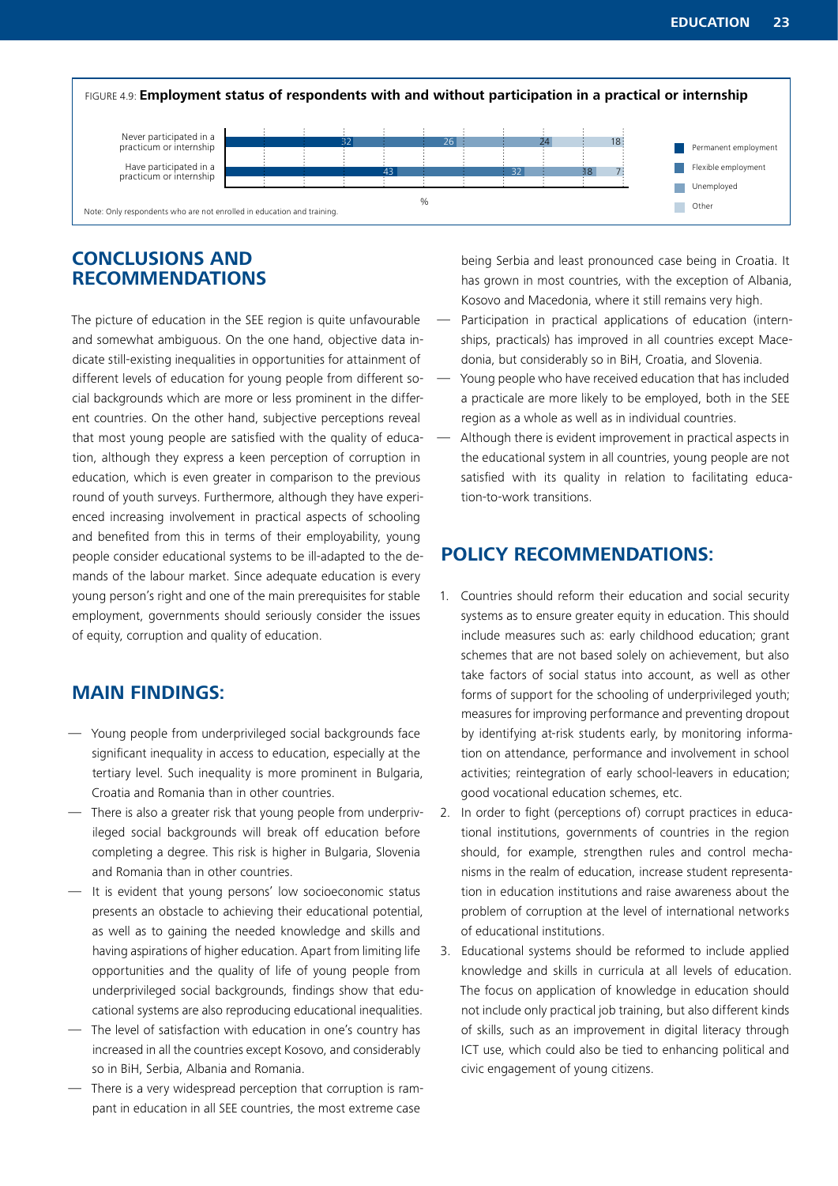FIGURE 4.9: **Employment status of respondents with and without participation in a practical or internship**

| | Permanent employment | Flexible employment | Unemployed | Other |
|---|---|---|---|---|
| Never participated in a practicum or internship | 32 | 26 | 24 | 18 |
| Have participated in a practicum or internship | 43 | 32 | 18 | 7 |

%

Note: Only respondents who are not enrolled in education and training.

## CONCLUSIONS AND RECOMMENDATIONS

The picture of education in the SEE region is quite unfavourable and somewhat ambiguous. On the one hand, objective data indicate still-existing inequalities in opportunities for attainment of different levels of education for young people from different social backgrounds which are more or less prominent in the different countries. On the other hand, subjective perceptions reveal that most young people are satisfied with the quality of education, although they express a keen perception of corruption in education, which is even greater in comparison to the previous round of youth surveys. Furthermore, although they have experienced increasing involvement in practical aspects of schooling and benefited from this in terms of their employability, young people consider educational systems to be ill-adapted to the demands of the labour market. Since adequate education is every young person's right and one of the main prerequisites for stable employment, governments should seriously consider the issues of equity, corruption and quality of education.

## MAIN FINDINGS:

- Young people from underprivileged social backgrounds face significant inequality in access to education, especially at the tertiary level. Such inequality is more prominent in Bulgaria, Croatia and Romania than in other countries.
- There is also a greater risk that young people from underprivileged social backgrounds will break off education before completing a degree. This risk is higher in Bulgaria, Slovenia and Romania than in other countries.
- It is evident that young persons' low socioeconomic status presents an obstacle to achieving their educational potential, as well as to gaining the needed knowledge and skills and having aspirations of higher education. Apart from limiting life opportunities and the quality of life of young people from underprivileged social backgrounds, findings show that educational systems are also reproducing educational inequalities.
- The level of satisfaction with education in one's country has increased in all the countries except Kosovo, and considerably so in BiH, Serbia, Albania and Romania.
- There is a very widespread perception that corruption is rampant in education in all SEE countries, the most extreme case being Serbia and least pronounced case being in Croatia. It has grown in most countries, with the exception of Albania, Kosovo and Macedonia, where it still remains very high.
- Participation in practical applications of education (internships, practicals) has improved in all countries except Macedonia, but considerably so in BiH, Croatia, and Slovenia.
- Young people who have received education that has included a practicale are more likely to be employed, both in the SEE region as a whole as well as in individual countries.
- Although there is evident improvement in practical aspects in the educational system in all countries, young people are not satisfied with its quality in relation to facilitating education-to-work transitions.

## POLICY RECOMMENDATIONS:

1. Countries should reform their education and social security systems as to ensure greater equity in education. This should include measures such as: early childhood education; grant schemes that are not based solely on achievement, but also take factors of social status into account, as well as other forms of support for the schooling of underprivileged youth; measures for improving performance and preventing dropout by identifying at-risk students early, by monitoring information on attendance, performance and involvement in school activities; reintegration of early school-leavers in education; good vocational education schemes, etc.
2. In order to fight (perceptions of) corrupt practices in educational institutions, governments of countries in the region should, for example, strengthen rules and control mechanisms in the realm of education, increase student representation in education institutions and raise awareness about the problem of corruption at the level of international networks of educational institutions.
3. Educational systems should be reformed to include applied knowledge and skills in curricula at all levels of education. The focus on application of knowledge in education should not include only practical job training, but also different kinds of skills, such as an improvement in digital literacy through ICT use, which could also be tied to enhancing political and civic engagement of young citizens.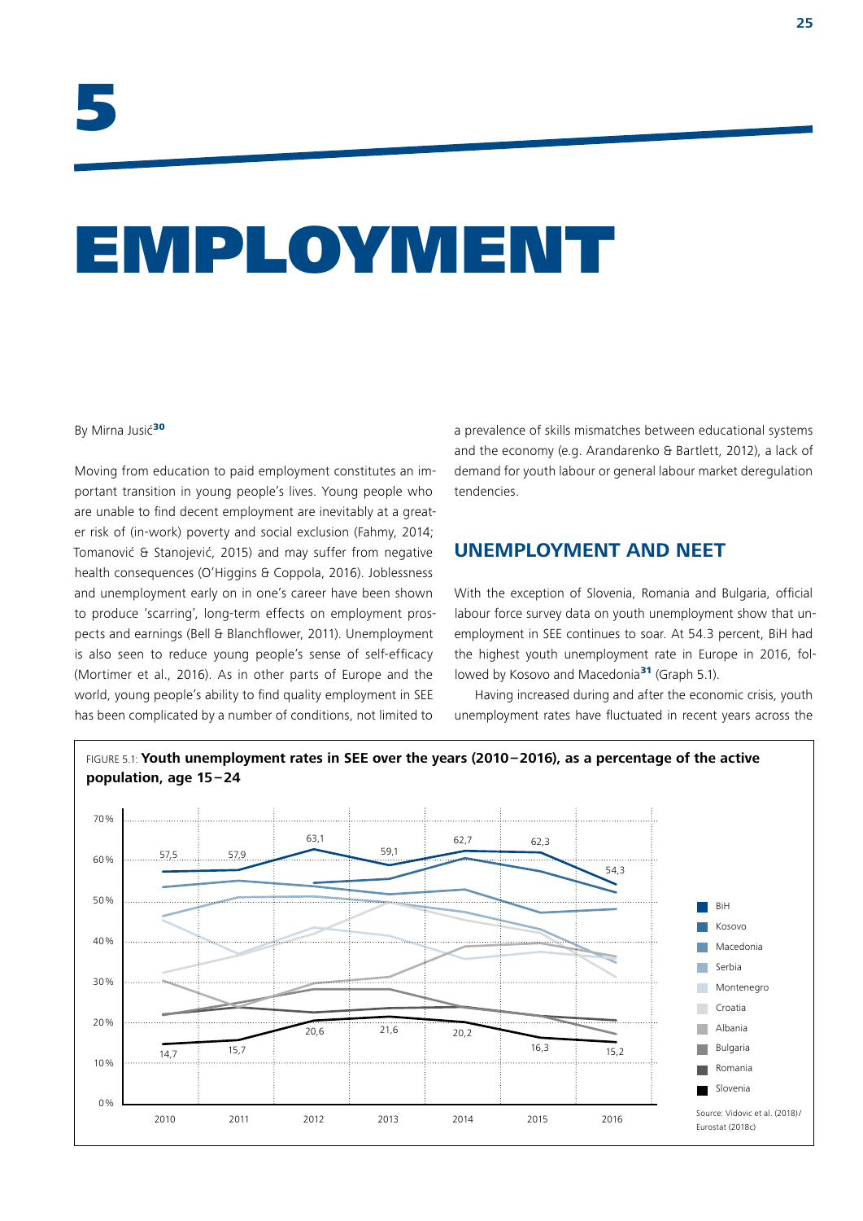# 5

# EMPLOYMENT

By Mirna Jusić[30]

Moving from education to paid employment constitutes an important transition in young people's lives. Young people who are unable to find decent employment are inevitably at a greater risk of (in-work) poverty and social exclusion (Fahmy, 2014; Tomanović & Stanojević, 2015) and may suffer from negative health consequences (O'Higgins & Coppola, 2016). Joblessness and unemployment early on in one's career have been shown to produce 'scarring', long-term effects on employment prospects and earnings (Bell & Blanchflower, 2011). Unemployment is also seen to reduce young people's sense of self-efficacy (Mortimer et al., 2016). As in other parts of Europe and the world, young people's ability to find quality employment in SEE has been complicated by a number of conditions, not limited to a prevalence of skills mismatches between educational systems and the economy (e.g. Arandarenko & Bartlett, 2012), a lack of demand for youth labour or general labour market deregulation tendencies.

## UNEMPLOYMENT AND NEET

With the exception of Slovenia, Romania and Bulgaria, official labour force survey data on youth unemployment show that unemployment in SEE continues to soar. At 54.3 percent, BiH had the highest youth unemployment rate in Europe in 2016, followed by Kosovo and Macedonia[31] (Graph 5.1).

Having increased during and after the economic crisis, youth unemployment rates have fluctuated in recent years across the

FIGURE 5.1: **Youth unemployment rates in SEE over the years (2010–2016), as a percentage of the active population, age 15–24**

| | 2010 | 2011 | 2012 | 2013 | 2014 | 2015 | 2016 |
|---|---|---|---|---|---|---|---|
| BiH | 57,5 | 57,9 | 63,1 | 59,1 | 62,7 | 62,3 | 54,3 |
| Slovenia | 14,7 | 15,7 | 20,6 | 21,6 | 20,2 | 16,3 | 15,2 |

Legend: BiH, Kosovo, Macedonia, Serbia, Montenegro, Croatia, Albania, Bulgaria, Romania, Slovenia

Source: Vidovic et al. (2018)/ Eurostat (2018c)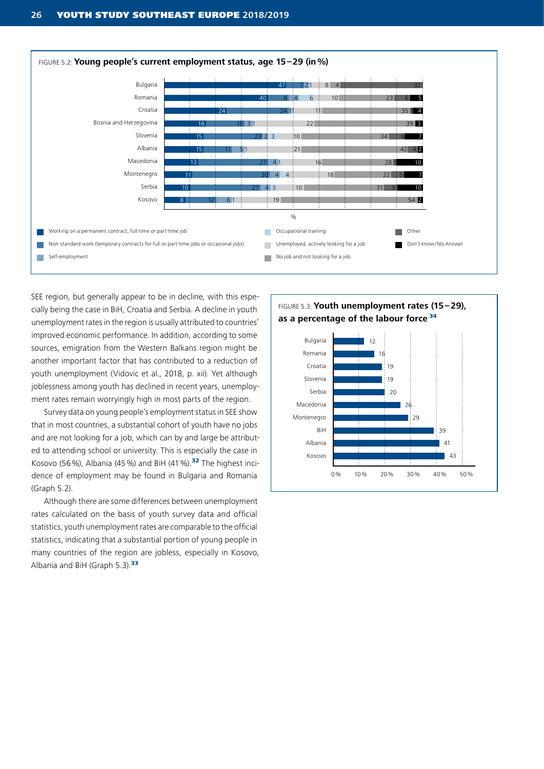FIGURE 5.2: **Young people's current employment status, age 15–29 (in %)**

| Country | Working on a permanent contract, full-time or part-time job | Non-standard work (temporary contracts for full or part-time jobs or occasional jobs) | Self-employment | Occupational training | Unemployed, actively looking for a job | No job and not looking for a job | Other | Don't know/No Answer |
|---|---|---|---|---|---|---|---|---|
| Bulgaria | 47 | 7 | 2 | 1 | 8 | 4 | 32 | |
| Romania | 40 | 8 | 4 | 6 | 10 | 23 | 6 | 5 |
| Croatia | 24 | 24 | 1 | 1 | 11 | 35 | 1 | 4 |
| Bosnia and Herzegovina | 16 | 15 | 3 | 1 | 22 | 39 | | 3 |
| Slovenia | 15 | 23 | 2 | 3 | 10 | 34 | 6 | 7 |
| Albania | 15 | 11 | 5 | 1 | 21 | 42 | 4 | 2 |
| Macedonia | 13 | 27 | 4 | 1 | 16 | 28 | 1 | 10 |
| Montenegro | 11 | 30 | 4 | 4 | 18 | 22 | 5 | 7 |
| Serbia | 10 | 27 | 4 | 3 | 10 | 31 | 5 | 10 |
| Kosovo | 8 | 12 | 6 | 1 | 19 | 54 | | 2 |

SEE region, but generally appear to be in decline, with this especially being the case in BiH, Croatia and Serbia. A decline in youth unemployment rates in the region is usually attributed to countries' improved economic performance. In addition, according to some sources, emigration from the Western Balkans region might be another important factor that has contributed to a reduction of youth unemployment (Vidovic et al., 2018, p. xii). Yet although joblessness among youth has declined in recent years, unemployment rates remain worryingly high in most parts of the region.

Survey data on young people's employment status in SEE show that in most countries, a substantial cohort of youth have no jobs and are not looking for a job, which can by and large be attributed to attending school or university. This is especially the case in Kosovo (56 %), Albania (45 %) and BiH (41 %).[32] The highest incidence of employment may be found in Bulgaria and Romania (Graph 5.2).

Although there are some differences between unemployment rates calculated on the basis of youth survey data and official statistics, youth unemployment rates are comparable to the official statistics, indicating that a substantial portion of young people in many countries of the region are jobless, especially in Kosovo, Albania and BiH (Graph 5.3).[33]

FIGURE 5.3: **Youth unemployment rates (15–29), as a percentage of the labour force** [34]

| Country | % |
|---|---|
| Bulgaria | 12 |
| Romania | 16 |
| Croatia | 19 |
| Slovenia | 19 |
| Serbia | 20 |
| Macedonia | 26 |
| Montenegro | 29 |
| BiH | 39 |
| Albania | 41 |
| Kosovo | 43 |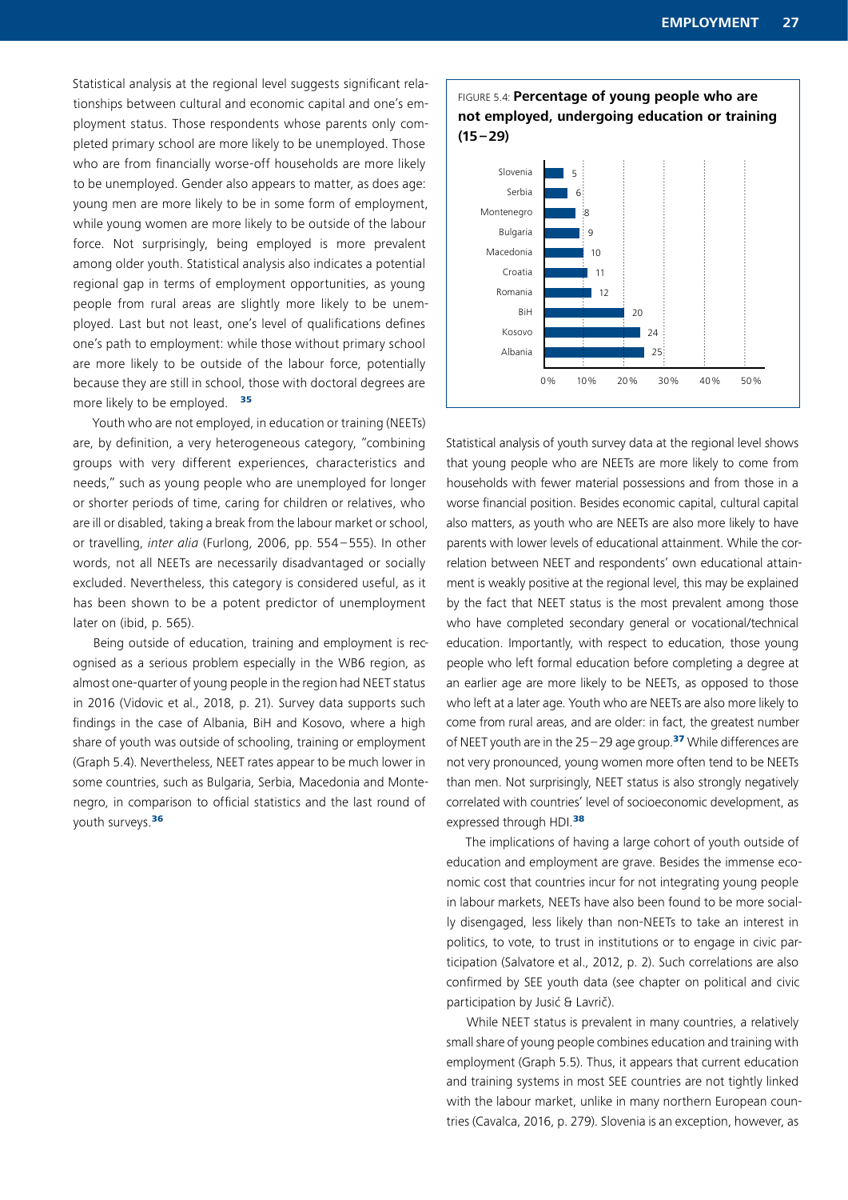Statistical analysis at the regional level suggests significant relationships between cultural and economic capital and one's employment status. Those respondents whose parents only completed primary school are more likely to be unemployed. Those who are from financially worse-off households are more likely to be unemployed. Gender also appears to matter, as does age: young men are more likely to be in some form of employment, while young women are more likely to be outside of the labour force. Not surprisingly, being employed is more prevalent among older youth. Statistical analysis also indicates a potential regional gap in terms of employment opportunities, as young people from rural areas are slightly more likely to be unemployed. Last but not least, one's level of qualifications defines one's path to employment: while those without primary school are more likely to be outside of the labour force, potentially because they are still in school, those with doctoral degrees are more likely to be employed. [35]

Youth who are not employed, in education or training (NEETs) are, by definition, a very heterogeneous category, "combining groups with very different experiences, characteristics and needs," such as young people who are unemployed for longer or shorter periods of time, caring for children or relatives, who are ill or disabled, taking a break from the labour market or school, or travelling, *inter alia* (Furlong, 2006, pp. 554–555). In other words, not all NEETs are necessarily disadvantaged or socially excluded. Nevertheless, this category is considered useful, as it has been shown to be a potent predictor of unemployment later on (ibid, p. 565).

Being outside of education, training and employment is recognised as a serious problem especially in the WB6 region, as almost one-quarter of young people in the region had NEET status in 2016 (Vidovic et al., 2018, p. 21). Survey data supports such findings in the case of Albania, BiH and Kosovo, where a high share of youth was outside of schooling, training or employment (Graph 5.4). Nevertheless, NEET rates appear to be much lower in some countries, such as Bulgaria, Serbia, Macedonia and Montenegro, in comparison to official statistics and the last round of youth surveys.[36]

FIGURE 5.4: **Percentage of young people who are not employed, undergoing education or training (15–29)**

| Country | % |
|---|---|
| Slovenia | 5 |
| Serbia | 6 |
| Montenegro | 8 |
| Bulgaria | 9 |
| Macedonia | 10 |
| Croatia | 11 |
| Romania | 12 |
| BiH | 20 |
| Kosovo | 24 |
| Albania | 25 |

Statistical analysis of youth survey data at the regional level shows that young people who are NEETs are more likely to come from households with fewer material possessions and from those in a worse financial position. Besides economic capital, cultural capital also matters, as youth who are NEETs are also more likely to have parents with lower levels of educational attainment. While the correlation between NEET and respondents' own educational attainment is weakly positive at the regional level, this may be explained by the fact that NEET status is the most prevalent among those who have completed secondary general or vocational/technical education. Importantly, with respect to education, those young people who left formal education before completing a degree at an earlier age are more likely to be NEETs, as opposed to those who left at a later age. Youth who are NEETs are also more likely to come from rural areas, and are older: in fact, the greatest number of NEET youth are in the 25–29 age group.[37] While differences are not very pronounced, young women more often tend to be NEETs than men. Not surprisingly, NEET status is also strongly negatively correlated with countries' level of socioeconomic development, as expressed through HDI.[38]

The implications of having a large cohort of youth outside of education and employment are grave. Besides the immense economic cost that countries incur for not integrating young people in labour markets, NEETs have also been found to be more socially disengaged, less likely than non-NEETs to take an interest in politics, to vote, to trust in institutions or to engage in civic participation (Salvatore et al., 2012, p. 2). Such correlations are also confirmed by SEE youth data (see chapter on political and civic participation by Jusić & Lavrič).

While NEET status is prevalent in many countries, a relatively small share of young people combines education and training with employment (Graph 5.5). Thus, it appears that current education and training systems in most SEE countries are not tightly linked with the labour market, unlike in many northern European countries (Cavalca, 2016, p. 279). Slovenia is an exception, however, as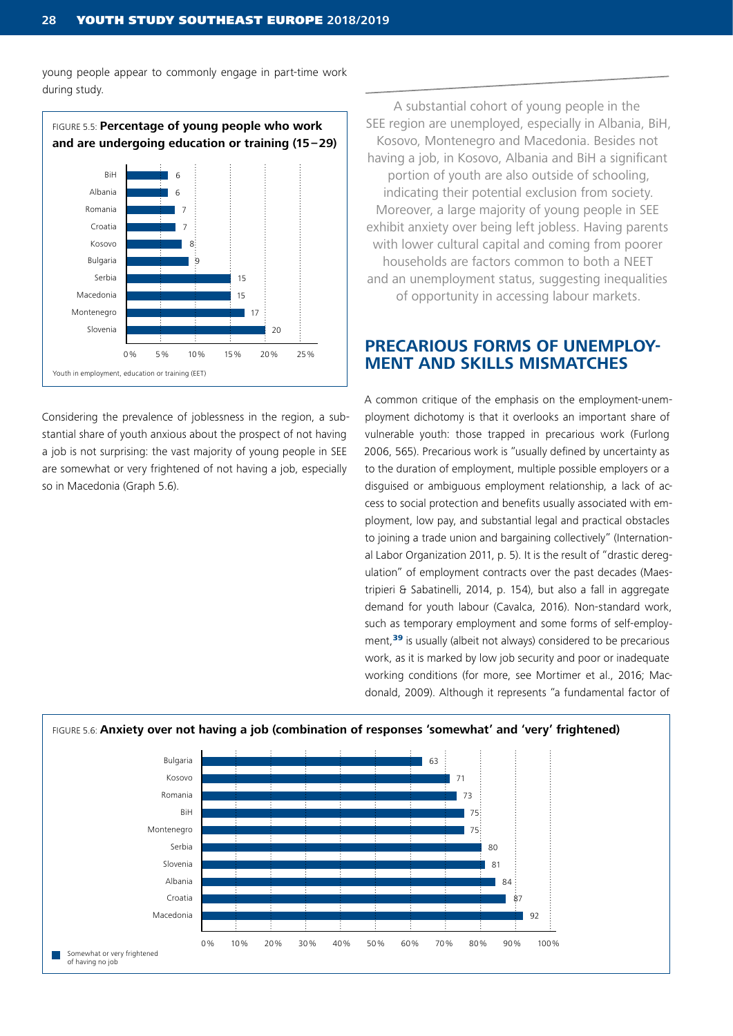young people appear to commonly engage in part-time work during study.

FIGURE 5.5: **Percentage of young people who work and are undergoing education or training (15–29)**

| Country | % |
|---|---|
| BiH | 6 |
| Albania | 6 |
| Romania | 7 |
| Croatia | 7 |
| Kosovo | 8 |
| Bulgaria | 9 |
| Serbia | 15 |
| Macedonia | 15 |
| Montenegro | 17 |
| Slovenia | 20 |

Youth in employment, education or training (EET)

Considering the prevalence of joblessness in the region, a substantial share of youth anxious about the prospect of not having a job is not surprising: the vast majority of young people in SEE are somewhat or very frightened of not having a job, especially so in Macedonia (Graph 5.6).

A substantial cohort of young people in the SEE region are unemployed, especially in Albania, BiH, Kosovo, Montenegro and Macedonia. Besides not having a job, in Kosovo, Albania and BiH a significant portion of youth are also outside of schooling, indicating their potential exclusion from society. Moreover, a large majority of young people in SEE exhibit anxiety over being left jobless. Having parents with lower cultural capital and coming from poorer households are factors common to both a NEET and an unemployment status, suggesting inequalities of opportunity in accessing labour markets.

## PRECARIOUS FORMS OF UNEMPLOYMENT AND SKILLS MISMATCHES

A common critique of the emphasis on the employment-unemployment dichotomy is that it overlooks an important share of vulnerable youth: those trapped in precarious work (Furlong 2006, 565). Precarious work is "usually defined by uncertainty as to the duration of employment, multiple possible employers or a disguised or ambiguous employment relationship, a lack of access to social protection and benefits usually associated with employment, low pay, and substantial legal and practical obstacles to joining a trade union and bargaining collectively" (International Labor Organization 2011, p. 5). It is the result of "drastic deregulation" of employment contracts over the past decades (Maestripieri & Sabatinelli, 2014, p. 154), but also a fall in aggregate demand for youth labour (Cavalca, 2016). Non-standard work, such as temporary employment and some forms of self-employment,[39] is usually (albeit not always) considered to be precarious work, as it is marked by low job security and poor or inadequate working conditions (for more, see Mortimer et al., 2016; Macdonald, 2009). Although it represents "a fundamental factor of

FIGURE 5.6: **Anxiety over not having a job (combination of responses 'somewhat' and 'very' frightened)**

| Country | % |
|---|---|
| Bulgaria | 63 |
| Kosovo | 71 |
| Romania | 73 |
| BiH | 75 |
| Montenegro | 75 |
| Serbia | 80 |
| Slovenia | 81 |
| Albania | 84 |
| Croatia | 87 |
| Macedonia | 92 |

Somewhat or very frightened of having no job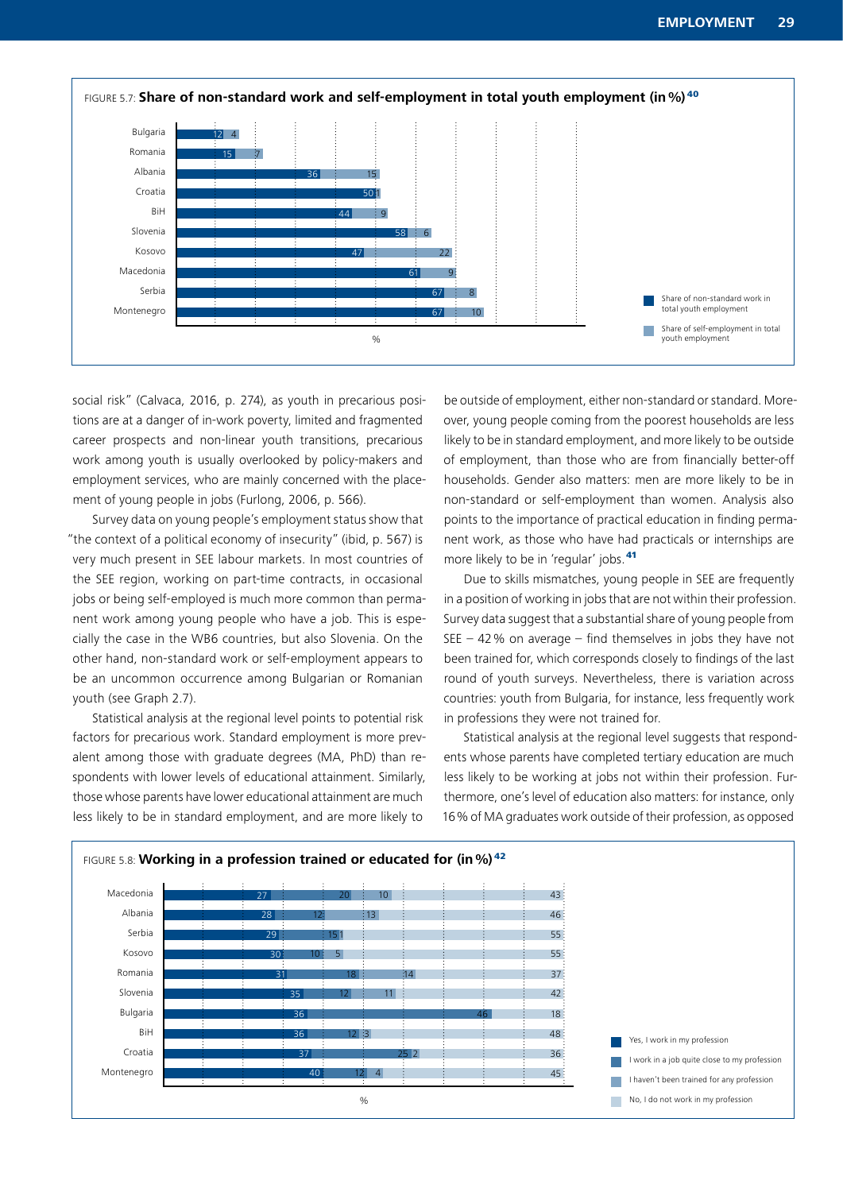FIGURE 5.7: **Share of non-standard work and self-employment in total youth employment (in %)** [40]

| Country | Share of non-standard work in total youth employment | Share of self-employment in total youth employment |
|---|---|---|
| Bulgaria | 12 | 4 |
| Romania | 15 | 7 |
| Albania | 36 | 15 |
| Croatia | 50 | 1 |
| BiH | 44 | 9 |
| Slovenia | 58 | 6 |
| Kosovo | 47 | 22 |
| Macedonia | 61 | 9 |
| Serbia | 67 | 8 |
| Montenegro | 67 | 10 |

social risk" (Calvaca, 2016, p. 274), as youth in precarious positions are at a danger of in-work poverty, limited and fragmented career prospects and non-linear youth transitions, precarious work among youth is usually overlooked by policy-makers and employment services, who are mainly concerned with the placement of young people in jobs (Furlong, 2006, p. 566).

Survey data on young people's employment status show that "the context of a political economy of insecurity" (ibid, p. 567) is very much present in SEE labour markets. In most countries of the SEE region, working on part-time contracts, in occasional jobs or being self-employed is much more common than permanent work among young people who have a job. This is especially the case in the WB6 countries, but also Slovenia. On the other hand, non-standard work or self-employment appears to be an uncommon occurrence among Bulgarian or Romanian youth (see Graph 2.7).

Statistical analysis at the regional level points to potential risk factors for precarious work. Standard employment is more prevalent among those with graduate degrees (MA, PhD) than respondents with lower levels of educational attainment. Similarly, those whose parents have lower educational attainment are much less likely to be in standard employment, and are more likely to be outside of employment, either non-standard or standard. Moreover, young people coming from the poorest households are less likely to be in standard employment, and more likely to be outside of employment, than those who are from financially better-off households. Gender also matters: men are more likely to be in non-standard or self-employment than women. Analysis also points to the importance of practical education in finding permanent work, as those who have had practicals or internships are more likely to be in 'regular' jobs. [41]

Due to skills mismatches, young people in SEE are frequently in a position of working in jobs that are not within their profession. Survey data suggest that a substantial share of young people from SEE – 42 % on average – find themselves in jobs they have not been trained for, which corresponds closely to findings of the last round of youth surveys. Nevertheless, there is variation across countries: youth from Bulgaria, for instance, less frequently work in professions they were not trained for.

Statistical analysis at the regional level suggests that respondents whose parents have completed tertiary education are much less likely to be working at jobs not within their profession. Furthermore, one's level of education also matters: for instance, only 16 % of MA graduates work outside of their profession, as opposed

FIGURE 5.8: **Working in a profession trained or educated for (in %)** [42]

| Country | Yes, I work in my profession | I work in a job quite close to my profession | I haven't been trained for any profession | No, I do not work in my profession |
|---|---|---|---|---|
| Macedonia | 27 | 20 | 10 | 43 |
| Albania | 28 | 12 | 13 | 46 |
| Serbia | 29 | 15 | 1 | 55 |
| Kosovo | 30 | 10 | 5 | 55 |
| Romania | 31 | 18 | 14 | 37 |
| Slovenia | 35 | 12 | 11 | 42 |
| Bulgaria | 36 | 46 | | 18 |
| BiH | 36 | 12 | 3 | 48 |
| Croatia | 37 | 25 | 2 | 36 |
| Montenegro | 40 | 12 | 4 | 45 |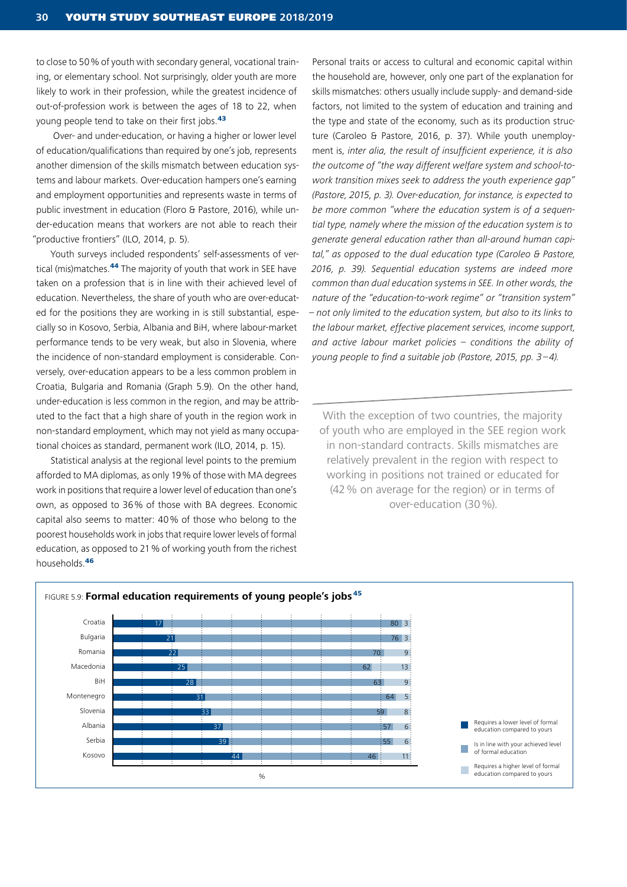to close to 50 % of youth with secondary general, vocational training, or elementary school. Not surprisingly, older youth are more likely to work in their profession, while the greatest incidence of out-of-profession work is between the ages of 18 to 22, when young people tend to take on their first jobs.[43]

Over- and under-education, or having a higher or lower level of education/qualifications than required by one's job, represents another dimension of the skills mismatch between education systems and labour markets. Over-education hampers one's earning and employment opportunities and represents waste in terms of public investment in education (Floro & Pastore, 2016), while under-education means that workers are not able to reach their "productive frontiers" (ILO, 2014, p. 5).

Youth surveys included respondents' self-assessments of vertical (mis)matches.[44] The majority of youth that work in SEE have taken on a profession that is in line with their achieved level of education. Nevertheless, the share of youth who are over-educated for the positions they are working in is still substantial, especially so in Kosovo, Serbia, Albania and BiH, where labour-market performance tends to be very weak, but also in Slovenia, where the incidence of non-standard employment is considerable. Conversely, over-education appears to be a less common problem in Croatia, Bulgaria and Romania (Graph 5.9). On the other hand, under-education is less common in the region, and may be attributed to the fact that a high share of youth in the region work in non-standard employment, which may not yield as many occupational choices as standard, permanent work (ILO, 2014, p. 15).

Statistical analysis at the regional level points to the premium afforded to MA diplomas, as only 19 % of those with MA degrees work in positions that require a lower level of education than one's own, as opposed to 36 % of those with BA degrees. Economic capital also seems to matter: 40 % of those who belong to the poorest households work in jobs that require lower levels of formal education, as opposed to 21 % of working youth from the richest households.[46]

Personal traits or access to cultural and economic capital within the household are, however, only one part of the explanation for skills mismatches: others usually include supply- and demand-side factors, not limited to the system of education and training and the type and state of the economy, such as its production structure (Caroleo & Pastore, 2016, p. 37). While youth unemployment is, *inter alia, the result of insufficient experience, it is also the outcome of "the way different welfare system and school-to-work transition mixes seek to address the youth experience gap" (Pastore, 2015, p. 3). Over-education, for instance, is expected to be more common "where the education system is of a sequential type, namely where the mission of the education system is to generate general education rather than all-around human capital," as opposed to the dual education type (Caroleo & Pastore, 2016, p. 39). Sequential education systems are indeed more common than dual education systems in SEE. In other words, the nature of the "education-to-work regime" or "transition system" – not only limited to the education system, but also to its links to the labour market, effective placement services, income support, and active labour market policies – conditions the ability of young people to find a suitable job (Pastore, 2015, pp. 3–4).*

> With the exception of two countries, the majority of youth who are employed in the SEE region work in non-standard contracts. Skills mismatches are relatively prevalent in the region with respect to working in positions not trained or educated for (42 % on average for the region) or in terms of over-education (30 %).

FIGURE 5.9: **Formal education requirements of young people's jobs**[45]

| | Requires a lower level of formal education compared to yours | Is in line with your achieved level of formal education | Requires a higher level of formal education compared to yours |
|---|---|---|---|
| Croatia | 17 | 80 | 3 |
| Bulgaria | 21 | 76 | 3 |
| Romania | 22 | 70 | 9 |
| Macedonia | 25 | 62 | 13 |
| BiH | 28 | 63 | 9 |
| Montenegro | 31 | 64 | 5 |
| Slovenia | 33 | 59 | 8 |
| Albania | 37 | 57 | 6 |
| Serbia | 39 | 55 | 6 |
| Kosovo | 44 | 46 | 11 |

%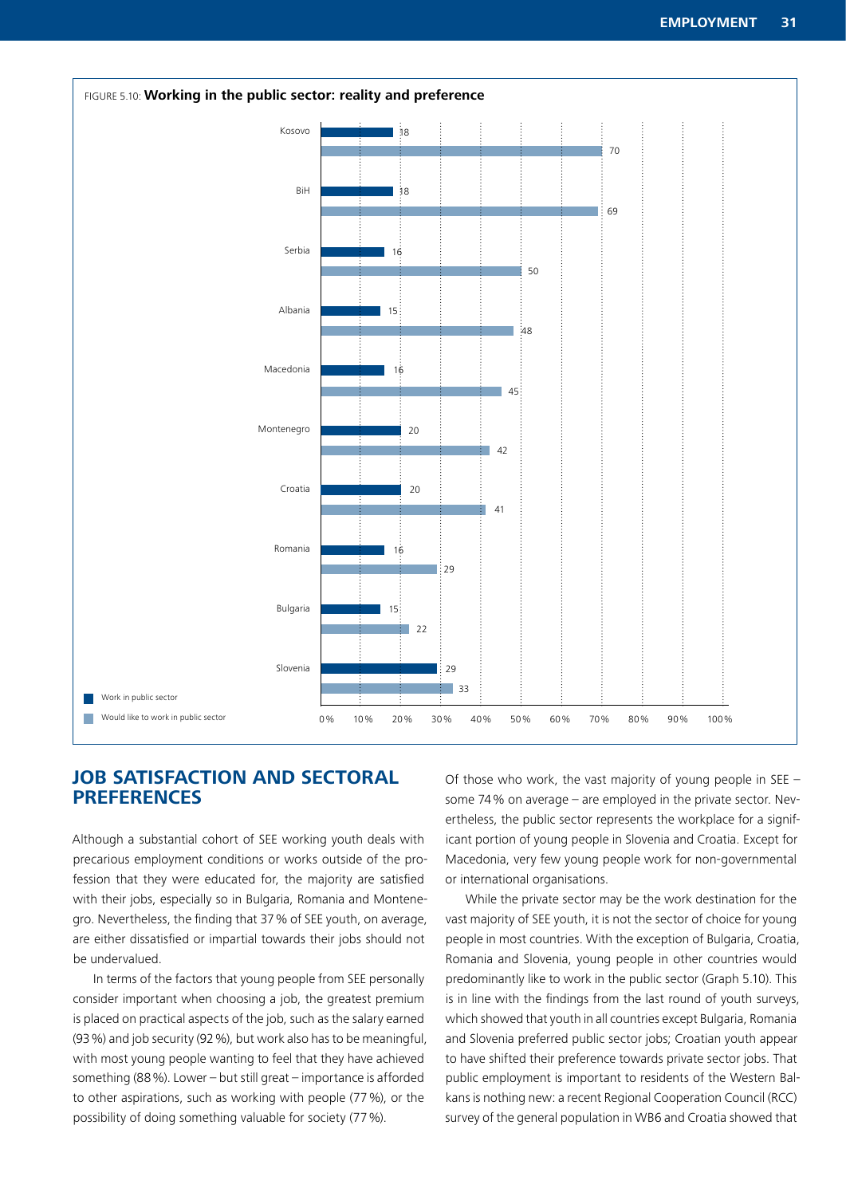FIGURE 5.10: **Working in the public sector: reality and preference**

| Country | Work in public sector | Would like to work in public sector |
|---|---|---|
| Kosovo | 18 | 70 |
| BiH | 18 | 69 |
| Serbia | 16 | 50 |
| Albania | 15 | 48 |
| Macedonia | 16 | 45 |
| Montenegro | 20 | 42 |
| Croatia | 20 | 41 |
| Romania | 16 | 29 |
| Bulgaria | 15 | 22 |
| Slovenia | 29 | 33 |

## JOB SATISFACTION AND SECTORAL PREFERENCES

Although a substantial cohort of SEE working youth deals with precarious employment conditions or works outside of the profession that they were educated for, the majority are satisfied with their jobs, especially so in Bulgaria, Romania and Montenegro. Nevertheless, the finding that 37 % of SEE youth, on average, are either dissatisfied or impartial towards their jobs should not be undervalued.

In terms of the factors that young people from SEE personally consider important when choosing a job, the greatest premium is placed on practical aspects of the job, such as the salary earned (93 %) and job security (92 %), but work also has to be meaningful, with most young people wanting to feel that they have achieved something (88 %). Lower – but still great – importance is afforded to other aspirations, such as working with people (77 %), or the possibility of doing something valuable for society (77 %).

Of those who work, the vast majority of young people in SEE – some 74 % on average – are employed in the private sector. Nevertheless, the public sector represents the workplace for a significant portion of young people in Slovenia and Croatia. Except for Macedonia, very few young people work for non-governmental or international organisations.

While the private sector may be the work destination for the vast majority of SEE youth, it is not the sector of choice for young people in most countries. With the exception of Bulgaria, Croatia, Romania and Slovenia, young people in other countries would predominantly like to work in the public sector (Graph 5.10). This is in line with the findings from the last round of youth surveys, which showed that youth in all countries except Bulgaria, Romania and Slovenia preferred public sector jobs; Croatian youth appear to have shifted their preference towards private sector jobs. That public employment is important to residents of the Western Balkans is nothing new: a recent Regional Cooperation Council (RCC) survey of the general population in WB6 and Croatia showed that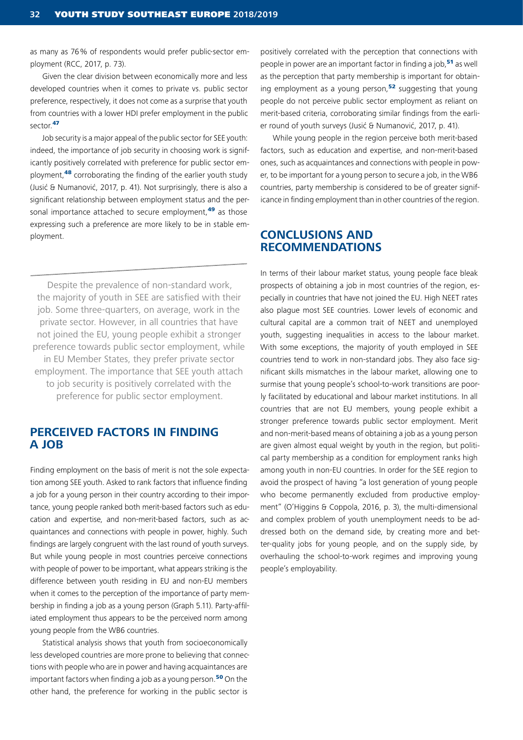as many as 76% of respondents would prefer public-sector employment (RCC, 2017, p. 73).

Given the clear division between economically more and less developed countries when it comes to private vs. public sector preference, respectively, it does not come as a surprise that youth from countries with a lower HDI prefer employment in the public sector.[47]

Job security is a major appeal of the public sector for SEE youth: indeed, the importance of job security in choosing work is significantly positively correlated with preference for public sector employment,[48] corroborating the finding of the earlier youth study (Jusić & Numanović, 2017, p. 41). Not surprisingly, there is also a significant relationship between employment status and the personal importance attached to secure employment,[49] as those expressing such a preference are more likely to be in stable employment.

> Despite the prevalence of non-standard work, the majority of youth in SEE are satisfied with their job. Some three-quarters, on average, work in the private sector. However, in all countries that have not joined the EU, young people exhibit a stronger preference towards public sector employment, while in EU Member States, they prefer private sector employment. The importance that SEE youth attach to job security is positively correlated with the preference for public sector employment.

## PERCEIVED FACTORS IN FINDING A JOB

Finding employment on the basis of merit is not the sole expectation among SEE youth. Asked to rank factors that influence finding a job for a young person in their country according to their importance, young people ranked both merit-based factors such as education and expertise, and non-merit-based factors, such as acquaintances and connections with people in power, highly. Such findings are largely congruent with the last round of youth surveys. But while young people in most countries perceive connections with people of power to be important, what appears striking is the difference between youth residing in EU and non-EU members when it comes to the perception of the importance of party membership in finding a job as a young person (Graph 5.11). Party-affiliated employment thus appears to be the perceived norm among young people from the WB6 countries.

Statistical analysis shows that youth from socioeconomically less developed countries are more prone to believing that connections with people who are in power and having acquaintances are important factors when finding a job as a young person.[50] On the other hand, the preference for working in the public sector is positively correlated with the perception that connections with people in power are an important factor in finding a job,[51] as well as the perception that party membership is important for obtaining employment as a young person,[52] suggesting that young people do not perceive public sector employment as reliant on merit-based criteria, corroborating similar findings from the earlier round of youth surveys (Jusić & Numanović, 2017, p. 41).

While young people in the region perceive both merit-based factors, such as education and expertise, and non-merit-based ones, such as acquaintances and connections with people in power, to be important for a young person to secure a job, in the WB6 countries, party membership is considered to be of greater significance in finding employment than in other countries of the region.

## CONCLUSIONS AND RECOMMENDATIONS

In terms of their labour market status, young people face bleak prospects of obtaining a job in most countries of the region, especially in countries that have not joined the EU. High NEET rates also plague most SEE countries. Lower levels of economic and cultural capital are a common trait of NEET and unemployed youth, suggesting inequalities in access to the labour market. With some exceptions, the majority of youth employed in SEE countries tend to work in non-standard jobs. They also face significant skills mismatches in the labour market, allowing one to surmise that young people's school-to-work transitions are poorly facilitated by educational and labour market institutions. In all countries that are not EU members, young people exhibit a stronger preference towards public sector employment. Merit and non-merit-based means of obtaining a job as a young person are given almost equal weight by youth in the region, but political party membership as a condition for employment ranks high among youth in non-EU countries. In order for the SEE region to avoid the prospect of having "a lost generation of young people who become permanently excluded from productive employment" (O'Higgins & Coppola, 2016, p. 3), the multi-dimensional and complex problem of youth unemployment needs to be addressed both on the demand side, by creating more and better-quality jobs for young people, and on the supply side, by overhauling the school-to-work regimes and improving young people's employability.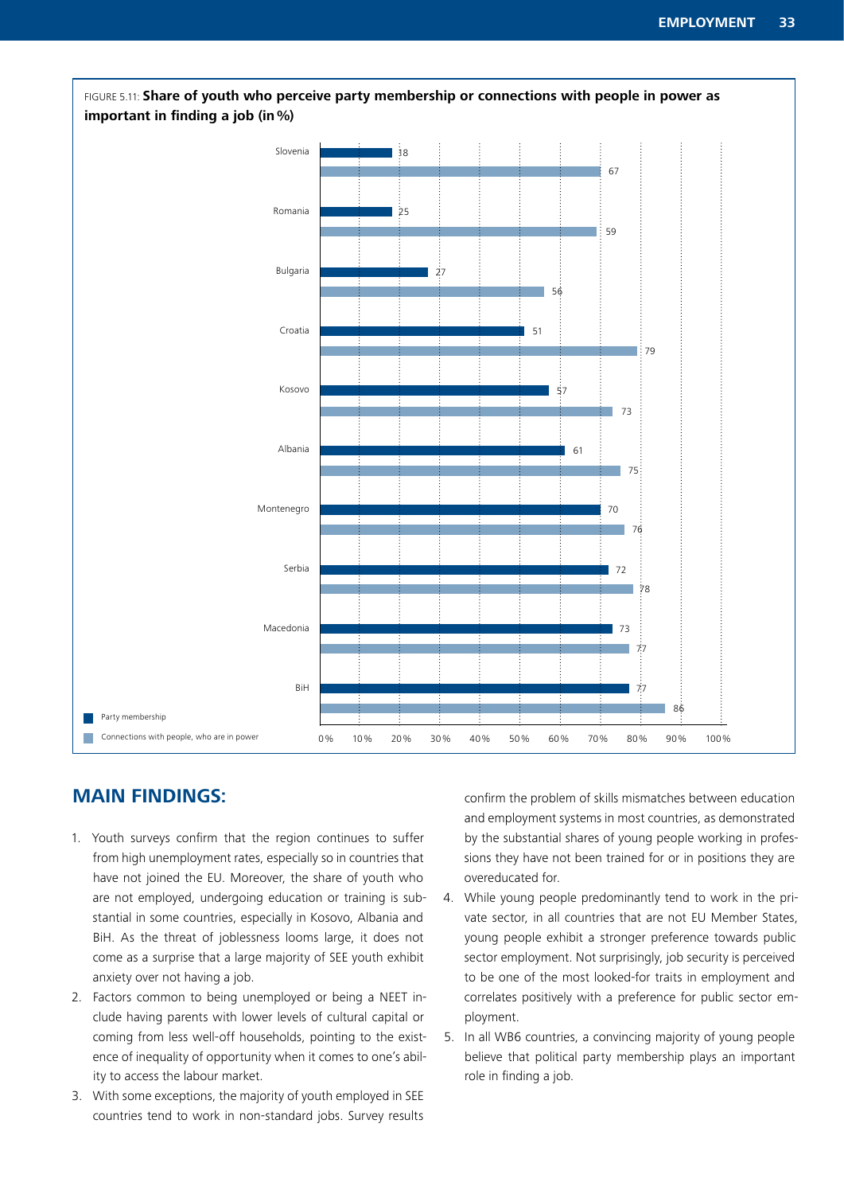FIGURE 5.11: **Share of youth who perceive party membership or connections with people in power as important in finding a job (in %)**

| Country | Party membership | Connections with people, who are in power |
|---|---|---|
| Slovenia | 18 | 67 |
| Romania | 25 | 59 |
| Bulgaria | 27 | 56 |
| Croatia | 51 | 79 |
| Kosovo | 57 | 73 |
| Albania | 61 | 75 |
| Montenegro | 70 | 76 |
| Serbia | 72 | 78 |
| Macedonia | 73 | 77 |
| BiH | 77 | 86 |

## MAIN FINDINGS:

1. Youth surveys confirm that the region continues to suffer from high unemployment rates, especially so in countries that have not joined the EU. Moreover, the share of youth who are not employed, undergoing education or training is substantial in some countries, especially in Kosovo, Albania and BiH. As the threat of joblessness looms large, it does not come as a surprise that a large majority of SEE youth exhibit anxiety over not having a job.
2. Factors common to being unemployed or being a NEET include having parents with lower levels of cultural capital or coming from less well-off households, pointing to the existence of inequality of opportunity when it comes to one's ability to access the labour market.
3. With some exceptions, the majority of youth employed in SEE countries tend to work in non-standard jobs. Survey results confirm the problem of skills mismatches between education and employment systems in most countries, as demonstrated by the substantial shares of young people working in professions they have not been trained for or in positions they are overeducated for.
4. While young people predominantly tend to work in the private sector, in all countries that are not EU Member States, young people exhibit a stronger preference towards public sector employment. Not surprisingly, job security is perceived to be one of the most looked-for traits in employment and correlates positively with a preference for public sector employment.
5. In all WB6 countries, a convincing majority of young people believe that political party membership plays an important role in finding a job.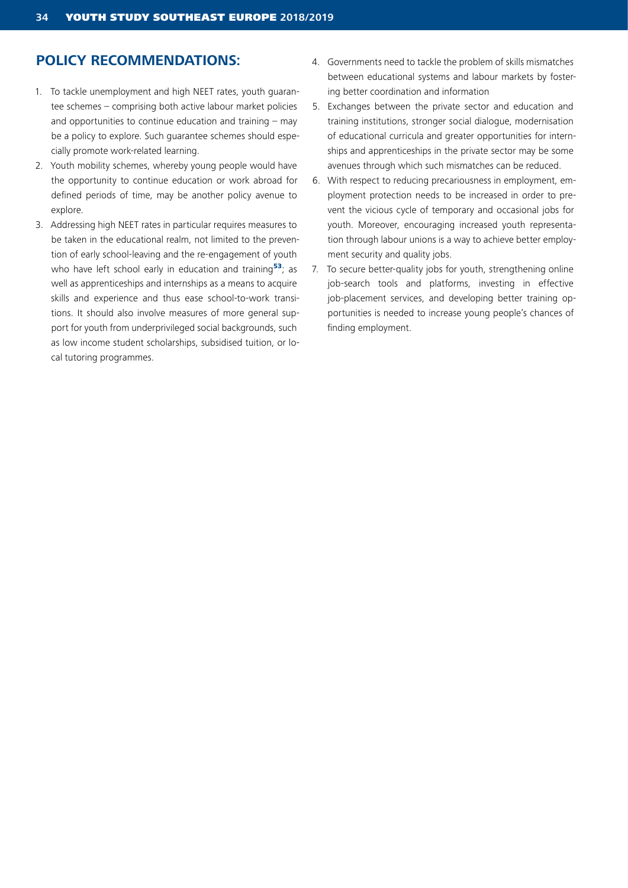## POLICY RECOMMENDATIONS:

1. To tackle unemployment and high NEET rates, youth guarantee schemes – comprising both active labour market policies and opportunities to continue education and training – may be a policy to explore. Such guarantee schemes should especially promote work-related learning.
2. Youth mobility schemes, whereby young people would have the opportunity to continue education or work abroad for defined periods of time, may be another policy avenue to explore.
3. Addressing high NEET rates in particular requires measures to be taken in the educational realm, not limited to the prevention of early school-leaving and the re-engagement of youth who have left school early in education and training[53]; as well as apprenticeships and internships as a means to acquire skills and experience and thus ease school-to-work transitions. It should also involve measures of more general support for youth from underprivileged social backgrounds, such as low income student scholarships, subsidised tuition, or local tutoring programmes.
4. Governments need to tackle the problem of skills mismatches between educational systems and labour markets by fostering better coordination and information
5. Exchanges between the private sector and education and training institutions, stronger social dialogue, modernisation of educational curricula and greater opportunities for internships and apprenticeships in the private sector may be some avenues through which such mismatches can be reduced.
6. With respect to reducing precariousness in employment, employment protection needs to be increased in order to prevent the vicious cycle of temporary and occasional jobs for youth. Moreover, encouraging increased youth representation through labour unions is a way to achieve better employment security and quality jobs.
7. To secure better-quality jobs for youth, strengthening online job-search tools and platforms, investing in effective job-placement services, and developing better training opportunities is needed to increase young people's chances of finding employment.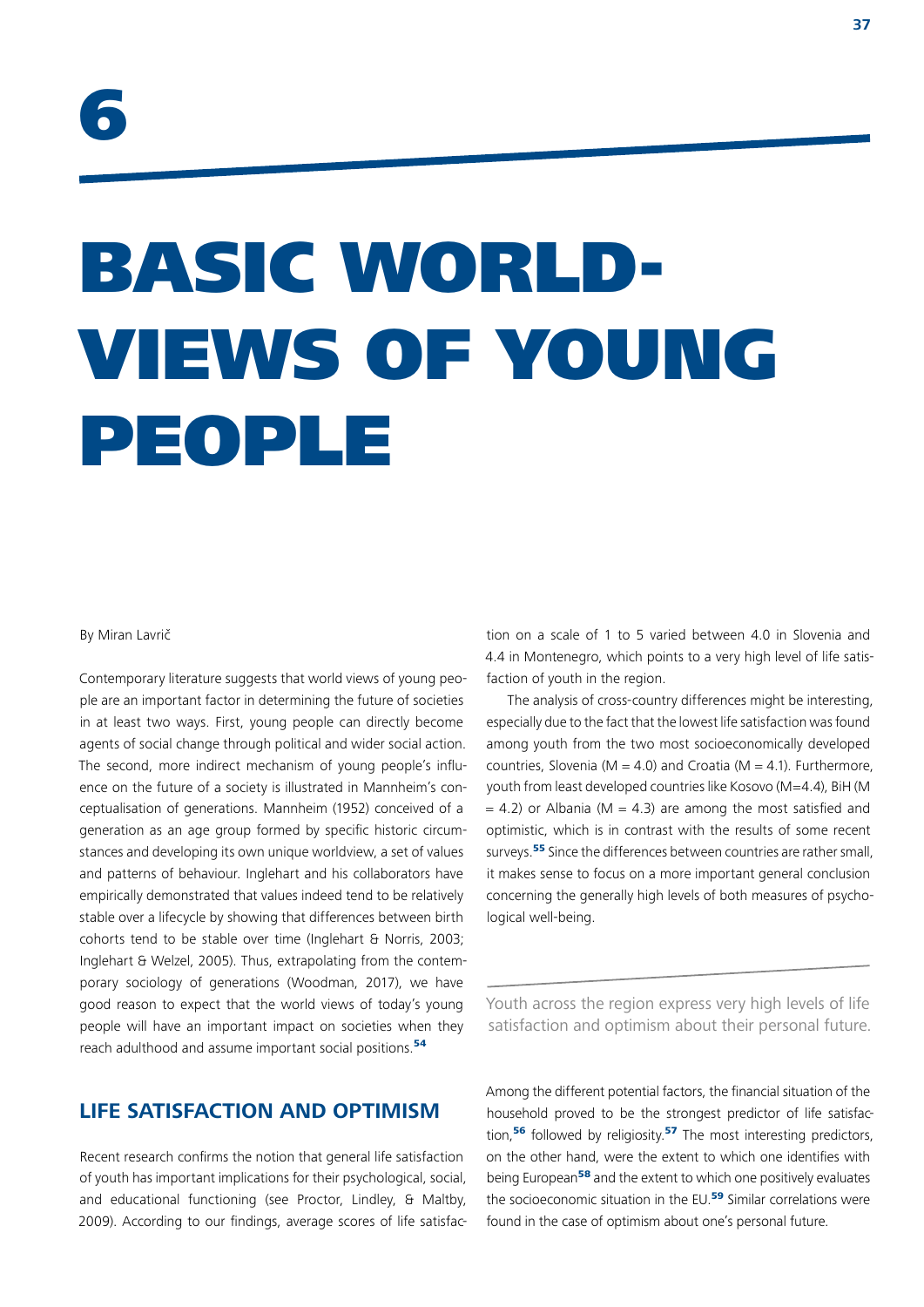# 6

# BASIC WORLD-VIEWS OF YOUNG PEOPLE

By Miran Lavrič

Contemporary literature suggests that world views of young people are an important factor in determining the future of societies in at least two ways. First, young people can directly become agents of social change through political and wider social action. The second, more indirect mechanism of young people's influence on the future of a society is illustrated in Mannheim's conceptualisation of generations. Mannheim (1952) conceived of a generation as an age group formed by specific historic circumstances and developing its own unique worldview, a set of values and patterns of behaviour. Inglehart and his collaborators have empirically demonstrated that values indeed tend to be relatively stable over a lifecycle by showing that differences between birth cohorts tend to be stable over time (Inglehart & Norris, 2003; Inglehart & Welzel, 2005). Thus, extrapolating from the contemporary sociology of generations (Woodman, 2017), we have good reason to expect that the world views of today's young people will have an important impact on societies when they reach adulthood and assume important social positions.[54]

## LIFE SATISFACTION AND OPTIMISM

Recent research confirms the notion that general life satisfaction of youth has important implications for their psychological, social, and educational functioning (see Proctor, Lindley, & Maltby, 2009). According to our findings, average scores of life satisfaction on a scale of 1 to 5 varied between 4.0 in Slovenia and 4.4 in Montenegro, which points to a very high level of life satisfaction of youth in the region.

The analysis of cross-country differences might be interesting, especially due to the fact that the lowest life satisfaction was found among youth from the two most socioeconomically developed countries, Slovenia (M = 4.0) and Croatia (M = 4.1). Furthermore, youth from least developed countries like Kosovo (M=4.4), BiH (M = 4.2) or Albania (M = 4.3) are among the most satisfied and optimistic, which is in contrast with the results of some recent surveys.[55] Since the differences between countries are rather small, it makes sense to focus on a more important general conclusion concerning the generally high levels of both measures of psychological well-being.

Youth across the region express very high levels of life satisfaction and optimism about their personal future.

Among the different potential factors, the financial situation of the household proved to be the strongest predictor of life satisfaction,[56] followed by religiosity.[57] The most interesting predictors, on the other hand, were the extent to which one identifies with being European[58] and the extent to which one positively evaluates the socioeconomic situation in the EU.[59] Similar correlations were found in the case of optimism about one's personal future.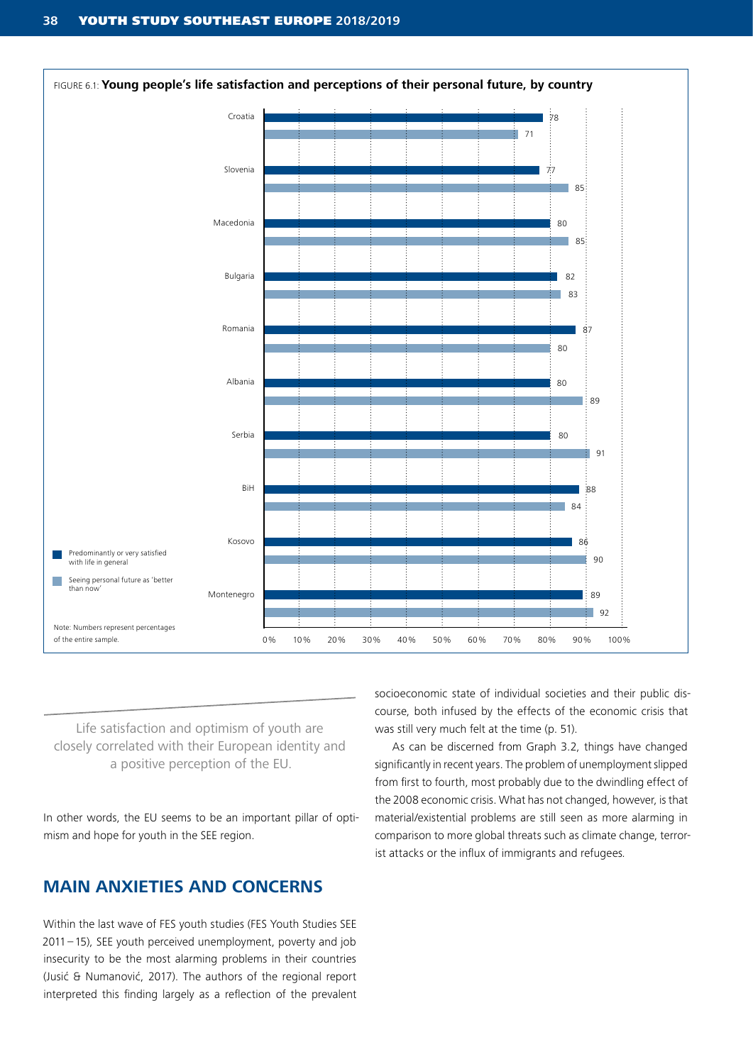FIGURE 6.1: **Young people's life satisfaction and perceptions of their personal future, by country**

| Country | Predominantly or very satisfied with life in general | Seeing personal future as 'better than now' |
|---|---|---|
| Croatia | 78 | 71 |
| Slovenia | 77 | 85 |
| Macedonia | 80 | 85 |
| Bulgaria | 82 | 83 |
| Romania | 87 | 80 |
| Albania | 80 | 89 |
| Serbia | 80 | 91 |
| BiH | 88 | 84 |
| Kosovo | 86 | 90 |
| Montenegro | 89 | 92 |

Note: Numbers represent percentages of the entire sample.

> Life satisfaction and optimism of youth are closely correlated with their European identity and a positive perception of the EU.

In other words, the EU seems to be an important pillar of optimism and hope for youth in the SEE region.

## MAIN ANXIETIES AND CONCERNS

Within the last wave of FES youth studies (FES Youth Studies SEE 2011 – 15), SEE youth perceived unemployment, poverty and job insecurity to be the most alarming problems in their countries (Jusić & Numanović, 2017). The authors of the regional report interpreted this finding largely as a reflection of the prevalent socioeconomic state of individual societies and their public discourse, both infused by the effects of the economic crisis that was still very much felt at the time (p. 51).

As can be discerned from Graph 3.2, things have changed significantly in recent years. The problem of unemployment slipped from first to fourth, most probably due to the dwindling effect of the 2008 economic crisis. What has not changed, however, is that material/existential problems are still seen as more alarming in comparison to more global threats such as climate change, terrorist attacks or the influx of immigrants and refugees.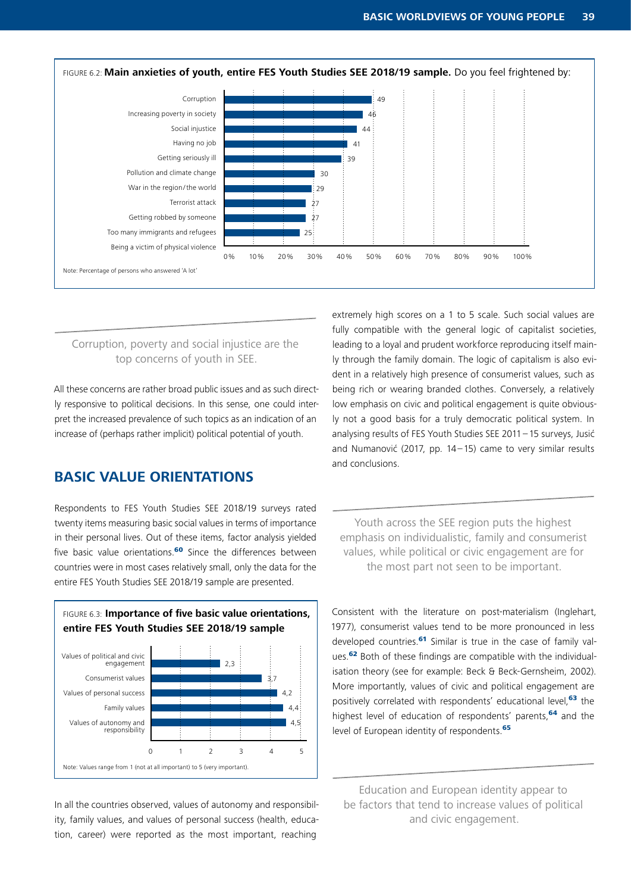FIGURE 6.2: **Main anxieties of youth, entire FES Youth Studies SEE 2018/19 sample.** Do you feel frightened by:

| Item | % |
|---|---|
| Corruption | 49 |
| Increasing poverty in society | 46 |
| Social injustice | 44 |
| Having no job | 41 |
| Getting seriously ill | 39 |
| Pollution and climate change | 30 |
| War in the region/the world | 29 |
| Terrorist attack | 27 |
| Getting robbed by someone | 27 |
| Too many immigrants and refugees | 25 |
| Being a victim of physical violence | |

Note: Percentage of persons who answered 'A lot'

> Corruption, poverty and social injustice are the top concerns of youth in SEE.

All these concerns are rather broad public issues and as such directly responsive to political decisions. In this sense, one could interpret the increased prevalence of such topics as an indication of an increase of (perhaps rather implicit) political potential of youth.

## BASIC VALUE ORIENTATIONS

Respondents to FES Youth Studies SEE 2018/19 surveys rated twenty items measuring basic social values in terms of importance in their personal lives. Out of these items, factor analysis yielded five basic value orientations.[60] Since the differences between countries were in most cases relatively small, only the data for the entire FES Youth Studies SEE 2018/19 sample are presented.

FIGURE 6.3: **Importance of five basic value orientations, entire FES Youth Studies SEE 2018/19 sample**

| Value orientation | Score |
|---|---|
| Values of political and civic engagement | 2,3 |
| Consumerist values | 3,7 |
| Values of personal success | 4,2 |
| Family values | 4,4 |
| Values of autonomy and responsibility | 4,5 |

Note: Values range from 1 (not at all important) to 5 (very important).

In all the countries observed, values of autonomy and responsibility, family values, and values of personal success (health, education, career) were reported as the most important, reaching extremely high scores on a 1 to 5 scale. Such social values are fully compatible with the general logic of capitalist societies, leading to a loyal and prudent workforce reproducing itself mainly through the family domain. The logic of capitalism is also evident in a relatively high presence of consumerist values, such as being rich or wearing branded clothes. Conversely, a relatively low emphasis on civic and political engagement is quite obviously not a good basis for a truly democratic political system. In analysing results of FES Youth Studies SEE 2011–15 surveys, Jusić and Numanović (2017, pp. 14–15) came to very similar results and conclusions.

> Youth across the SEE region puts the highest emphasis on individualistic, family and consumerist values, while political or civic engagement are for the most part not seen to be important.

Consistent with the literature on post-materialism (Inglehart, 1977), consumerist values tend to be more pronounced in less developed countries.[61] Similar is true in the case of family values.[62] Both of these findings are compatible with the individualisation theory (see for example: Beck & Beck-Gernsheim, 2002). More importantly, values of civic and political engagement are positively correlated with respondents' educational level,[63] the highest level of education of respondents' parents,[64] and the level of European identity of respondents.[65]

> Education and European identity appear to be factors that tend to increase values of political and civic engagement.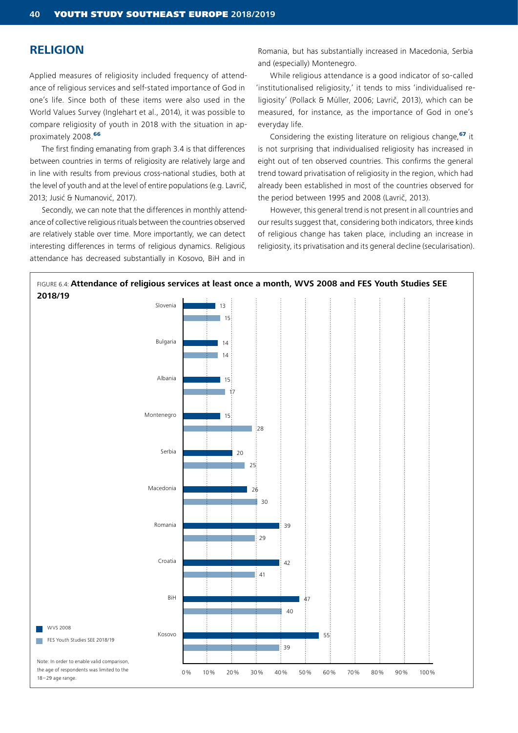## RELIGION

Applied measures of religiosity included frequency of attendance of religious services and self-stated importance of God in one's life. Since both of these items were also used in the World Values Survey (Inglehart et al., 2014), it was possible to compare religiosity of youth in 2018 with the situation in approximately 2008.[66]

The first finding emanating from graph 3.4 is that differences between countries in terms of religiosity are relatively large and in line with results from previous cross-national studies, both at the level of youth and at the level of entire populations (e.g. Lavrič, 2013; Jusić & Numanović, 2017).

Secondly, we can note that the differences in monthly attendance of collective religious rituals between the countries observed are relatively stable over time. More importantly, we can detect interesting differences in terms of religious dynamics. Religious attendance has decreased substantially in Kosovo, BiH and in Romania, but has substantially increased in Macedonia, Serbia and (especially) Montenegro.

While religious attendance is a good indicator of so-called 'institutionalised religiosity,' it tends to miss 'individualised religiosity' (Pollack & Müller, 2006; Lavrič, 2013), which can be measured, for instance, as the importance of God in one's everyday life.

Considering the existing literature on religious change,[67] it is not surprising that individualised religiosity has increased in eight out of ten observed countries. This confirms the general trend toward privatisation of religiosity in the region, which had already been established in most of the countries observed for the period between 1995 and 2008 (Lavrič, 2013).

However, this general trend is not present in all countries and our results suggest that, considering both indicators, three kinds of religious change has taken place, including an increase in religiosity, its privatisation and its general decline (secularisation).

FIGURE 6.4: **Attendance of religious services at least once a month, WVS 2008 and FES Youth Studies SEE 2018/19**

| Country | WVS 2008 | FES Youth Studies SEE 2018/19 |
|---|---|---|
| Slovenia | 13 | 15 |
| Bulgaria | 14 | 14 |
| Albania | 15 | 17 |
| Montenegro | 15 | 28 |
| Serbia | 20 | 25 |
| Macedonia | 26 | 30 |
| Romania | 39 | 29 |
| Croatia | 42 | 41 |
| BiH | 47 | 40 |
| Kosovo | 55 | 39 |

Note: In order to enable valid comparison, the age of respondents was limited to the 18–29 age range.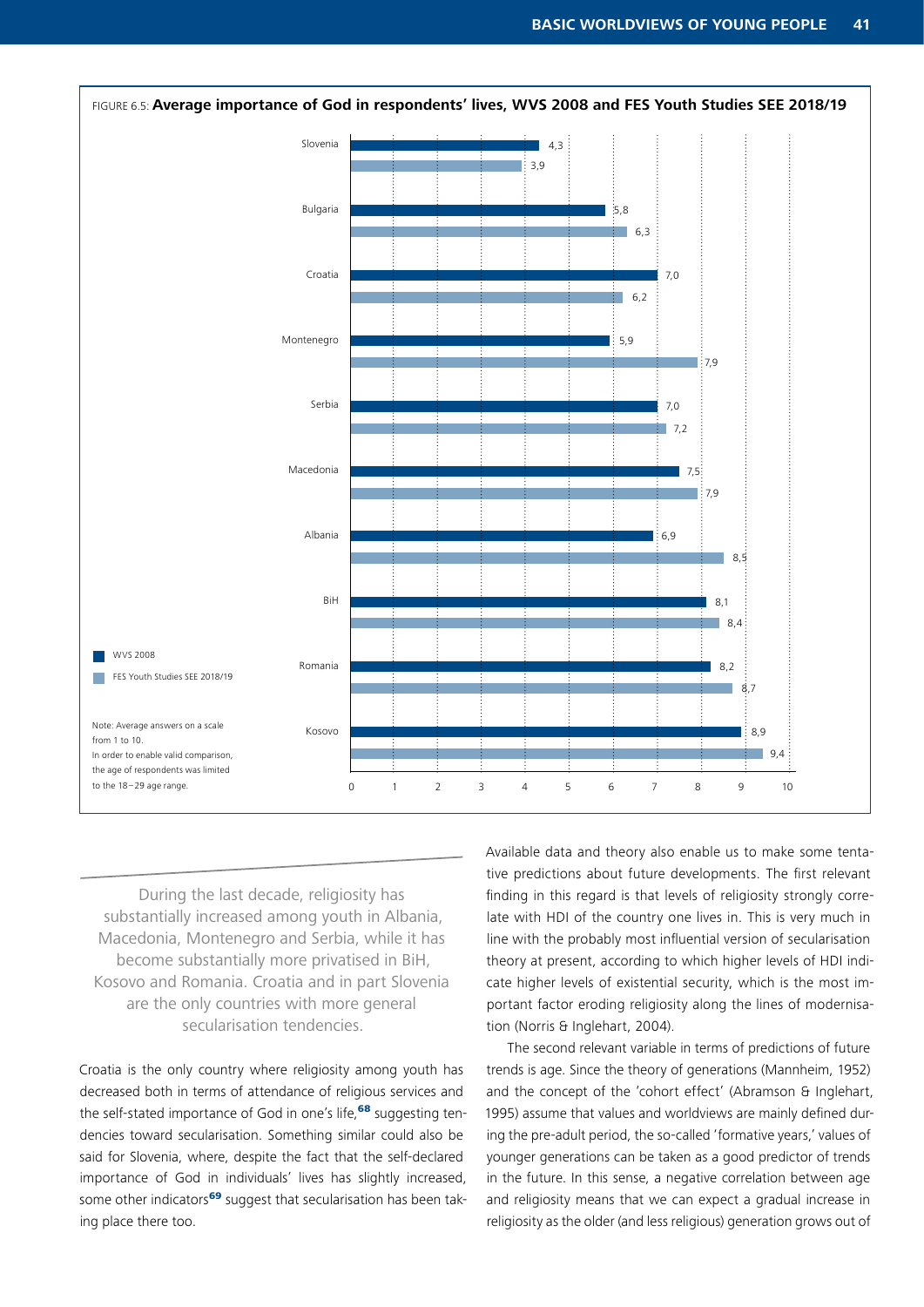FIGURE 6.5: **Average importance of God in respondents' lives, WVS 2008 and FES Youth Studies SEE 2018/19**

| Country | WVS 2008 | FES Youth Studies SEE 2018/19 |
|---|---|---|
| Slovenia | 4,3 | 3,9 |
| Bulgaria | 5,8 | 6,3 |
| Croatia | 7,0 | 6,2 |
| Montenegro | 5,9 | 7,9 |
| Serbia | 7,0 | 7,2 |
| Macedonia | 7,5 | 7,9 |
| Albania | 6,9 | 8,5 |
| BiH | 8,1 | 8,4 |
| Romania | 8,2 | 8,7 |
| Kosovo | 8,9 | 9,4 |

Note: Average answers on a scale from 1 to 10.
In order to enable valid comparison, the age of respondents was limited to the 18–29 age range.

> During the last decade, religiosity has substantially increased among youth in Albania, Macedonia, Montenegro and Serbia, while it has become substantially more privatised in BiH, Kosovo and Romania. Croatia and in part Slovenia are the only countries with more general secularisation tendencies.

Croatia is the only country where religiosity among youth has decreased both in terms of attendance of religious services and the self-stated importance of God in one's life,[68] suggesting tendencies toward secularisation. Something similar could also be said for Slovenia, where, despite the fact that the self-declared importance of God in individuals' lives has slightly increased, some other indicators[69] suggest that secularisation has been taking place there too.

Available data and theory also enable us to make some tentative predictions about future developments. The first relevant finding in this regard is that levels of religiosity strongly correlate with HDI of the country one lives in. This is very much in line with the probably most influential version of secularisation theory at present, according to which higher levels of HDI indicate higher levels of existential security, which is the most important factor eroding religiosity along the lines of modernisation (Norris & Inglehart, 2004).

The second relevant variable in terms of predictions of future trends is age. Since the theory of generations (Mannheim, 1952) and the concept of the 'cohort effect' (Abramson & Inglehart, 1995) assume that values and worldviews are mainly defined during the pre-adult period, the so-called 'formative years,' values of younger generations can be taken as a good predictor of trends in the future. In this sense, a negative correlation between age and religiosity means that we can expect a gradual increase in religiosity as the older (and less religious) generation grows out of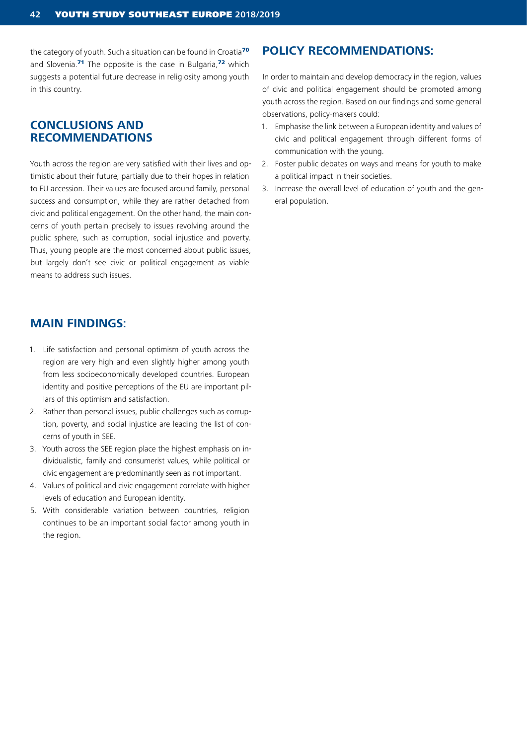the category of youth. Such a situation can be found in Croatia[70] and Slovenia.[71] The opposite is the case in Bulgaria,[72] which suggests a potential future decrease in religiosity among youth in this country.

## CONCLUSIONS AND RECOMMENDATIONS

Youth across the region are very satisfied with their lives and optimistic about their future, partially due to their hopes in relation to EU accession. Their values are focused around family, personal success and consumption, while they are rather detached from civic and political engagement. On the other hand, the main concerns of youth pertain precisely to issues revolving around the public sphere, such as corruption, social injustice and poverty. Thus, young people are the most concerned about public issues, but largely don't see civic or political engagement as viable means to address such issues.

## MAIN FINDINGS:

1. Life satisfaction and personal optimism of youth across the region are very high and even slightly higher among youth from less socioeconomically developed countries. European identity and positive perceptions of the EU are important pillars of this optimism and satisfaction.
2. Rather than personal issues, public challenges such as corruption, poverty, and social injustice are leading the list of concerns of youth in SEE.
3. Youth across the SEE region place the highest emphasis on individualistic, family and consumerist values, while political or civic engagement are predominantly seen as not important.
4. Values of political and civic engagement correlate with higher levels of education and European identity.
5. With considerable variation between countries, religion continues to be an important social factor among youth in the region.

## POLICY RECOMMENDATIONS:

In order to maintain and develop democracy in the region, values of civic and political engagement should be promoted among youth across the region. Based on our findings and some general observations, policy-makers could:

1. Emphasise the link between a European identity and values of civic and political engagement through different forms of communication with the young.
2. Foster public debates on ways and means for youth to make a political impact in their societies.
3. Increase the overall level of education of youth and the general population.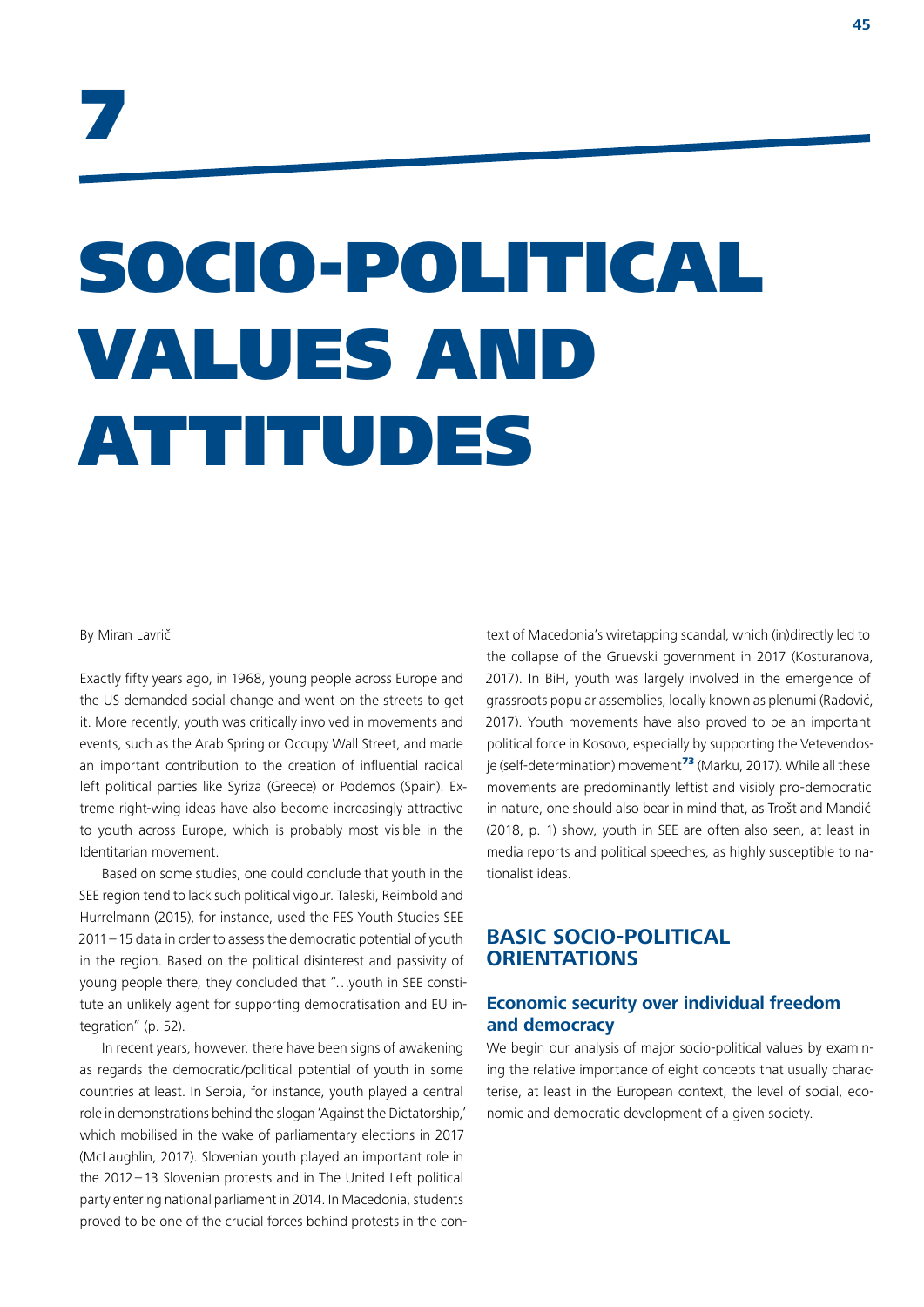# 7

# SOCIO-POLITICAL VALUES AND ATTITUDES

By Miran Lavrič

Exactly fifty years ago, in 1968, young people across Europe and the US demanded social change and went on the streets to get it. More recently, youth was critically involved in movements and events, such as the Arab Spring or Occupy Wall Street, and made an important contribution to the creation of influential radical left political parties like Syriza (Greece) or Podemos (Spain). Extreme right-wing ideas have also become increasingly attractive to youth across Europe, which is probably most visible in the Identitarian movement.

Based on some studies, one could conclude that youth in the SEE region tend to lack such political vigour. Taleski, Reimbold and Hurrelmann (2015), for instance, used the FES Youth Studies SEE 2011 – 15 data in order to assess the democratic potential of youth in the region. Based on the political disinterest and passivity of young people there, they concluded that "…youth in SEE constitute an unlikely agent for supporting democratisation and EU integration" (p. 52).

In recent years, however, there have been signs of awakening as regards the democratic/political potential of youth in some countries at least. In Serbia, for instance, youth played a central role in demonstrations behind the slogan 'Against the Dictatorship,' which mobilised in the wake of parliamentary elections in 2017 (McLaughlin, 2017). Slovenian youth played an important role in the 2012 – 13 Slovenian protests and in The United Left political party entering national parliament in 2014. In Macedonia, students proved to be one of the crucial forces behind protests in the context of Macedonia's wiretapping scandal, which (in)directly led to the collapse of the Gruevski government in 2017 (Kosturanova, 2017). In BiH, youth was largely involved in the emergence of grassroots popular assemblies, locally known as plenumi (Radović, 2017). Youth movements have also proved to be an important political force in Kosovo, especially by supporting the Vetevendosje (self-determination) movement[73] (Marku, 2017). While all these movements are predominantly leftist and visibly pro-democratic in nature, one should also bear in mind that, as Trošt and Mandić (2018, p. 1) show, youth in SEE are often also seen, at least in media reports and political speeches, as highly susceptible to nationalist ideas.

## BASIC SOCIO-POLITICAL ORIENTATIONS

### Economic security over individual freedom and democracy

We begin our analysis of major socio-political values by examining the relative importance of eight concepts that usually characterise, at least in the European context, the level of social, economic and democratic development of a given society.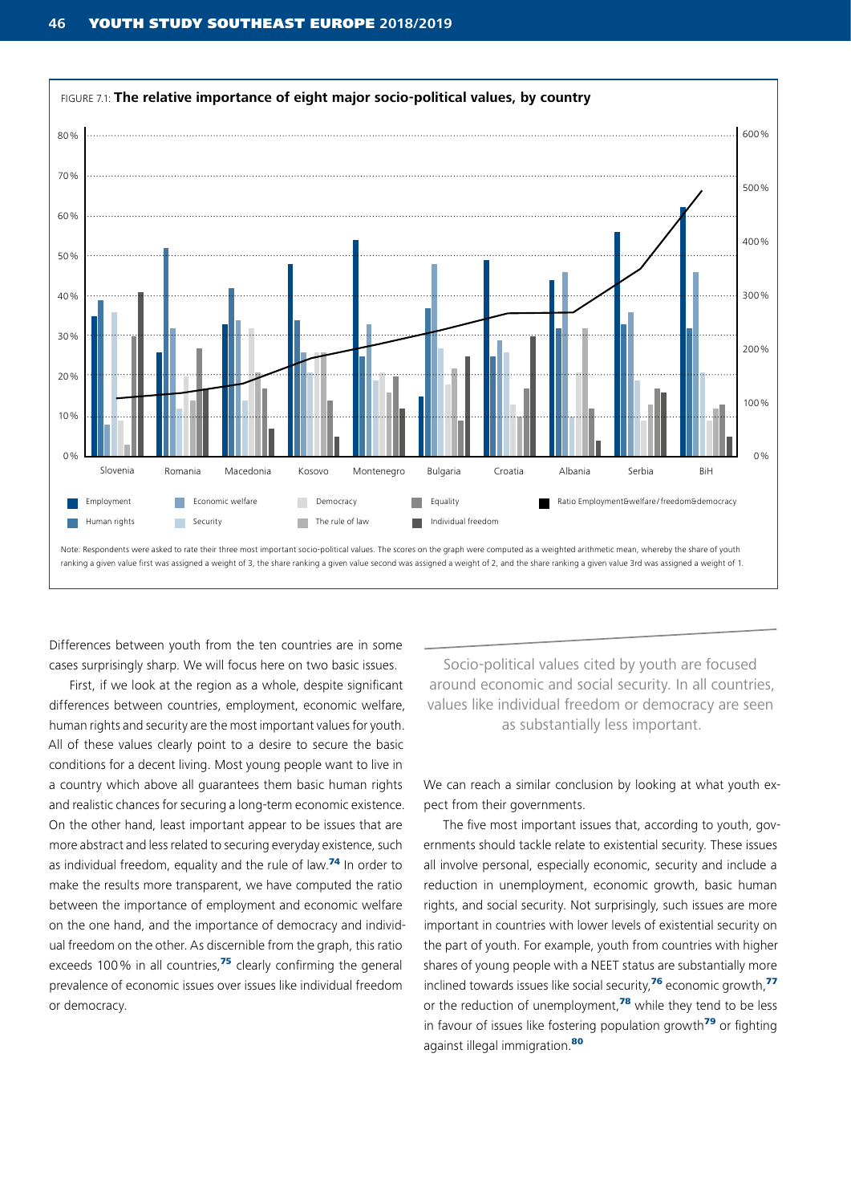FIGURE 7.1: **The relative importance of eight major socio-political values, by country**

Note: Respondents were asked to rate their three most important socio-political values. The scores on the graph were computed as a weighted arithmetic mean, whereby the share of youth ranking a given value first was assigned a weight of 3, the share ranking a given value second was assigned a weight of 2, and the share ranking a given value 3rd was assigned a weight of 1.

Differences between youth from the ten countries are in some cases surprisingly sharp. We will focus here on two basic issues.

First, if we look at the region as a whole, despite significant differences between countries, employment, economic welfare, human rights and security are the most important values for youth. All of these values clearly point to a desire to secure the basic conditions for a decent living. Most young people want to live in a country which above all guarantees them basic human rights and realistic chances for securing a long-term economic existence. On the other hand, least important appear to be issues that are more abstract and less related to securing everyday existence, such as individual freedom, equality and the rule of law.[74] In order to make the results more transparent, we have computed the ratio between the importance of employment and economic welfare on the one hand, and the importance of democracy and individual freedom on the other. As discernible from the graph, this ratio exceeds 100% in all countries,[75] clearly confirming the general prevalence of economic issues over issues like individual freedom or democracy.

> Socio-political values cited by youth are focused around economic and social security. In all countries, values like individual freedom or democracy are seen as substantially less important.

We can reach a similar conclusion by looking at what youth expect from their governments.

The five most important issues that, according to youth, governments should tackle relate to existential security. These issues all involve personal, especially economic, security and include a reduction in unemployment, economic growth, basic human rights, and social security. Not surprisingly, such issues are more important in countries with lower levels of existential security on the part of youth. For example, youth from countries with higher shares of young people with a NEET status are substantially more inclined towards issues like social security,[76] economic growth,[77] or the reduction of unemployment,[78] while they tend to be less in favour of issues like fostering population growth[79] or fighting against illegal immigration.[80]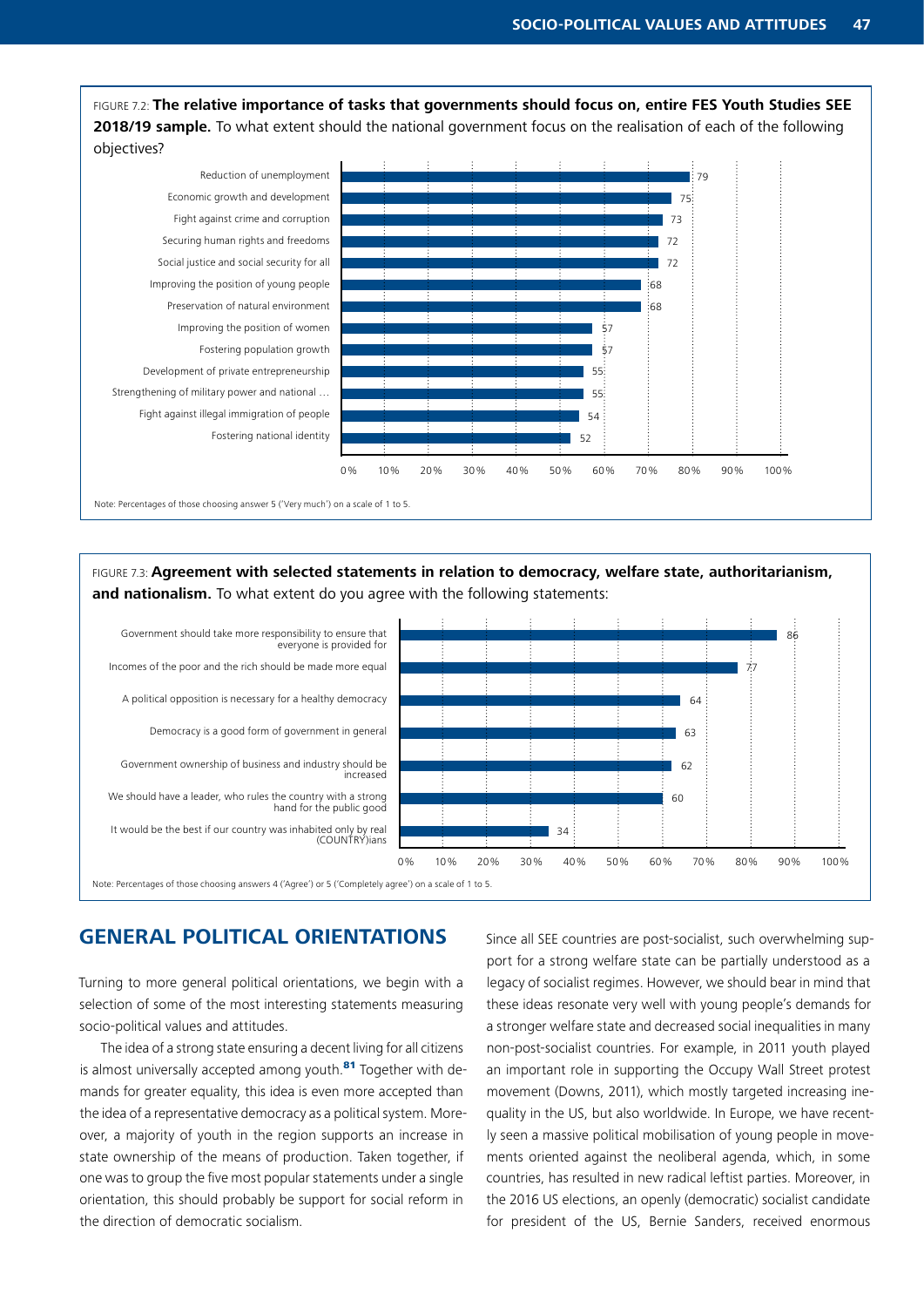FIGURE 7.2: **The relative importance of tasks that governments should focus on, entire FES Youth Studies SEE 2018/19 sample.** To what extent should the national government focus on the realisation of each of the following objectives?

| Objective | % |
|---|---|
| Reduction of unemployment | 79 |
| Economic growth and development | 75 |
| Fight against crime and corruption | 73 |
| Securing human rights and freedoms | 72 |
| Social justice and social security for all | 72 |
| Improving the position of young people | 68 |
| Preservation of natural environment | 68 |
| Improving the position of women | 57 |
| Fostering population growth | 57 |
| Development of private entrepreneurship | 55 |
| Strengthening of military power and national … | 55 |
| Fight against illegal immigration of people | 54 |
| Fostering national identity | 52 |

Note: Percentages of those choosing answer 5 ('Very much') on a scale of 1 to 5.

FIGURE 7.3: **Agreement with selected statements in relation to democracy, welfare state, authoritarianism, and nationalism.** To what extent do you agree with the following statements:

| Statement | % |
|---|---|
| Government should take more responsibility to ensure that everyone is provided for | 86 |
| Incomes of the poor and the rich should be made more equal | 77 |
| A political opposition is necessary for a healthy democracy | 64 |
| Democracy is a good form of government in general | 63 |
| Government ownership of business and industry should be increased | 62 |
| We should have a leader, who rules the country with a strong hand for the public good | 60 |
| It would be the best if our country was inhabited only by real (COUNTRY)ians | 34 |

Note: Percentages of those choosing answers 4 ('Agree') or 5 ('Completely agree') on a scale of 1 to 5.

## GENERAL POLITICAL ORIENTATIONS

Turning to more general political orientations, we begin with a selection of some of the most interesting statements measuring socio-political values and attitudes.

The idea of a strong state ensuring a decent living for all citizens is almost universally accepted among youth.[81] Together with demands for greater equality, this idea is even more accepted than the idea of a representative democracy as a political system. Moreover, a majority of youth in the region supports an increase in state ownership of the means of production. Taken together, if one was to group the five most popular statements under a single orientation, this should probably be support for social reform in the direction of democratic socialism.

Since all SEE countries are post-socialist, such overwhelming support for a strong welfare state can be partially understood as a legacy of socialist regimes. However, we should bear in mind that these ideas resonate very well with young people's demands for a stronger welfare state and decreased social inequalities in many non-post-socialist countries. For example, in 2011 youth played an important role in supporting the Occupy Wall Street protest movement (Downs, 2011), which mostly targeted increasing inequality in the US, but also worldwide. In Europe, we have recently seen a massive political mobilisation of young people in movements oriented against the neoliberal agenda, which, in some countries, has resulted in new radical leftist parties. Moreover, in the 2016 US elections, an openly (democratic) socialist candidate for president of the US, Bernie Sanders, received enormous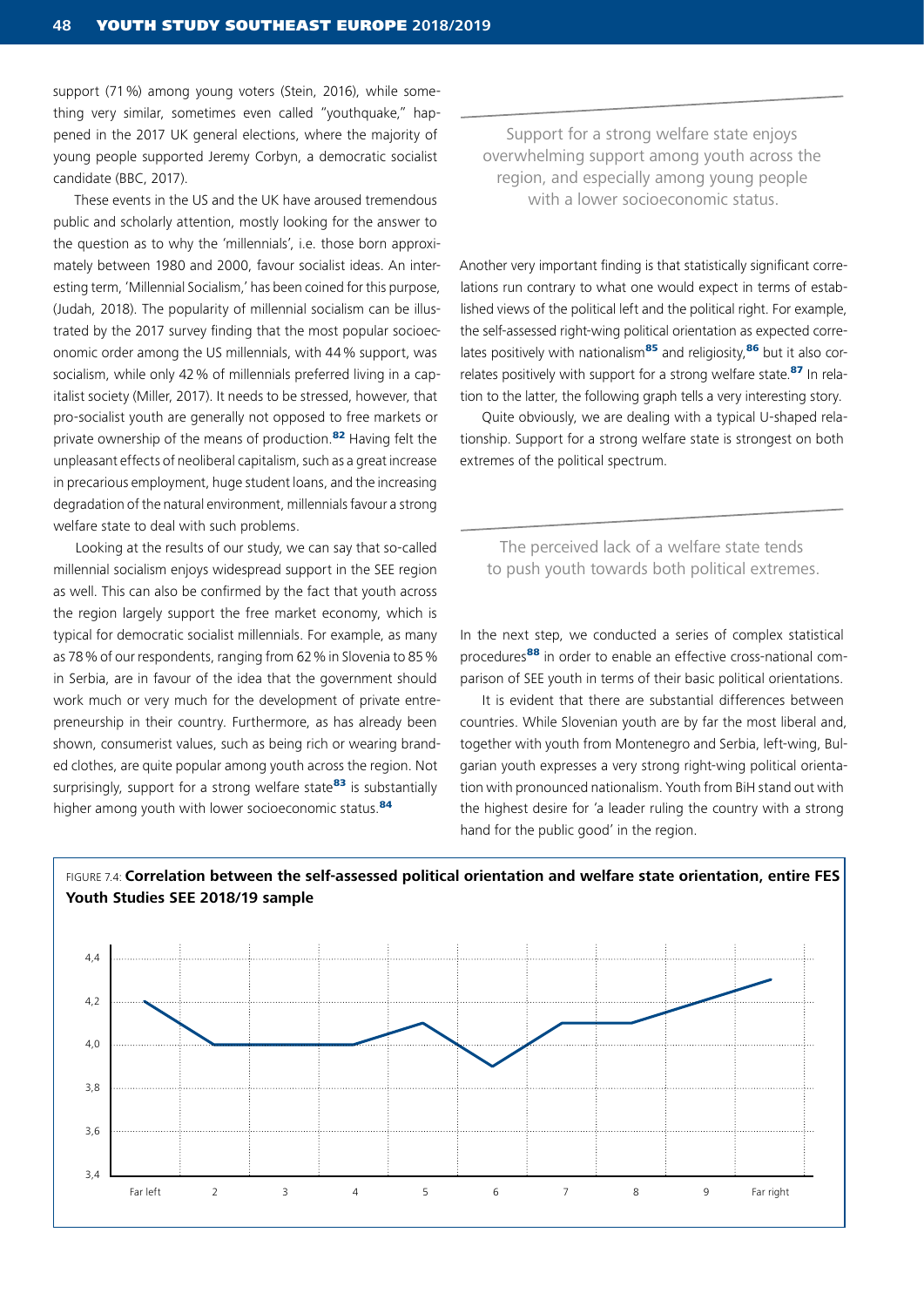support (71 %) among young voters (Stein, 2016), while something very similar, sometimes even called "youthquake," happened in the 2017 UK general elections, where the majority of young people supported Jeremy Corbyn, a democratic socialist candidate (BBC, 2017).

These events in the US and the UK have aroused tremendous public and scholarly attention, mostly looking for the answer to the question as to why the 'millennials', i.e. those born approximately between 1980 and 2000, favour socialist ideas. An interesting term, 'Millennial Socialism,' has been coined for this purpose, (Judah, 2018). The popularity of millennial socialism can be illustrated by the 2017 survey finding that the most popular socioeconomic order among the US millennials, with 44 % support, was socialism, while only 42 % of millennials preferred living in a capitalist society (Miller, 2017). It needs to be stressed, however, that pro-socialist youth are generally not opposed to free markets or private ownership of the means of production.[82] Having felt the unpleasant effects of neoliberal capitalism, such as a great increase in precarious employment, huge student loans, and the increasing degradation of the natural environment, millennials favour a strong welfare state to deal with such problems.

Looking at the results of our study, we can say that so-called millennial socialism enjoys widespread support in the SEE region as well. This can also be confirmed by the fact that youth across the region largely support the free market economy, which is typical for democratic socialist millennials. For example, as many as 78 % of our respondents, ranging from 62 % in Slovenia to 85 % in Serbia, are in favour of the idea that the government should work much or very much for the development of private entrepreneurship in their country. Furthermore, as has already been shown, consumerist values, such as being rich or wearing branded clothes, are quite popular among youth across the region. Not surprisingly, support for a strong welfare state[83] is substantially higher among youth with lower socioeconomic status.[84]

> Support for a strong welfare state enjoys overwhelming support among youth across the region, and especially among young people with a lower socioeconomic status.

Another very important finding is that statistically significant correlations run contrary to what one would expect in terms of established views of the political left and the political right. For example, the self-assessed right-wing political orientation as expected correlates positively with nationalism[85] and religiosity,[86] but it also correlates positively with support for a strong welfare state.[87] In relation to the latter, the following graph tells a very interesting story.

Quite obviously, we are dealing with a typical U-shaped relationship. Support for a strong welfare state is strongest on both extremes of the political spectrum.

> The perceived lack of a welfare state tends to push youth towards both political extremes.

In the next step, we conducted a series of complex statistical procedures[88] in order to enable an effective cross-national comparison of SEE youth in terms of their basic political orientations.

It is evident that there are substantial differences between countries. While Slovenian youth are by far the most liberal and, together with youth from Montenegro and Serbia, left-wing, Bulgarian youth expresses a very strong right-wing political orientation with pronounced nationalism. Youth from BiH stand out with the highest desire for 'a leader ruling the country with a strong hand for the public good' in the region.

FIGURE 7.4: **Correlation between the self-assessed political orientation and welfare state orientation, entire FES Youth Studies SEE 2018/19 sample**

| Political orientation | Far left | 2 | 3 | 4 | 5 | 6 | 7 | 8 | 9 | Far right |
|---|---|---|---|---|---|---|---|---|---|---|
| Welfare state orientation | 4,2 | 4,0 | 4,0 | 4,0 | 4,1 | 3,9 | 4,1 | 4,1 | 4,2 | 4,3 |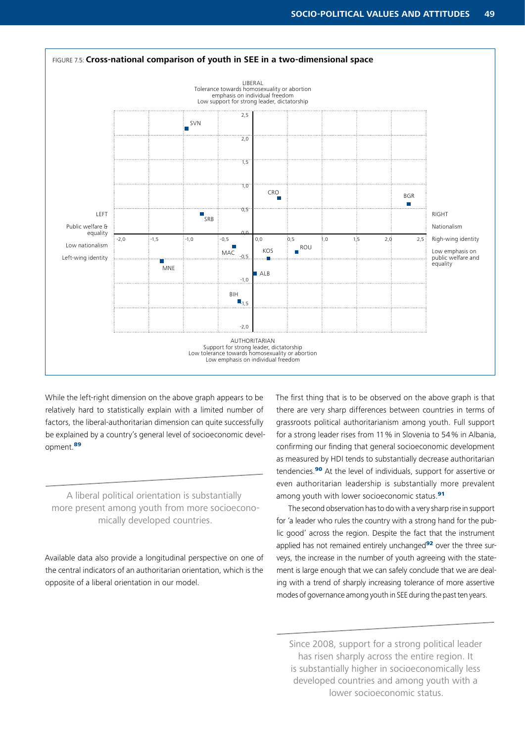FIGURE 7.5: **Cross-national comparison of youth in SEE in a two-dimensional space**

LIBERAL
Tolerance towards homosexuality or abortion
emphasis on individual freedom
Low support for strong leader, dictatorship

LEFT
Public welfare & equality
Low nationalism
Left-wing identity

RIGHT
Nationalism
Righ-wing identity
Low emphasis on public welfare and equality

AUTHORITARIAN
Support for strong leader, dictatorship
Low tolerance towards homosexuality or abortion
Low emphasis on individual freedom

While the left-right dimension on the above graph appears to be relatively hard to statistically explain with a limited number of factors, the liberal-authoritarian dimension can quite successfully be explained by a country's general level of socioeconomic development.[89]

> A liberal political orientation is substantially more present among youth from more socioeconomically developed countries.

Available data also provide a longitudinal perspective on one of the central indicators of an authoritarian orientation, which is the opposite of a liberal orientation in our model.

The first thing that is to be observed on the above graph is that there are very sharp differences between countries in terms of grassroots political authoritarianism among youth. Full support for a strong leader rises from 11 % in Slovenia to 54 % in Albania, confirming our finding that general socioeconomic development as measured by HDI tends to substantially decrease authoritarian tendencies.[90] At the level of individuals, support for assertive or even authoritarian leadership is substantially more prevalent among youth with lower socioeconomic status.[91]

The second observation has to do with a very sharp rise in support for 'a leader who rules the country with a strong hand for the public good' across the region. Despite the fact that the instrument applied has not remained entirely unchanged[92] over the three surveys, the increase in the number of youth agreeing with the statement is large enough that we can safely conclude that we are dealing with a trend of sharply increasing tolerance of more assertive modes of governance among youth in SEE during the past ten years.

> Since 2008, support for a strong political leader has risen sharply across the entire region. It is substantially higher in socioeconomically less developed countries and among youth with a lower socioeconomic status.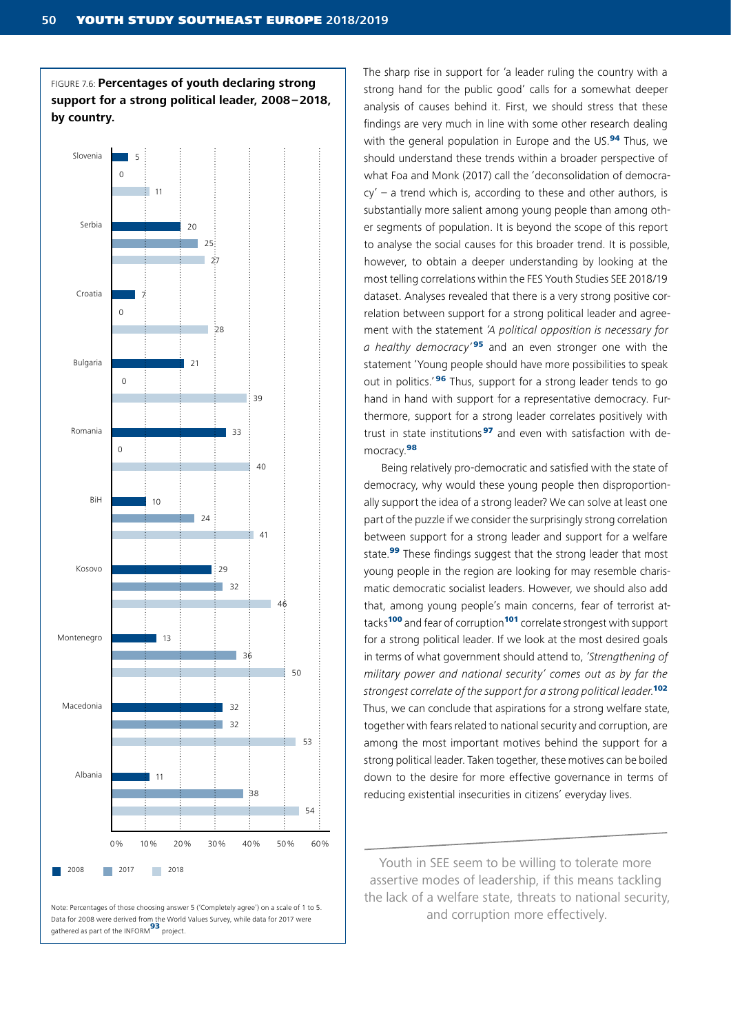FIGURE 7.6: **Percentages of youth declaring strong support for a strong political leader, 2008–2018, by country.**

| Country | 2008 | 2017 | 2018 |
|---|---|---|---|
| Slovenia | 5 | 0 | 11 |
| Serbia | 20 | 25 | 27 |
| Croatia | 7 | 0 | 28 |
| Bulgaria | 21 | 0 | 39 |
| Romania | 33 | 0 | 40 |
| BiH | 10 | 24 | 41 |
| Kosovo | 29 | 32 | 46 |
| Montenegro | 13 | 36 | 50 |
| Macedonia | 32 | 32 | 53 |
| Albania | 11 | 38 | 54 |

Note: Percentages of those choosing answer 5 ('Completely agree') on a scale of 1 to 5. Data for 2008 were derived from the World Values Survey, while data for 2017 were gathered as part of the INFORM[93] project.

The sharp rise in support for 'a leader ruling the country with a strong hand for the public good' calls for a somewhat deeper analysis of causes behind it. First, we should stress that these findings are very much in line with some other research dealing with the general population in Europe and the US.[94] Thus, we should understand these trends within a broader perspective of what Foa and Monk (2017) call the 'deconsolidation of democracy' – a trend which is, according to these and other authors, is substantially more salient among young people than among other segments of population. It is beyond the scope of this report to analyse the social causes for this broader trend. It is possible, however, to obtain a deeper understanding by looking at the most telling correlations within the FES Youth Studies SEE 2018/19 dataset. Analyses revealed that there is a very strong positive correlation between support for a strong political leader and agreement with the statement *'A political opposition is necessary for a healthy democracy'*[95] and an even stronger one with the statement 'Young people should have more possibilities to speak out in politics.'[96] Thus, support for a strong leader tends to go hand in hand with support for a representative democracy. Furthermore, support for a strong leader correlates positively with trust in state institutions[97] and even with satisfaction with democracy.[98]

Being relatively pro-democratic and satisfied with the state of democracy, why would these young people then disproportionally support the idea of a strong leader? We can solve at least one part of the puzzle if we consider the surprisingly strong correlation between support for a strong leader and support for a welfare state.[99] These findings suggest that the strong leader that most young people in the region are looking for may resemble charismatic democratic socialist leaders. However, we should also add that, among young people's main concerns, fear of terrorist attacks[100] and fear of corruption[101] correlate strongest with support for a strong political leader. If we look at the most desired goals in terms of what government should attend to, *'Strengthening of military power and national security' comes out as by far the strongest correlate of the support for a strong political leader.*[102] Thus, we can conclude that aspirations for a strong welfare state, together with fears related to national security and corruption, are among the most important motives behind the support for a strong political leader. Taken together, these motives can be boiled down to the desire for more effective governance in terms of reducing existential insecurities in citizens' everyday lives.

> Youth in SEE seem to be willing to tolerate more assertive modes of leadership, if this means tackling the lack of a welfare state, threats to national security, and corruption more effectively.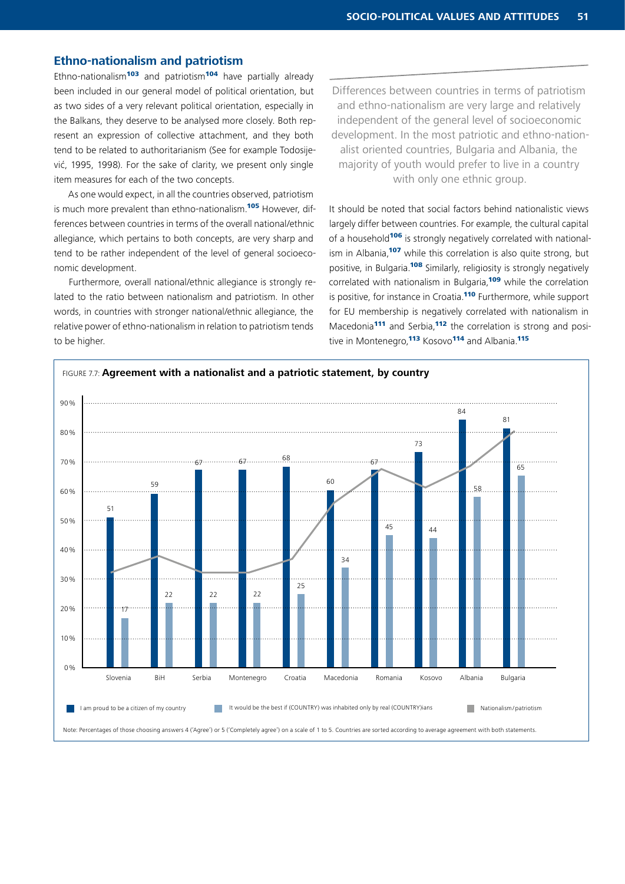## Ethno-nationalism and patriotism

Ethno-nationalism[103] and patriotism[104] have partially already been included in our general model of political orientation, but as two sides of a very relevant political orientation, especially in the Balkans, they deserve to be analysed more closely. Both represent an expression of collective attachment, and they both tend to be related to authoritarianism (See for example Todosijević, 1995, 1998). For the sake of clarity, we present only single item measures for each of the two concepts.

As one would expect, in all the countries observed, patriotism is much more prevalent than ethno-nationalism.[105] However, differences between countries in terms of the overall national/ethnic allegiance, which pertains to both concepts, are very sharp and tend to be rather independent of the level of general socioeconomic development.

Furthermore, overall national/ethnic allegiance is strongly related to the ratio between nationalism and patriotism. In other words, in countries with stronger national/ethnic allegiance, the relative power of ethno-nationalism in relation to patriotism tends to be higher.

> Differences between countries in terms of patriotism and ethno-nationalism are very large and relatively independent of the general level of socioeconomic development. In the most patriotic and ethno-nationalist oriented countries, Bulgaria and Albania, the majority of youth would prefer to live in a country with only one ethnic group.

It should be noted that social factors behind nationalistic views largely differ between countries. For example, the cultural capital of a household[106] is strongly negatively correlated with nationalism in Albania,[107] while this correlation is also quite strong, but positive, in Bulgaria.[108] Similarly, religiosity is strongly negatively correlated with nationalism in Bulgaria,[109] while the correlation is positive, for instance in Croatia.[110] Furthermore, while support for EU membership is negatively correlated with nationalism in Macedonia[111] and Serbia,[112] the correlation is strong and positive in Montenegro,[113] Kosovo[114] and Albania.[115]

FIGURE 7.7: **Agreement with a nationalist and a patriotic statement, by country**

| Country | I am proud to be a citizen of my country (%) | It would be the best if (COUNTRY) was inhabited only by real (COUNTRY)ians (%) |
|---|---|---|
| Slovenia | 51 | 17 |
| BiH | 59 | 22 |
| Serbia | 67 | 22 |
| Montenegro | 67 | 22 |
| Croatia | 68 | 25 |
| Macedonia | 60 | 34 |
| Romania | 67 | 45 |
| Kosovo | 73 | 44 |
| Albania | 84 | 58 |
| Bulgaria | 81 | 65 |

Legend: I am proud to be a citizen of my country; It would be the best if (COUNTRY) was inhabited only by real (COUNTRY)ians; Nationalism/patriotism

Note: Percentages of those choosing answers 4 ('Agree') or 5 ('Completely agree') on a scale of 1 to 5. Countries are sorted according to average agreement with both statements.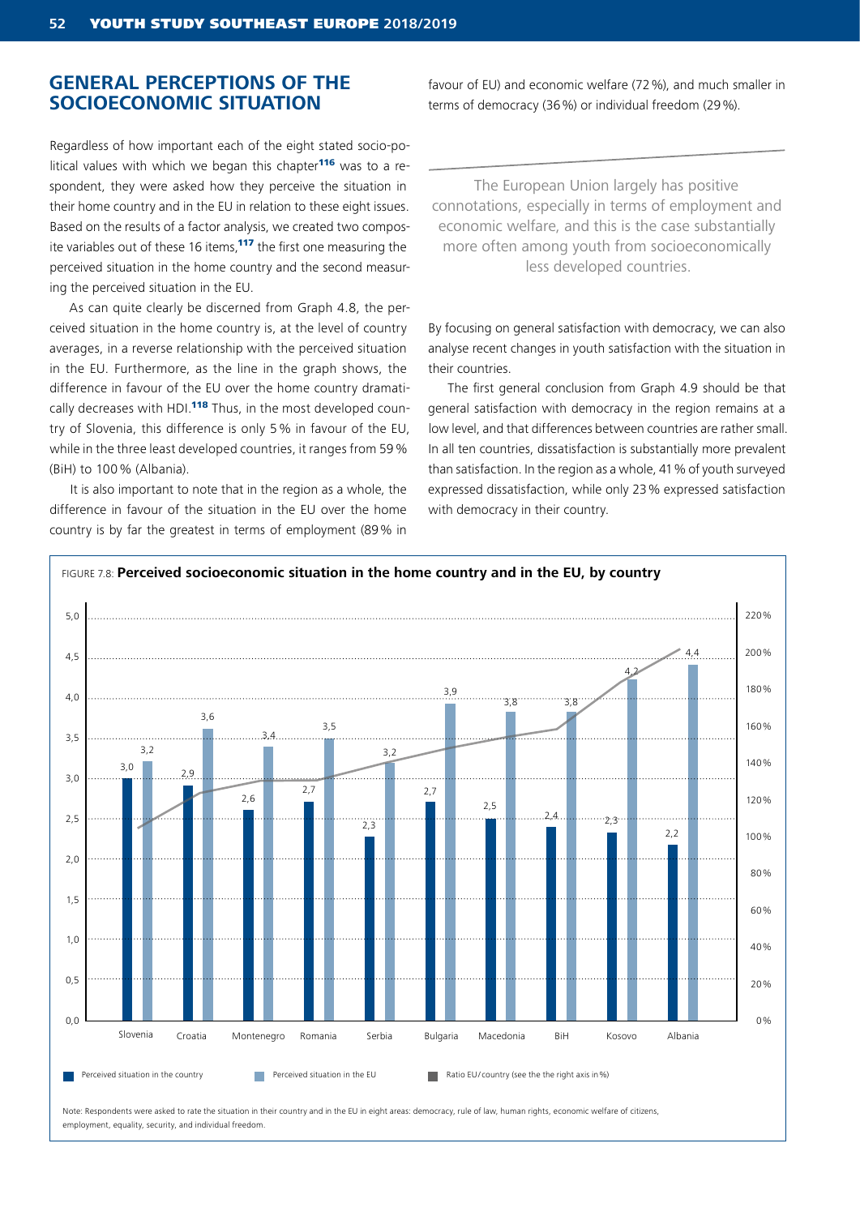## GENERAL PERCEPTIONS OF THE SOCIOECONOMIC SITUATION

Regardless of how important each of the eight stated socio-political values with which we began this chapter[116] was to a respondent, they were asked how they perceive the situation in their home country and in the EU in relation to these eight issues. Based on the results of a factor analysis, we created two composite variables out of these 16 items,[117] the first one measuring the perceived situation in the home country and the second measuring the perceived situation in the EU.

As can quite clearly be discerned from Graph 4.8, the perceived situation in the home country is, at the level of country averages, in a reverse relationship with the perceived situation in the EU. Furthermore, as the line in the graph shows, the difference in favour of the EU over the home country dramatically decreases with HDI.[118] Thus, in the most developed country of Slovenia, this difference is only 5% in favour of the EU, while in the three least developed countries, it ranges from 59% (BiH) to 100% (Albania).

It is also important to note that in the region as a whole, the difference in favour of the situation in the EU over the home country is by far the greatest in terms of employment (89% in favour of EU) and economic welfare (72%), and much smaller in terms of democracy (36%) or individual freedom (29%).

> The European Union largely has positive connotations, especially in terms of employment and economic welfare, and this is the case substantially more often among youth from socioeconomically less developed countries.

By focusing on general satisfaction with democracy, we can also analyse recent changes in youth satisfaction with the situation in their countries.

The first general conclusion from Graph 4.9 should be that general satisfaction with democracy in the region remains at a low level, and that differences between countries are rather small. In all ten countries, dissatisfaction is substantially more prevalent than satisfaction. In the region as a whole, 41% of youth surveyed expressed dissatisfaction, while only 23% expressed satisfaction with democracy in their country.

FIGURE 7.8: **Perceived socioeconomic situation in the home country and in the EU, by country**

| Country | Perceived situation in the country | Perceived situation in the EU |
|---|---|---|
| Slovenia | 3,0 | 3,2 |
| Croatia | 2,9 | 3,6 |
| Montenegro | 2,6 | 3,4 |
| Romania | 2,7 | 3,5 |
| Serbia | 2,3 | 3,2 |
| Bulgaria | 2,7 | 3,9 |
| Macedonia | 2,5 | 3,8 |
| BiH | 2,4 | 3,8 |
| Kosovo | 2,3 | 4,2 |
| Albania | 2,2 | 4,4 |

Legend: Perceived situation in the country; Perceived situation in the EU; Ratio EU/country (see the the right axis in %)

Note: Respondents were asked to rate the situation in their country and in the EU in eight areas: democracy, rule of law, human rights, economic welfare of citizens, employment, equality, security, and individual freedom.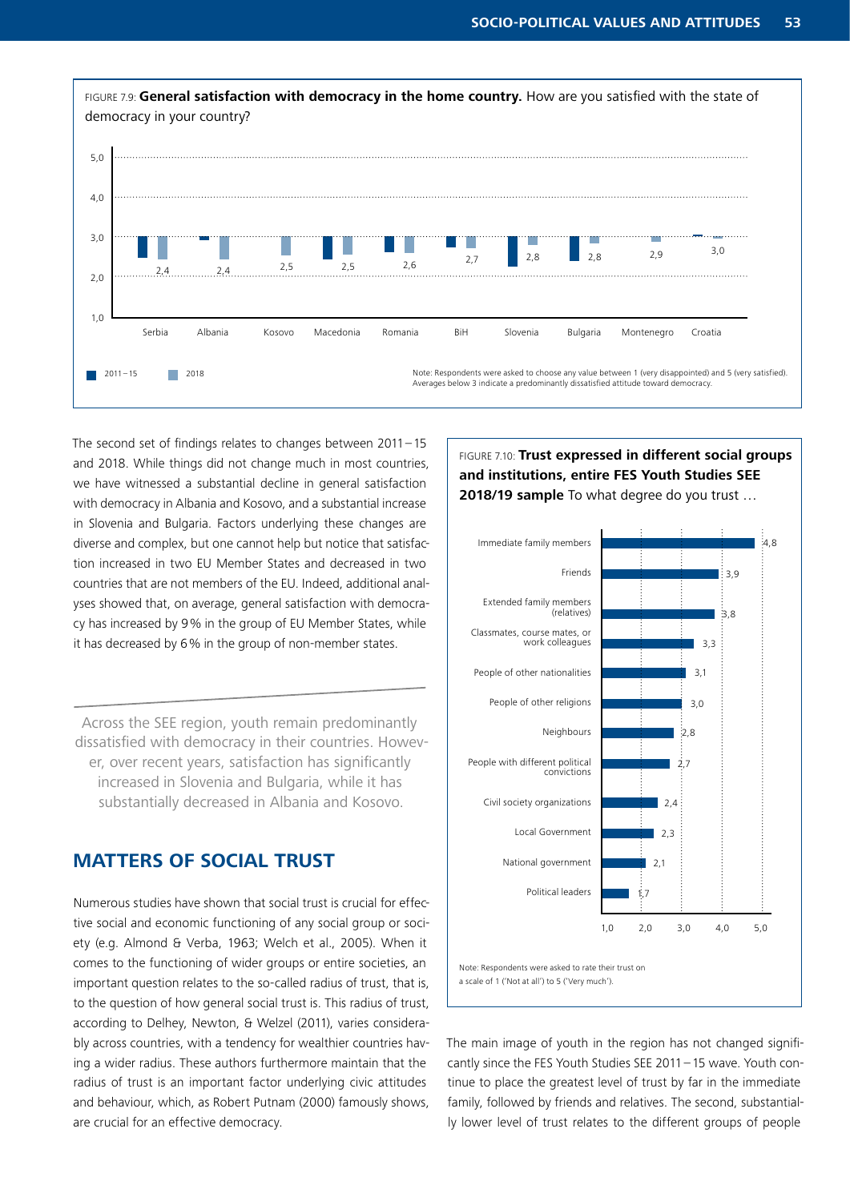FIGURE 7.9: **General satisfaction with democracy in the home country.** How are you satisfied with the state of democracy in your country?

| Country | 2018 |
|---|---|
| Serbia | 2,4 |
| Albania | 2,4 |
| Kosovo | 2,5 |
| Macedonia | 2,5 |
| Romania | 2,6 |
| BiH | 2,7 |
| Slovenia | 2,8 |
| Bulgaria | 2,8 |
| Montenegro | 2,9 |
| Croatia | 3,0 |

Legend: 2011 – 15; 2018

Note: Respondents were asked to choose any value between 1 (very disappointed) and 5 (very satisfied). Averages below 3 indicate a predominantly dissatisfied attitude toward democracy.

The second set of findings relates to changes between 2011 – 15 and 2018. While things did not change much in most countries, we have witnessed a substantial decline in general satisfaction with democracy in Albania and Kosovo, and a substantial increase in Slovenia and Bulgaria. Factors underlying these changes are diverse and complex, but one cannot help but notice that satisfaction increased in two EU Member States and decreased in two countries that are not members of the EU. Indeed, additional analyses showed that, on average, general satisfaction with democracy has increased by 9 % in the group of EU Member States, while it has decreased by 6 % in the group of non-member states.

> Across the SEE region, youth remain predominantly dissatisfied with democracy in their countries. However, over recent years, satisfaction has significantly increased in Slovenia and Bulgaria, while it has substantially decreased in Albania and Kosovo.

## MATTERS OF SOCIAL TRUST

Numerous studies have shown that social trust is crucial for effective social and economic functioning of any social group or society (e.g. Almond & Verba, 1963; Welch et al., 2005). When it comes to the functioning of wider groups or entire societies, an important question relates to the so-called radius of trust, that is, to the question of how general social trust is. This radius of trust, according to Delhey, Newton, & Welzel (2011), varies considerably across countries, with a tendency for wealthier countries having a wider radius. These authors furthermore maintain that the radius of trust is an important factor underlying civic attitudes and behaviour, which, as Robert Putnam (2000) famously shows, are crucial for an effective democracy.

FIGURE 7.10: **Trust expressed in different social groups and institutions, entire FES Youth Studies SEE 2018/19 sample** To what degree do you trust …

| Group / institution | Trust |
|---|---|
| Immediate family members | 4,8 |
| Friends | 3,9 |
| Extended family members (relatives) | 3,8 |
| Classmates, course mates, or work colleagues | 3,3 |
| People of other nationalities | 3,1 |
| People of other religions | 3,0 |
| Neighbours | 2,8 |
| People with different political convictions | 2,7 |
| Civil society organizations | 2,4 |
| Local Government | 2,3 |
| National government | 2,1 |
| Political leaders | 1,7 |

Note: Respondents were asked to rate their trust on a scale of 1 ('Not at all') to 5 ('Very much').

The main image of youth in the region has not changed significantly since the FES Youth Studies SEE 2011 – 15 wave. Youth continue to place the greatest level of trust by far in the immediate family, followed by friends and relatives. The second, substantially lower level of trust relates to the different groups of people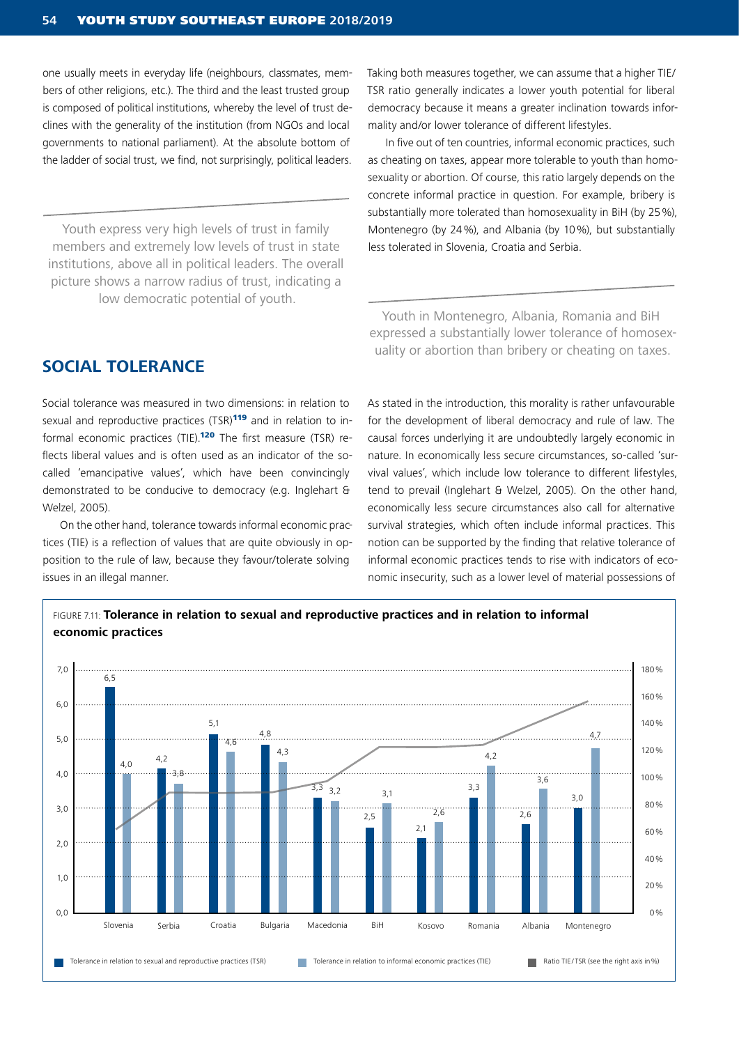one usually meets in everyday life (neighbours, classmates, members of other religions, etc.). The third and the least trusted group is composed of political institutions, whereby the level of trust declines with the generality of the institution (from NGOs and local governments to national parliament). At the absolute bottom of the ladder of social trust, we find, not surprisingly, political leaders.

> Youth express very high levels of trust in family members and extremely low levels of trust in state institutions, above all in political leaders. The overall picture shows a narrow radius of trust, indicating a low democratic potential of youth.

## SOCIAL TOLERANCE

Social tolerance was measured in two dimensions: in relation to sexual and reproductive practices (TSR)[119] and in relation to informal economic practices (TIE).[120] The first measure (TSR) reflects liberal values and is often used as an indicator of the so-called 'emancipative values', which have been convincingly demonstrated to be conducive to democracy (e.g. Inglehart & Welzel, 2005).

On the other hand, tolerance towards informal economic practices (TIE) is a reflection of values that are quite obviously in opposition to the rule of law, because they favour/tolerate solving issues in an illegal manner.

Taking both measures together, we can assume that a higher TIE/TSR ratio generally indicates a lower youth potential for liberal democracy because it means a greater inclination towards informality and/or lower tolerance of different lifestyles.

In five out of ten countries, informal economic practices, such as cheating on taxes, appear more tolerable to youth than homosexuality or abortion. Of course, this ratio largely depends on the concrete informal practice in question. For example, bribery is substantially more tolerated than homosexuality in BiH (by 25 %), Montenegro (by 24 %), and Albania (by 10 %), but substantially less tolerated in Slovenia, Croatia and Serbia.

> Youth in Montenegro, Albania, Romania and BiH expressed a substantially lower tolerance of homosexuality or abortion than bribery or cheating on taxes.

As stated in the introduction, this morality is rather unfavourable for the development of liberal democracy and rule of law. The causal forces underlying it are undoubtedly largely economic in nature. In economically less secure circumstances, so-called 'survival values', which include low tolerance to different lifestyles, tend to prevail (Inglehart & Welzel, 2005). On the other hand, economically less secure circumstances also call for alternative survival strategies, which often include informal practices. This notion can be supported by the finding that relative tolerance of informal economic practices tends to rise with indicators of economic insecurity, such as a lower level of material possessions of

FIGURE 7.11: **Tolerance in relation to sexual and reproductive practices and in relation to informal economic practices**

| Country | Tolerance in relation to sexual and reproductive practices (TSR) | Tolerance in relation to informal economic practices (TIE) |
|---|---|---|
| Slovenia | 6,5 | 4,0 |
| Serbia | 4,2 | 3,8 |
| Croatia | 5,1 | 4,6 |
| Bulgaria | 4,8 | 4,3 |
| Macedonia | 3,3 | 3,2 |
| BiH | 2,5 | 3,1 |
| Kosovo | 2,1 | 2,6 |
| Romania | 3,3 | 4,2 |
| Albania | 2,6 | 3,6 |
| Montenegro | 3,0 | 4,7 |

Ratio TIE/TSR (see the right axis in %)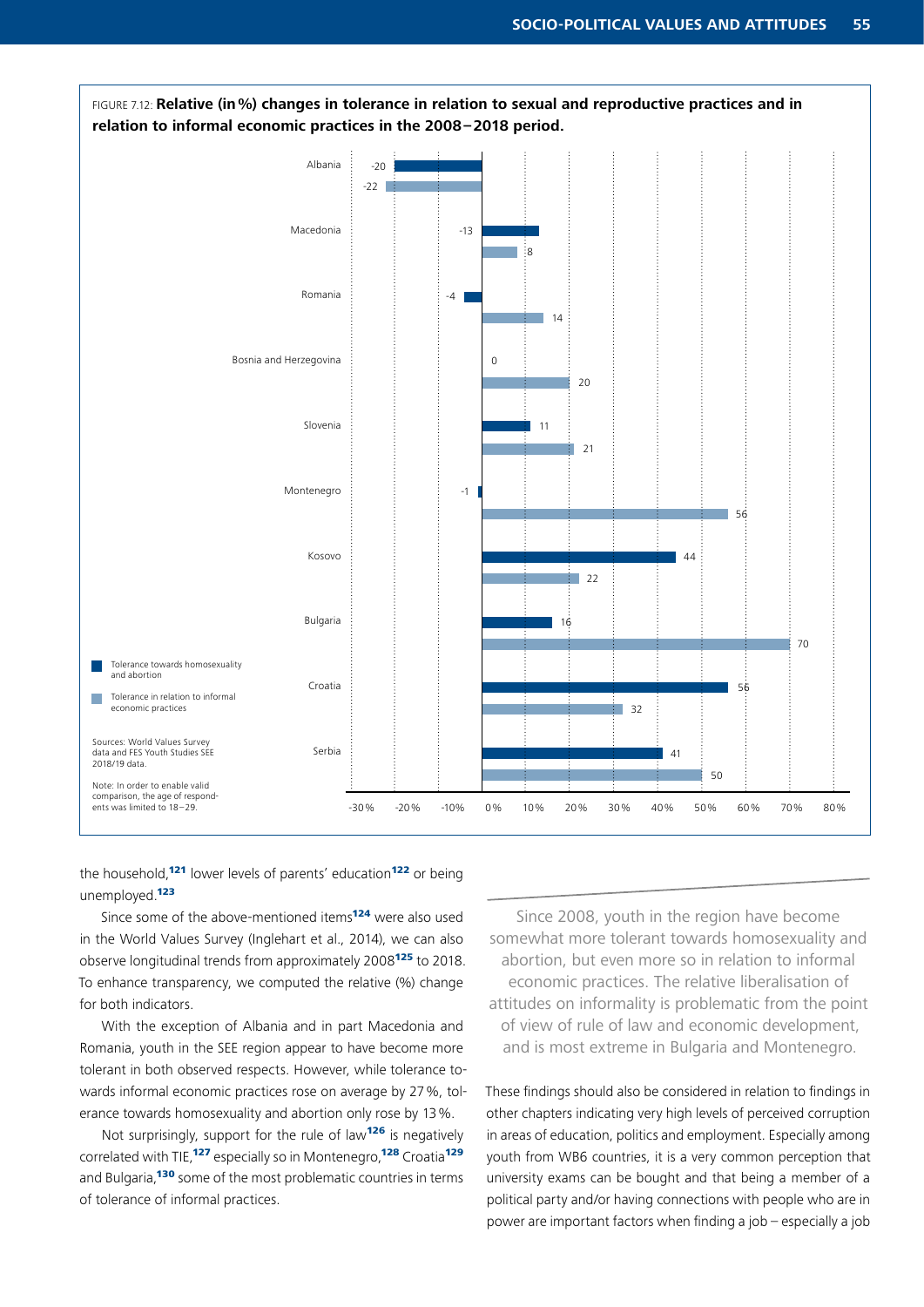FIGURE 7.12: **Relative (in %) changes in tolerance in relation to sexual and reproductive practices and in relation to informal economic practices in the 2008–2018 period.**

| Country | Tolerance towards homosexuality and abortion | Tolerance in relation to informal economic practices |
|---|---|---|
| Albania | -20 | -22 |
| Macedonia | -13 | 8 |
| Romania | -4 | 14 |
| Bosnia and Herzegovina | 0 | 20 |
| Slovenia | 11 | 21 |
| Montenegro | -1 | 56 |
| Kosovo | 44 | 22 |
| Bulgaria | 16 | 70 |
| Croatia | 56 | 32 |
| Serbia | 41 | 50 |

Sources: World Values Survey data and FES Youth Studies SEE 2018/19 data.

Note: In order to enable valid comparison, the age of respondents was limited to 18–29.

the household,[121] lower levels of parents' education[122] or being unemployed.[123]

Since some of the above-mentioned items[124] were also used in the World Values Survey (Inglehart et al., 2014), we can also observe longitudinal trends from approximately 2008[125] to 2018. To enhance transparency, we computed the relative (%) change for both indicators.

With the exception of Albania and in part Macedonia and Romania, youth in the SEE region appear to have become more tolerant in both observed respects. However, while tolerance towards informal economic practices rose on average by 27 %, tolerance towards homosexuality and abortion only rose by 13 %.

Not surprisingly, support for the rule of law[126] is negatively correlated with TIE,[127] especially so in Montenegro,[128] Croatia[129] and Bulgaria,[130] some of the most problematic countries in terms of tolerance of informal practices.

> Since 2008, youth in the region have become somewhat more tolerant towards homosexuality and abortion, but even more so in relation to informal economic practices. The relative liberalisation of attitudes on informality is problematic from the point of view of rule of law and economic development, and is most extreme in Bulgaria and Montenegro.

These findings should also be considered in relation to findings in other chapters indicating very high levels of perceived corruption in areas of education, politics and employment. Especially among youth from WB6 countries, it is a very common perception that university exams can be bought and that being a member of a political party and/or having connections with people who are in power are important factors when finding a job – especially a job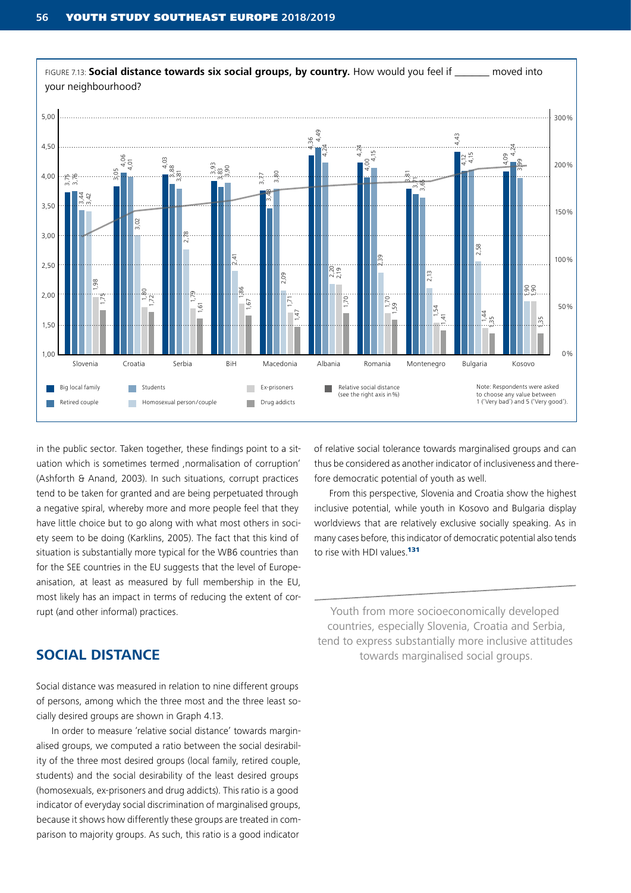FIGURE 7.13: **Social distance towards six social groups, by country.** How would you feel if _______ moved into your neighbourhood?

| Country | Big local family | Retired couple | Students | Homosexual person/couple | Ex-prisoners | Drug addicts |
|---|---|---|---|---|---|---|
| Slovenia | 3,75 | 3,76 | 3,44 | 3,42 | 1,98 | 1,75 |
| Croatia | 3,85 | 4,06 | 4,01 | 3,02 | 1,80 | 1,72 |
| Serbia | 4,03 | 3,88 | 3,81 | 2,78 | 1,79 | 1,61 |
| BiH | 3,93 | 3,83 | 3,90 | 2,41 | 1,86 | 1,67 |
| Macedonia | 3,77 | 3,48 | 3,80 | 2,09 | 1,71 | 1,47 |
| Albania | 4,36 | 4,49 | 4,24 | 2,20 | 2,19 | 1,70 |
| Romania | 4,24 | 4,00 | 4,15 | 2,39 | 1,70 | 1,59 |
| Montenegro | 3,81 | 3,71 | 3,65 | 2,13 | 1,54 | 1,41 |
| Bulgaria | 4,43 | 4,12 | 4,15 | 2,58 | 1,44 | 1,35 |
| Kosovo | 4,09 | 4,24 | 3,99 | 1,90 | 1,90 | 1,35 |

Relative social distance (see the right axis in %)

Note: Respondents were asked to choose any value between 1 ('Very bad') and 5 ('Very good').

in the public sector. Taken together, these findings point to a situation which is sometimes termed ,normalisation of corruption' (Ashforth & Anand, 2003). In such situations, corrupt practices tend to be taken for granted and are being perpetuated through a negative spiral, whereby more and more people feel that they have little choice but to go along with what most others in society seem to be doing (Karklins, 2005). The fact that this kind of situation is substantially more typical for the WB6 countries than for the SEE countries in the EU suggests that the level of Europeanisation, at least as measured by full membership in the EU, most likely has an impact in terms of reducing the extent of corrupt (and other informal) practices.

## SOCIAL DISTANCE

Social distance was measured in relation to nine different groups of persons, among which the three most and the three least socially desired groups are shown in Graph 4.13.

In order to measure 'relative social distance' towards marginalised groups, we computed a ratio between the social desirability of the three most desired groups (local family, retired couple, students) and the social desirability of the least desired groups (homosexuals, ex-prisoners and drug addicts). This ratio is a good indicator of everyday social discrimination of marginalised groups, because it shows how differently these groups are treated in comparison to majority groups. As such, this ratio is a good indicator of relative social tolerance towards marginalised groups and can thus be considered as another indicator of inclusiveness and therefore democratic potential of youth as well.

From this perspective, Slovenia and Croatia show the highest inclusive potential, while youth in Kosovo and Bulgaria display worldviews that are relatively exclusive socially speaking. As in many cases before, this indicator of democratic potential also tends to rise with HDI values.[131]

Youth from more socioeconomically developed countries, especially Slovenia, Croatia and Serbia, tend to express substantially more inclusive attitudes towards marginalised social groups.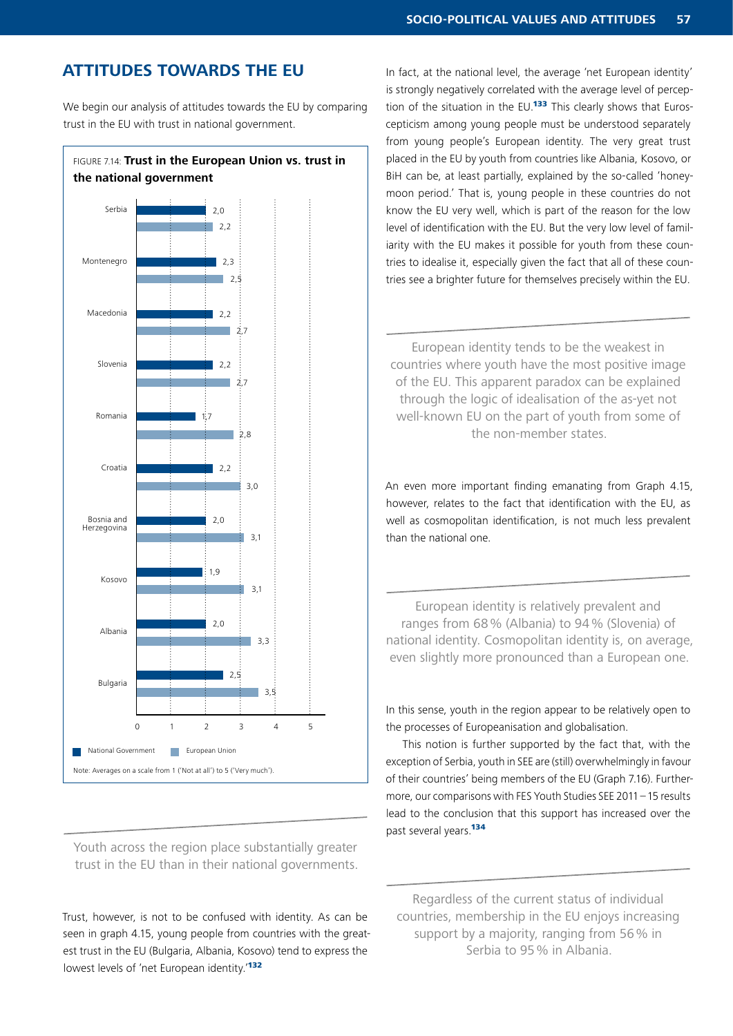## ATTITUDES TOWARDS THE EU

We begin our analysis of attitudes towards the EU by comparing trust in the EU with trust in national government.

FIGURE 7.14: **Trust in the European Union vs. trust in the national government**

| | National Government | European Union |
|---|---|---|
| Serbia | 2,0 | 2,2 |
| Montenegro | 2,3 | 2,5 |
| Macedonia | 2,2 | 2,7 |
| Slovenia | 2,2 | 2,7 |
| Romania | 1,7 | 2,8 |
| Croatia | 2,2 | 3,0 |
| Bosnia and Herzegovina | 2,0 | 3,1 |
| Kosovo | 1,9 | 3,1 |
| Albania | 2,0 | 3,3 |
| Bulgaria | 2,5 | 3,5 |

Note: Averages on a scale from 1 ('Not at all') to 5 ('Very much').

Youth across the region place substantially greater trust in the EU than in their national governments.

Trust, however, is not to be confused with identity. As can be seen in graph 4.15, young people from countries with the greatest trust in the EU (Bulgaria, Albania, Kosovo) tend to express the lowest levels of 'net European identity.'[132]

In fact, at the national level, the average 'net European identity' is strongly negatively correlated with the average level of perception of the situation in the EU.[133] This clearly shows that Euroscepticism among young people must be understood separately from young people's European identity. The very great trust placed in the EU by youth from countries like Albania, Kosovo, or BiH can be, at least partially, explained by the so-called 'honeymoon period.' That is, young people in these countries do not know the EU very well, which is part of the reason for the low level of identification with the EU. But the very low level of familiarity with the EU makes it possible for youth from these countries to idealise it, especially given the fact that all of these countries see a brighter future for themselves precisely within the EU.

European identity tends to be the weakest in countries where youth have the most positive image of the EU. This apparent paradox can be explained through the logic of idealisation of the as-yet not well-known EU on the part of youth from some of the non-member states.

An even more important finding emanating from Graph 4.15, however, relates to the fact that identification with the EU, as well as cosmopolitan identification, is not much less prevalent than the national one.

European identity is relatively prevalent and ranges from 68 % (Albania) to 94 % (Slovenia) of national identity. Cosmopolitan identity is, on average, even slightly more pronounced than a European one.

In this sense, youth in the region appear to be relatively open to the processes of Europeanisation and globalisation.

This notion is further supported by the fact that, with the exception of Serbia, youth in SEE are (still) overwhelmingly in favour of their countries' being members of the EU (Graph 7.16). Furthermore, our comparisons with FES Youth Studies SEE 2011 – 15 results lead to the conclusion that this support has increased over the past several years.[134]

Regardless of the current status of individual countries, membership in the EU enjoys increasing support by a majority, ranging from 56 % in Serbia to 95 % in Albania.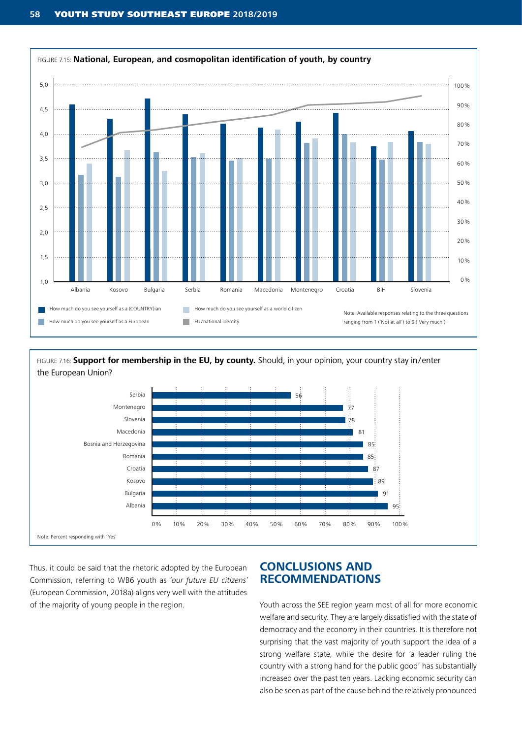FIGURE 7.15: **National, European, and cosmopolitan identification of youth, by country**

Legend: How much do you see yourself as a (COUNTRY)ian; How much do you see yourself as a European; How much do you see yourself as a world citizen; EU/national identity

Note: Available responses relating to the three questions ranging from 1 ('Not at all') to 5 ('Very much')

FIGURE 7.16: **Support for membership in the EU, by county.** Should, in your opinion, your country stay in/enter the European Union?

| Country | % |
|---|---|
| Serbia | 56 |
| Montenegro | 77 |
| Slovenia | 78 |
| Macedonia | 81 |
| Bosnia and Herzegovina | 85 |
| Romania | 85 |
| Croatia | 87 |
| Kosovo | 89 |
| Bulgaria | 91 |
| Albania | 95 |

Note: Percent responding with 'Yes'

Thus, it could be said that the rhetoric adopted by the European Commission, referring to WB6 youth as *'our future EU citizens'* (European Commission, 2018a) aligns very well with the attitudes of the majority of young people in the region.

## CONCLUSIONS AND RECOMMENDATIONS

Youth across the SEE region yearn most of all for more economic welfare and security. They are largely dissatisfied with the state of democracy and the economy in their countries. It is therefore not surprising that the vast majority of youth support the idea of a strong welfare state, while the desire for 'a leader ruling the country with a strong hand for the public good' has substantially increased over the past ten years. Lacking economic security can also be seen as part of the cause behind the relatively pronounced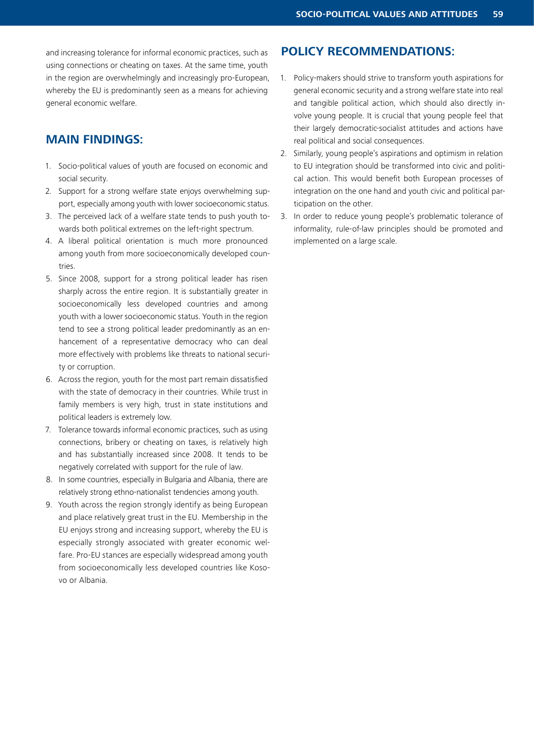and increasing tolerance for informal economic practices, such as using connections or cheating on taxes. At the same time, youth in the region are overwhelmingly and increasingly pro-European, whereby the EU is predominantly seen as a means for achieving general economic welfare.

## MAIN FINDINGS:

1. Socio-political values of youth are focused on economic and social security.
2. Support for a strong welfare state enjoys overwhelming support, especially among youth with lower socioeconomic status.
3. The perceived lack of a welfare state tends to push youth towards both political extremes on the left-right spectrum.
4. A liberal political orientation is much more pronounced among youth from more socioeconomically developed countries.
5. Since 2008, support for a strong political leader has risen sharply across the entire region. It is substantially greater in socioeconomically less developed countries and among youth with a lower socioeconomic status. Youth in the region tend to see a strong political leader predominantly as an enhancement of a representative democracy who can deal more effectively with problems like threats to national security or corruption.
6. Across the region, youth for the most part remain dissatisfied with the state of democracy in their countries. While trust in family members is very high, trust in state institutions and political leaders is extremely low.
7. Tolerance towards informal economic practices, such as using connections, bribery or cheating on taxes, is relatively high and has substantially increased since 2008. It tends to be negatively correlated with support for the rule of law.
8. In some countries, especially in Bulgaria and Albania, there are relatively strong ethno-nationalist tendencies among youth.
9. Youth across the region strongly identify as being European and place relatively great trust in the EU. Membership in the EU enjoys strong and increasing support, whereby the EU is especially strongly associated with greater economic welfare. Pro-EU stances are especially widespread among youth from socioeconomically less developed countries like Kosovo or Albania.

## POLICY RECOMMENDATIONS:

1. Policy-makers should strive to transform youth aspirations for general economic security and a strong welfare state into real and tangible political action, which should also directly involve young people. It is crucial that young people feel that their largely democratic-socialist attitudes and actions have real political and social consequences.
2. Similarly, young people's aspirations and optimism in relation to EU integration should be transformed into civic and political action. This would benefit both European processes of integration on the one hand and youth civic and political participation on the other.
3. In order to reduce young people's problematic tolerance of informality, rule-of-law principles should be promoted and implemented on a large scale.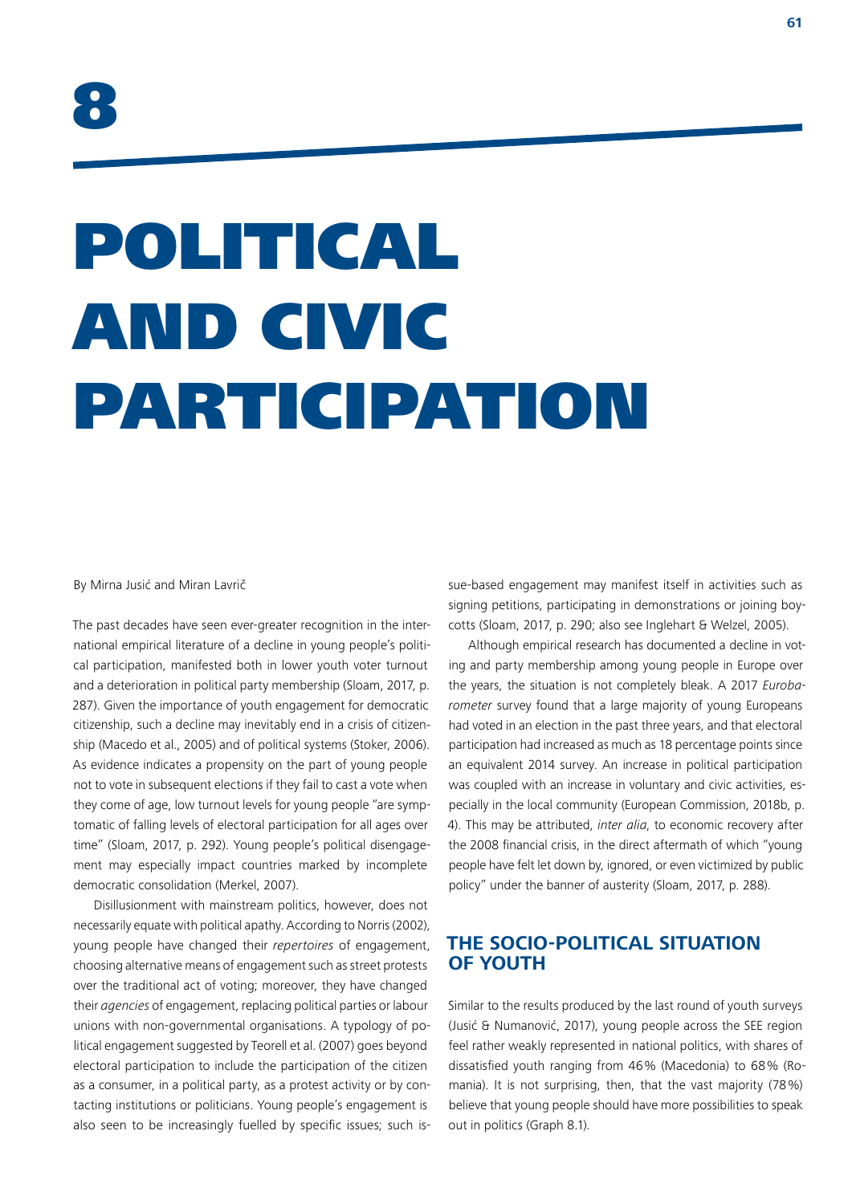# 8

# POLITICAL AND CIVIC PARTICIPATION

By Mirna Jusić and Miran Lavrič

The past decades have seen ever-greater recognition in the international empirical literature of a decline in young people's political participation, manifested both in lower youth voter turnout and a deterioration in political party membership (Sloam, 2017, p. 287). Given the importance of youth engagement for democratic citizenship, such a decline may inevitably end in a crisis of citizenship (Macedo et al., 2005) and of political systems (Stoker, 2006). As evidence indicates a propensity on the part of young people not to vote in subsequent elections if they fail to cast a vote when they come of age, low turnout levels for young people "are symptomatic of falling levels of electoral participation for all ages over time" (Sloam, 2017, p. 292). Young people's political disengagement may especially impact countries marked by incomplete democratic consolidation (Merkel, 2007).

Disillusionment with mainstream politics, however, does not necessarily equate with political apathy. According to Norris (2002), young people have changed their *repertoires* of engagement, choosing alternative means of engagement such as street protests over the traditional act of voting; moreover, they have changed their *agencies* of engagement, replacing political parties or labour unions with non-governmental organisations. A typology of political engagement suggested by Teorell et al. (2007) goes beyond electoral participation to include the participation of the citizen as a consumer, in a political party, as a protest activity or by contacting institutions or politicians. Young people's engagement is also seen to be increasingly fuelled by specific issues; such issue-based engagement may manifest itself in activities such as signing petitions, participating in demonstrations or joining boycotts (Sloam, 2017, p. 290; also see Inglehart & Welzel, 2005).

Although empirical research has documented a decline in voting and party membership among young people in Europe over the years, the situation is not completely bleak. A 2017 *Eurobarometer* survey found that a large majority of young Europeans had voted in an election in the past three years, and that electoral participation had increased as much as 18 percentage points since an equivalent 2014 survey. An increase in political participation was coupled with an increase in voluntary and civic activities, especially in the local community (European Commission, 2018b, p. 4). This may be attributed, *inter alia*, to economic recovery after the 2008 financial crisis, in the direct aftermath of which "young people have felt let down by, ignored, or even victimized by public policy" under the banner of austerity (Sloam, 2017, p. 288).

## THE SOCIO-POLITICAL SITUATION OF YOUTH

Similar to the results produced by the last round of youth surveys (Jusić & Numanović, 2017), young people across the SEE region feel rather weakly represented in national politics, with shares of dissatisfied youth ranging from 46% (Macedonia) to 68% (Romania). It is not surprising, then, that the vast majority (78%) believe that young people should have more possibilities to speak out in politics (Graph 8.1).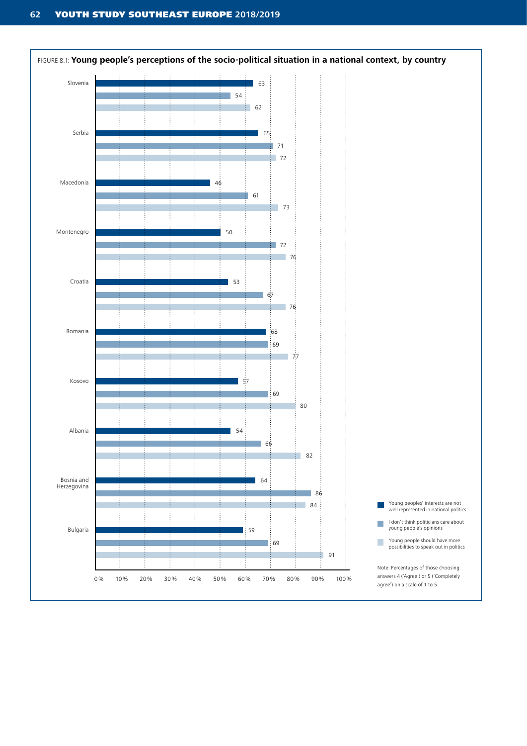FIGURE 8.1: **Young people's perceptions of the socio-political situation in a national context, by country**

| Country | Young peoples' interests are not well represented in national politics | I don't think politicians care about young people's opinions | Young people should have more possibilities to speak out in politics |
|---|---|---|---|
| Slovenia | 63 | 54 | 62 |
| Serbia | 65 | 71 | 72 |
| Macedonia | 46 | 61 | 73 |
| Montenegro | 50 | 72 | 76 |
| Croatia | 53 | 67 | 76 |
| Romania | 68 | 69 | 77 |
| Kosovo | 57 | 69 | 80 |
| Albania | 54 | 66 | 82 |
| Bosnia and Herzegovina | 64 | 86 | 84 |
| Bulgaria | 59 | 69 | 91 |

Note: Percentages of those choosing answers 4 ('Agree') or 5 ('Completely agree') on a scale of 1 to 5.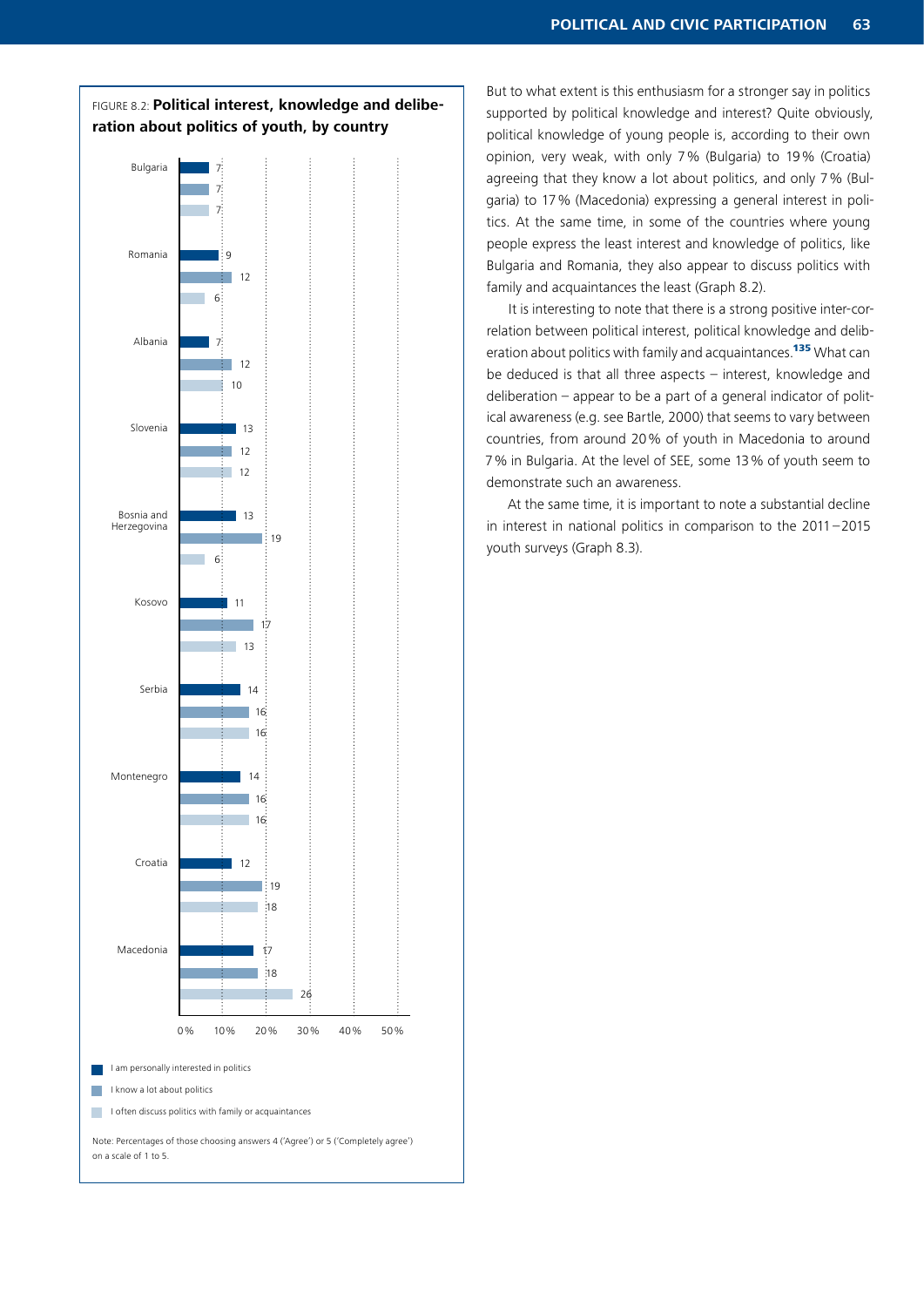FIGURE 8.2: **Political interest, knowledge and deliberation about politics of youth, by country**

| Country | I am personally interested in politics | I know a lot about politics | I often discuss politics with family or acquaintances |
|---|---|---|---|
| Bulgaria | 7 | 7 | 7 |
| Romania | 9 | 12 | 6 |
| Albania | 7 | 12 | 10 |
| Slovenia | 13 | 12 | 12 |
| Bosnia and Herzegovina | 13 | 19 | 6 |
| Kosovo | 11 | 17 | 13 |
| Serbia | 14 | 16 | 16 |
| Montenegro | 14 | 16 | 16 |
| Croatia | 12 | 19 | 18 |
| Macedonia | 17 | 18 | 26 |

Note: Percentages of those choosing answers 4 ('Agree') or 5 ('Completely agree') on a scale of 1 to 5.

But to what extent is this enthusiasm for a stronger say in politics supported by political knowledge and interest? Quite obviously, political knowledge of young people is, according to their own opinion, very weak, with only 7% (Bulgaria) to 19% (Croatia) agreeing that they know a lot about politics, and only 7% (Bulgaria) to 17% (Macedonia) expressing a general interest in politics. At the same time, in some of the countries where young people express the least interest and knowledge of politics, like Bulgaria and Romania, they also appear to discuss politics with family and acquaintances the least (Graph 8.2).

It is interesting to note that there is a strong positive inter-correlation between political interest, political knowledge and deliberation about politics with family and acquaintances.[135] What can be deduced is that all three aspects – interest, knowledge and deliberation – appear to be a part of a general indicator of political awareness (e.g. see Bartle, 2000) that seems to vary between countries, from around 20% of youth in Macedonia to around 7% in Bulgaria. At the level of SEE, some 13% of youth seem to demonstrate such an awareness.

At the same time, it is important to note a substantial decline in interest in national politics in comparison to the 2011–2015 youth surveys (Graph 8.3).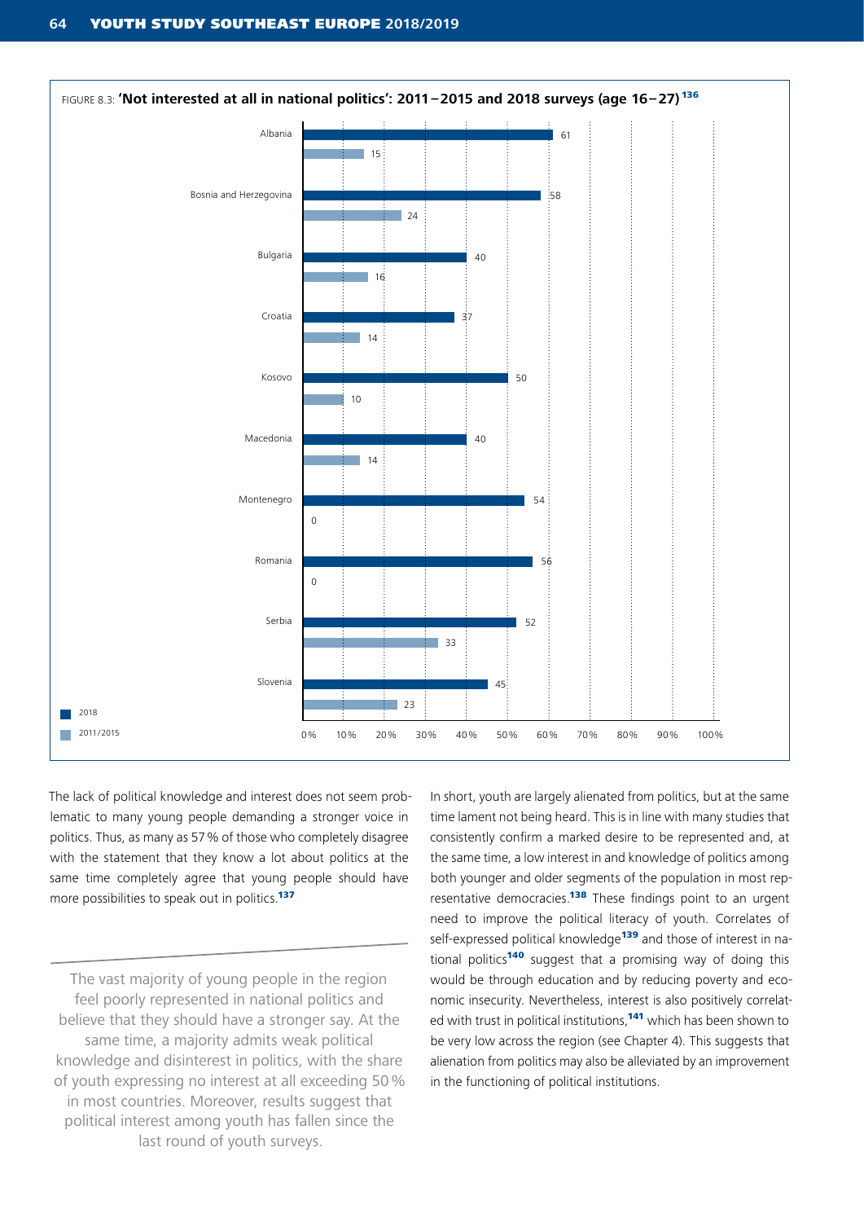FIGURE 8.3: **'Not interested at all in national politics': 2011–2015 and 2018 surveys (age 16–27)** [136]

| Country | 2018 | 2011/2015 |
|---|---|---|
| Albania | 61 | 15 |
| Bosnia and Herzegovina | 58 | 24 |
| Bulgaria | 40 | 16 |
| Croatia | 37 | 14 |
| Kosovo | 50 | 10 |
| Macedonia | 40 | 14 |
| Montenegro | 54 | 0 |
| Romania | 56 | 0 |
| Serbia | 52 | 33 |
| Slovenia | 45 | 23 |

The lack of political knowledge and interest does not seem problematic to many young people demanding a stronger voice in politics. Thus, as many as 57 % of those who completely disagree with the statement that they know a lot about politics at the same time completely agree that young people should have more possibilities to speak out in politics.[137]

> The vast majority of young people in the region feel poorly represented in national politics and believe that they should have a stronger say. At the same time, a majority admits weak political knowledge and disinterest in politics, with the share of youth expressing no interest at all exceeding 50 % in most countries. Moreover, results suggest that political interest among youth has fallen since the last round of youth surveys.

In short, youth are largely alienated from politics, but at the same time lament not being heard. This is in line with many studies that consistently confirm a marked desire to be represented and, at the same time, a low interest in and knowledge of politics among both younger and older segments of the population in most representative democracies.[138] These findings point to an urgent need to improve the political literacy of youth. Correlates of self-expressed political knowledge[139] and those of interest in national politics[140] suggest that a promising way of doing this would be through education and by reducing poverty and economic insecurity. Nevertheless, interest is also positively correlated with trust in political institutions,[141] which has been shown to be very low across the region (see Chapter 4). This suggests that alienation from politics may also be alleviated by an improvement in the functioning of political institutions.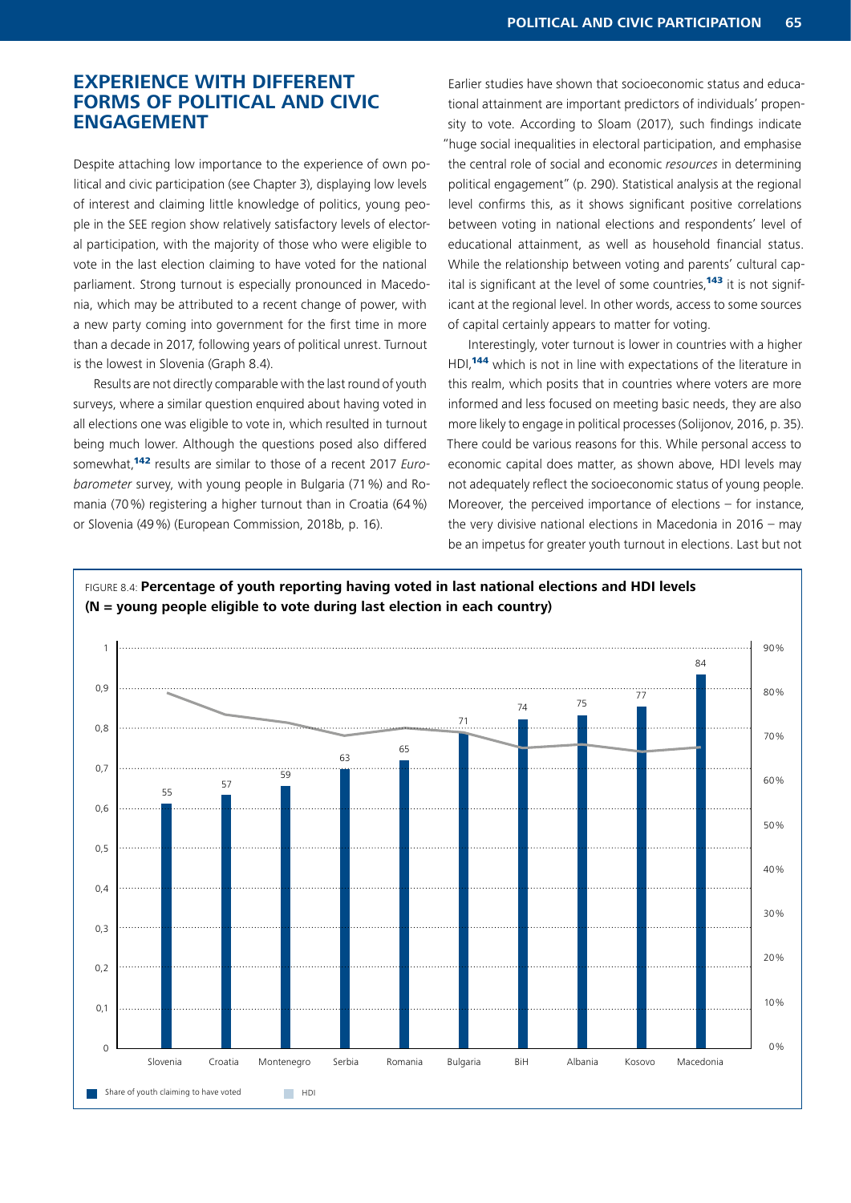## EXPERIENCE WITH DIFFERENT FORMS OF POLITICAL AND CIVIC ENGAGEMENT

Despite attaching low importance to the experience of own political and civic participation (see Chapter 3), displaying low levels of interest and claiming little knowledge of politics, young people in the SEE region show relatively satisfactory levels of electoral participation, with the majority of those who were eligible to vote in the last election claiming to have voted for the national parliament. Strong turnout is especially pronounced in Macedonia, which may be attributed to a recent change of power, with a new party coming into government for the first time in more than a decade in 2017, following years of political unrest. Turnout is the lowest in Slovenia (Graph 8.4).

Results are not directly comparable with the last round of youth surveys, where a similar question enquired about having voted in all elections one was eligible to vote in, which resulted in turnout being much lower. Although the questions posed also differed somewhat,[142] results are similar to those of a recent 2017 *Eurobarometer* survey, with young people in Bulgaria (71 %) and Romania (70 %) registering a higher turnout than in Croatia (64 %) or Slovenia (49 %) (European Commission, 2018b, p. 16).

Earlier studies have shown that socioeconomic status and educational attainment are important predictors of individuals' propensity to vote. According to Sloam (2017), such findings indicate "huge social inequalities in electoral participation, and emphasise the central role of social and economic *resources* in determining political engagement" (p. 290). Statistical analysis at the regional level confirms this, as it shows significant positive correlations between voting in national elections and respondents' level of educational attainment, as well as household financial status. While the relationship between voting and parents' cultural capital is significant at the level of some countries,[143] it is not significant at the regional level. In other words, access to some sources of capital certainly appears to matter for voting.

Interestingly, voter turnout is lower in countries with a higher HDI,[144] which is not in line with expectations of the literature in this realm, which posits that in countries where voters are more informed and less focused on meeting basic needs, they are also more likely to engage in political processes (Solijonov, 2016, p. 35). There could be various reasons for this. While personal access to economic capital does matter, as shown above, HDI levels may not adequately reflect the socioeconomic status of young people. Moreover, the perceived importance of elections – for instance, the very divisive national elections in Macedonia in 2016 – may be an impetus for greater youth turnout in elections. Last but not

FIGURE 8.4: **Percentage of youth reporting having voted in last national elections and HDI levels (N = young people eligible to vote during last election in each country)**

| Country | Share of youth claiming to have voted (%) |
|---|---|
| Slovenia | 55 |
| Croatia | 57 |
| Montenegro | 59 |
| Serbia | 63 |
| Romania | 65 |
| Bulgaria | 71 |
| BiH | 74 |
| Albania | 75 |
| Kosovo | 77 |
| Macedonia | 84 |

Share of youth claiming to have voted; HDI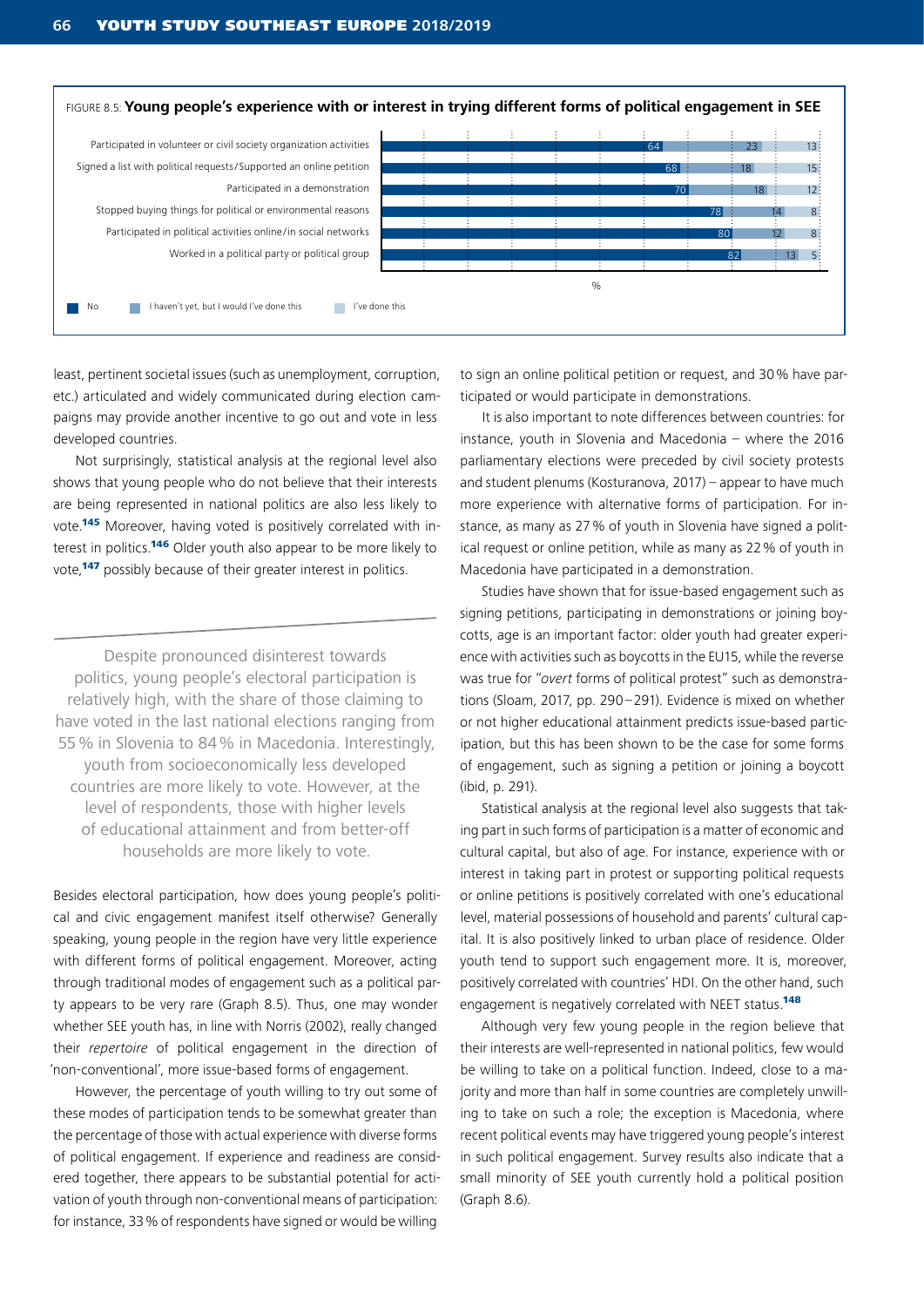FIGURE 8.5: **Young people's experience with or interest in trying different forms of political engagement in SEE**

| | No | I haven't yet, but I would I've done this | I've done this |
|---|---|---|---|
| Participated in volunteer or civil society organization activities | 64 | 23 | 13 |
| Signed a list with political requests/Supported an online petition | 68 | 18 | 15 |
| Participated in a demonstration | 70 | 18 | 12 |
| Stopped buying things for political or environmental reasons | 78 | 14 | 8 |
| Participated in political activities online/in social networks | 80 | 12 | 8 |
| Worked in a political party or political group | 82 | 13 | 5 |

%

least, pertinent societal issues (such as unemployment, corruption, etc.) articulated and widely communicated during election campaigns may provide another incentive to go out and vote in less developed countries.

Not surprisingly, statistical analysis at the regional level also shows that young people who do not believe that their interests are being represented in national politics are also less likely to vote.[145] Moreover, having voted is positively correlated with interest in politics.[146] Older youth also appear to be more likely to vote,[147] possibly because of their greater interest in politics.

> Despite pronounced disinterest towards politics, young people's electoral participation is relatively high, with the share of those claiming to have voted in the last national elections ranging from 55 % in Slovenia to 84 % in Macedonia. Interestingly, youth from socioeconomically less developed countries are more likely to vote. However, at the level of respondents, those with higher levels of educational attainment and from better-off households are more likely to vote.

Besides electoral participation, how does young people's political and civic engagement manifest itself otherwise? Generally speaking, young people in the region have very little experience with different forms of political engagement. Moreover, acting through traditional modes of engagement such as a political party appears to be very rare (Graph 8.5). Thus, one may wonder whether SEE youth has, in line with Norris (2002), really changed their *repertoire* of political engagement in the direction of 'non-conventional', more issue-based forms of engagement.

However, the percentage of youth willing to try out some of these modes of participation tends to be somewhat greater than the percentage of those with actual experience with diverse forms of political engagement. If experience and readiness are considered together, there appears to be substantial potential for activation of youth through non-conventional means of participation: for instance, 33 % of respondents have signed or would be willing to sign an online political petition or request, and 30 % have participated or would participate in demonstrations.

It is also important to note differences between countries: for instance, youth in Slovenia and Macedonia – where the 2016 parliamentary elections were preceded by civil society protests and student plenums (Kosturanova, 2017) – appear to have much more experience with alternative forms of participation. For instance, as many as 27 % of youth in Slovenia have signed a political request or online petition, while as many as 22 % of youth in Macedonia have participated in a demonstration.

Studies have shown that for issue-based engagement such as signing petitions, participating in demonstrations or joining boycotts, age is an important factor: older youth had greater experience with activities such as boycotts in the EU15, while the reverse was true for "*overt* forms of political protest" such as demonstrations (Sloam, 2017, pp. 290–291). Evidence is mixed on whether or not higher educational attainment predicts issue-based participation, but this has been shown to be the case for some forms of engagement, such as signing a petition or joining a boycott (ibid, p. 291).

Statistical analysis at the regional level also suggests that taking part in such forms of participation is a matter of economic and cultural capital, but also of age. For instance, experience with or interest in taking part in protest or supporting political requests or online petitions is positively correlated with one's educational level, material possessions of household and parents' cultural capital. It is also positively linked to urban place of residence. Older youth tend to support such engagement more. It is, moreover, positively correlated with countries' HDI. On the other hand, such engagement is negatively correlated with NEET status.[148]

Although very few young people in the region believe that their interests are well-represented in national politics, few would be willing to take on a political function. Indeed, close to a majority and more than half in some countries are completely unwilling to take on such a role; the exception is Macedonia, where recent political events may have triggered young people's interest in such political engagement. Survey results also indicate that a small minority of SEE youth currently hold a political position (Graph 8.6).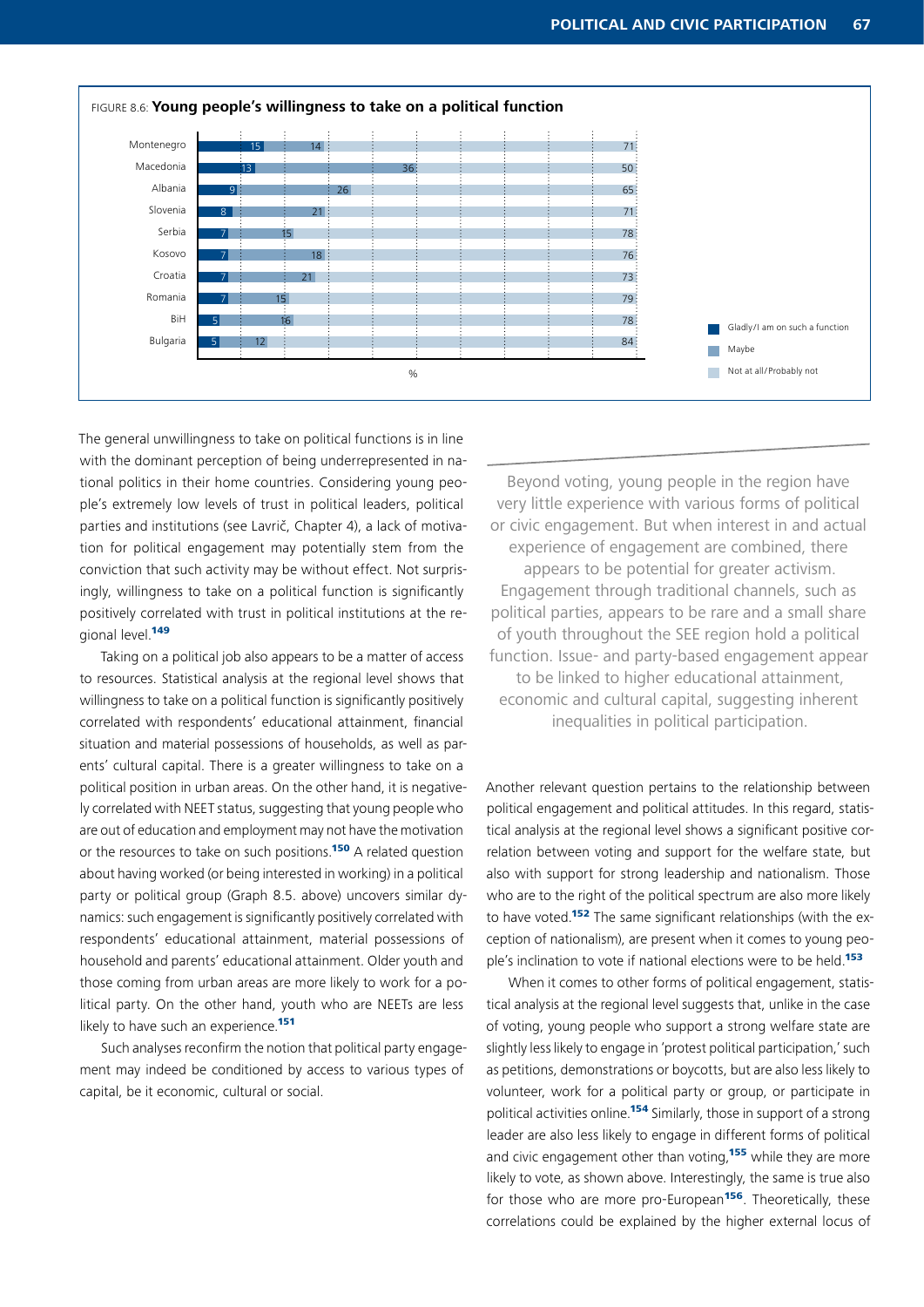FIGURE 8.6: **Young people's willingness to take on a political function**

| Country | Gladly/I am on such a function | Maybe | Not at all/Probably not |
| --- | --- | --- | --- |
| Montenegro | 15 | 14 | 71 |
| Macedonia | 13 | 36 | 50 |
| Albania | 9 | 26 | 65 |
| Slovenia | 8 | 21 | 71 |
| Serbia | 7 | 15 | 78 |
| Kosovo | 7 | 18 | 76 |
| Croatia | 7 | 21 | 73 |
| Romania | 7 | 15 | 79 |
| BiH | 5 | 16 | 78 |
| Bulgaria | 5 | 12 | 84 |

%

The general unwillingness to take on political functions is in line with the dominant perception of being underrepresented in national politics in their home countries. Considering young people's extremely low levels of trust in political leaders, political parties and institutions (see Lavrič, Chapter 4), a lack of motivation for political engagement may potentially stem from the conviction that such activity may be without effect. Not surprisingly, willingness to take on a political function is significantly positively correlated with trust in political institutions at the regional level.[149]

Taking on a political job also appears to be a matter of access to resources. Statistical analysis at the regional level shows that willingness to take on a political function is significantly positively correlated with respondents' educational attainment, financial situation and material possessions of households, as well as parents' cultural capital. There is a greater willingness to take on a political position in urban areas. On the other hand, it is negatively correlated with NEET status, suggesting that young people who are out of education and employment may not have the motivation or the resources to take on such positions.[150] A related question about having worked (or being interested in working) in a political party or political group (Graph 8.5. above) uncovers similar dynamics: such engagement is significantly positively correlated with respondents' educational attainment, material possessions of household and parents' educational attainment. Older youth and those coming from urban areas are more likely to work for a political party. On the other hand, youth who are NEETs are less likely to have such an experience.[151]

Such analyses reconfirm the notion that political party engagement may indeed be conditioned by access to various types of capital, be it economic, cultural or social.

> Beyond voting, young people in the region have very little experience with various forms of political or civic engagement. But when interest in and actual experience of engagement are combined, there appears to be potential for greater activism. Engagement through traditional channels, such as political parties, appears to be rare and a small share of youth throughout the SEE region hold a political function. Issue- and party-based engagement appear to be linked to higher educational attainment, economic and cultural capital, suggesting inherent inequalities in political participation.

Another relevant question pertains to the relationship between political engagement and political attitudes. In this regard, statistical analysis at the regional level shows a significant positive correlation between voting and support for the welfare state, but also with support for strong leadership and nationalism. Those who are to the right of the political spectrum are also more likely to have voted.[152] The same significant relationships (with the exception of nationalism), are present when it comes to young people's inclination to vote if national elections were to be held.[153]

When it comes to other forms of political engagement, statistical analysis at the regional level suggests that, unlike in the case of voting, young people who support a strong welfare state are slightly less likely to engage in 'protest political participation,' such as petitions, demonstrations or boycotts, but are also less likely to volunteer, work for a political party or group, or participate in political activities online.[154] Similarly, those in support of a strong leader are also less likely to engage in different forms of political and civic engagement other than voting,[155] while they are more likely to vote, as shown above. Interestingly, the same is true also for those who are more pro-European[156]. Theoretically, these correlations could be explained by the higher external locus of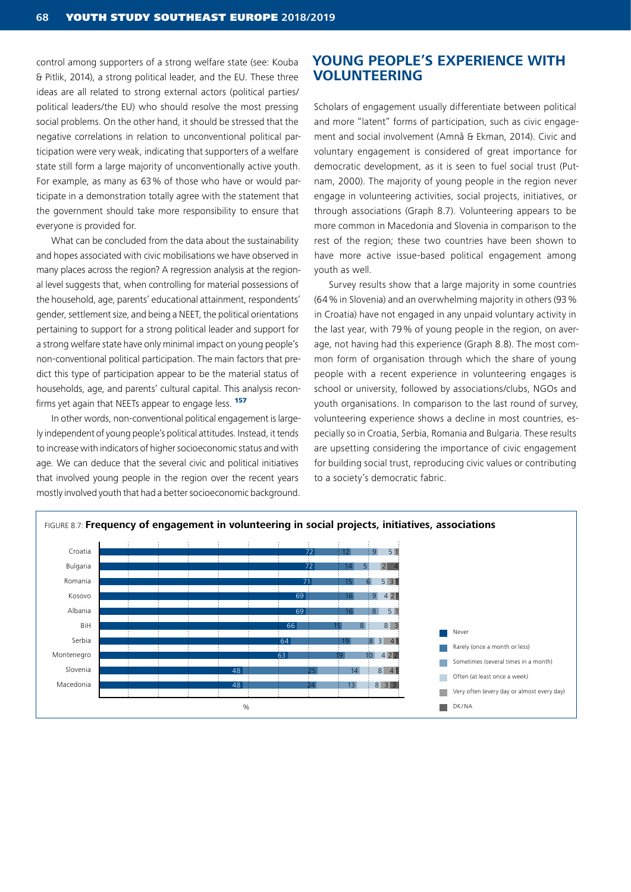control among supporters of a strong welfare state (see: Kouba & Pitlik, 2014), a strong political leader, and the EU. These three ideas are all related to strong external actors (political parties/political leaders/the EU) who should resolve the most pressing social problems. On the other hand, it should be stressed that the negative correlations in relation to unconventional political participation were very weak, indicating that supporters of a welfare state still form a large majority of unconventionally active youth. For example, as many as 63 % of those who have or would participate in a demonstration totally agree with the statement that the government should take more responsibility to ensure that everyone is provided for.

What can be concluded from the data about the sustainability and hopes associated with civic mobilisations we have observed in many places across the region? A regression analysis at the regional level suggests that, when controlling for material possessions of the household, age, parents' educational attainment, respondents' gender, settlement size, and being a NEET, the political orientations pertaining to support for a strong political leader and support for a strong welfare state have only minimal impact on young people's non-conventional political participation. The main factors that predict this type of participation appear to be the material status of households, age, and parents' cultural capital. This analysis reconfirms yet again that NEETs appear to engage less. [157]

In other words, non-conventional political engagement is largely independent of young people's political attitudes. Instead, it tends to increase with indicators of higher socioeconomic status and with age. We can deduce that the several civic and political initiatives that involved young people in the region over the recent years mostly involved youth that had a better socioeconomic background.

## YOUNG PEOPLE'S EXPERIENCE WITH VOLUNTEERING

Scholars of engagement usually differentiate between political and more "latent" forms of participation, such as civic engagement and social involvement (Amnå & Ekman, 2014). Civic and voluntary engagement is considered of great importance for democratic development, as it is seen to fuel social trust (Putnam, 2000). The majority of young people in the region never engage in volunteering activities, social projects, initiatives, or through associations (Graph 8.7). Volunteering appears to be more common in Macedonia and Slovenia in comparison to the rest of the region; these two countries have been shown to have more active issue-based political engagement among youth as well.

Survey results show that a large majority in some countries (64 % in Slovenia) and an overwhelming majority in others (93 % in Croatia) have not engaged in any unpaid voluntary activity in the last year, with 79 % of young people in the region, on average, not having had this experience (Graph 8.8). The most common form of organisation through which the share of young people with a recent experience in volunteering engages is school or university, followed by associations/clubs, NGOs and youth organisations. In comparison to the last round of survey, volunteering experience shows a decline in most countries, especially so in Croatia, Serbia, Romania and Bulgaria. These results are upsetting considering the importance of civic engagement for building social trust, reproducing civic values or contributing to a society's democratic fabric.

FIGURE 8.7: **Frequency of engagement in volunteering in social projects, initiatives, associations**

| % | Never | Rarely (once a month or less) | Sometimes (several times in a month) | Often (at least once a week) | Very often (every day or almost every day) | DK/NA |
|---|---|---|---|---|---|---|
| Croatia | 72 | 12 | 9 | 5 | 1 | |
| Bulgaria | 72 | 14 | 5 | 2 | 4 | |
| Romania | 71 | 15 | 6 | 5 | 3 | 1 |
| Kosovo | 69 | 16 | 9 | 4 | 2 | |
| Albania | 69 | 16 | 8 | 5 | 1 | |
| BiH | 66 | 15 | 8 | 8 | 3 | |
| Serbia | 64 | 19 | 8 | 3 | 4 | |
| Montenegro | 63 | 19 | 10 | 4 | 2 | 2 |
| Slovenia | 48 | 25 | 14 | 8 | 4 | |
| Macedonia | 48 | 24 | 13 | 8 | 3 | 3 |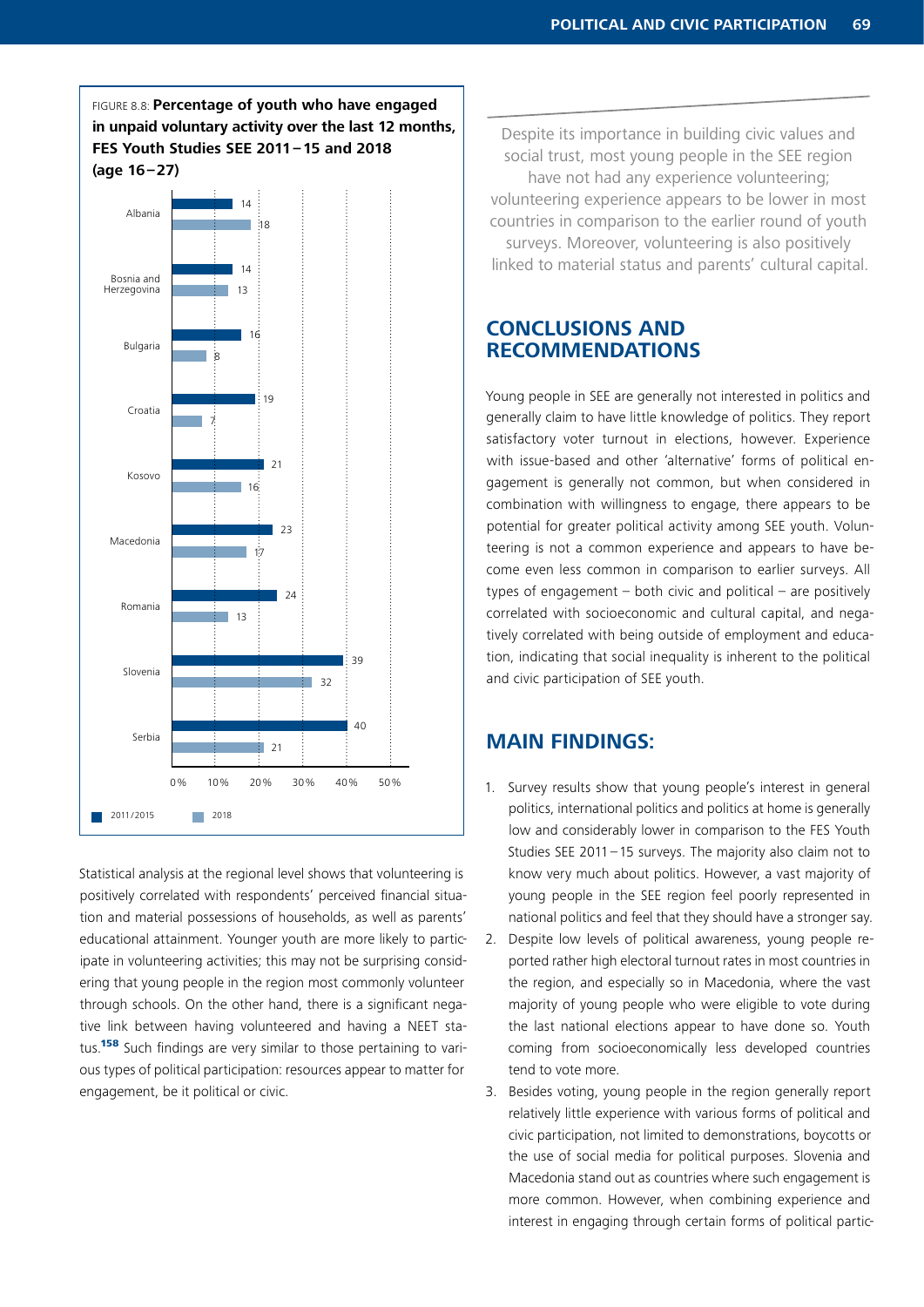FIGURE 8.8: **Percentage of youth who have engaged in unpaid voluntary activity over the last 12 months, FES Youth Studies SEE 2011 – 15 and 2018 (age 16 – 27)**

| Country | 2011/2015 | 2018 |
|---|---|---|
| Albania | 14 | 18 |
| Bosnia and Herzegovina | 14 | 13 |
| Bulgaria | 16 | 8 |
| Croatia | 19 | 7 |
| Kosovo | 21 | 16 |
| Macedonia | 23 | 17 |
| Romania | 24 | 13 |
| Slovenia | 39 | 32 |
| Serbia | 40 | 21 |

Statistical analysis at the regional level shows that volunteering is positively correlated with respondents' perceived financial situation and material possessions of households, as well as parents' educational attainment. Younger youth are more likely to participate in volunteering activities; this may not be surprising considering that young people in the region most commonly volunteer through schools. On the other hand, there is a significant negative link between having volunteered and having a NEET status.[158] Such findings are very similar to those pertaining to various types of political participation: resources appear to matter for engagement, be it political or civic.

> Despite its importance in building civic values and social trust, most young people in the SEE region have not had any experience volunteering; volunteering experience appears to be lower in most countries in comparison to the earlier round of youth surveys. Moreover, volunteering is also positively linked to material status and parents' cultural capital.

## CONCLUSIONS AND RECOMMENDATIONS

Young people in SEE are generally not interested in politics and generally claim to have little knowledge of politics. They report satisfactory voter turnout in elections, however. Experience with issue-based and other 'alternative' forms of political engagement is generally not common, but when considered in combination with willingness to engage, there appears to be potential for greater political activity among SEE youth. Volunteering is not a common experience and appears to have become even less common in comparison to earlier surveys. All types of engagement – both civic and political – are positively correlated with socioeconomic and cultural capital, and negatively correlated with being outside of employment and education, indicating that social inequality is inherent to the political and civic participation of SEE youth.

## MAIN FINDINGS:

1. Survey results show that young people's interest in general politics, international politics and politics at home is generally low and considerably lower in comparison to the FES Youth Studies SEE 2011 – 15 surveys. The majority also claim not to know very much about politics. However, a vast majority of young people in the SEE region feel poorly represented in national politics and feel that they should have a stronger say.
2. Despite low levels of political awareness, young people reported rather high electoral turnout rates in most countries in the region, and especially so in Macedonia, where the vast majority of young people who were eligible to vote during the last national elections appear to have done so. Youth coming from socioeconomically less developed countries tend to vote more.
3. Besides voting, young people in the region generally report relatively little experience with various forms of political and civic participation, not limited to demonstrations, boycotts or the use of social media for political purposes. Slovenia and Macedonia stand out as countries where such engagement is more common. However, when combining experience and interest in engaging through certain forms of political partic-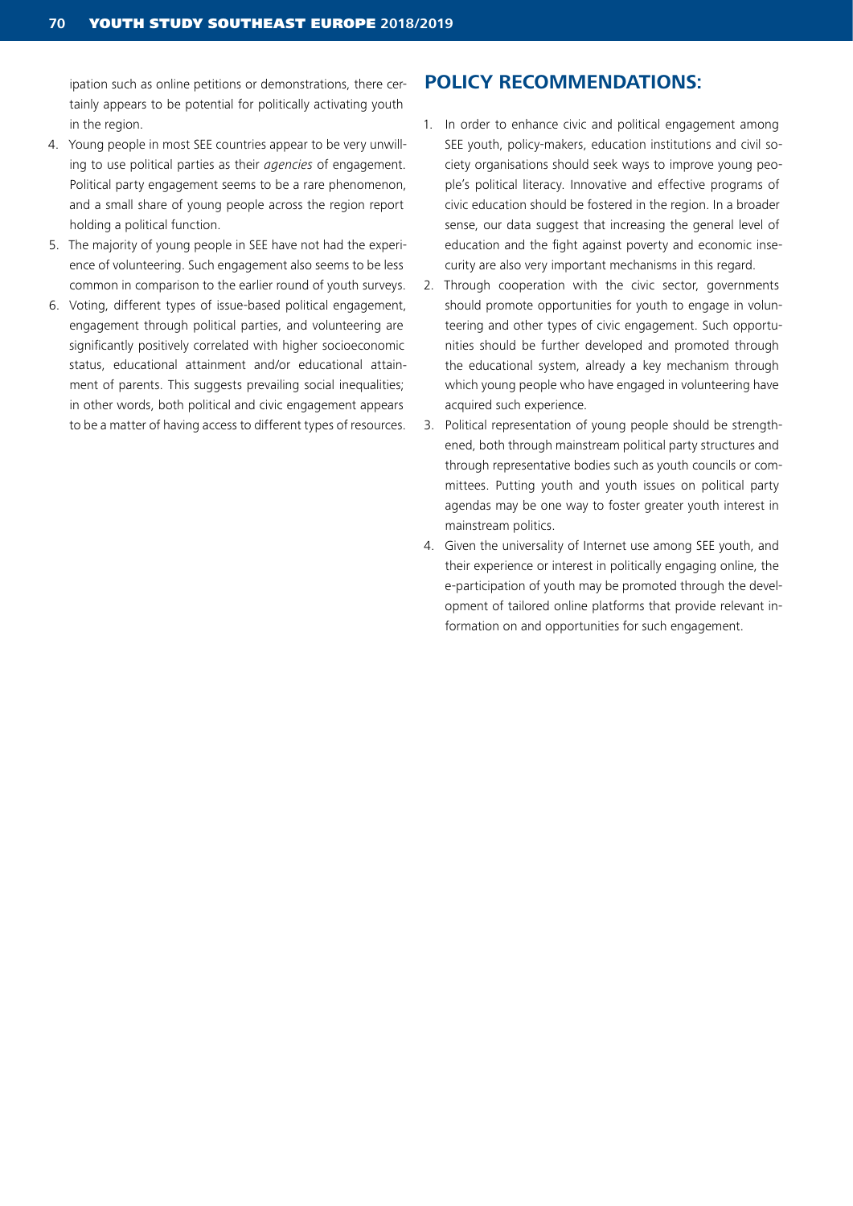ipation such as online petitions or demonstrations, there certainly appears to be potential for politically activating youth in the region.

4. Young people in most SEE countries appear to be very unwilling to use political parties as their *agencies* of engagement. Political party engagement seems to be a rare phenomenon, and a small share of young people across the region report holding a political function.
5. The majority of young people in SEE have not had the experience of volunteering. Such engagement also seems to be less common in comparison to the earlier round of youth surveys.
6. Voting, different types of issue-based political engagement, engagement through political parties, and volunteering are significantly positively correlated with higher socioeconomic status, educational attainment and/or educational attainment of parents. This suggests prevailing social inequalities; in other words, both political and civic engagement appears to be a matter of having access to different types of resources.

## POLICY RECOMMENDATIONS:

1. In order to enhance civic and political engagement among SEE youth, policy-makers, education institutions and civil society organisations should seek ways to improve young people's political literacy. Innovative and effective programs of civic education should be fostered in the region. In a broader sense, our data suggest that increasing the general level of education and the fight against poverty and economic insecurity are also very important mechanisms in this regard.
2. Through cooperation with the civic sector, governments should promote opportunities for youth to engage in volunteering and other types of civic engagement. Such opportunities should be further developed and promoted through the educational system, already a key mechanism through which young people who have engaged in volunteering have acquired such experience.
3. Political representation of young people should be strengthened, both through mainstream political party structures and through representative bodies such as youth councils or committees. Putting youth and youth issues on political party agendas may be one way to foster greater youth interest in mainstream politics.
4. Given the universality of Internet use among SEE youth, and their experience or interest in politically engaging online, the e-participation of youth may be promoted through the development of tailored online platforms that provide relevant information on and opportunities for such engagement.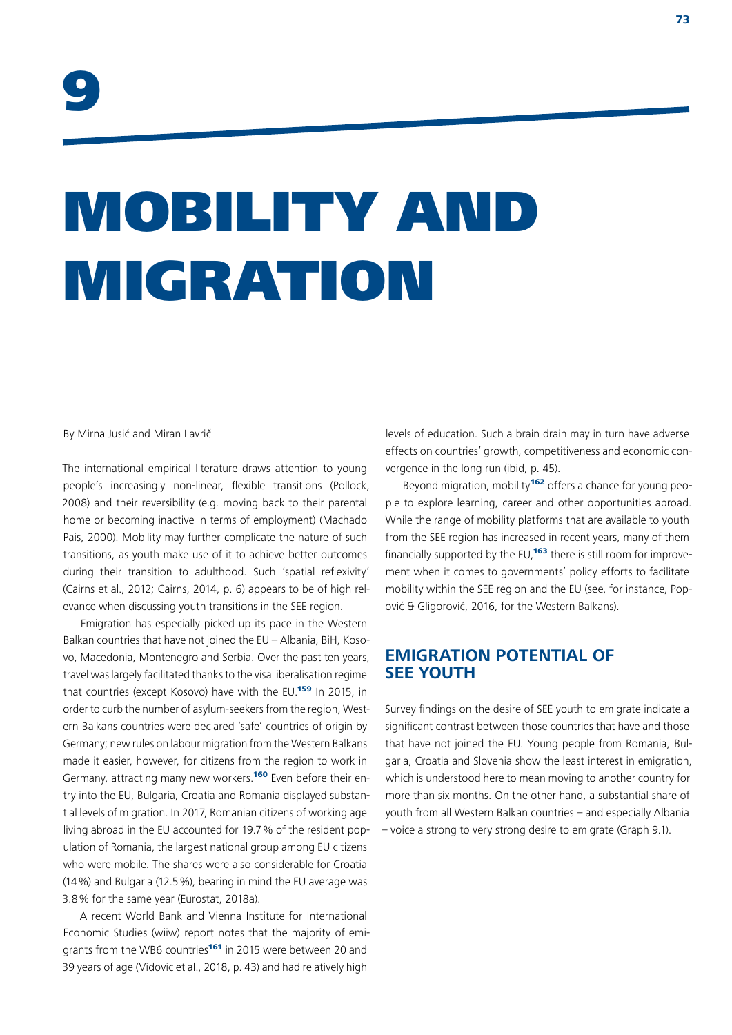# 9

# MOBILITY AND MIGRATION

By Mirna Jusić and Miran Lavrič

The international empirical literature draws attention to young people's increasingly non-linear, flexible transitions (Pollock, 2008) and their reversibility (e.g. moving back to their parental home or becoming inactive in terms of employment) (Machado Pais, 2000). Mobility may further complicate the nature of such transitions, as youth make use of it to achieve better outcomes during their transition to adulthood. Such 'spatial reflexivity' (Cairns et al., 2012; Cairns, 2014, p. 6) appears to be of high relevance when discussing youth transitions in the SEE region.

Emigration has especially picked up its pace in the Western Balkan countries that have not joined the EU – Albania, BiH, Kosovo, Macedonia, Montenegro and Serbia. Over the past ten years, travel was largely facilitated thanks to the visa liberalisation regime that countries (except Kosovo) have with the EU.[159] In 2015, in order to curb the number of asylum-seekers from the region, Western Balkans countries were declared 'safe' countries of origin by Germany; new rules on labour migration from the Western Balkans made it easier, however, for citizens from the region to work in Germany, attracting many new workers.[160] Even before their entry into the EU, Bulgaria, Croatia and Romania displayed substantial levels of migration. In 2017, Romanian citizens of working age living abroad in the EU accounted for 19.7 % of the resident population of Romania, the largest national group among EU citizens who were mobile. The shares were also considerable for Croatia (14 %) and Bulgaria (12.5 %), bearing in mind the EU average was 3.8 % for the same year (Eurostat, 2018a).

A recent World Bank and Vienna Institute for International Economic Studies (wiiw) report notes that the majority of emigrants from the WB6 countries[161] in 2015 were between 20 and 39 years of age (Vidovic et al., 2018, p. 43) and had relatively high levels of education. Such a brain drain may in turn have adverse effects on countries' growth, competitiveness and economic convergence in the long run (ibid, p. 45).

Beyond migration, mobility[162] offers a chance for young people to explore learning, career and other opportunities abroad. While the range of mobility platforms that are available to youth from the SEE region has increased in recent years, many of them financially supported by the EU,[163] there is still room for improvement when it comes to governments' policy efforts to facilitate mobility within the SEE region and the EU (see, for instance, Popović & Gligorović, 2016, for the Western Balkans).

## EMIGRATION POTENTIAL OF SEE YOUTH

Survey findings on the desire of SEE youth to emigrate indicate a significant contrast between those countries that have and those that have not joined the EU. Young people from Romania, Bulgaria, Croatia and Slovenia show the least interest in emigration, which is understood here to mean moving to another country for more than six months. On the other hand, a substantial share of youth from all Western Balkan countries – and especially Albania – voice a strong to very strong desire to emigrate (Graph 9.1).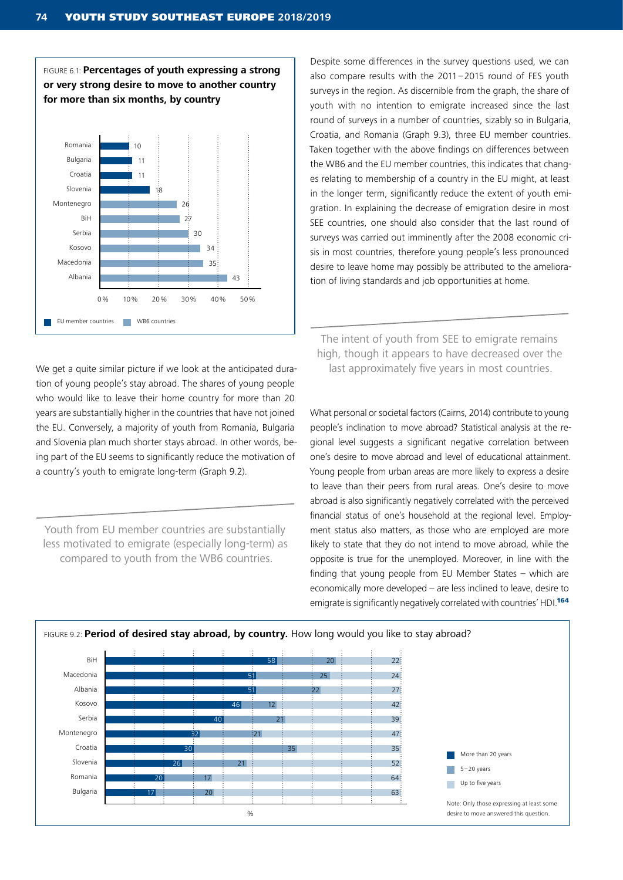FIGURE 6.1: **Percentages of youth expressing a strong or very strong desire to move to another country for more than six months, by country**

| Country | % |
|---|---|
| Romania | 10 |
| Bulgaria | 11 |
| Croatia | 11 |
| Slovenia | 18 |
| Montenegro | 26 |
| BiH | 27 |
| Serbia | 30 |
| Kosovo | 34 |
| Macedonia | 35 |
| Albania | 43 |

EU member countries: Romania, Bulgaria, Croatia, Slovenia; WB6 countries: Montenegro, BiH, Serbia, Kosovo, Macedonia, Albania

Despite some differences in the survey questions used, we can also compare results with the 2011–2015 round of FES youth surveys in the region. As discernible from the graph, the share of youth with no intention to emigrate increased since the last round of surveys in a number of countries, sizably so in Bulgaria, Croatia, and Romania (Graph 9.3), three EU member countries. Taken together with the above findings on differences between the WB6 and the EU member countries, this indicates that changes relating to membership of a country in the EU might, at least in the longer term, significantly reduce the extent of youth emigration. In explaining the decrease of emigration desire in most SEE countries, one should also consider that the last round of surveys was carried out imminently after the 2008 economic crisis in most countries, therefore young people's less pronounced desire to leave home may possibly be attributed to the amelioration of living standards and job opportunities at home.

> The intent of youth from SEE to emigrate remains high, though it appears to have decreased over the last approximately five years in most countries.

We get a quite similar picture if we look at the anticipated duration of young people's stay abroad. The shares of young people who would like to leave their home country for more than 20 years are substantially higher in the countries that have not joined the EU. Conversely, a majority of youth from Romania, Bulgaria and Slovenia plan much shorter stays abroad. In other words, being part of the EU seems to significantly reduce the motivation of a country's youth to emigrate long-term (Graph 9.2).

> Youth from EU member countries are substantially less motivated to emigrate (especially long-term) as compared to youth from the WB6 countries.

What personal or societal factors (Cairns, 2014) contribute to young people's inclination to move abroad? Statistical analysis at the regional level suggests a significant negative correlation between one's desire to move abroad and level of educational attainment. Young people from urban areas are more likely to express a desire to leave than their peers from rural areas. One's desire to move abroad is also significantly negatively correlated with the perceived financial status of one's household at the regional level. Employment status also matters, as those who are employed are more likely to state that they do not intend to move abroad, while the opposite is true for the unemployed. Moreover, in line with the finding that young people from EU Member States – which are economically more developed – are less inclined to leave, desire to emigrate is significantly negatively correlated with countries' HDI.[164]

FIGURE 9.2: **Period of desired stay abroad, by country.** How long would you like to stay abroad?

| Country | More than 20 years | 5–20 years | Up to five years |
|---|---|---|---|
| BiH | 58 | 20 | 22 |
| Macedonia | 51 | 25 | 24 |
| Albania | 51 | 22 | 27 |
| Kosovo | 46 | 12 | 42 |
| Serbia | 40 | 21 | 39 |
| Montenegro | 32 | 21 | 47 |
| Croatia | 30 | 35 | 35 |
| Slovenia | 26 | 21 | 52 |
| Romania | 20 | 17 | 64 |
| Bulgaria | 17 | 20 | 63 |

%

Note: Only those expressing at least some desire to move answered this question.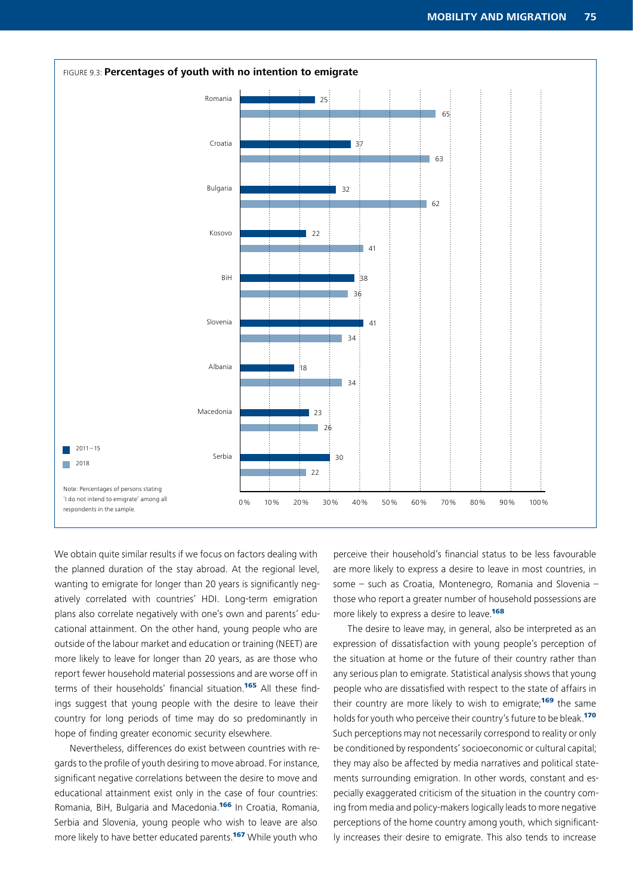FIGURE 9.3: **Percentages of youth with no intention to emigrate**

| Country | 2011–15 | 2018 |
|---|---|---|
| Romania | 25 | 65 |
| Croatia | 37 | 63 |
| Bulgaria | 32 | 62 |
| Kosovo | 22 | 41 |
| BiH | 38 | 36 |
| Slovenia | 41 | 34 |
| Albania | 18 | 34 |
| Macedonia | 23 | 26 |
| Serbia | 30 | 22 |

Note: Percentages of persons stating 'I do not intend to emigrate' among all respondents in the sample.

We obtain quite similar results if we focus on factors dealing with the planned duration of the stay abroad. At the regional level, wanting to emigrate for longer than 20 years is significantly negatively correlated with countries' HDI. Long-term emigration plans also correlate negatively with one's own and parents' educational attainment. On the other hand, young people who are outside of the labour market and education or training (NEET) are more likely to leave for longer than 20 years, as are those who report fewer household material possessions and are worse off in terms of their households' financial situation.[165] All these findings suggest that young people with the desire to leave their country for long periods of time may do so predominantly in hope of finding greater economic security elsewhere.

Nevertheless, differences do exist between countries with regards to the profile of youth desiring to move abroad. For instance, significant negative correlations between the desire to move and educational attainment exist only in the case of four countries: Romania, BiH, Bulgaria and Macedonia.[166] In Croatia, Romania, Serbia and Slovenia, young people who wish to leave are also more likely to have better educated parents.[167] While youth who perceive their household's financial status to be less favourable are more likely to express a desire to leave in most countries, in some – such as Croatia, Montenegro, Romania and Slovenia – those who report a greater number of household possessions are more likely to express a desire to leave.[168]

The desire to leave may, in general, also be interpreted as an expression of dissatisfaction with young people's perception of the situation at home or the future of their country rather than any serious plan to emigrate. Statistical analysis shows that young people who are dissatisfied with respect to the state of affairs in their country are more likely to wish to emigrate;[169] the same holds for youth who perceive their country's future to be bleak.[170] Such perceptions may not necessarily correspond to reality or only be conditioned by respondents' socioeconomic or cultural capital; they may also be affected by media narratives and political statements surrounding emigration. In other words, constant and especially exaggerated criticism of the situation in the country coming from media and policy-makers logically leads to more negative perceptions of the home country among youth, which significantly increases their desire to emigrate. This also tends to increase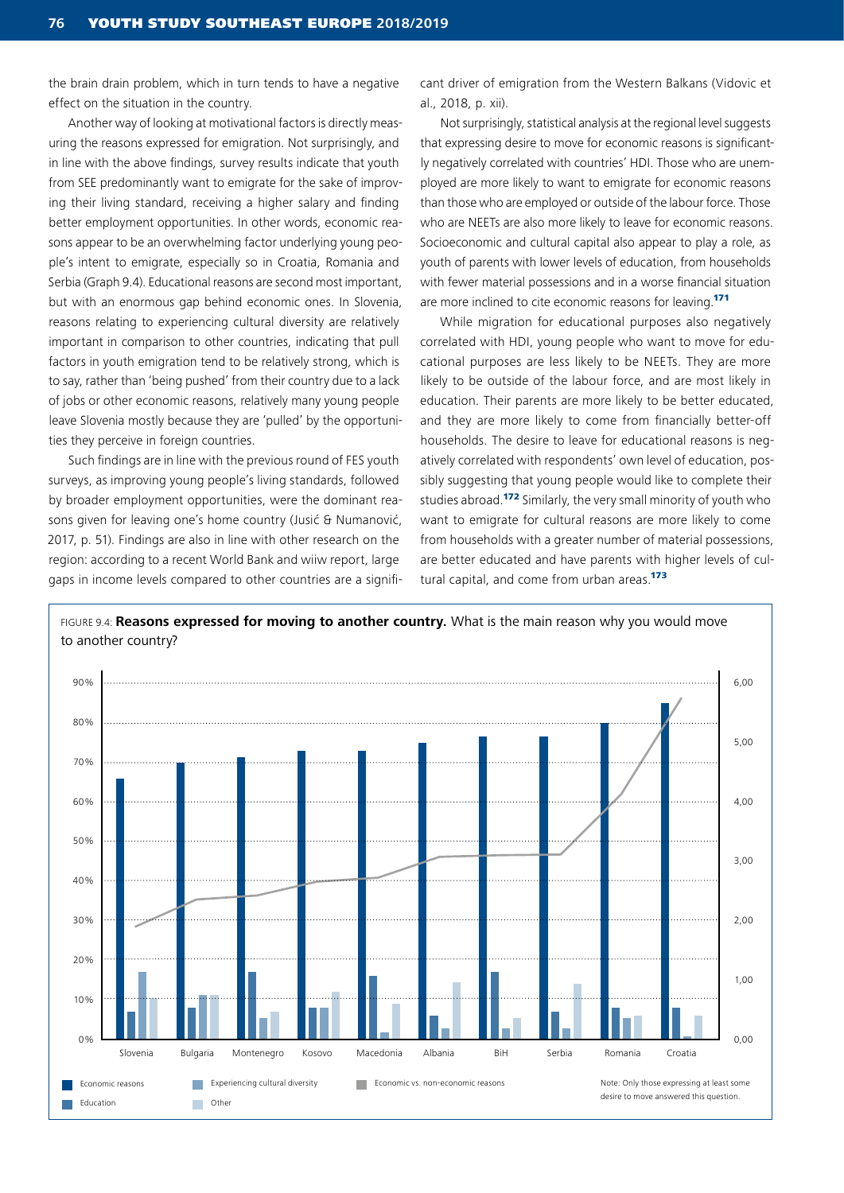the brain drain problem, which in turn tends to have a negative effect on the situation in the country.

Another way of looking at motivational factors is directly measuring the reasons expressed for emigration. Not surprisingly, and in line with the above findings, survey results indicate that youth from SEE predominantly want to emigrate for the sake of improving their living standard, receiving a higher salary and finding better employment opportunities. In other words, economic reasons appear to be an overwhelming factor underlying young people's intent to emigrate, especially so in Croatia, Romania and Serbia (Graph 9.4). Educational reasons are second most important, but with an enormous gap behind economic ones. In Slovenia, reasons relating to experiencing cultural diversity are relatively important in comparison to other countries, indicating that pull factors in youth emigration tend to be relatively strong, which is to say, rather than 'being pushed' from their country due to a lack of jobs or other economic reasons, relatively many young people leave Slovenia mostly because they are 'pulled' by the opportunities they perceive in foreign countries.

Such findings are in line with the previous round of FES youth surveys, as improving young people's living standards, followed by broader employment opportunities, were the dominant reasons given for leaving one's home country (Jusić & Numanović, 2017, p. 51). Findings are also in line with other research on the region: according to a recent World Bank and wiiw report, large gaps in income levels compared to other countries are a significant driver of emigration from the Western Balkans (Vidovic et al., 2018, p. xii).

Not surprisingly, statistical analysis at the regional level suggests that expressing desire to move for economic reasons is significantly negatively correlated with countries' HDI. Those who are unemployed are more likely to want to emigrate for economic reasons than those who are employed or outside of the labour force. Those who are NEETs are also more likely to leave for economic reasons. Socioeconomic and cultural capital also appear to play a role, as youth of parents with lower levels of education, from households with fewer material possessions and in a worse financial situation are more inclined to cite economic reasons for leaving.[171]

While migration for educational purposes also negatively correlated with HDI, young people who want to move for educational purposes are less likely to be NEETs. They are more likely to be outside of the labour force, and are most likely in education. Their parents are more likely to be better educated, and they are more likely to come from financially better-off households. The desire to leave for educational reasons is negatively correlated with respondents' own level of education, possibly suggesting that young people would like to complete their studies abroad.[172] Similarly, the very small minority of youth who want to emigrate for cultural reasons are more likely to come from households with a greater number of material possessions, are better educated and have parents with higher levels of cultural capital, and come from urban areas.[173]

FIGURE 9.4: **Reasons expressed for moving to another country.** What is the main reason why you would move to another country?

| | Slovenia | Bulgaria | Montenegro | Kosovo | Macedonia | Albania | BiH | Serbia | Romania | Croatia |
|---|---|---|---|---|---|---|---|---|---|---|
| Economic reasons | 66% | 70% | 71% | 73% | 73% | 75% | 76% | 76% | 80% | 85% |
| Education | 7% | 8% | 17% | 8% | 16% | 6% | 17% | 7% | 8% | 8% |
| Experiencing cultural diversity | 17% | 11% | 5% | 8% | 2% | 3% | 3% | 3% | 5% | 1% |
| Other | 10% | 11% | 7% | 12% | 9% | 14% | 5% | 14% | 6% | 6% |
| Economic vs. non-economic reasons | ~1.9 | ~2.3 | ~2.4 | ~2.6 | ~2.7 | ~3.0 | ~3.1 | ~3.1 | ~4.1 | ~5.7 |

Note: Only those expressing at least some desire to move answered this question.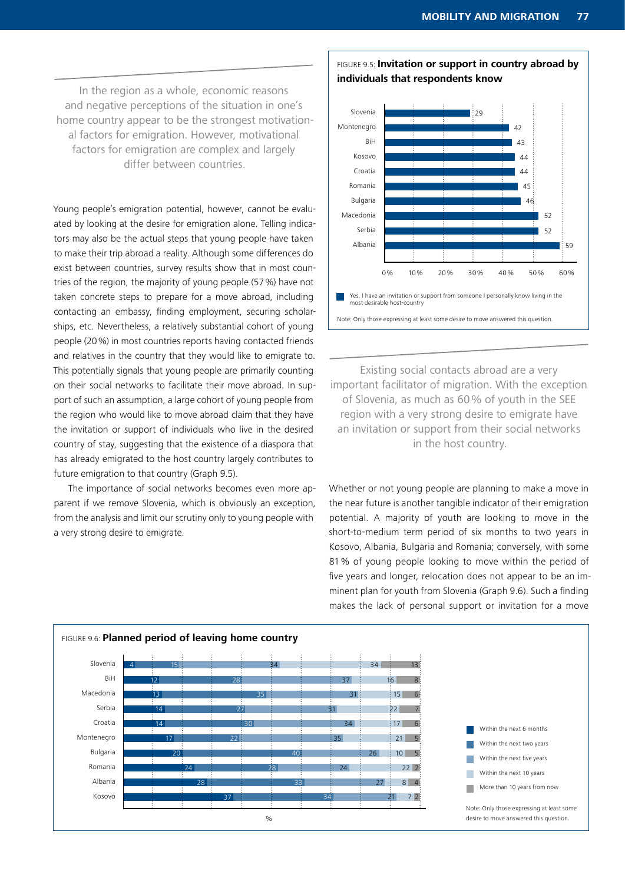> In the region as a whole, economic reasons and negative perceptions of the situation in one's home country appear to be the strongest motivational factors for emigration. However, motivational factors for emigration are complex and largely differ between countries.

Young people's emigration potential, however, cannot be evaluated by looking at the desire for emigration alone. Telling indicators may also be the actual steps that young people have taken to make their trip abroad a reality. Although some differences do exist between countries, survey results show that in most countries of the region, the majority of young people (57%) have not taken concrete steps to prepare for a move abroad, including contacting an embassy, finding employment, securing scholarships, etc. Nevertheless, a relatively substantial cohort of young people (20%) in most countries reports having contacted friends and relatives in the country that they would like to emigrate to. This potentially signals that young people are primarily counting on their social networks to facilitate their move abroad. In support of such an assumption, a large cohort of young people from the region who would like to move abroad claim that they have the invitation or support of individuals who live in the desired country of stay, suggesting that the existence of a diaspora that has already emigrated to the host country largely contributes to future emigration to that country (Graph 9.5).

The importance of social networks becomes even more apparent if we remove Slovenia, which is obviously an exception, from the analysis and limit our scrutiny only to young people with a very strong desire to emigrate.

FIGURE 9.5: **Invitation or support in country abroad by individuals that respondents know**

| Country | Yes, I have an invitation or support from someone I personally know living in the most desirable host-country (%) |
|---|---|
| Slovenia | 29 |
| Montenegro | 42 |
| BiH | 43 |
| Kosovo | 44 |
| Croatia | 44 |
| Romania | 45 |
| Bulgaria | 46 |
| Macedonia | 52 |
| Serbia | 52 |
| Albania | 59 |

Note: Only those expressing at least some desire to move answered this question.

> Existing social contacts abroad are a very important facilitator of migration. With the exception of Slovenia, as much as 60% of youth in the SEE region with a very strong desire to emigrate have an invitation or support from their social networks in the host country.

Whether or not young people are planning to make a move in the near future is another tangible indicator of their emigration potential. A majority of youth are looking to move in the short-to-medium term period of six months to two years in Kosovo, Albania, Bulgaria and Romania; conversely, with some 81% of young people looking to move within the period of five years and longer, relocation does not appear to be an imminent plan for youth from Slovenia (Graph 9.6). Such a finding makes the lack of personal support or invitation for a move

FIGURE 9.6: **Planned period of leaving home country**

| Country | Within the next 6 months | Within the next two years | Within the next five years | Within the next 10 years | More than 10 years from now |
|---|---|---|---|---|---|
| Slovenia | 4 | 15 | 34 | 34 | 13 |
| BiH | 12 | 28 | 37 | 16 | 8 |
| Macedonia | 13 | 35 | 31 | 15 | 6 |
| Serbia | 14 | 27 | 31 | 22 | 7 |
| Croatia | 14 | 30 | 34 | 17 | 6 |
| Montenegro | 17 | 22 | 35 | 21 | 5 |
| Bulgaria | 20 | 40 | 26 | 10 | 5 |
| Romania | 24 | 28 | 24 | 22 | 2 |
| Albania | 28 | 33 | 27 | 8 | 4 |
| Kosovo | 37 | 34 | 21 | 7 | 2 |

%

Note: Only those expressing at least some desire to move answered this question.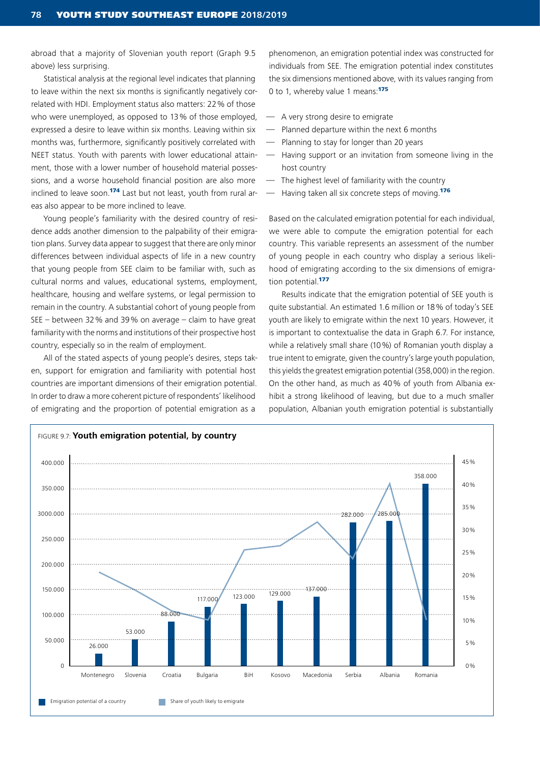abroad that a majority of Slovenian youth report (Graph 9.5 above) less surprising.

Statistical analysis at the regional level indicates that planning to leave within the next six months is significantly negatively correlated with HDI. Employment status also matters: 22% of those who were unemployed, as opposed to 13% of those employed, expressed a desire to leave within six months. Leaving within six months was, furthermore, significantly positively correlated with NEET status. Youth with parents with lower educational attainment, those with a lower number of household material possessions, and a worse household financial position are also more inclined to leave soon.[174] Last but not least, youth from rural areas also appear to be more inclined to leave.

Young people's familiarity with the desired country of residence adds another dimension to the palpability of their emigration plans. Survey data appear to suggest that there are only minor differences between individual aspects of life in a new country that young people from SEE claim to be familiar with, such as cultural norms and values, educational systems, employment, healthcare, housing and welfare systems, or legal permission to remain in the country. A substantial cohort of young people from SEE – between 32% and 39% on average – claim to have great familiarity with the norms and institutions of their prospective host country, especially so in the realm of employment.

All of the stated aspects of young people's desires, steps taken, support for emigration and familiarity with potential host countries are important dimensions of their emigration potential. In order to draw a more coherent picture of respondents' likelihood of emigrating and the proportion of potential emigration as a phenomenon, an emigration potential index was constructed for individuals from SEE. The emigration potential index constitutes the six dimensions mentioned above, with its values ranging from 0 to 1, whereby value 1 means:[175]

- A very strong desire to emigrate
- Planned departure within the next 6 months
- Planning to stay for longer than 20 years
- Having support or an invitation from someone living in the host country
- The highest level of familiarity with the country
- Having taken all six concrete steps of moving.[176]

Based on the calculated emigration potential for each individual, we were able to compute the emigration potential for each country. This variable represents an assessment of the number of young people in each country who display a serious likelihood of emigrating according to the six dimensions of emigration potential.[177]

Results indicate that the emigration potential of SEE youth is quite substantial. An estimated 1.6 million or 18% of today's SEE youth are likely to emigrate within the next 10 years. However, it is important to contextualise the data in Graph 6.7. For instance, while a relatively small share (10%) of Romanian youth display a true intent to emigrate, given the country's large youth population, this yields the greatest emigration potential (358,000) in the region. On the other hand, as much as 40% of youth from Albania exhibit a strong likelihood of leaving, but due to a much smaller population, Albanian youth emigration potential is substantially

FIGURE 9.7: **Youth emigration potential, by country**

| Country | Emigration potential of a country |
|---|---|
| Montenegro | 26.000 |
| Slovenia | 53.000 |
| Croatia | 88.000 |
| Bulgaria | 117.000 |
| BiH | 123.000 |
| Kosovo | 129.000 |
| Macedonia | 137.000 |
| Serbia | 282.000 |
| Albania | 285.000 |
| Romania | 358.000 |

Legend: Emigration potential of a country; Share of youth likely to emigrate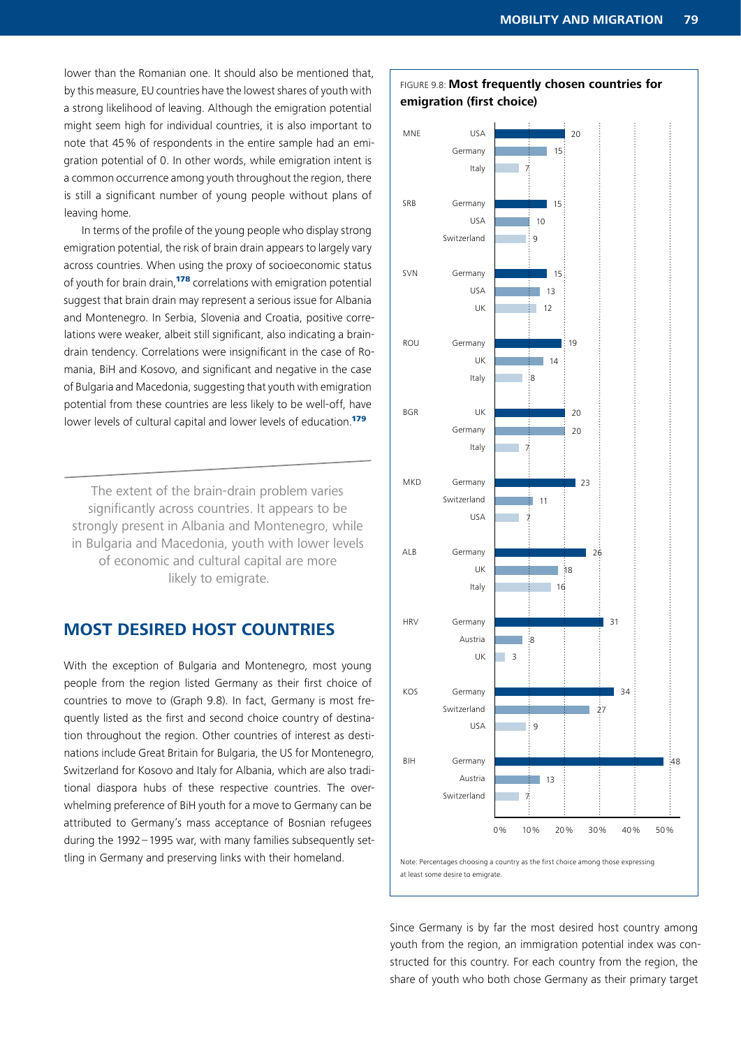lower than the Romanian one. It should also be mentioned that, by this measure, EU countries have the lowest shares of youth with a strong likelihood of leaving. Although the emigration potential might seem high for individual countries, it is also important to note that 45 % of respondents in the entire sample had an emigration potential of 0. In other words, while emigration intent is a common occurrence among youth throughout the region, there is still a significant number of young people without plans of leaving home.

In terms of the profile of the young people who display strong emigration potential, the risk of brain drain appears to largely vary across countries. When using the proxy of socioeconomic status of youth for brain drain,[178] correlations with emigration potential suggest that brain drain may represent a serious issue for Albania and Montenegro. In Serbia, Slovenia and Croatia, positive correlations were weaker, albeit still significant, also indicating a brain-drain tendency. Correlations were insignificant in the case of Romania, BiH and Kosovo, and significant and negative in the case of Bulgaria and Macedonia, suggesting that youth with emigration potential from these countries are less likely to be well-off, have lower levels of cultural capital and lower levels of education.[179]

> The extent of the brain-drain problem varies significantly across countries. It appears to be strongly present in Albania and Montenegro, while in Bulgaria and Macedonia, youth with lower levels of economic and cultural capital are more likely to emigrate.

## MOST DESIRED HOST COUNTRIES

With the exception of Bulgaria and Montenegro, most young people from the region listed Germany as their first choice of countries to move to (Graph 9.8). In fact, Germany is most frequently listed as the first and second choice country of destination throughout the region. Other countries of interest as destinations include Great Britain for Bulgaria, the US for Montenegro, Switzerland for Kosovo and Italy for Albania, which are also traditional diaspora hubs of these respective countries. The overwhelming preference of BiH youth for a move to Germany can be attributed to Germany's mass acceptance of Bosnian refugees during the 1992 – 1995 war, with many families subsequently settling in Germany and preserving links with their homeland.

FIGURE 9.8: **Most frequently chosen countries for emigration (first choice)**

| Country | Destination | % |
|---|---|---|
| MNE | USA | 20 |
| | Germany | 15 |
| | Italy | 7 |
| SRB | Germany | 15 |
| | USA | 10 |
| | Switzerland | 9 |
| SVN | Germany | 15 |
| | USA | 13 |
| | UK | 12 |
| ROU | Germany | 19 |
| | UK | 14 |
| | Italy | 8 |
| BGR | UK | 20 |
| | Germany | 20 |
| | Italy | 7 |
| MKD | Germany | 23 |
| | Switzerland | 11 |
| | USA | 7 |
| ALB | Germany | 26 |
| | UK | 18 |
| | Italy | 16 |
| HRV | Germany | 31 |
| | Austria | 8 |
| | UK | 3 |
| KOS | Germany | 34 |
| | Switzerland | 27 |
| | USA | 9 |
| BIH | Germany | 48 |
| | Austria | 13 |
| | Switzerland | 7 |

Note: Percentages choosing a country as the first choice among those expressing at least some desire to emigrate.

Since Germany is by far the most desired host country among youth from the region, an immigration potential index was constructed for this country. For each country from the region, the share of youth who both chose Germany as their primary target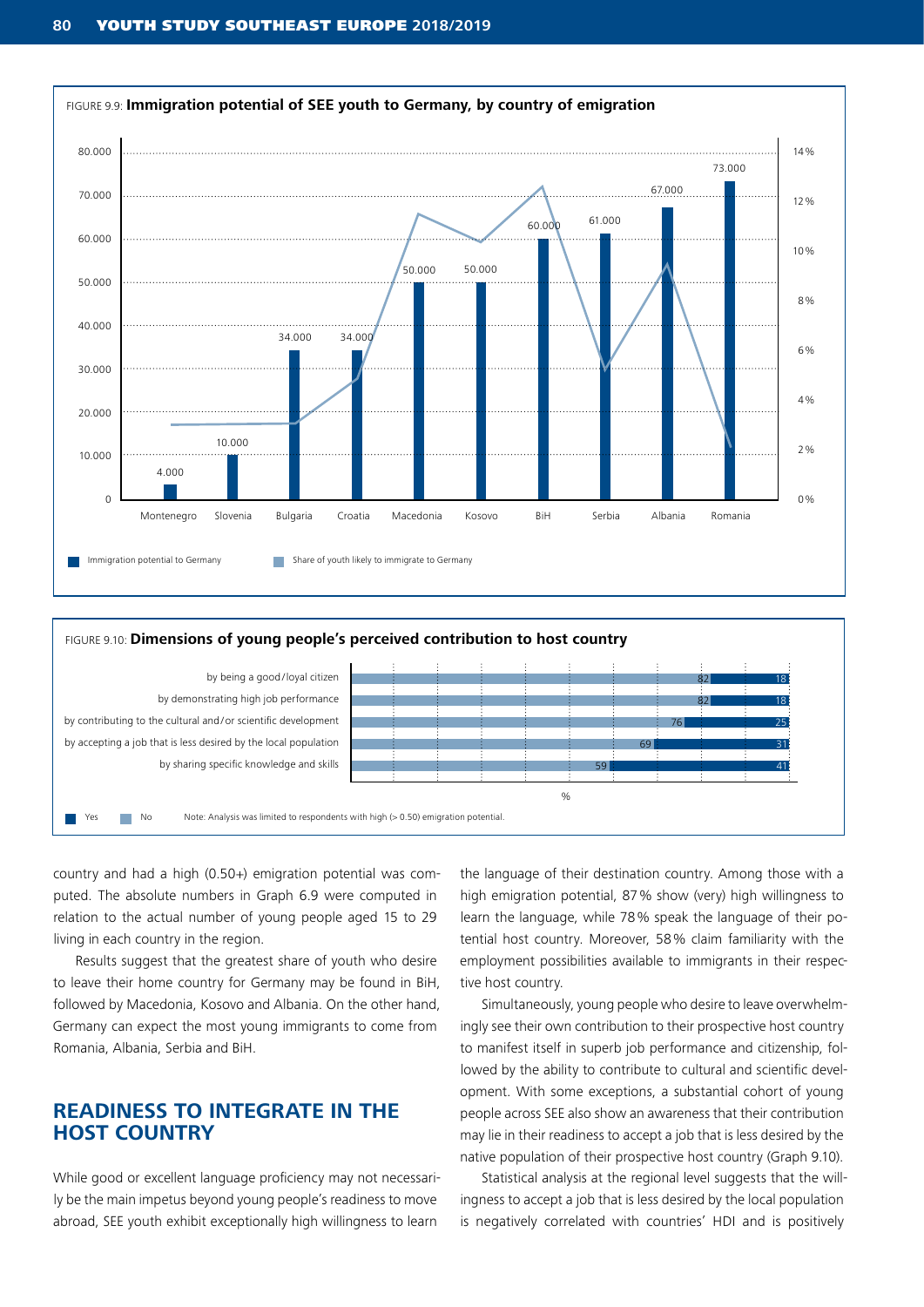FIGURE 9.9: **Immigration potential of SEE youth to Germany, by country of emigration**

| Country | Immigration potential to Germany |
|---|---|
| Montenegro | 4.000 |
| Slovenia | 10.000 |
| Bulgaria | 34.000 |
| Croatia | 34.000 |
| Macedonia | 50.000 |
| Kosovo | 50.000 |
| BiH | 60.000 |
| Serbia | 61.000 |
| Albania | 67.000 |
| Romania | 73.000 |

Immigration potential to Germany — Share of youth likely to immigrate to Germany

FIGURE 9.10: **Dimensions of young people's perceived contribution to host country**

| | No | Yes |
|---|---|---|
| by being a good/loyal citizen | 82 | 18 |
| by demonstrating high job performance | 82 | 18 |
| by contributing to the cultural and/or scientific development | 76 | 25 |
| by accepting a job that is less desired by the local population | 69 | 31 |
| by sharing specific knowledge and skills | 59 | 41 |

%

Yes No Note: Analysis was limited to respondents with high (> 0.50) emigration potential.

country and had a high (0.50+) emigration potential was computed. The absolute numbers in Graph 6.9 were computed in relation to the actual number of young people aged 15 to 29 living in each country in the region.

Results suggest that the greatest share of youth who desire to leave their home country for Germany may be found in BiH, followed by Macedonia, Kosovo and Albania. On the other hand, Germany can expect the most young immigrants to come from Romania, Albania, Serbia and BiH.

## READINESS TO INTEGRATE IN THE HOST COUNTRY

While good or excellent language proficiency may not necessarily be the main impetus beyond young people's readiness to move abroad, SEE youth exhibit exceptionally high willingness to learn the language of their destination country. Among those with a high emigration potential, 87% show (very) high willingness to learn the language, while 78% speak the language of their potential host country. Moreover, 58% claim familiarity with the employment possibilities available to immigrants in their respective host country.

Simultaneously, young people who desire to leave overwhelmingly see their own contribution to their prospective host country to manifest itself in superb job performance and citizenship, followed by the ability to contribute to cultural and scientific development. With some exceptions, a substantial cohort of young people across SEE also show an awareness that their contribution may lie in their readiness to accept a job that is less desired by the native population of their prospective host country (Graph 9.10).

Statistical analysis at the regional level suggests that the willingness to accept a job that is less desired by the local population is negatively correlated with countries' HDI and is positively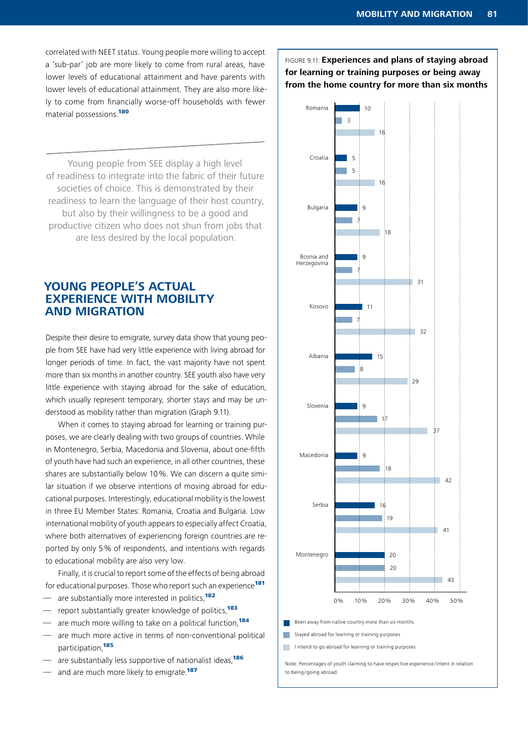correlated with NEET status. Young people more willing to accept a 'sub-par' job are more likely to come from rural areas, have lower levels of educational attainment and have parents with lower levels of educational attainment. They are also more likely to come from financially worse-off households with fewer material possessions.[180]

> Young people from SEE display a high level of readiness to integrate into the fabric of their future societies of choice. This is demonstrated by their readiness to learn the language of their host country, but also by their willingness to be a good and productive citizen who does not shun from jobs that are less desired by the local population.

## YOUNG PEOPLE'S ACTUAL EXPERIENCE WITH MOBILITY AND MIGRATION

Despite their desire to emigrate, survey data show that young people from SEE have had very little experience with living abroad for longer periods of time. In fact, the vast majority have not spent more than six months in another country. SEE youth also have very little experience with staying abroad for the sake of education, which usually represent temporary, shorter stays and may be understood as mobility rather than migration (Graph 9.11).

When it comes to staying abroad for learning or training purposes, we are clearly dealing with two groups of countries. While in Montenegro, Serbia, Macedonia and Slovenia, about one-fifth of youth have had such an experience, in all other countries, these shares are substantially below 10 %. We can discern a quite similar situation if we observe intentions of moving abroad for educational purposes. Interestingly, educational mobility is the lowest in three EU Member States: Romania, Croatia and Bulgaria. Low international mobility of youth appears to especially affect Croatia, where both alternatives of experiencing foreign countries are reported by only 5 % of respondents, and intentions with regards to educational mobility are also very low.

Finally, it is crucial to report some of the effects of being abroad for educational purposes. Those who report such an experience[181]

- are substantially more interested in politics,[182]
- report substantially greater knowledge of politics,[183]
- are much more willing to take on a political function,[184]
- are much more active in terms of non-conventional political participation,[185]
- are substantially less supportive of nationalist ideas,[186]
- and are much more likely to emigrate.[187]

FIGURE 9.11: **Experiences and plans of staying abroad for learning or training purposes or being away from the home country for more than six months**

| Country | Been away from native country more than six months | Stayed abroad for learning or training purposes | I intend to go abroad for learning or training purposes |
|---|---|---|---|
| Romania | 10 | 3 | 16 |
| Croatia | 5 | 5 | 16 |
| Bulgaria | 9 | 7 | 18 |
| Bosnia and Herzegovina | 9 | 7 | 31 |
| Kosovo | 11 | 7 | 32 |
| Albania | 15 | 8 | 29 |
| Slovenia | 9 | 17 | 37 |
| Macedonia | 9 | 18 | 42 |
| Serbia | 16 | 19 | 41 |
| Montenegro | 20 | 20 | 43 |

Note: Percentages of youth claiming to have respective experience/intent in relation to being/going abroad.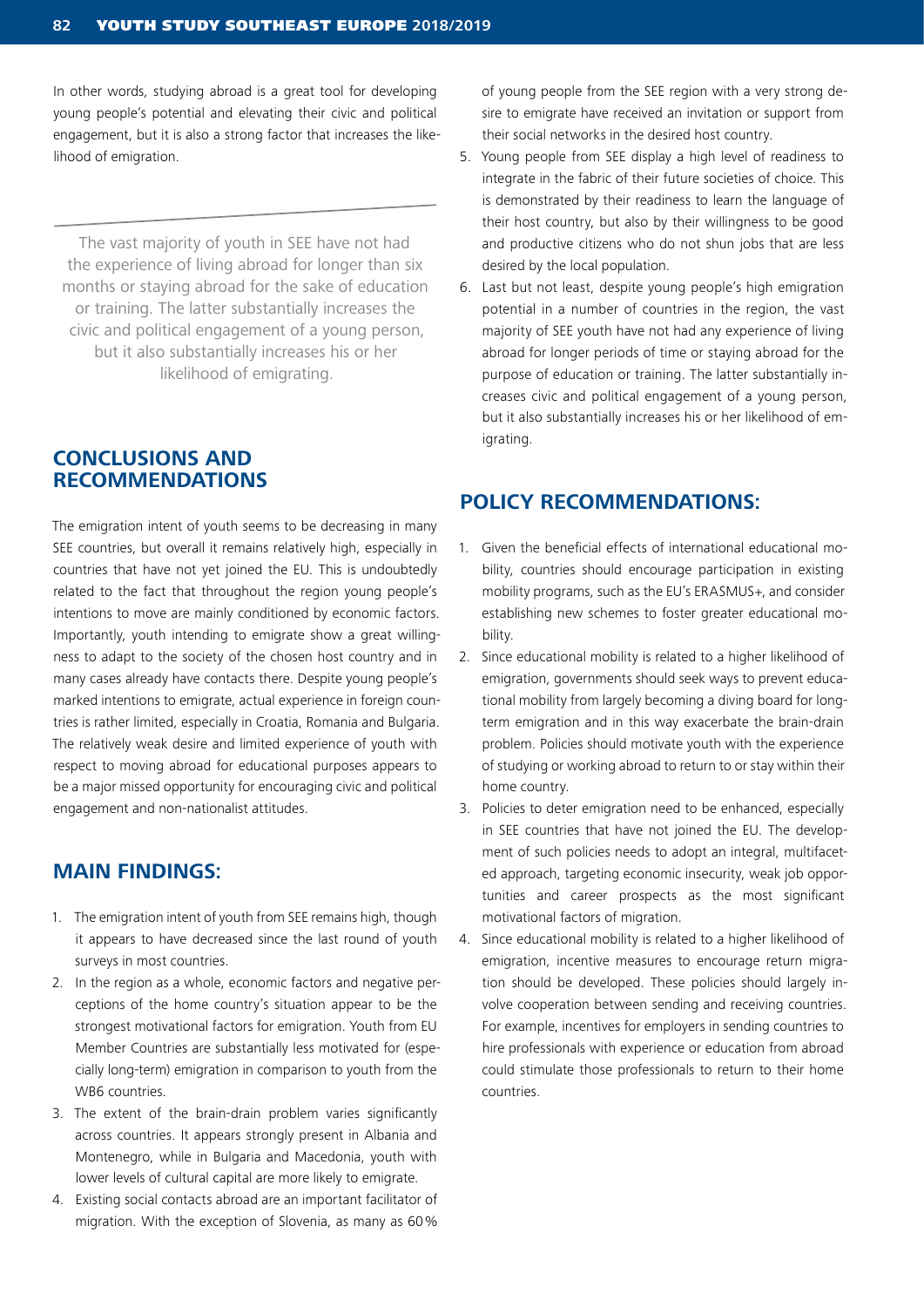In other words, studying abroad is a great tool for developing young people's potential and elevating their civic and political engagement, but it is also a strong factor that increases the likelihood of emigration.

> The vast majority of youth in SEE have not had the experience of living abroad for longer than six months or staying abroad for the sake of education or training. The latter substantially increases the civic and political engagement of a young person, but it also substantially increases his or her likelihood of emigrating.

## CONCLUSIONS AND RECOMMENDATIONS

The emigration intent of youth seems to be decreasing in many SEE countries, but overall it remains relatively high, especially in countries that have not yet joined the EU. This is undoubtedly related to the fact that throughout the region young people's intentions to move are mainly conditioned by economic factors. Importantly, youth intending to emigrate show a great willingness to adapt to the society of the chosen host country and in many cases already have contacts there. Despite young people's marked intentions to emigrate, actual experience in foreign countries is rather limited, especially in Croatia, Romania and Bulgaria. The relatively weak desire and limited experience of youth with respect to moving abroad for educational purposes appears to be a major missed opportunity for encouraging civic and political engagement and non-nationalist attitudes.

## MAIN FINDINGS:

1. The emigration intent of youth from SEE remains high, though it appears to have decreased since the last round of youth surveys in most countries.
2. In the region as a whole, economic factors and negative perceptions of the home country's situation appear to be the strongest motivational factors for emigration. Youth from EU Member Countries are substantially less motivated for (especially long-term) emigration in comparison to youth from the WB6 countries.
3. The extent of the brain-drain problem varies significantly across countries. It appears strongly present in Albania and Montenegro, while in Bulgaria and Macedonia, youth with lower levels of cultural capital are more likely to emigrate.
4. Existing social contacts abroad are an important facilitator of migration. With the exception of Slovenia, as many as 60% of young people from the SEE region with a very strong desire to emigrate have received an invitation or support from their social networks in the desired host country.
5. Young people from SEE display a high level of readiness to integrate in the fabric of their future societies of choice. This is demonstrated by their readiness to learn the language of their host country, but also by their willingness to be good and productive citizens who do not shun jobs that are less desired by the local population.
6. Last but not least, despite young people's high emigration potential in a number of countries in the region, the vast majority of SEE youth have not had any experience of living abroad for longer periods of time or staying abroad for the purpose of education or training. The latter substantially increases civic and political engagement of a young person, but it also substantially increases his or her likelihood of emigrating.

## POLICY RECOMMENDATIONS:

1. Given the beneficial effects of international educational mobility, countries should encourage participation in existing mobility programs, such as the EU's ERASMUS+, and consider establishing new schemes to foster greater educational mobility.
2. Since educational mobility is related to a higher likelihood of emigration, governments should seek ways to prevent educational mobility from largely becoming a diving board for long-term emigration and in this way exacerbate the brain-drain problem. Policies should motivate youth with the experience of studying or working abroad to return to or stay within their home country.
3. Policies to deter emigration need to be enhanced, especially in SEE countries that have not joined the EU. The development of such policies needs to adopt an integral, multifaceted approach, targeting economic insecurity, weak job opportunities and career prospects as the most significant motivational factors of migration.
4. Since educational mobility is related to a higher likelihood of emigration, incentive measures to encourage return migration should be developed. These policies should largely involve cooperation between sending and receiving countries. For example, incentives for employers in sending countries to hire professionals with experience or education from abroad could stimulate those professionals to return to their home countries.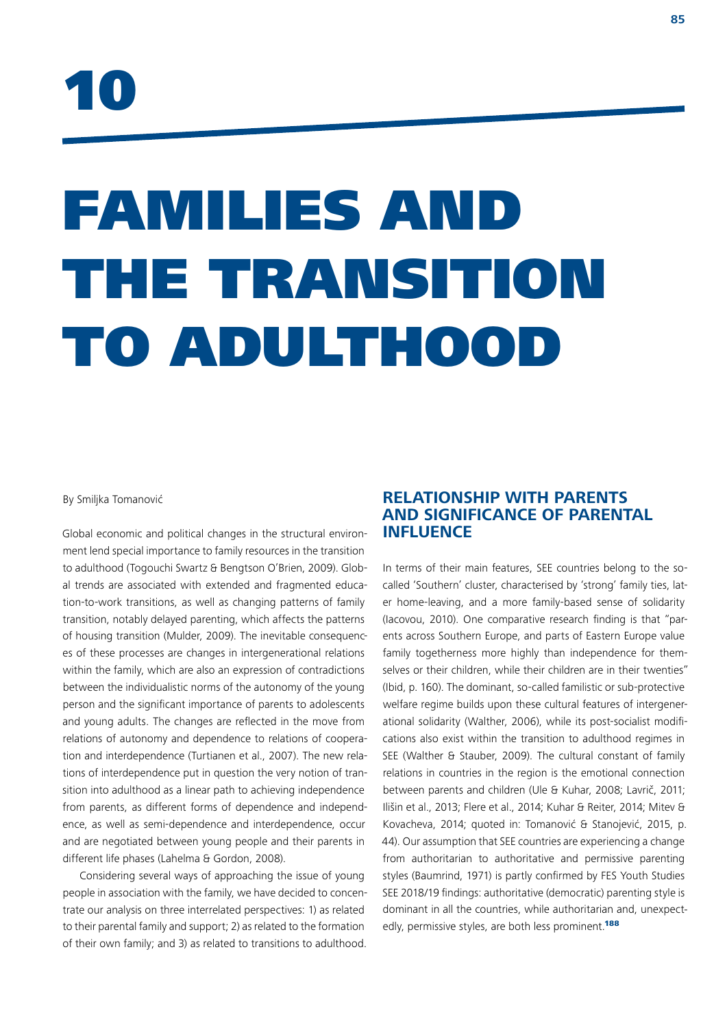# 10

# FAMILIES AND THE TRANSITION TO ADULTHOOD

By Smiljka Tomanović

Global economic and political changes in the structural environment lend special importance to family resources in the transition to adulthood (Togouchi Swartz & Bengtson O'Brien, 2009). Global trends are associated with extended and fragmented education-to-work transitions, as well as changing patterns of family transition, notably delayed parenting, which affects the patterns of housing transition (Mulder, 2009). The inevitable consequences of these processes are changes in intergenerational relations within the family, which are also an expression of contradictions between the individualistic norms of the autonomy of the young person and the significant importance of parents to adolescents and young adults. The changes are reflected in the move from relations of autonomy and dependence to relations of cooperation and interdependence (Turtianen et al., 2007). The new relations of interdependence put in question the very notion of transition into adulthood as a linear path to achieving independence from parents, as different forms of dependence and independence, as well as semi-dependence and interdependence, occur and are negotiated between young people and their parents in different life phases (Lahelma & Gordon, 2008).

Considering several ways of approaching the issue of young people in association with the family, we have decided to concentrate our analysis on three interrelated perspectives: 1) as related to their parental family and support; 2) as related to the formation of their own family; and 3) as related to transitions to adulthood.

## RELATIONSHIP WITH PARENTS AND SIGNIFICANCE OF PARENTAL INFLUENCE

In terms of their main features, SEE countries belong to the so-called 'Southern' cluster, characterised by 'strong' family ties, later home-leaving, and a more family-based sense of solidarity (Iacovou, 2010). One comparative research finding is that "parents across Southern Europe, and parts of Eastern Europe value family togetherness more highly than independence for themselves or their children, while their children are in their twenties" (Ibid, p. 160). The dominant, so-called familistic or sub-protective welfare regime builds upon these cultural features of intergenerational solidarity (Walther, 2006), while its post-socialist modifications also exist within the transition to adulthood regimes in SEE (Walther & Stauber, 2009). The cultural constant of family relations in countries in the region is the emotional connection between parents and children (Ule & Kuhar, 2008; Lavrič, 2011; Ilišin et al., 2013; Flere et al., 2014; Kuhar & Reiter, 2014; Mitev & Kovacheva, 2014; quoted in: Tomanović & Stanojević, 2015, p. 44). Our assumption that SEE countries are experiencing a change from authoritarian to authoritative and permissive parenting styles (Baumrind, 1971) is partly confirmed by FES Youth Studies SEE 2018/19 findings: authoritative (democratic) parenting style is dominant in all the countries, while authoritarian and, unexpectedly, permissive styles, are both less prominent.[188]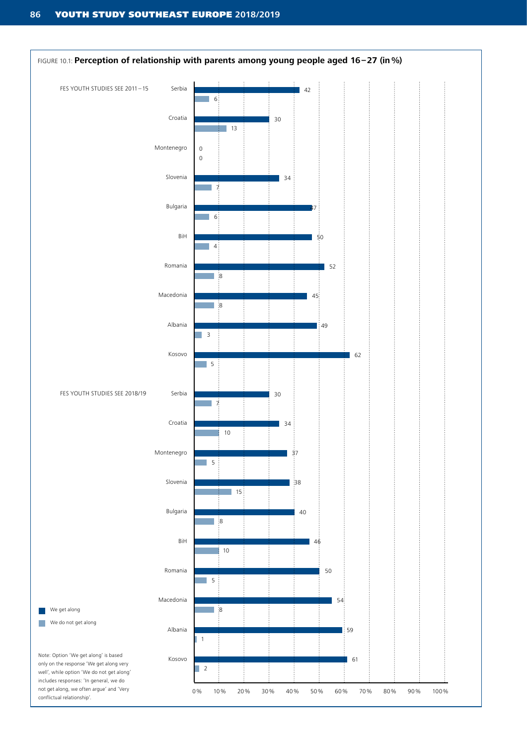FIGURE 10.1: **Perception of relationship with parents among young people aged 16–27 (in %)**

| Study | Country | We get along | We do not get along |
|---|---|---|---|
| FES YOUTH STUDIES SEE 2011–15 | Serbia | 42 | 6 |
| | Croatia | 30 | 13 |
| | Montenegro | 0 | 0 |
| | Slovenia | 34 | 7 |
| | Bulgaria | 47 | 6 |
| | BiH | 50 | 4 |
| | Romania | 52 | 8 |
| | Macedonia | 45 | 8 |
| | Albania | 49 | 3 |
| | Kosovo | 62 | 5 |
| FES YOUTH STUDIES SEE 2018/19 | Serbia | 30 | 7 |
| | Croatia | 34 | 10 |
| | Montenegro | 37 | 5 |
| | Slovenia | 38 | 15 |
| | Bulgaria | 40 | 8 |
| | BiH | 46 | 10 |
| | Romania | 50 | 5 |
| | Macedonia | 54 | 8 |
| | Albania | 59 | 1 |
| | Kosovo | 61 | 2 |

Note: Option 'We get along' is based only on the response 'We get along very well', while option 'We do not get along' includes responses: 'In general, we do not get along, we often argue' and 'Very conflictual relationship'.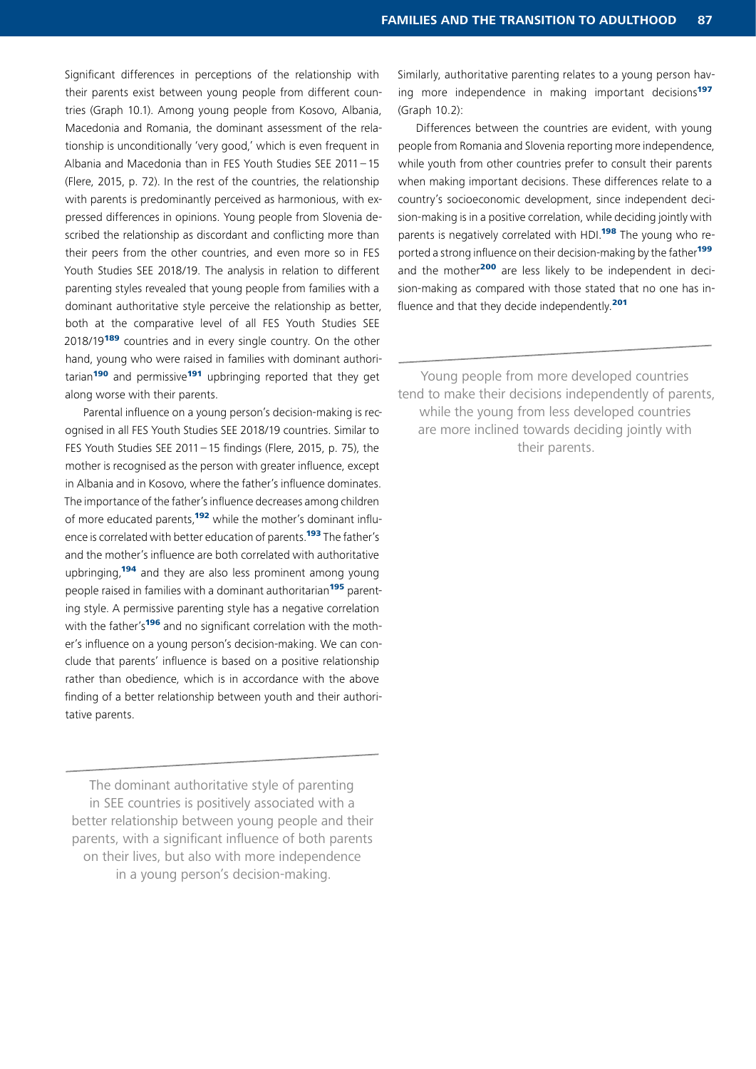Significant differences in perceptions of the relationship with their parents exist between young people from different countries (Graph 10.1). Among young people from Kosovo, Albania, Macedonia and Romania, the dominant assessment of the relationship is unconditionally 'very good,' which is even frequent in Albania and Macedonia than in FES Youth Studies SEE 2011 – 15 (Flere, 2015, p. 72). In the rest of the countries, the relationship with parents is predominantly perceived as harmonious, with expressed differences in opinions. Young people from Slovenia described the relationship as discordant and conflicting more than their peers from the other countries, and even more so in FES Youth Studies SEE 2018/19. The analysis in relation to different parenting styles revealed that young people from families with a dominant authoritative style perceive the relationship as better, both at the comparative level of all FES Youth Studies SEE 2018/19[189] countries and in every single country. On the other hand, young who were raised in families with dominant authoritarian[190] and permissive[191] upbringing reported that they get along worse with their parents.

Parental influence on a young person's decision-making is recognised in all FES Youth Studies SEE 2018/19 countries. Similar to FES Youth Studies SEE 2011 – 15 findings (Flere, 2015, p. 75), the mother is recognised as the person with greater influence, except in Albania and in Kosovo, where the father's influence dominates. The importance of the father's influence decreases among children of more educated parents,[192] while the mother's dominant influence is correlated with better education of parents.[193] The father's and the mother's influence are both correlated with authoritative upbringing,[194] and they are also less prominent among young people raised in families with a dominant authoritarian[195] parenting style. A permissive parenting style has a negative correlation with the father's[196] and no significant correlation with the mother's influence on a young person's decision-making. We can conclude that parents' influence is based on a positive relationship rather than obedience, which is in accordance with the above finding of a better relationship between youth and their authoritative parents.

> The dominant authoritative style of parenting in SEE countries is positively associated with a better relationship between young people and their parents, with a significant influence of both parents on their lives, but also with more independence in a young person's decision-making.

Similarly, authoritative parenting relates to a young person having more independence in making important decisions[197] (Graph 10.2):

Differences between the countries are evident, with young people from Romania and Slovenia reporting more independence, while youth from other countries prefer to consult their parents when making important decisions. These differences relate to a country's socioeconomic development, since independent decision-making is in a positive correlation, while deciding jointly with parents is negatively correlated with HDI.[198] The young who reported a strong influence on their decision-making by the father[199] and the mother[200] are less likely to be independent in decision-making as compared with those stated that no one has influence and that they decide independently.[201]

> Young people from more developed countries tend to make their decisions independently of parents, while the young from less developed countries are more inclined towards deciding jointly with their parents.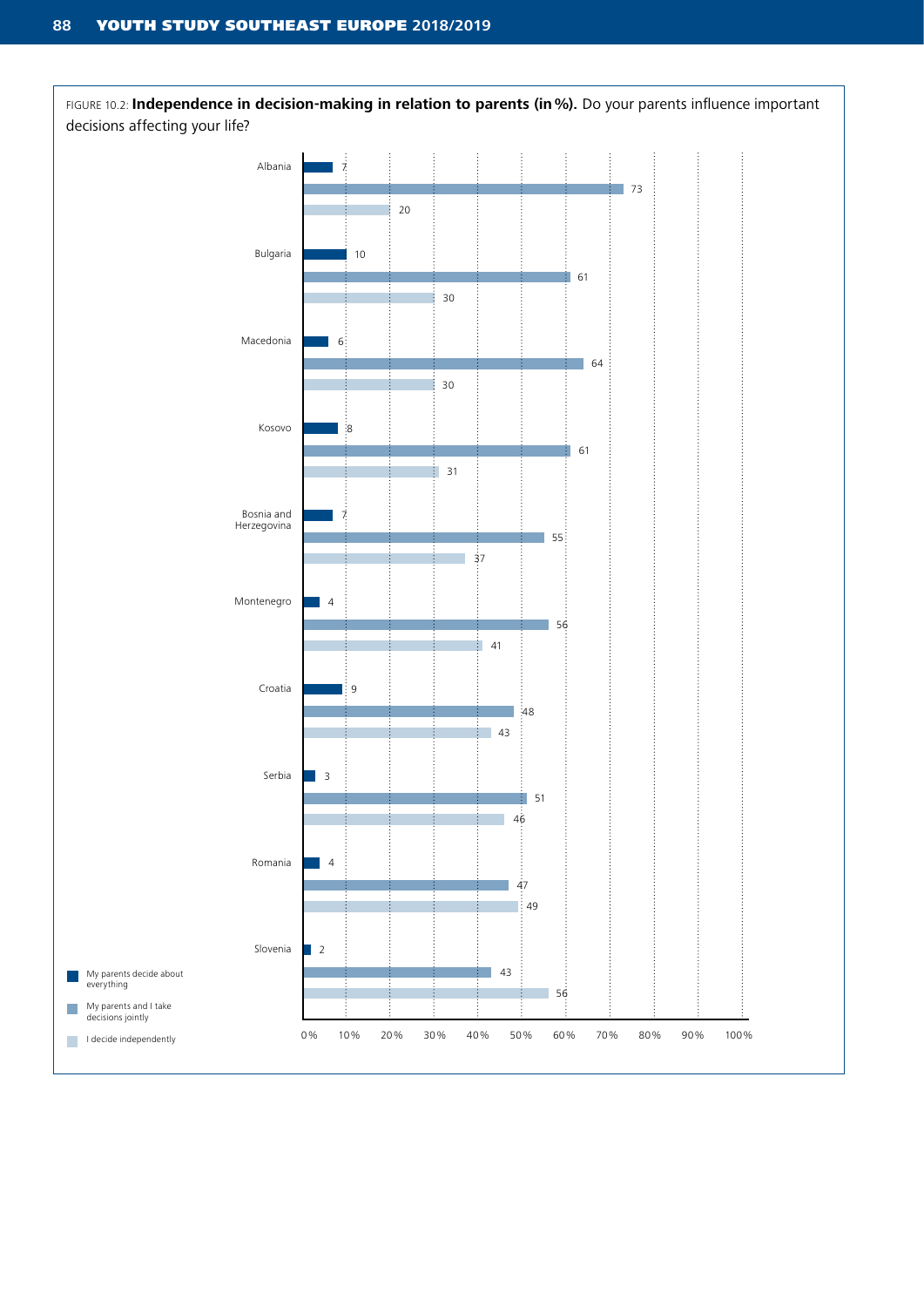FIGURE 10.2: **Independence in decision-making in relation to parents (in %).** Do your parents influence important decisions affecting your life?

| Country | My parents decide about everything | My parents and I take decisions jointly | I decide independently |
|---|---|---|---|
| Albania | 7 | 73 | 20 |
| Bulgaria | 10 | 61 | 30 |
| Macedonia | 6 | 64 | 30 |
| Kosovo | 8 | 61 | 31 |
| Bosnia and Herzegovina | 7 | 55 | 37 |
| Montenegro | 4 | 56 | 41 |
| Croatia | 9 | 48 | 43 |
| Serbia | 3 | 51 | 46 |
| Romania | 4 | 47 | 49 |
| Slovenia | 2 | 43 | 56 |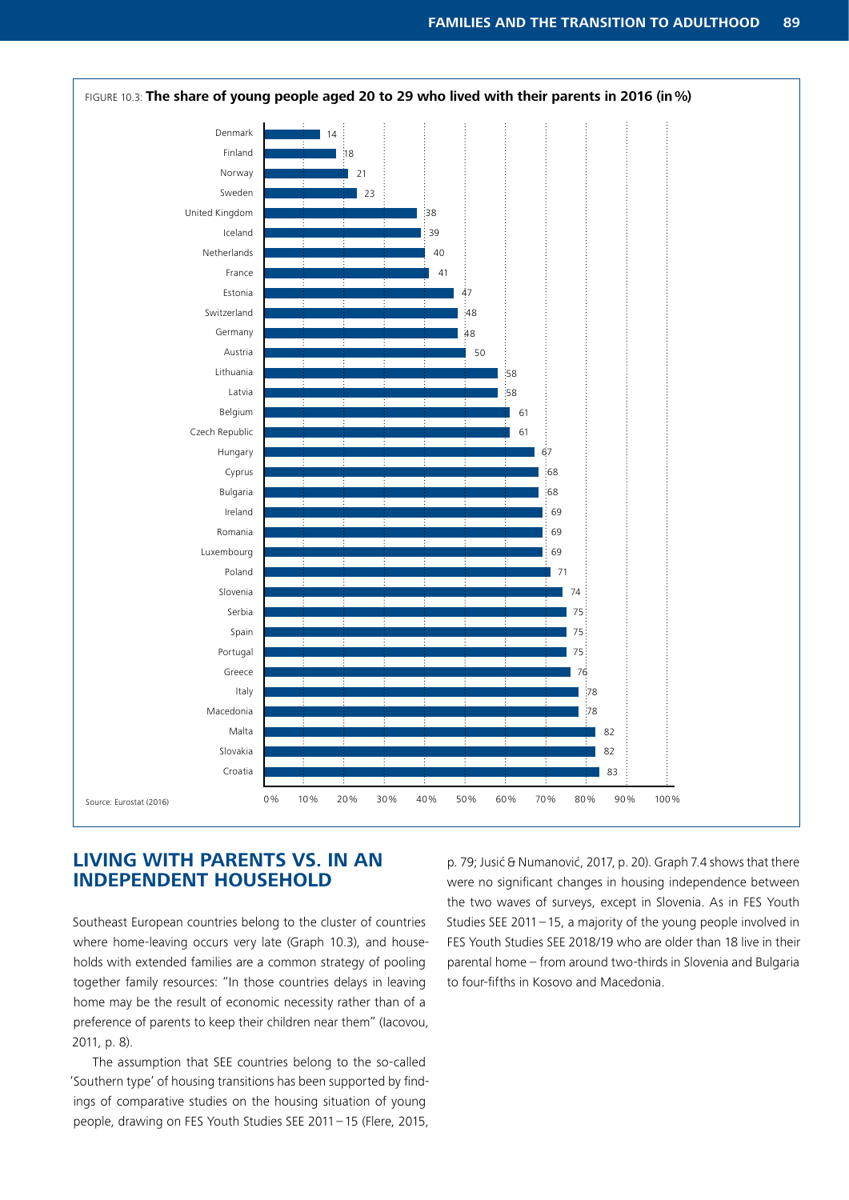FIGURE 10.3: **The share of young people aged 20 to 29 who lived with their parents in 2016 (in %)**

| Country | % |
|---|---|
| Denmark | 14 |
| Finland | 18 |
| Norway | 21 |
| Sweden | 23 |
| United Kingdom | 38 |
| Iceland | 39 |
| Netherlands | 40 |
| France | 41 |
| Estonia | 47 |
| Switzerland | 48 |
| Germany | 48 |
| Austria | 50 |
| Lithuania | 58 |
| Latvia | 58 |
| Belgium | 61 |
| Czech Republic | 61 |
| Hungary | 67 |
| Cyprus | 68 |
| Bulgaria | 68 |
| Ireland | 69 |
| Romania | 69 |
| Luxembourg | 69 |
| Poland | 71 |
| Slovenia | 74 |
| Serbia | 75 |
| Spain | 75 |
| Portugal | 75 |
| Greece | 76 |
| Italy | 78 |
| Macedonia | 78 |
| Malta | 82 |
| Slovakia | 82 |
| Croatia | 83 |

Source: Eurostat (2016)

## LIVING WITH PARENTS VS. IN AN INDEPENDENT HOUSEHOLD

Southeast European countries belong to the cluster of countries where home-leaving occurs very late (Graph 10.3), and households with extended families are a common strategy of pooling together family resources: "In those countries delays in leaving home may be the result of economic necessity rather than of a preference of parents to keep their children near them" (Iacovou, 2011, p. 8).

The assumption that SEE countries belong to the so-called 'Southern type' of housing transitions has been supported by findings of comparative studies on the housing situation of young people, drawing on FES Youth Studies SEE 2011 – 15 (Flere, 2015, p. 79; Jusić & Numanović, 2017, p. 20). Graph 7.4 shows that there were no significant changes in housing independence between the two waves of surveys, except in Slovenia. As in FES Youth Studies SEE 2011 – 15, a majority of the young people involved in FES Youth Studies SEE 2018/19 who are older than 18 live in their parental home – from around two-thirds in Slovenia and Bulgaria to four-fifths in Kosovo and Macedonia.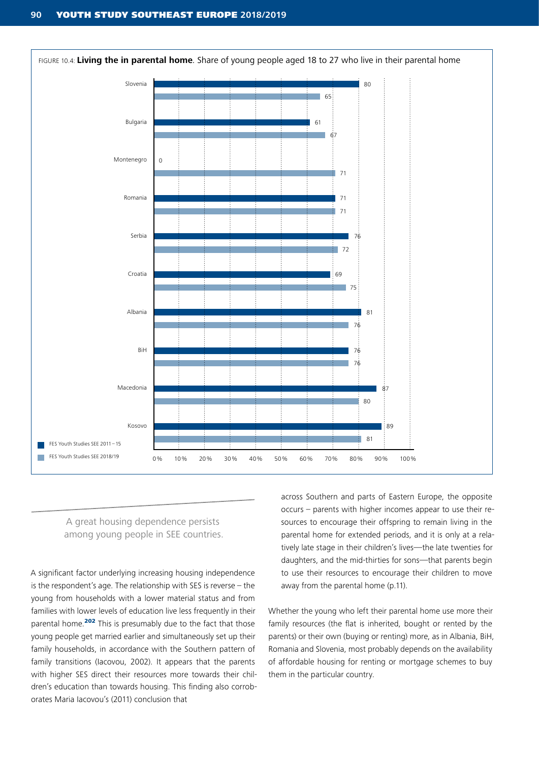FIGURE 10.4: **Living the in parental home**. Share of young people aged 18 to 27 who live in their parental home

| Country | FES Youth Studies SEE 2011–15 | FES Youth Studies SEE 2018/19 |
|---|---|---|
| Slovenia | 80 | 65 |
| Bulgaria | 61 | 67 |
| Montenegro | 0 | 71 |
| Romania | 71 | 71 |
| Serbia | 76 | 72 |
| Croatia | 69 | 75 |
| Albania | 81 | 76 |
| BiH | 76 | 76 |
| Macedonia | 87 | 80 |
| Kosovo | 89 | 81 |

> A great housing dependence persists among young people in SEE countries.

A significant factor underlying increasing housing independence is the respondent's age. The relationship with SES is reverse – the young from households with a lower material status and from families with lower levels of education live less frequently in their parental home.[202] This is presumably due to the fact that those young people get married earlier and simultaneously set up their family households, in accordance with the Southern pattern of family transitions (Iacovou, 2002). It appears that the parents with higher SES direct their resources more towards their children's education than towards housing. This finding also corroborates Maria Iacovou's (2011) conclusion that

> across Southern and parts of Eastern Europe, the opposite occurs – parents with higher incomes appear to use their resources to encourage their offspring to remain living in the parental home for extended periods, and it is only at a relatively late stage in their children's lives—the late twenties for daughters, and the mid-thirties for sons—that parents begin to use their resources to encourage their children to move away from the parental home (p.11).

Whether the young who left their parental home use more their family resources (the flat is inherited, bought or rented by the parents) or their own (buying or renting) more, as in Albania, BiH, Romania and Slovenia, most probably depends on the availability of affordable housing for renting or mortgage schemes to buy them in the particular country.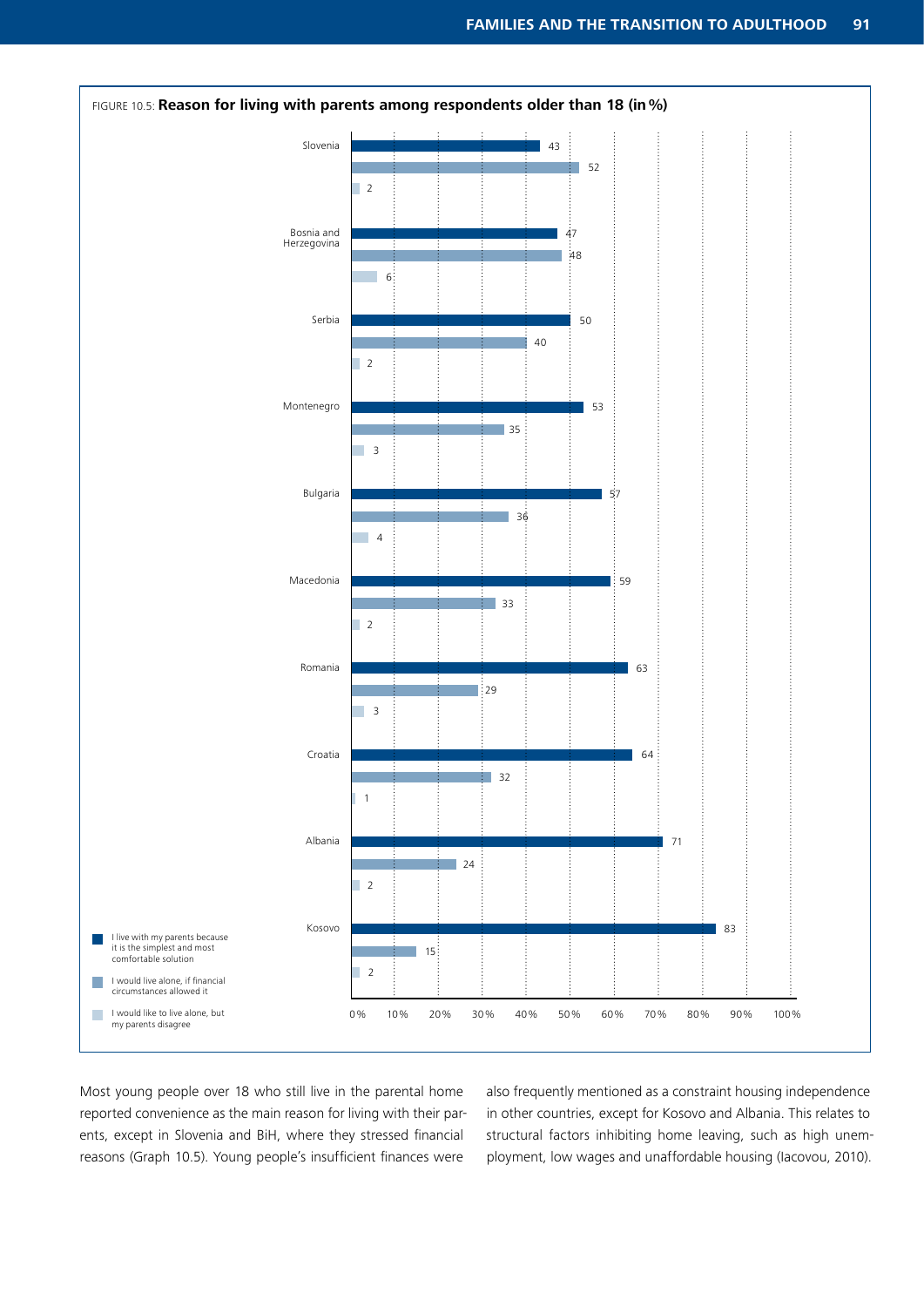FIGURE 10.5: **Reason for living with parents among respondents older than 18 (in %)**

| Country | I live with my parents because it is the simplest and most comfortable solution | I would live alone, if financial circumstances allowed it | I would like to live alone, but my parents disagree |
|---|---|---|---|
| Slovenia | 43 | 52 | 2 |
| Bosnia and Herzegovina | 47 | 48 | 6 |
| Serbia | 50 | 40 | 2 |
| Montenegro | 53 | 35 | 3 |
| Bulgaria | 57 | 36 | 4 |
| Macedonia | 59 | 33 | 2 |
| Romania | 63 | 29 | 3 |
| Croatia | 64 | 32 | 1 |
| Albania | 71 | 24 | 2 |
| Kosovo | 83 | 15 | 2 |

Most young people over 18 who still live in the parental home reported convenience as the main reason for living with their parents, except in Slovenia and BiH, where they stressed financial reasons (Graph 10.5). Young people's insufficient finances were also frequently mentioned as a constraint housing independence in other countries, except for Kosovo and Albania. This relates to structural factors inhibiting home leaving, such as high unemployment, low wages and unaffordable housing (Iacovou, 2010).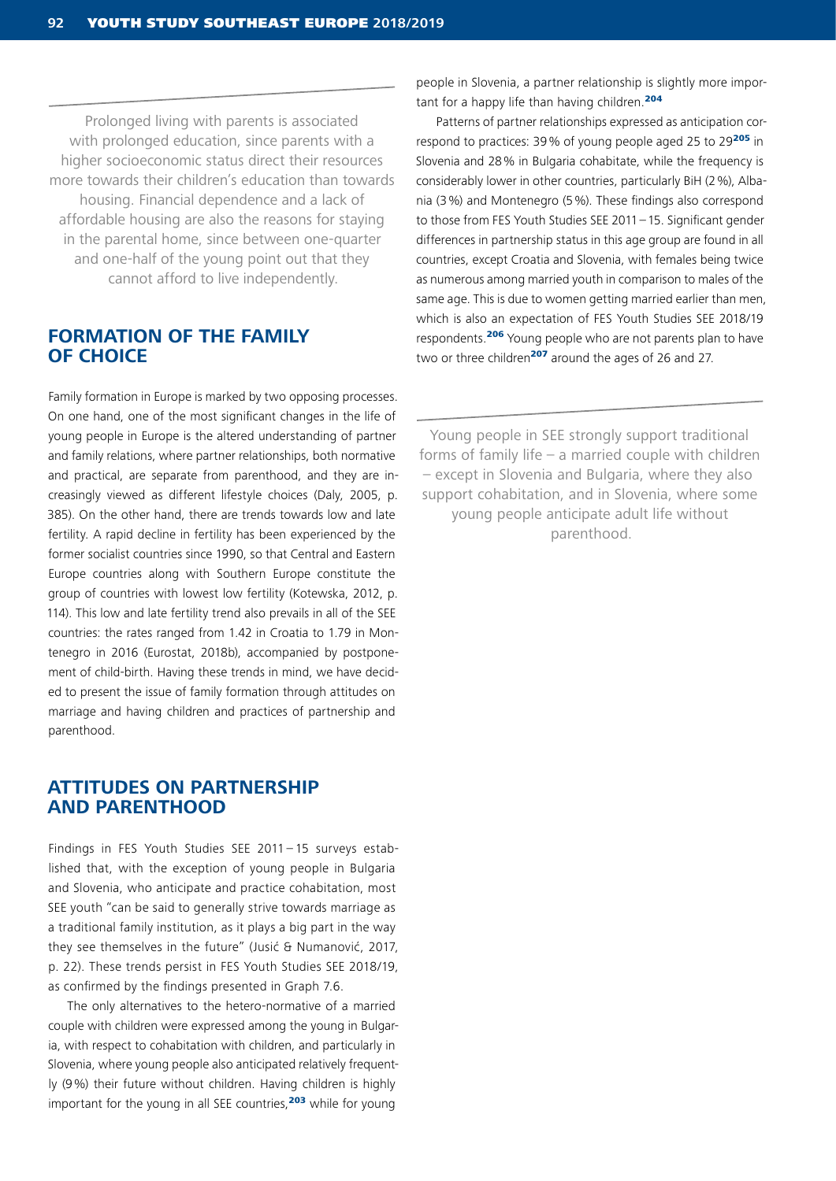Prolonged living with parents is associated with prolonged education, since parents with a higher socioeconomic status direct their resources more towards their children's education than towards housing. Financial dependence and a lack of affordable housing are also the reasons for staying in the parental home, since between one-quarter and one-half of the young point out that they cannot afford to live independently.

## FORMATION OF THE FAMILY OF CHOICE

Family formation in Europe is marked by two opposing processes. On one hand, one of the most significant changes in the life of young people in Europe is the altered understanding of partner and family relations, where partner relationships, both normative and practical, are separate from parenthood, and they are increasingly viewed as different lifestyle choices (Daly, 2005, p. 385). On the other hand, there are trends towards low and late fertility. A rapid decline in fertility has been experienced by the former socialist countries since 1990, so that Central and Eastern Europe countries along with Southern Europe constitute the group of countries with lowest low fertility (Kotewska, 2012, p. 114). This low and late fertility trend also prevails in all of the SEE countries: the rates ranged from 1.42 in Croatia to 1.79 in Montenegro in 2016 (Eurostat, 2018b), accompanied by postponement of child-birth. Having these trends in mind, we have decided to present the issue of family formation through attitudes on marriage and having children and practices of partnership and parenthood.

## ATTITUDES ON PARTNERSHIP AND PARENTHOOD

Findings in FES Youth Studies SEE 2011–15 surveys established that, with the exception of young people in Bulgaria and Slovenia, who anticipate and practice cohabitation, most SEE youth "can be said to generally strive towards marriage as a traditional family institution, as it plays a big part in the way they see themselves in the future" (Jusić & Numanović, 2017, p. 22). These trends persist in FES Youth Studies SEE 2018/19, as confirmed by the findings presented in Graph 7.6.

The only alternatives to the hetero-normative of a married couple with children were expressed among the young in Bulgaria, with respect to cohabitation with children, and particularly in Slovenia, where young people also anticipated relatively frequently (9%) their future without children. Having children is highly important for the young in all SEE countries,[203] while for young people in Slovenia, a partner relationship is slightly more important for a happy life than having children.[204]

Patterns of partner relationships expressed as anticipation correspond to practices: 39% of young people aged 25 to 29[205] in Slovenia and 28% in Bulgaria cohabitate, while the frequency is considerably lower in other countries, particularly BiH (2%), Albania (3%) and Montenegro (5%). These findings also correspond to those from FES Youth Studies SEE 2011–15. Significant gender differences in partnership status in this age group are found in all countries, except Croatia and Slovenia, with females being twice as numerous among married youth in comparison to males of the same age. This is due to women getting married earlier than men, which is also an expectation of FES Youth Studies SEE 2018/19 respondents.[206] Young people who are not parents plan to have two or three children[207] around the ages of 26 and 27.

Young people in SEE strongly support traditional forms of family life – a married couple with children – except in Slovenia and Bulgaria, where they also support cohabitation, and in Slovenia, where some young people anticipate adult life without parenthood.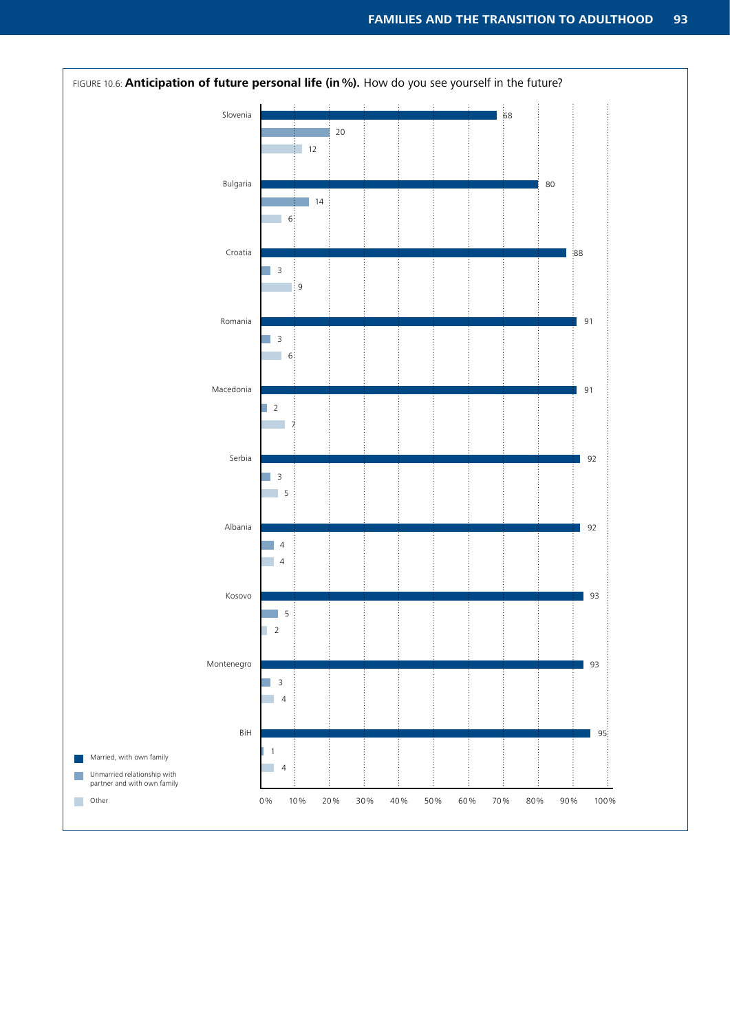FIGURE 10.6: **Anticipation of future personal life (in %).** How do you see yourself in the future?

| Country | Married, with own family | Unmarried relationship with partner and with own family | Other |
|---|---|---|---|
| Slovenia | 68 | 20 | 12 |
| Bulgaria | 80 | 14 | 6 |
| Croatia | 88 | 3 | 9 |
| Romania | 91 | 3 | 6 |
| Macedonia | 91 | 2 | 7 |
| Serbia | 92 | 3 | 5 |
| Albania | 92 | 4 | 4 |
| Kosovo | 93 | 5 | 2 |
| Montenegro | 93 | 3 | 4 |
| BiH | 95 | 1 | 4 |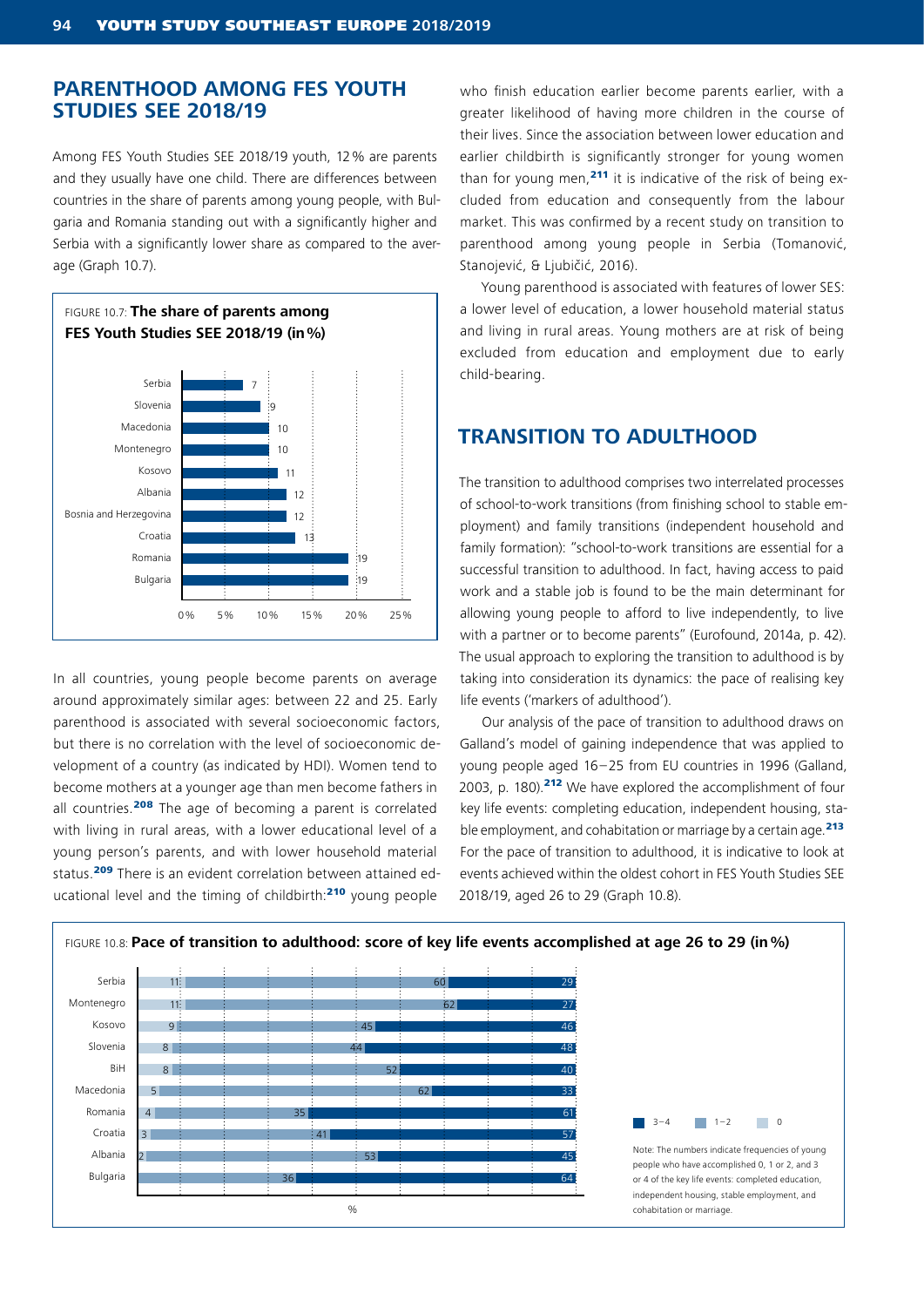## PARENTHOOD AMONG FES YOUTH STUDIES SEE 2018/19

Among FES Youth Studies SEE 2018/19 youth, 12% are parents and they usually have one child. There are differences between countries in the share of parents among young people, with Bulgaria and Romania standing out with a significantly higher and Serbia with a significantly lower share as compared to the average (Graph 10.7).

FIGURE 10.7: **The share of parents among FES Youth Studies SEE 2018/19 (in%)**

| Country | % |
|---|---|
| Serbia | 7 |
| Slovenia | 9 |
| Macedonia | 10 |
| Montenegro | 10 |
| Kosovo | 11 |
| Albania | 12 |
| Bosnia and Herzegovina | 12 |
| Croatia | 13 |
| Romania | 19 |
| Bulgaria | 19 |

In all countries, young people become parents on average around approximately similar ages: between 22 and 25. Early parenthood is associated with several socioeconomic factors, but there is no correlation with the level of socioeconomic development of a country (as indicated by HDI). Women tend to become mothers at a younger age than men become fathers in all countries.[208] The age of becoming a parent is correlated with living in rural areas, with a lower educational level of a young person's parents, and with lower household material status.[209] There is an evident correlation between attained educational level and the timing of childbirth:[210] young people who finish education earlier become parents earlier, with a greater likelihood of having more children in the course of their lives. Since the association between lower education and earlier childbirth is significantly stronger for young women than for young men,[211] it is indicative of the risk of being excluded from education and consequently from the labour market. This was confirmed by a recent study on transition to parenthood among young people in Serbia (Tomanović, Stanojević, & Ljubičić, 2016).

Young parenthood is associated with features of lower SES: a lower level of education, a lower household material status and living in rural areas. Young mothers are at risk of being excluded from education and employment due to early child-bearing.

## TRANSITION TO ADULTHOOD

The transition to adulthood comprises two interrelated processes of school-to-work transitions (from finishing school to stable employment) and family transitions (independent household and family formation): "school-to-work transitions are essential for a successful transition to adulthood. In fact, having access to paid work and a stable job is found to be the main determinant for allowing young people to afford to live independently, to live with a partner or to become parents" (Eurofound, 2014a, p. 42). The usual approach to exploring the transition to adulthood is by taking into consideration its dynamics: the pace of realising key life events ('markers of adulthood').

Our analysis of the pace of transition to adulthood draws on Galland's model of gaining independence that was applied to young people aged 16–25 from EU countries in 1996 (Galland, 2003, p. 180).[212] We have explored the accomplishment of four key life events: completing education, independent housing, stable employment, and cohabitation or marriage by a certain age.[213] For the pace of transition to adulthood, it is indicative to look at events achieved within the oldest cohort in FES Youth Studies SEE 2018/19, aged 26 to 29 (Graph 10.8).

FIGURE 10.8: **Pace of transition to adulthood: score of key life events accomplished at age 26 to 29 (in%)**

| Country | 0 | 1–2 | 3–4 |
|---|---|---|---|
| Serbia | 11 | 60 | 29 |
| Montenegro | 11 | 62 | 27 |
| Kosovo | 9 | 45 | 46 |
| Slovenia | 8 | 44 | 48 |
| BiH | 8 | 52 | 40 |
| Macedonia | 5 | 62 | 33 |
| Romania | 4 | 35 | 61 |
| Croatia | 3 | 41 | 57 |
| Albania | 2 | 53 | 45 |
| Bulgaria | | 36 | 64 |

Note: The numbers indicate frequencies of young people who have accomplished 0, 1 or 2, and 3 or 4 of the key life events: completed education, independent housing, stable employment, and cohabitation or marriage.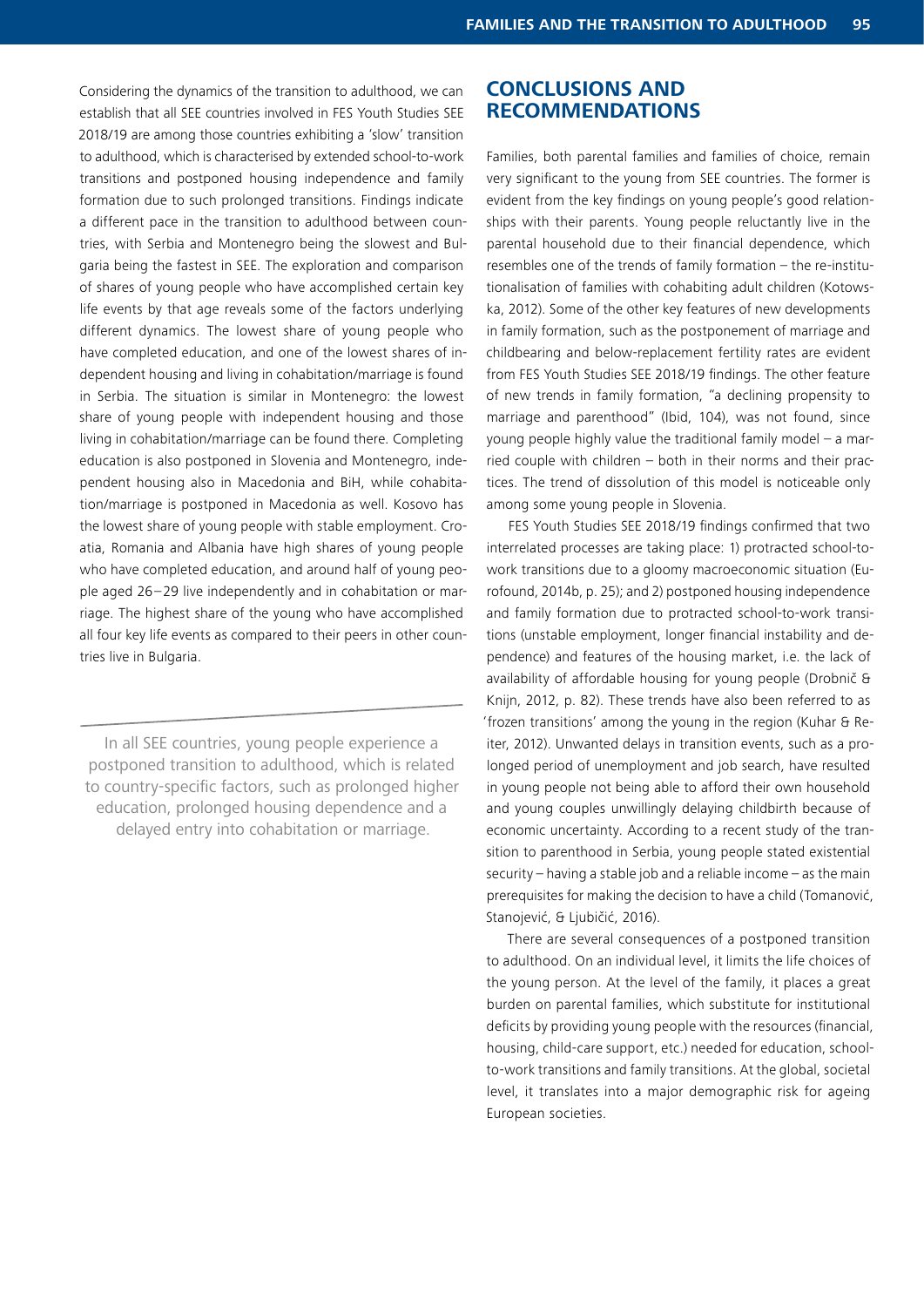Considering the dynamics of the transition to adulthood, we can establish that all SEE countries involved in FES Youth Studies SEE 2018/19 are among those countries exhibiting a 'slow' transition to adulthood, which is characterised by extended school-to-work transitions and postponed housing independence and family formation due to such prolonged transitions. Findings indicate a different pace in the transition to adulthood between countries, with Serbia and Montenegro being the slowest and Bulgaria being the fastest in SEE. The exploration and comparison of shares of young people who have accomplished certain key life events by that age reveals some of the factors underlying different dynamics. The lowest share of young people who have completed education, and one of the lowest shares of independent housing and living in cohabitation/marriage is found in Serbia. The situation is similar in Montenegro: the lowest share of young people with independent housing and those living in cohabitation/marriage can be found there. Completing education is also postponed in Slovenia and Montenegro, independent housing also in Macedonia and BiH, while cohabitation/marriage is postponed in Macedonia as well. Kosovo has the lowest share of young people with stable employment. Croatia, Romania and Albania have high shares of young people who have completed education, and around half of young people aged 26–29 live independently and in cohabitation or marriage. The highest share of the young who have accomplished all four key life events as compared to their peers in other countries live in Bulgaria.

> In all SEE countries, young people experience a postponed transition to adulthood, which is related to country-specific factors, such as prolonged higher education, prolonged housing dependence and a delayed entry into cohabitation or marriage.

## CONCLUSIONS AND RECOMMENDATIONS

Families, both parental families and families of choice, remain very significant to the young from SEE countries. The former is evident from the key findings on young people's good relationships with their parents. Young people reluctantly live in the parental household due to their financial dependence, which resembles one of the trends of family formation – the re-institutionalisation of families with cohabiting adult children (Kotowska, 2012). Some of the other key features of new developments in family formation, such as the postponement of marriage and childbearing and below-replacement fertility rates are evident from FES Youth Studies SEE 2018/19 findings. The other feature of new trends in family formation, "a declining propensity to marriage and parenthood" (Ibid, 104), was not found, since young people highly value the traditional family model – a married couple with children – both in their norms and their practices. The trend of dissolution of this model is noticeable only among some young people in Slovenia.

FES Youth Studies SEE 2018/19 findings confirmed that two interrelated processes are taking place: 1) protracted school-to-work transitions due to a gloomy macroeconomic situation (Eurofound, 2014b, p. 25); and 2) postponed housing independence and family formation due to protracted school-to-work transitions (unstable employment, longer financial instability and dependence) and features of the housing market, i.e. the lack of availability of affordable housing for young people (Drobnič & Knijn, 2012, p. 82). These trends have also been referred to as 'frozen transitions' among the young in the region (Kuhar & Reiter, 2012). Unwanted delays in transition events, such as a prolonged period of unemployment and job search, have resulted in young people not being able to afford their own household and young couples unwillingly delaying childbirth because of economic uncertainty. According to a recent study of the transition to parenthood in Serbia, young people stated existential security – having a stable job and a reliable income – as the main prerequisites for making the decision to have a child (Tomanović, Stanojević, & Ljubičić, 2016).

There are several consequences of a postponed transition to adulthood. On an individual level, it limits the life choices of the young person. At the level of the family, it places a great burden on parental families, which substitute for institutional deficits by providing young people with the resources (financial, housing, child-care support, etc.) needed for education, school-to-work transitions and family transitions. At the global, societal level, it translates into a major demographic risk for ageing European societies.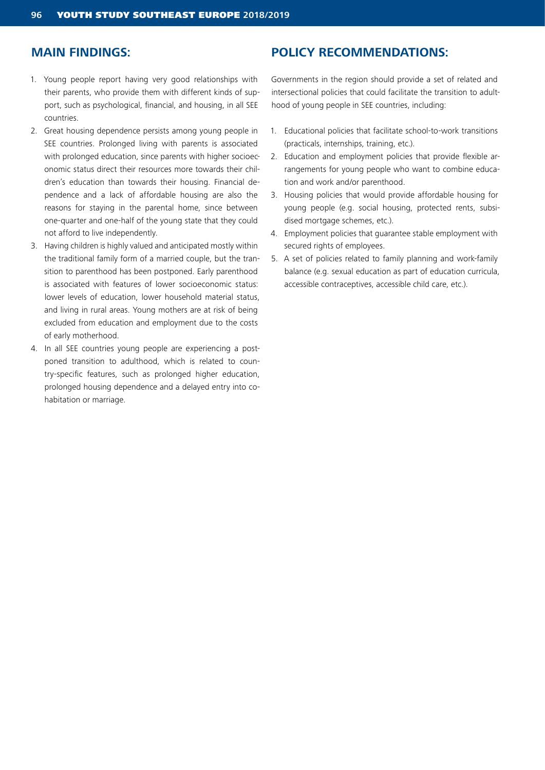## MAIN FINDINGS:

1. Young people report having very good relationships with their parents, who provide them with different kinds of support, such as psychological, financial, and housing, in all SEE countries.
2. Great housing dependence persists among young people in SEE countries. Prolonged living with parents is associated with prolonged education, since parents with higher socioeconomic status direct their resources more towards their children's education than towards their housing. Financial dependence and a lack of affordable housing are also the reasons for staying in the parental home, since between one-quarter and one-half of the young state that they could not afford to live independently.
3. Having children is highly valued and anticipated mostly within the traditional family form of a married couple, but the transition to parenthood has been postponed. Early parenthood is associated with features of lower socioeconomic status: lower levels of education, lower household material status, and living in rural areas. Young mothers are at risk of being excluded from education and employment due to the costs of early motherhood.
4. In all SEE countries young people are experiencing a postponed transition to adulthood, which is related to country-specific features, such as prolonged higher education, prolonged housing dependence and a delayed entry into cohabitation or marriage.

## POLICY RECOMMENDATIONS:

Governments in the region should provide a set of related and intersectional policies that could facilitate the transition to adulthood of young people in SEE countries, including:

1. Educational policies that facilitate school-to-work transitions (practicals, internships, training, etc.).
2. Education and employment policies that provide flexible arrangements for young people who want to combine education and work and/or parenthood.
3. Housing policies that would provide affordable housing for young people (e.g. social housing, protected rents, subsidised mortgage schemes, etc.).
4. Employment policies that guarantee stable employment with secured rights of employees.
5. A set of policies related to family planning and work-family balance (e.g. sexual education as part of education curricula, accessible contraceptives, accessible child care, etc.).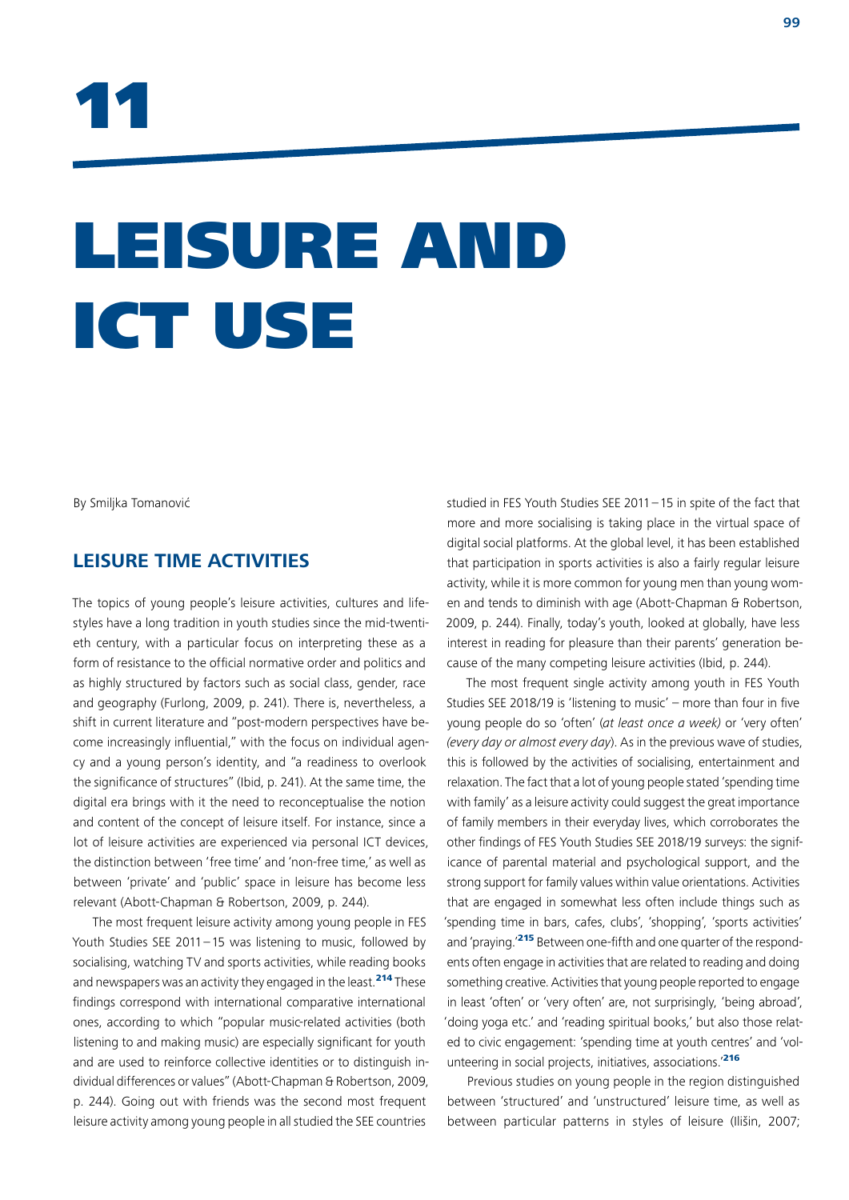# 11

# LEISURE AND ICT USE

By Smiljka Tomanović

## LEISURE TIME ACTIVITIES

The topics of young people's leisure activities, cultures and lifestyles have a long tradition in youth studies since the mid-twentieth century, with a particular focus on interpreting these as a form of resistance to the official normative order and politics and as highly structured by factors such as social class, gender, race and geography (Furlong, 2009, p. 241). There is, nevertheless, a shift in current literature and "post-modern perspectives have become increasingly influential," with the focus on individual agency and a young person's identity, and "a readiness to overlook the significance of structures" (Ibid, p. 241). At the same time, the digital era brings with it the need to reconceptualise the notion and content of the concept of leisure itself. For instance, since a lot of leisure activities are experienced via personal ICT devices, the distinction between 'free time' and 'non-free time,' as well as between 'private' and 'public' space in leisure has become less relevant (Abott-Chapman & Robertson, 2009, p. 244).

The most frequent leisure activity among young people in FES Youth Studies SEE 2011–15 was listening to music, followed by socialising, watching TV and sports activities, while reading books and newspapers was an activity they engaged in the least.[214] These findings correspond with international comparative international ones, according to which "popular music-related activities (both listening to and making music) are especially significant for youth and are used to reinforce collective identities or to distinguish individual differences or values" (Abott-Chapman & Robertson, 2009, p. 244). Going out with friends was the second most frequent leisure activity among young people in all studied the SEE countries studied in FES Youth Studies SEE 2011–15 in spite of the fact that more and more socialising is taking place in the virtual space of digital social platforms. At the global level, it has been established that participation in sports activities is also a fairly regular leisure activity, while it is more common for young men than young women and tends to diminish with age (Abott-Chapman & Robertson, 2009, p. 244). Finally, today's youth, looked at globally, have less interest in reading for pleasure than their parents' generation because of the many competing leisure activities (Ibid, p. 244).

The most frequent single activity among youth in FES Youth Studies SEE 2018/19 is 'listening to music' – more than four in five young people do so 'often' (*at least once a week)* or 'very often' *(every day or almost every day*). As in the previous wave of studies, this is followed by the activities of socialising, entertainment and relaxation. The fact that a lot of young people stated 'spending time with family' as a leisure activity could suggest the great importance of family members in their everyday lives, which corroborates the other findings of FES Youth Studies SEE 2018/19 surveys: the significance of parental material and psychological support, and the strong support for family values within value orientations. Activities that are engaged in somewhat less often include things such as 'spending time in bars, cafes, clubs', 'shopping', 'sports activities' and 'praying.'[215] Between one-fifth and one quarter of the respondents often engage in activities that are related to reading and doing something creative. Activities that young people reported to engage in least 'often' or 'very often' are, not surprisingly, 'being abroad', 'doing yoga etc.' and 'reading spiritual books,' but also those related to civic engagement: 'spending time at youth centres' and 'volunteering in social projects, initiatives, associations.'[216]

Previous studies on young people in the region distinguished between 'structured' and 'unstructured' leisure time, as well as between particular patterns in styles of leisure (Ilišin, 2007;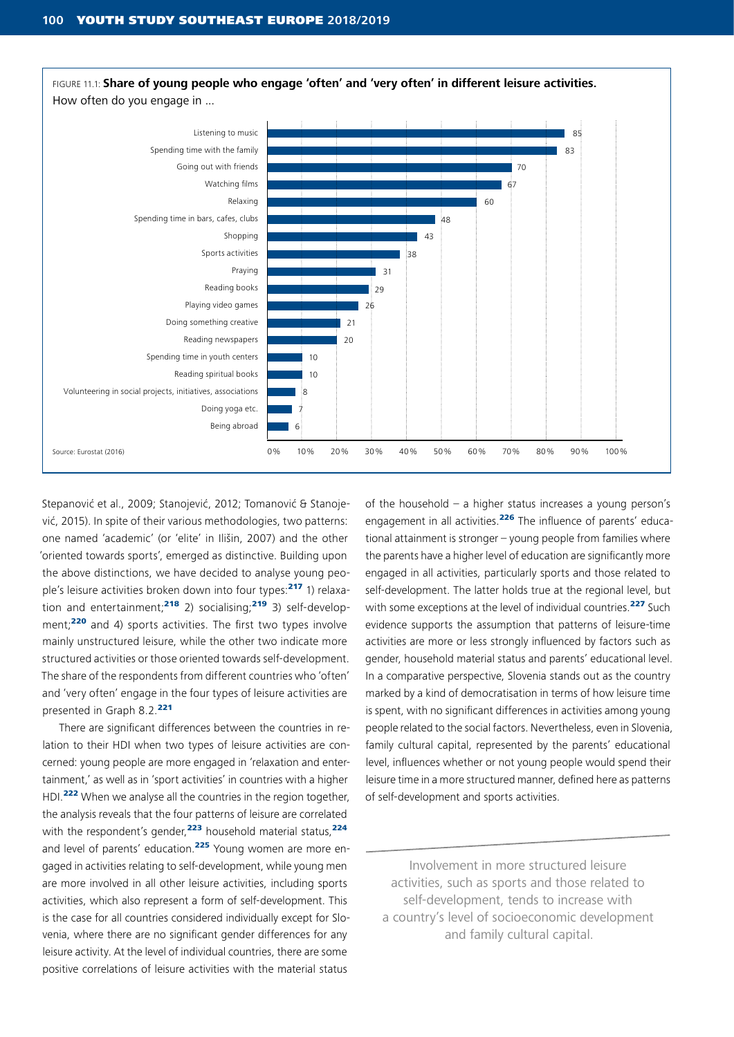FIGURE 11.1: **Share of young people who engage 'often' and 'very often' in different leisure activities.**
How often do you engage in ...

| Activity | % |
|---|---|
| Listening to music | 85 |
| Spending time with the family | 83 |
| Going out with friends | 70 |
| Watching films | 67 |
| Relaxing | 60 |
| Spending time in bars, cafes, clubs | 48 |
| Shopping | 43 |
| Sports activities | 38 |
| Praying | 31 |
| Reading books | 29 |
| Playing video games | 26 |
| Doing something creative | 21 |
| Reading newspapers | 20 |
| Spending time in youth centers | 10 |
| Reading spiritual books | 10 |
| Volunteering in social projects, initiatives, associations | 8 |
| Doing yoga etc. | 7 |
| Being abroad | 6 |

Source: Eurostat (2016)

Stepanović et al., 2009; Stanojević, 2012; Tomanović & Stanojević, 2015). In spite of their various methodologies, two patterns: one named 'academic' (or 'elite' in Ilišin, 2007) and the other 'oriented towards sports', emerged as distinctive. Building upon the above distinctions, we have decided to analyse young people's leisure activities broken down into four types:[217] 1) relaxation and entertainment;[218] 2) socialising;[219] 3) self-development;[220] and 4) sports activities. The first two types involve mainly unstructured leisure, while the other two indicate more structured activities or those oriented towards self-development. The share of the respondents from different countries who 'often' and 'very often' engage in the four types of leisure activities are presented in Graph 8.2.[221]

There are significant differences between the countries in relation to their HDI when two types of leisure activities are concerned: young people are more engaged in 'relaxation and entertainment,' as well as in 'sport activities' in countries with a higher HDI.[222] When we analyse all the countries in the region together, the analysis reveals that the four patterns of leisure are correlated with the respondent's gender,[223] household material status,[224] and level of parents' education.[225] Young women are more engaged in activities relating to self-development, while young men are more involved in all other leisure activities, including sports activities, which also represent a form of self-development. This is the case for all countries considered individually except for Slovenia, where there are no significant gender differences for any leisure activity. At the level of individual countries, there are some positive correlations of leisure activities with the material status of the household – a higher status increases a young person's engagement in all activities.[226] The influence of parents' educational attainment is stronger – young people from families where the parents have a higher level of education are significantly more engaged in all activities, particularly sports and those related to self-development. The latter holds true at the regional level, but with some exceptions at the level of individual countries.[227] Such evidence supports the assumption that patterns of leisure-time activities are more or less strongly influenced by factors such as gender, household material status and parents' educational level. In a comparative perspective, Slovenia stands out as the country marked by a kind of democratisation in terms of how leisure time is spent, with no significant differences in activities among young people related to the social factors. Nevertheless, even in Slovenia, family cultural capital, represented by the parents' educational level, influences whether or not young people would spend their leisure time in a more structured manner, defined here as patterns of self-development and sports activities.

> Involvement in more structured leisure activities, such as sports and those related to self-development, tends to increase with a country's level of socioeconomic development and family cultural capital.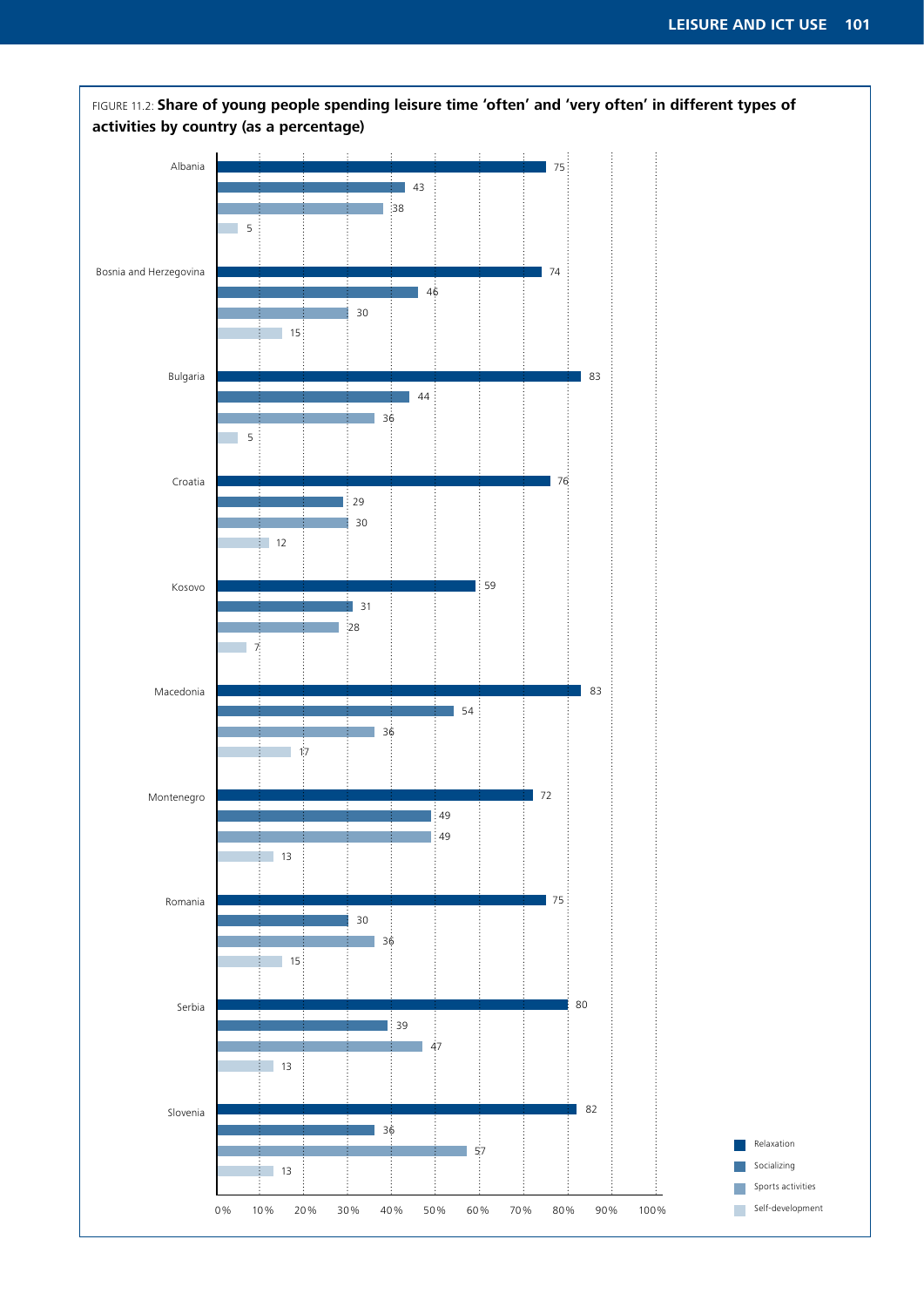FIGURE 11.2: **Share of young people spending leisure time 'often' and 'very often' in different types of activities by country (as a percentage)**

| Country | Relaxation | Socializing | Sports activities | Self-development |
|---|---|---|---|---|
| Albania | 75 | 43 | 38 | 5 |
| Bosnia and Herzegovina | 74 | 46 | 30 | 15 |
| Bulgaria | 83 | 44 | 36 | 5 |
| Croatia | 76 | 29 | 30 | 12 |
| Kosovo | 59 | 31 | 28 | 7 |
| Macedonia | 83 | 54 | 36 | 17 |
| Montenegro | 72 | 49 | 49 | 13 |
| Romania | 75 | 30 | 36 | 15 |
| Serbia | 80 | 39 | 47 | 13 |
| Slovenia | 82 | 36 | 57 | 13 |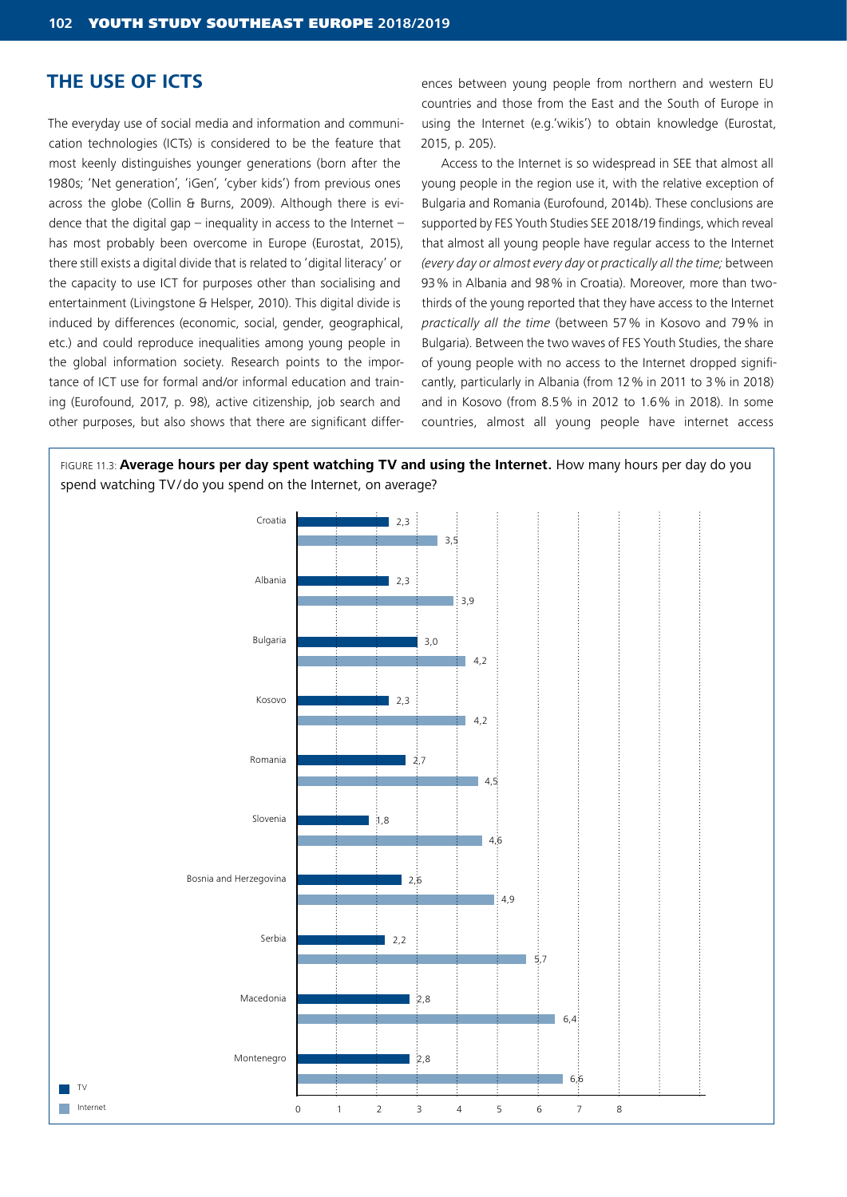## THE USE OF ICTS

The everyday use of social media and information and communication technologies (ICTs) is considered to be the feature that most keenly distinguishes younger generations (born after the 1980s; 'Net generation', 'iGen', 'cyber kids') from previous ones across the globe (Collin & Burns, 2009). Although there is evidence that the digital gap – inequality in access to the Internet – has most probably been overcome in Europe (Eurostat, 2015), there still exists a digital divide that is related to 'digital literacy' or the capacity to use ICT for purposes other than socialising and entertainment (Livingstone & Helsper, 2010). This digital divide is induced by differences (economic, social, gender, geographical, etc.) and could reproduce inequalities among young people in the global information society. Research points to the importance of ICT use for formal and/or informal education and training (Eurofound, 2017, p. 98), active citizenship, job search and other purposes, but also shows that there are significant differences between young people from northern and western EU countries and those from the East and the South of Europe in using the Internet (e.g.'wikis') to obtain knowledge (Eurostat, 2015, p. 205).

Access to the Internet is so widespread in SEE that almost all young people in the region use it, with the relative exception of Bulgaria and Romania (Eurofound, 2014b). These conclusions are supported by FES Youth Studies SEE 2018/19 findings, which reveal that almost all young people have regular access to the Internet *(every day or almost every day* or *practically all the time;* between 93% in Albania and 98% in Croatia). Moreover, more than two-thirds of the young reported that they have access to the Internet *practically all the time* (between 57% in Kosovo and 79% in Bulgaria). Between the two waves of FES Youth Studies, the share of young people with no access to the Internet dropped significantly, particularly in Albania (from 12% in 2011 to 3% in 2018) and in Kosovo (from 8.5% in 2012 to 1.6% in 2018). In some countries, almost all young people have internet access

FIGURE 11.3: **Average hours per day spent watching TV and using the Internet.** How many hours per day do you spend watching TV/do you spend on the Internet, on average?

| Country | TV | Internet |
|---|---|---|
| Croatia | 2,3 | 3,5 |
| Albania | 2,3 | 3,9 |
| Bulgaria | 3,0 | 4,2 |
| Kosovo | 2,3 | 4,2 |
| Romania | 2,7 | 4,5 |
| Slovenia | 1,8 | 4,6 |
| Bosnia and Herzegovina | 2,6 | 4,9 |
| Serbia | 2,2 | 5,7 |
| Macedonia | 2,8 | 6,4 |
| Montenegro | 2,8 | 6,6 |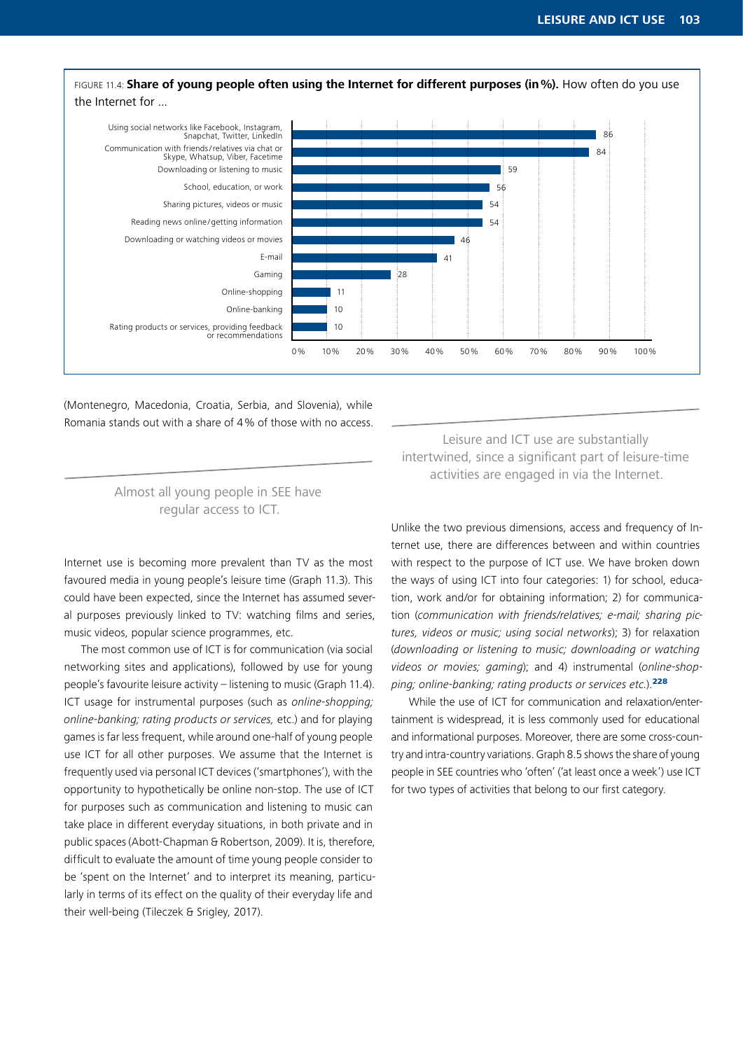FIGURE 11.4: **Share of young people often using the Internet for different purposes (in %).** How often do you use the Internet for …

| Purpose | % |
| --- | --- |
| Using social networks like Facebook, Instagram, Snapchat, Twitter, LinkedIn | 86 |
| Communication with friends/relatives via chat or Skype, Whatsup, Viber, Facetime | 84 |
| Downloading or listening to music | 59 |
| School, education, or work | 56 |
| Sharing pictures, videos or music | 54 |
| Reading news online/getting information | 54 |
| Downloading or watching videos or movies | 46 |
| E-mail | 41 |
| Gaming | 28 |
| Online-shopping | 11 |
| Online-banking | 10 |
| Rating products or services, providing feedback or recommendations | 10 |

(Montenegro, Macedonia, Croatia, Serbia, and Slovenia), while Romania stands out with a share of 4 % of those with no access.

> Almost all young people in SEE have regular access to ICT.

Internet use is becoming more prevalent than TV as the most favoured media in young people's leisure time (Graph 11.3). This could have been expected, since the Internet has assumed several purposes previously linked to TV: watching films and series, music videos, popular science programmes, etc.

The most common use of ICT is for communication (via social networking sites and applications), followed by use for young people's favourite leisure activity – listening to music (Graph 11.4). ICT usage for instrumental purposes (such as *online-shopping; online-banking; rating products or services,* etc.) and for playing games is far less frequent, while around one-half of young people use ICT for all other purposes. We assume that the Internet is frequently used via personal ICT devices ('smartphones'), with the opportunity to hypothetically be online non-stop. The use of ICT for purposes such as communication and listening to music can take place in different everyday situations, in both private and in public spaces (Abott-Chapman & Robertson, 2009). It is, therefore, difficult to evaluate the amount of time young people consider to be 'spent on the Internet' and to interpret its meaning, particularly in terms of its effect on the quality of their everyday life and their well-being (Tileczek & Srigley, 2017).

> Leisure and ICT use are substantially intertwined, since a significant part of leisure-time activities are engaged in via the Internet.

Unlike the two previous dimensions, access and frequency of Internet use, there are differences between and within countries with respect to the purpose of ICT use. We have broken down the ways of using ICT into four categories: 1) for school, education, work and/or for obtaining information; 2) for communication (*communication with friends/relatives; e-mail; sharing pictures, videos or music; using social networks*); 3) for relaxation (*downloading or listening to music; downloading or watching videos or movies; gaming*); and 4) instrumental (*online-shopping; online-banking; rating products or services etc.*).[228]

While the use of ICT for communication and relaxation/entertainment is widespread, it is less commonly used for educational and informational purposes. Moreover, there are some cross-country and intra-country variations. Graph 8.5 shows the share of young people in SEE countries who 'often' ('at least once a week') use ICT for two types of activities that belong to our first category.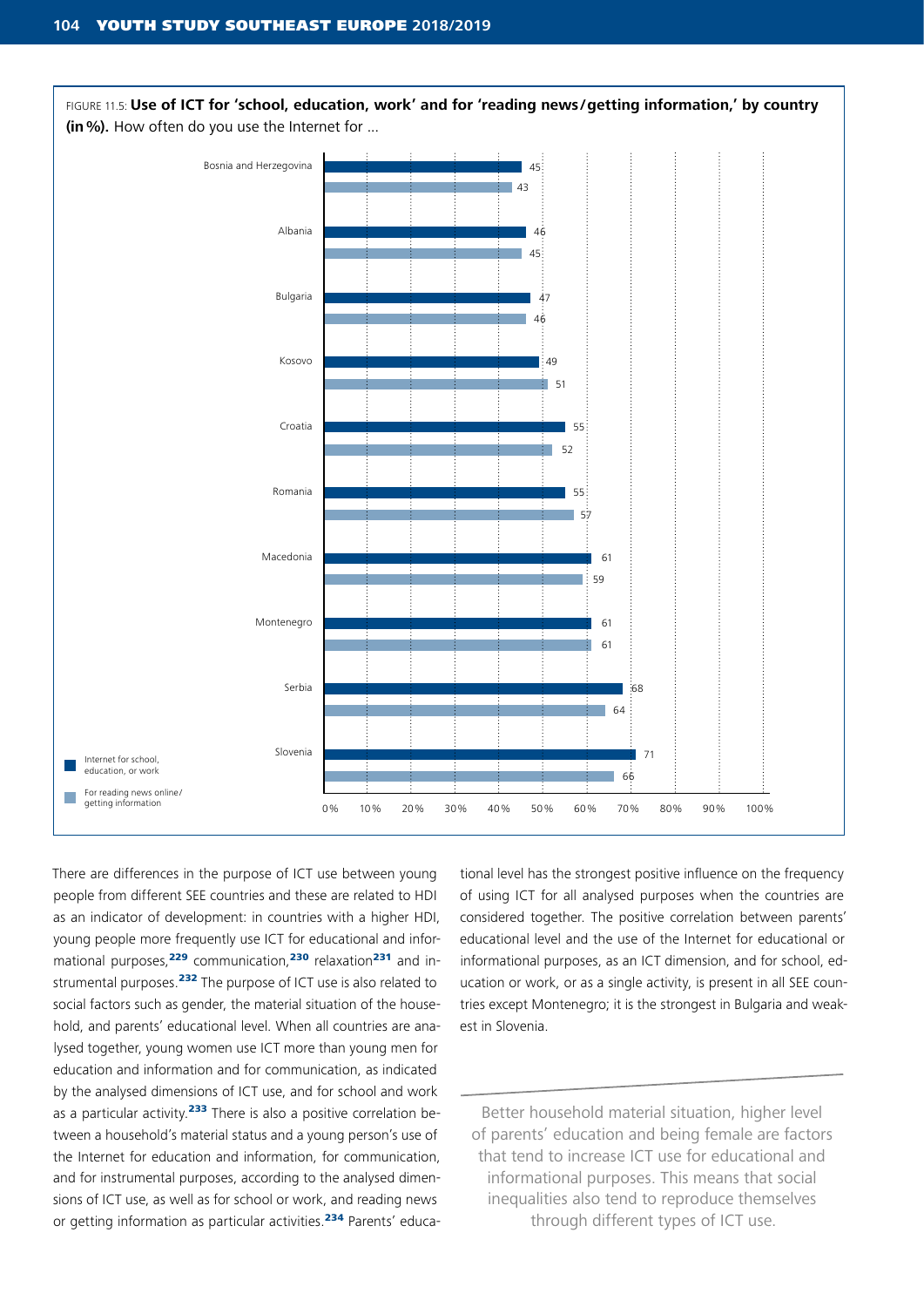FIGURE 11.5: **Use of ICT for 'school, education, work' and for 'reading news/getting information,' by country (in %).** How often do you use the Internet for …

| Country | Internet for school, education, or work | For reading news online/getting information |
|---|---|---|
| Bosnia and Herzegovina | 45 | 43 |
| Albania | 46 | 45 |
| Bulgaria | 47 | 46 |
| Kosovo | 49 | 51 |
| Croatia | 55 | 52 |
| Romania | 55 | 57 |
| Macedonia | 61 | 59 |
| Montenegro | 61 | 61 |
| Serbia | 68 | 64 |
| Slovenia | 71 | 66 |

There are differences in the purpose of ICT use between young people from different SEE countries and these are related to HDI as an indicator of development: in countries with a higher HDI, young people more frequently use ICT for educational and informational purposes,[229] communication,[230] relaxation[231] and instrumental purposes.[232] The purpose of ICT use is also related to social factors such as gender, the material situation of the household, and parents' educational level. When all countries are analysed together, young women use ICT more than young men for education and information and for communication, as indicated by the analysed dimensions of ICT use, and for school and work as a particular activity.[233] There is also a positive correlation between a household's material status and a young person's use of the Internet for education and information, for communication, and for instrumental purposes, according to the analysed dimensions of ICT use, as well as for school or work, and reading news or getting information as particular activities.[234] Parents' educational level has the strongest positive influence on the frequency of using ICT for all analysed purposes when the countries are considered together. The positive correlation between parents' educational level and the use of the Internet for educational or informational purposes, as an ICT dimension, and for school, education or work, or as a single activity, is present in all SEE countries except Montenegro; it is the strongest in Bulgaria and weakest in Slovenia.

> Better household material situation, higher level of parents' education and being female are factors that tend to increase ICT use for educational and informational purposes. This means that social inequalities also tend to reproduce themselves through different types of ICT use.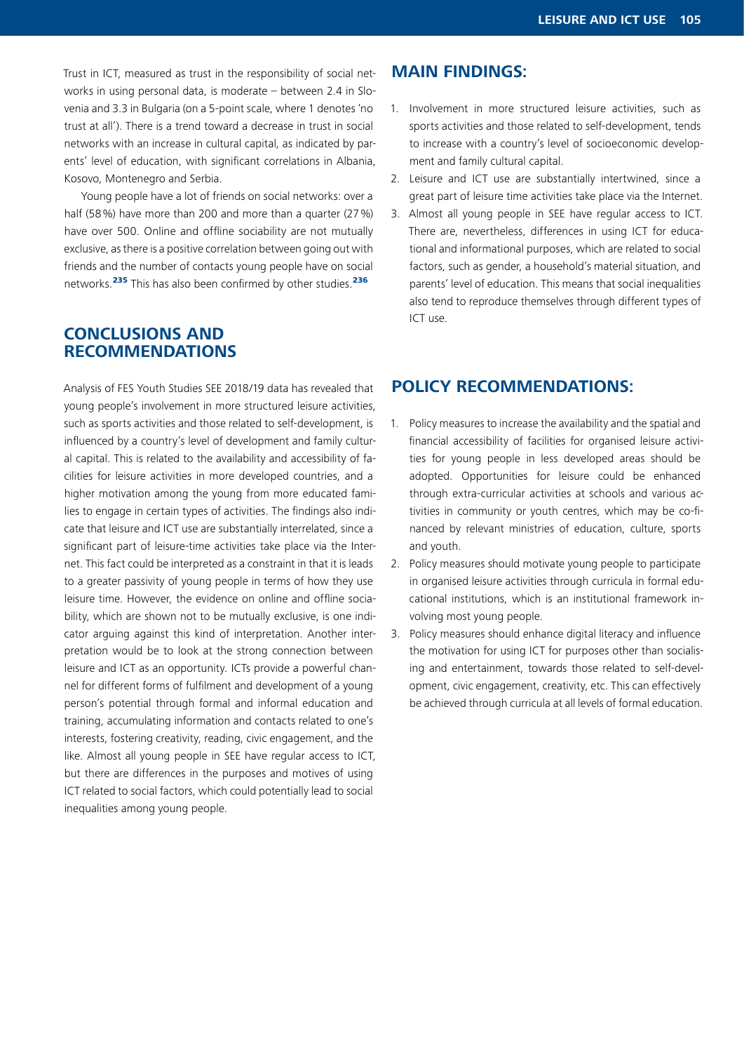Trust in ICT, measured as trust in the responsibility of social networks in using personal data, is moderate – between 2.4 in Slovenia and 3.3 in Bulgaria (on a 5-point scale, where 1 denotes 'no trust at all'). There is a trend toward a decrease in trust in social networks with an increase in cultural capital, as indicated by parents' level of education, with significant correlations in Albania, Kosovo, Montenegro and Serbia.

Young people have a lot of friends on social networks: over a half (58 %) have more than 200 and more than a quarter (27 %) have over 500. Online and offline sociability are not mutually exclusive, as there is a positive correlation between going out with friends and the number of contacts young people have on social networks.[235] This has also been confirmed by other studies.[236]

## CONCLUSIONS AND RECOMMENDATIONS

Analysis of FES Youth Studies SEE 2018/19 data has revealed that young people's involvement in more structured leisure activities, such as sports activities and those related to self-development, is influenced by a country's level of development and family cultural capital. This is related to the availability and accessibility of facilities for leisure activities in more developed countries, and a higher motivation among the young from more educated families to engage in certain types of activities. The findings also indicate that leisure and ICT use are substantially interrelated, since a significant part of leisure-time activities take place via the Internet. This fact could be interpreted as a constraint in that it is leads to a greater passivity of young people in terms of how they use leisure time. However, the evidence on online and offline sociability, which are shown not to be mutually exclusive, is one indicator arguing against this kind of interpretation. Another interpretation would be to look at the strong connection between leisure and ICT as an opportunity. ICTs provide a powerful channel for different forms of fulfilment and development of a young person's potential through formal and informal education and training, accumulating information and contacts related to one's interests, fostering creativity, reading, civic engagement, and the like. Almost all young people in SEE have regular access to ICT, but there are differences in the purposes and motives of using ICT related to social factors, which could potentially lead to social inequalities among young people.

## MAIN FINDINGS:

1. Involvement in more structured leisure activities, such as sports activities and those related to self-development, tends to increase with a country's level of socioeconomic development and family cultural capital.
2. Leisure and ICT use are substantially intertwined, since a great part of leisure time activities take place via the Internet.
3. Almost all young people in SEE have regular access to ICT. There are, nevertheless, differences in using ICT for educational and informational purposes, which are related to social factors, such as gender, a household's material situation, and parents' level of education. This means that social inequalities also tend to reproduce themselves through different types of ICT use.

## POLICY RECOMMENDATIONS:

1. Policy measures to increase the availability and the spatial and financial accessibility of facilities for organised leisure activities for young people in less developed areas should be adopted. Opportunities for leisure could be enhanced through extra-curricular activities at schools and various activities in community or youth centres, which may be co-financed by relevant ministries of education, culture, sports and youth.
2. Policy measures should motivate young people to participate in organised leisure activities through curricula in formal educational institutions, which is an institutional framework involving most young people.
3. Policy measures should enhance digital literacy and influence the motivation for using ICT for purposes other than socialising and entertainment, towards those related to self-development, civic engagement, creativity, etc. This can effectively be achieved through curricula at all levels of formal education.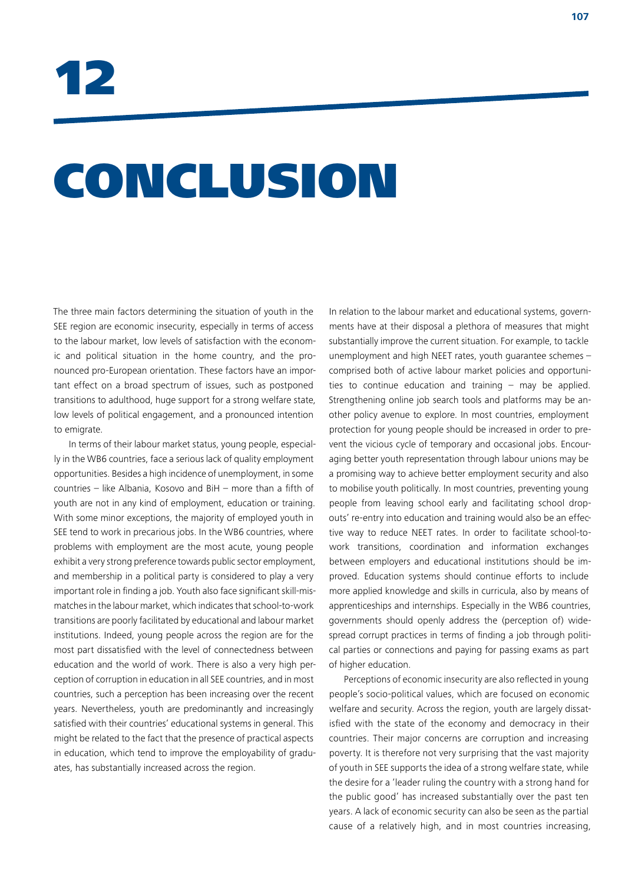# 12 CONCLUSION

The three main factors determining the situation of youth in the SEE region are economic insecurity, especially in terms of access to the labour market, low levels of satisfaction with the economic and political situation in the home country, and the pronounced pro-European orientation. These factors have an important effect on a broad spectrum of issues, such as postponed transitions to adulthood, huge support for a strong welfare state, low levels of political engagement, and a pronounced intention to emigrate.

In terms of their labour market status, young people, especially in the WB6 countries, face a serious lack of quality employment opportunities. Besides a high incidence of unemployment, in some countries – like Albania, Kosovo and BiH – more than a fifth of youth are not in any kind of employment, education or training. With some minor exceptions, the majority of employed youth in SEE tend to work in precarious jobs. In the WB6 countries, where problems with employment are the most acute, young people exhibit a very strong preference towards public sector employment, and membership in a political party is considered to play a very important role in finding a job. Youth also face significant skill-mismatches in the labour market, which indicates that school-to-work transitions are poorly facilitated by educational and labour market institutions. Indeed, young people across the region are for the most part dissatisfied with the level of connectedness between education and the world of work. There is also a very high perception of corruption in education in all SEE countries, and in most countries, such a perception has been increasing over the recent years. Nevertheless, youth are predominantly and increasingly satisfied with their countries' educational systems in general. This might be related to the fact that the presence of practical aspects in education, which tend to improve the employability of graduates, has substantially increased across the region.

In relation to the labour market and educational systems, governments have at their disposal a plethora of measures that might substantially improve the current situation. For example, to tackle unemployment and high NEET rates, youth guarantee schemes – comprised both of active labour market policies and opportunities to continue education and training – may be applied. Strengthening online job search tools and platforms may be another policy avenue to explore. In most countries, employment protection for young people should be increased in order to prevent the vicious cycle of temporary and occasional jobs. Encouraging better youth representation through labour unions may be a promising way to achieve better employment security and also to mobilise youth politically. In most countries, preventing young people from leaving school early and facilitating school dropouts' re-entry into education and training would also be an effective way to reduce NEET rates. In order to facilitate school-to-work transitions, coordination and information exchanges between employers and educational institutions should be improved. Education systems should continue efforts to include more applied knowledge and skills in curricula, also by means of apprenticeships and internships. Especially in the WB6 countries, governments should openly address the (perception of) widespread corrupt practices in terms of finding a job through political parties or connections and paying for passing exams as part of higher education.

Perceptions of economic insecurity are also reflected in young people's socio-political values, which are focused on economic welfare and security. Across the region, youth are largely dissatisfied with the state of the economy and democracy in their countries. Their major concerns are corruption and increasing poverty. It is therefore not very surprising that the vast majority of youth in SEE supports the idea of a strong welfare state, while the desire for a 'leader ruling the country with a strong hand for the public good' has increased substantially over the past ten years. A lack of economic security can also be seen as the partial cause of a relatively high, and in most countries increasing,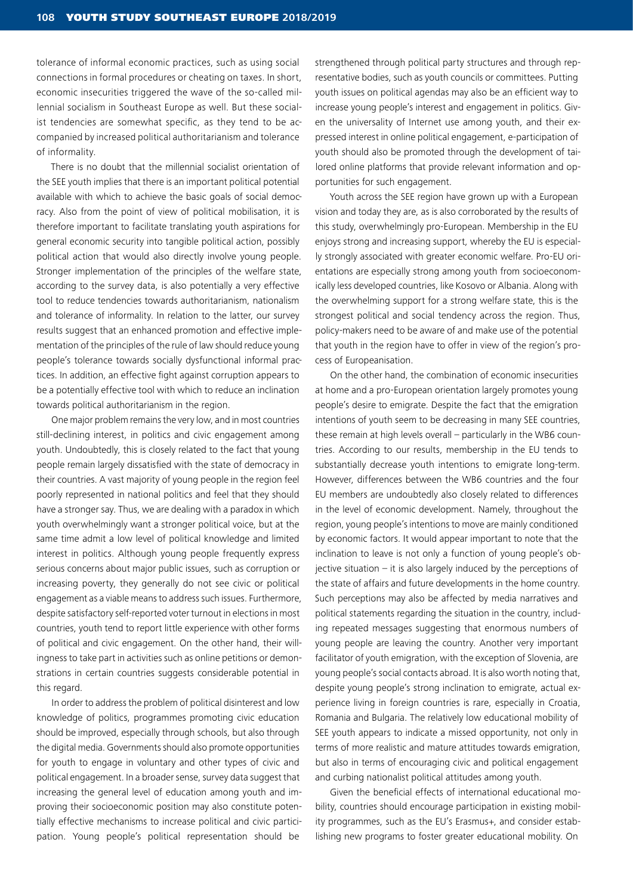tolerance of informal economic practices, such as using social connections in formal procedures or cheating on taxes. In short, economic insecurities triggered the wave of the so-called millennial socialism in Southeast Europe as well. But these socialist tendencies are somewhat specific, as they tend to be accompanied by increased political authoritarianism and tolerance of informality.

There is no doubt that the millennial socialist orientation of the SEE youth implies that there is an important political potential available with which to achieve the basic goals of social democracy. Also from the point of view of political mobilisation, it is therefore important to facilitate translating youth aspirations for general economic security into tangible political action, possibly political action that would also directly involve young people. Stronger implementation of the principles of the welfare state, according to the survey data, is also potentially a very effective tool to reduce tendencies towards authoritarianism, nationalism and tolerance of informality. In relation to the latter, our survey results suggest that an enhanced promotion and effective implementation of the principles of the rule of law should reduce young people's tolerance towards socially dysfunctional informal practices. In addition, an effective fight against corruption appears to be a potentially effective tool with which to reduce an inclination towards political authoritarianism in the region.

One major problem remains the very low, and in most countries still-declining interest, in politics and civic engagement among youth. Undoubtedly, this is closely related to the fact that young people remain largely dissatisfied with the state of democracy in their countries. A vast majority of young people in the region feel poorly represented in national politics and feel that they should have a stronger say. Thus, we are dealing with a paradox in which youth overwhelmingly want a stronger political voice, but at the same time admit a low level of political knowledge and limited interest in politics. Although young people frequently express serious concerns about major public issues, such as corruption or increasing poverty, they generally do not see civic or political engagement as a viable means to address such issues. Furthermore, despite satisfactory self-reported voter turnout in elections in most countries, youth tend to report little experience with other forms of political and civic engagement. On the other hand, their willingness to take part in activities such as online petitions or demonstrations in certain countries suggests considerable potential in this regard.

In order to address the problem of political disinterest and low knowledge of politics, programmes promoting civic education should be improved, especially through schools, but also through the digital media. Governments should also promote opportunities for youth to engage in voluntary and other types of civic and political engagement. In a broader sense, survey data suggest that increasing the general level of education among youth and improving their socioeconomic position may also constitute potentially effective mechanisms to increase political and civic participation. Young people's political representation should be strengthened through political party structures and through representative bodies, such as youth councils or committees. Putting youth issues on political agendas may also be an efficient way to increase young people's interest and engagement in politics. Given the universality of Internet use among youth, and their expressed interest in online political engagement, e-participation of youth should also be promoted through the development of tailored online platforms that provide relevant information and opportunities for such engagement.

Youth across the SEE region have grown up with a European vision and today they are, as is also corroborated by the results of this study, overwhelmingly pro-European. Membership in the EU enjoys strong and increasing support, whereby the EU is especially strongly associated with greater economic welfare. Pro-EU orientations are especially strong among youth from socioeconomically less developed countries, like Kosovo or Albania. Along with the overwhelming support for a strong welfare state, this is the strongest political and social tendency across the region. Thus, policy-makers need to be aware of and make use of the potential that youth in the region have to offer in view of the region's process of Europeanisation.

On the other hand, the combination of economic insecurities at home and a pro-European orientation largely promotes young people's desire to emigrate. Despite the fact that the emigration intentions of youth seem to be decreasing in many SEE countries, these remain at high levels overall – particularly in the WB6 countries. According to our results, membership in the EU tends to substantially decrease youth intentions to emigrate long-term. However, differences between the WB6 countries and the four EU members are undoubtedly also closely related to differences in the level of economic development. Namely, throughout the region, young people's intentions to move are mainly conditioned by economic factors. It would appear important to note that the inclination to leave is not only a function of young people's objective situation – it is also largely induced by the perceptions of the state of affairs and future developments in the home country. Such perceptions may also be affected by media narratives and political statements regarding the situation in the country, including repeated messages suggesting that enormous numbers of young people are leaving the country. Another very important facilitator of youth emigration, with the exception of Slovenia, are young people's social contacts abroad. It is also worth noting that, despite young people's strong inclination to emigrate, actual experience living in foreign countries is rare, especially in Croatia, Romania and Bulgaria. The relatively low educational mobility of SEE youth appears to indicate a missed opportunity, not only in terms of more realistic and mature attitudes towards emigration, but also in terms of encouraging civic and political engagement and curbing nationalist political attitudes among youth.

Given the beneficial effects of international educational mobility, countries should encourage participation in existing mobility programmes, such as the EU's Erasmus+, and consider establishing new programs to foster greater educational mobility. On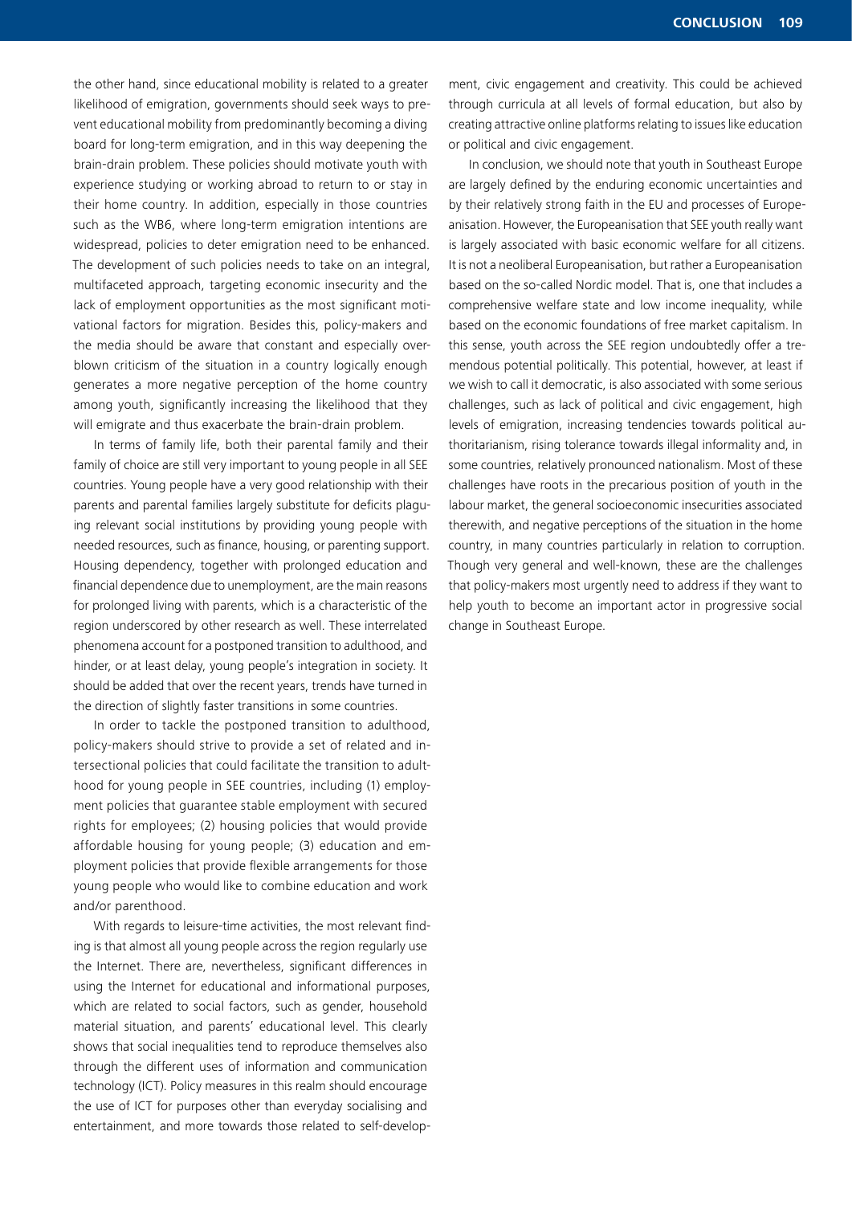the other hand, since educational mobility is related to a greater likelihood of emigration, governments should seek ways to prevent educational mobility from predominantly becoming a diving board for long-term emigration, and in this way deepening the brain-drain problem. These policies should motivate youth with experience studying or working abroad to return to or stay in their home country. In addition, especially in those countries such as the WB6, where long-term emigration intentions are widespread, policies to deter emigration need to be enhanced. The development of such policies needs to take on an integral, multifaceted approach, targeting economic insecurity and the lack of employment opportunities as the most significant motivational factors for migration. Besides this, policy-makers and the media should be aware that constant and especially overblown criticism of the situation in a country logically enough generates a more negative perception of the home country among youth, significantly increasing the likelihood that they will emigrate and thus exacerbate the brain-drain problem.

In terms of family life, both their parental family and their family of choice are still very important to young people in all SEE countries. Young people have a very good relationship with their parents and parental families largely substitute for deficits plaguing relevant social institutions by providing young people with needed resources, such as finance, housing, or parenting support. Housing dependency, together with prolonged education and financial dependence due to unemployment, are the main reasons for prolonged living with parents, which is a characteristic of the region underscored by other research as well. These interrelated phenomena account for a postponed transition to adulthood, and hinder, or at least delay, young people's integration in society. It should be added that over the recent years, trends have turned in the direction of slightly faster transitions in some countries.

In order to tackle the postponed transition to adulthood, policy-makers should strive to provide a set of related and intersectional policies that could facilitate the transition to adulthood for young people in SEE countries, including (1) employment policies that guarantee stable employment with secured rights for employees; (2) housing policies that would provide affordable housing for young people; (3) education and employment policies that provide flexible arrangements for those young people who would like to combine education and work and/or parenthood.

With regards to leisure-time activities, the most relevant finding is that almost all young people across the region regularly use the Internet. There are, nevertheless, significant differences in using the Internet for educational and informational purposes, which are related to social factors, such as gender, household material situation, and parents' educational level. This clearly shows that social inequalities tend to reproduce themselves also through the different uses of information and communication technology (ICT). Policy measures in this realm should encourage the use of ICT for purposes other than everyday socialising and entertainment, and more towards those related to self-development, civic engagement and creativity. This could be achieved through curricula at all levels of formal education, but also by creating attractive online platforms relating to issues like education or political and civic engagement.

In conclusion, we should note that youth in Southeast Europe are largely defined by the enduring economic uncertainties and by their relatively strong faith in the EU and processes of Europeanisation. However, the Europeanisation that SEE youth really want is largely associated with basic economic welfare for all citizens. It is not a neoliberal Europeanisation, but rather a Europeanisation based on the so-called Nordic model. That is, one that includes a comprehensive welfare state and low income inequality, while based on the economic foundations of free market capitalism. In this sense, youth across the SEE region undoubtedly offer a tremendous potential politically. This potential, however, at least if we wish to call it democratic, is also associated with some serious challenges, such as lack of political and civic engagement, high levels of emigration, increasing tendencies towards political authoritarianism, rising tolerance towards illegal informality and, in some countries, relatively pronounced nationalism. Most of these challenges have roots in the precarious position of youth in the labour market, the general socioeconomic insecurities associated therewith, and negative perceptions of the situation in the home country, in many countries particularly in relation to corruption. Though very general and well-known, these are the challenges that policy-makers most urgently need to address if they want to help youth to become an important actor in progressive social change in Southeast Europe.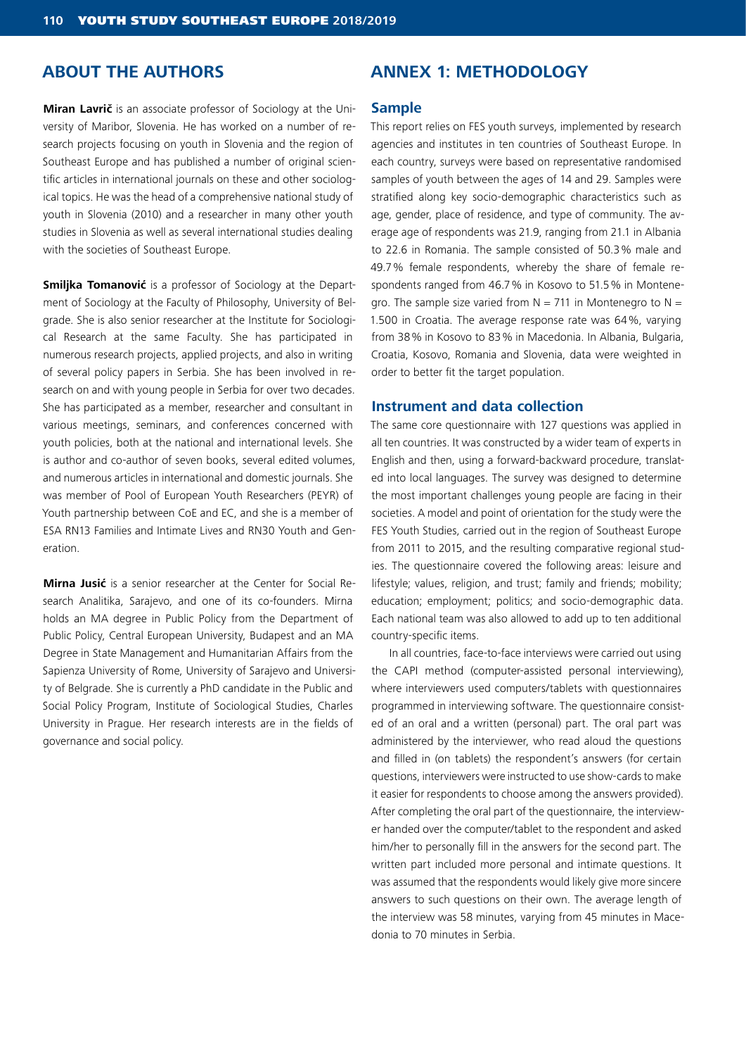## ABOUT THE AUTHORS

**Miran Lavrič** is an associate professor of Sociology at the University of Maribor, Slovenia. He has worked on a number of research projects focusing on youth in Slovenia and the region of Southeast Europe and has published a number of original scientific articles in international journals on these and other sociological topics. He was the head of a comprehensive national study of youth in Slovenia (2010) and a researcher in many other youth studies in Slovenia as well as several international studies dealing with the societies of Southeast Europe.

**Smiljka Tomanović** is a professor of Sociology at the Department of Sociology at the Faculty of Philosophy, University of Belgrade. She is also senior researcher at the Institute for Sociological Research at the same Faculty. She has participated in numerous research projects, applied projects, and also in writing of several policy papers in Serbia. She has been involved in research on and with young people in Serbia for over two decades. She has participated as a member, researcher and consultant in various meetings, seminars, and conferences concerned with youth policies, both at the national and international levels. She is author and co-author of seven books, several edited volumes, and numerous articles in international and domestic journals. She was member of Pool of European Youth Researchers (PEYR) of Youth partnership between CoE and EC, and she is a member of ESA RN13 Families and Intimate Lives and RN30 Youth and Generation.

**Mirna Jusić** is a senior researcher at the Center for Social Research Analitika, Sarajevo, and one of its co-founders. Mirna holds an MA degree in Public Policy from the Department of Public Policy, Central European University, Budapest and an MA Degree in State Management and Humanitarian Affairs from the Sapienza University of Rome, University of Sarajevo and University of Belgrade. She is currently a PhD candidate in the Public and Social Policy Program, Institute of Sociological Studies, Charles University in Prague. Her research interests are in the fields of governance and social policy.

## ANNEX 1: METHODOLOGY

### Sample

This report relies on FES youth surveys, implemented by research agencies and institutes in ten countries of Southeast Europe. In each country, surveys were based on representative randomised samples of youth between the ages of 14 and 29. Samples were stratified along key socio-demographic characteristics such as age, gender, place of residence, and type of community. The average age of respondents was 21.9, ranging from 21.1 in Albania to 22.6 in Romania. The sample consisted of 50.3 % male and 49.7 % female respondents, whereby the share of female respondents ranged from 46.7 % in Kosovo to 51.5 % in Montenegro. The sample size varied from N = 711 in Montenegro to N = 1.500 in Croatia. The average response rate was 64 %, varying from 38 % in Kosovo to 83 % in Macedonia. In Albania, Bulgaria, Croatia, Kosovo, Romania and Slovenia, data were weighted in order to better fit the target population.

### Instrument and data collection

The same core questionnaire with 127 questions was applied in all ten countries. It was constructed by a wider team of experts in English and then, using a forward-backward procedure, translated into local languages. The survey was designed to determine the most important challenges young people are facing in their societies. A model and point of orientation for the study were the FES Youth Studies, carried out in the region of Southeast Europe from 2011 to 2015, and the resulting comparative regional studies. The questionnaire covered the following areas: leisure and lifestyle; values, religion, and trust; family and friends; mobility; education; employment; politics; and socio-demographic data. Each national team was also allowed to add up to ten additional country-specific items.

In all countries, face-to-face interviews were carried out using the CAPI method (computer-assisted personal interviewing), where interviewers used computers/tablets with questionnaires programmed in interviewing software. The questionnaire consisted of an oral and a written (personal) part. The oral part was administered by the interviewer, who read aloud the questions and filled in (on tablets) the respondent's answers (for certain questions, interviewers were instructed to use show-cards to make it easier for respondents to choose among the answers provided). After completing the oral part of the questionnaire, the interviewer handed over the computer/tablet to the respondent and asked him/her to personally fill in the answers for the second part. The written part included more personal and intimate questions. It was assumed that the respondents would likely give more sincere answers to such questions on their own. The average length of the interview was 58 minutes, varying from 45 minutes in Macedonia to 70 minutes in Serbia.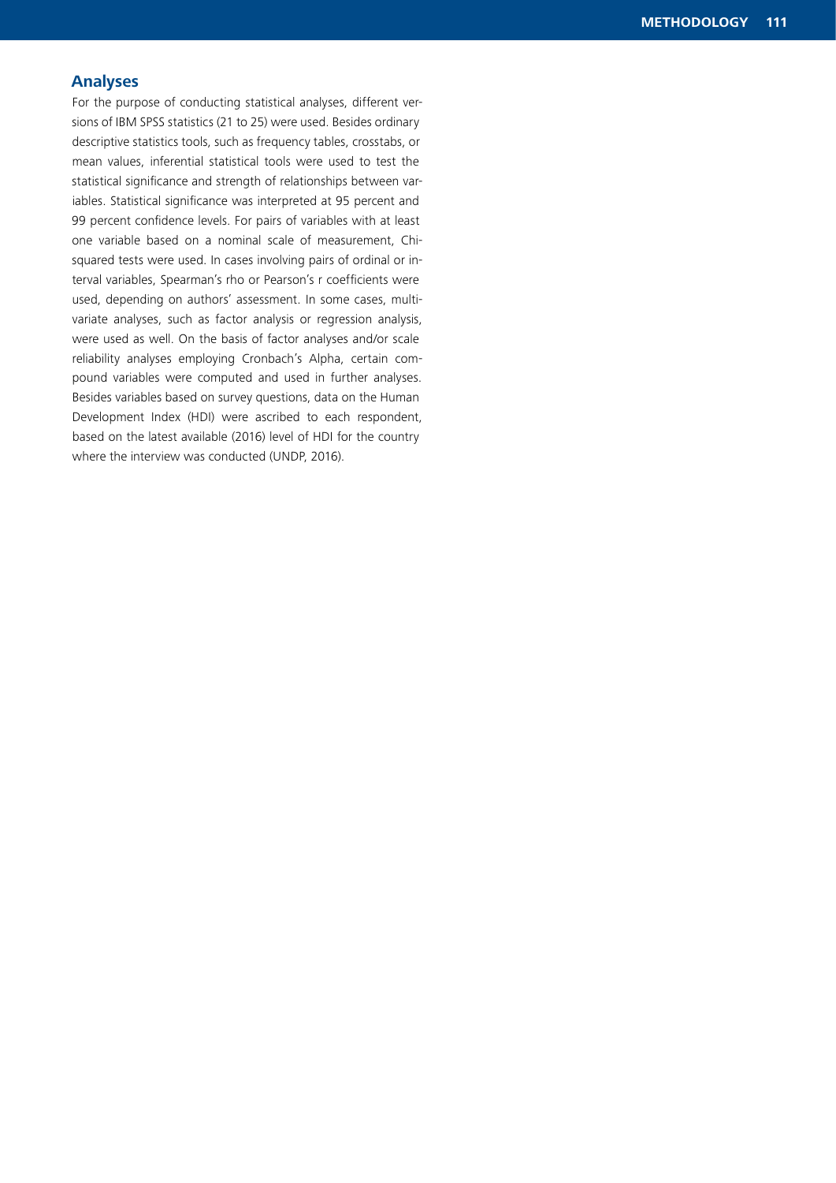## Analyses

For the purpose of conducting statistical analyses, different versions of IBM SPSS statistics (21 to 25) were used. Besides ordinary descriptive statistics tools, such as frequency tables, crosstabs, or mean values, inferential statistical tools were used to test the statistical significance and strength of relationships between variables. Statistical significance was interpreted at 95 percent and 99 percent confidence levels. For pairs of variables with at least one variable based on a nominal scale of measurement, Chi-squared tests were used. In cases involving pairs of ordinal or interval variables, Spearman's rho or Pearson's r coefficients were used, depending on authors' assessment. In some cases, multivariate analyses, such as factor analysis or regression analysis, were used as well. On the basis of factor analyses and/or scale reliability analyses employing Cronbach's Alpha, certain compound variables were computed and used in further analyses. Besides variables based on survey questions, data on the Human Development Index (HDI) were ascribed to each respondent, based on the latest available (2016) level of HDI for the country where the interview was conducted (UNDP, 2016).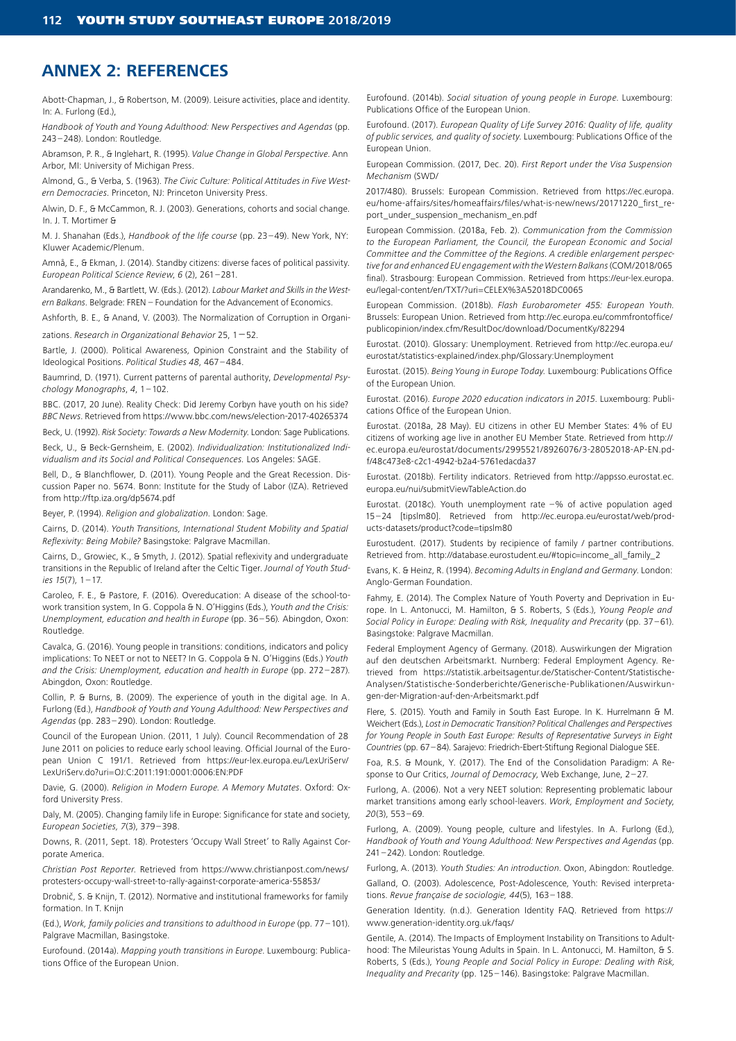## ANNEX 2: REFERENCES

Abott-Chapman, J., & Robertson, M. (2009). Leisure activities, place and identity. In: A. Furlong (Ed.),

*Handbook of Youth and Young Adulthood: New Perspectives and Agendas* (pp. 243–248). London: Routledge.

Abramson, P. R., & Inglehart, R. (1995). *Value Change in Global Perspective*. Ann Arbor, MI: University of Michigan Press.

Almond, G., & Verba, S. (1963). *The Civic Culture: Political Attitudes in Five Western Democracies*. Princeton, NJ: Princeton University Press.

Alwin, D. F., & McCammon, R. J. (2003). Generations, cohorts and social change. In. J. T. Mortimer &

M. J. Shanahan (Eds.), *Handbook of the life course* (pp. 23–49). New York, NY: Kluwer Academic/Plenum.

Amnå, E., & Ekman, J. (2014). Standby citizens: diverse faces of political passivity. *European Political Science Review*, *6* (2), 261–281.

Arandarenko, M., & Bartlett, W. (Eds.). (2012). *Labour Market and Skills in the Western Balkans*. Belgrade: FREN – Foundation for the Advancement of Economics.

Ashforth, B. E., & Anand, V. (2003). The Normalization of Corruption in Organi-

zations. *Research in Organizational Behavior* 25, 1–52.

Bartle, J. (2000). Political Awareness, Opinion Constraint and the Stability of Ideological Positions. *Political Studies 48*, 467–484.

Baumrind, D. (1971). Current patterns of parental authority, *Developmental Psychology Monographs*, *4*, 1–102.

BBC. (2017, 20 June). Reality Check: Did Jeremy Corbyn have youth on his side? *BBC News*. Retrieved from https://www.bbc.com/news/election-2017-40265374

Beck, U. (1992). *Risk Society: Towards a New Modernity*. London: Sage Publications.

Beck, U., & Beck-Gernsheim, E. (2002). *Individualization: Institutionalized Individualism and its Social and Political Consequences.* Los Angeles: SAGE.

Bell, D., & Blanchflower, D. (2011). Young People and the Great Recession. Discussion Paper no. 5674. Bonn: Institute for the Study of Labor (IZA). Retrieved from http://ftp.iza.org/dp5674.pdf

Beyer, P. (1994). *Religion and globalization*. London: Sage.

Cairns, D. (2014). *Youth Transitions, International Student Mobility and Spatial Reflexivity: Being Mobile?* Basingstoke: Palgrave Macmillan.

Cairns, D., Growiec, K., & Smyth, J. (2012). Spatial reflexivity and undergraduate transitions in the Republic of Ireland after the Celtic Tiger. *Journal of Youth Studies 15*(7), 1–17.

Caroleo, F. E., & Pastore, F. (2016). Overeducation: A disease of the school-to-work transition system, In G. Coppola & N. O'Higgins (Eds.), *Youth and the Crisis: Unemployment, education and health in Europe* (pp. 36–56)*.* Abingdon, Oxon: Routledge.

Cavalca, G. (2016). Young people in transitions: conditions, indicators and policy implications: To NEET or not to NEET? In G. Coppola & N. O'Higgins (Eds.) *Youth and the Crisis: Unemployment, education and health in Europe* (pp. 272–287)*.* Abingdon, Oxon: Routledge.

Collin, P. & Burns, B. (2009). The experience of youth in the digital age. In A. Furlong (Ed.), *Handbook of Youth and Young Adulthood: New Perspectives and Agendas* (pp. 283–290). London: Routledge.

Council of the European Union. (2011, 1 July). Council Recommendation of 28 June 2011 on policies to reduce early school leaving. Official Journal of the European Union C 191/1. Retrieved from https://eur-lex.europa.eu/LexUriServ/LexUriServ.do?uri=OJ:C:2011:191:0001:0006:EN:PDF

Davie, G. (2000). *Religion in Modern Europe. A Memory Mutates*. Oxford: Oxford University Press.

Daly, M. (2005). Changing family life in Europe: Significance for state and society, *European Societies, 7*(3), 379–398.

Downs, R. (2011, Sept. 18). Protesters 'Occupy Wall Street' to Rally Against Corporate America.

*Christian Post Reporter*. Retrieved from https://www.christianpost.com/news/protesters-occupy-wall-street-to-rally-against-corporate-america-55853/

Drobnič, S. & Knijn, T. (2012). Normative and institutional frameworks for family formation. In T. Knijn

(Ed.), *Work, family policies and transitions to adulthood in Europe* (pp. 77–101). Palgrave Macmillan, Basingstoke.

Eurofound. (2014a). *Mapping youth transitions in Europe*. Luxembourg: Publications Office of the European Union.

Eurofound. (2014b). *Social situation of young people in Europe*. Luxembourg: Publications Office of the European Union.

Eurofound. (2017). *European Quality of Life Survey 2016: Quality of life, quality of public services, and quality of society*. Luxembourg: Publications Office of the European Union.

European Commission. (2017, Dec. 20). *First Report under the Visa Suspension Mechanism* (SWD/

2017/480). Brussels: European Commission. Retrieved from https://ec.europa.eu/home-affairs/sites/homeaffairs/files/what-is-new/news/20171220_first_report_under_suspension_mechanism_en.pdf

European Commission. (2018a, Feb. 2). *Communication from the Commission to the European Parliament, the Council, the European Economic and Social Committee and the Committee of the Regions. A credible enlargement perspective for and enhanced EU engagement with the Western Balkans* (COM/2018/065 final). Strasbourg: European Commission. Retrieved from https://eur-lex.europa.eu/legal-content/en/TXT/?uri=CELEX%3A52018DC0065

European Commission. (2018b). *Flash Eurobarometer 455: European Youth*. Brussels: European Union. Retrieved from http://ec.europa.eu/commfrontoffice/publicopinion/index.cfm/ResultDoc/download/DocumentKy/82294

Eurostat. (2010). Glossary: Unemployment. Retrieved from http://ec.europa.eu/eurostat/statistics-explained/index.php/Glossary:Unemployment

Eurostat. (2015). *Being Young in Europe Today.* Luxembourg: Publications Office of the European Union.

Eurostat. (2016). *Europe 2020 education indicators in 2015*. Luxembourg: Publications Office of the European Union.

Eurostat. (2018a, 28 May). EU citizens in other EU Member States: 4% of EU citizens of working age live in another EU Member State. Retrieved from http://ec.europa.eu/eurostat/documents/2995521/8926076/3-28052018-AP-EN.pdf/48c473e8-c2c1-4942-b2a4-5761edacda37

Eurostat. (2018b). Fertility indicators. Retrieved from http://appsso.eurostat.ec.europa.eu/nui/submitViewTableAction.do

Eurostat. (2018c). Youth unemployment rate –% of active population aged 15–24 [tipslm80]. Retrieved from http://ec.europa.eu/eurostat/web/products-datasets/product?code=tipslm80

Eurostudent. (2017). Students by recipience of family / partner contributions. Retrieved from. http://database.eurostudent.eu/#topic=income_all_family_2

Evans, K. & Heinz, R. (1994). *Becoming Adults in England and Germany*. London: Anglo-German Foundation.

Fahmy, E. (2014). The Complex Nature of Youth Poverty and Deprivation in Europe. In L. Antonucci, M. Hamilton, & S. Roberts, S (Eds.), *Young People and Social Policy in Europe: Dealing with Risk, Inequality and Precarity* (pp. 37–61). Basingstoke: Palgrave Macmillan.

Federal Employment Agency of Germany. (2018). Auswirkungen der Migration auf den deutschen Arbeitsmarkt. Nurnberg: Federal Employment Agency. Retrieved from https://statistik.arbeitsagentur.de/Statischer-Content/Statistische-Analysen/Statistische-Sonderberichte/Generische-Publikationen/Auswirkungen-der-Migration-auf-den-Arbeitsmarkt.pdf

Flere, S. (2015). Youth and Family in South East Europe. In K. Hurrelmann & M. Weichert (Eds.), *Lost in Democratic Transition? Political Challenges and Perspectives for Young People in South East Europe: Results of Representative Surveys in Eight Countries* (pp. 67–84). Sarajevo: Friedrich-Ebert-Stiftung Regional Dialogue SEE.

Foa, R.S. & Mounk, Y. (2017). The End of the Consolidation Paradigm: A Response to Our Critics, *Journal of Democracy*, Web Exchange, June, 2–27.

Furlong, A. (2006). Not a very NEET solution: Representing problematic labour market transitions among early school-leavers. *Work, Employment and Society*, *20*(3), 553–69.

Furlong, A. (2009). Young people, culture and lifestyles. In A. Furlong (Ed.), *Handbook of Youth and Young Adulthood: New Perspectives and Agendas* (pp. 241–242). London: Routledge.

Furlong, A. (2013). *Youth Studies: An introduction*. Oxon, Abingdon: Routledge.

Galland, O. (2003). Adolescence, Post-Adolescence, Youth: Revised interpretations. *Revue française de sociologie, 44*(5), 163–188.

Generation Identity. (n.d.). Generation Identity FAQ. Retrieved from https://www.generation-identity.org.uk/faqs/

Gentile, A. (2014). The Impacts of Employment Instability on Transitions to Adulthood: The Mileuristas Young Adults in Spain. In L. Antonucci, M. Hamilton, & S. Roberts, S (Eds.), *Young People and Social Policy in Europe: Dealing with Risk, Inequality and Precarity* (pp. 125–146). Basingstoke: Palgrave Macmillan.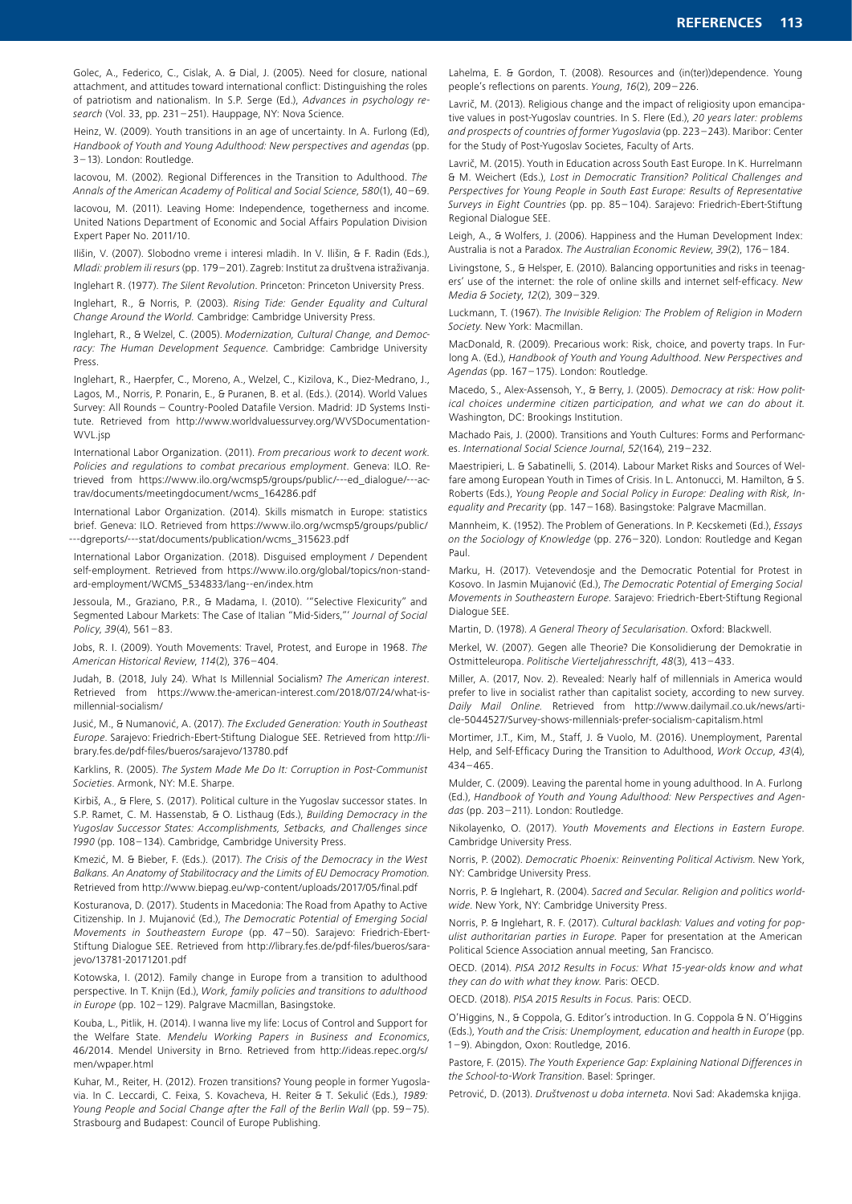Golec, A., Federico, C., Cislak, A. & Dial, J. (2005). Need for closure, national attachment, and attitudes toward international conflict: Distinguishing the roles of patriotism and nationalism. In S.P. Serge (Ed.), *Advances in psychology research* (Vol. 33, pp. 231–251). Hauppage, NY: Nova Science.

Heinz, W. (2009). Youth transitions in an age of uncertainty. In A. Furlong (Ed), *Handbook of Youth and Young Adulthood: New perspectives and agendas* (pp. 3–13). London: Routledge.

Iacovou, M. (2002). Regional Differences in the Transition to Adulthood. *The Annals of the American Academy of Political and Social Science*, *580*(1), 40–69.

Iacovou, M. (2011). Leaving Home: Independence, togetherness and income. United Nations Department of Economic and Social Affairs Population Division Expert Paper No. 2011/10.

Ilišin, V. (2007). Slobodno vreme i interesi mladih. In V. Ilišin, & F. Radin (Eds.), *Mladi: problem ili resurs* (pp. 179–201). Zagreb: Institut za društvena istraživanja.

Inglehart R. (1977). *The Silent Revolution*. Princeton: Princeton University Press.

Inglehart, R., & Norris, P. (2003). *Rising Tide: Gender Equality and Cultural Change Around the World.* Cambridge: Cambridge University Press.

Inglehart, R., & Welzel, C. (2005). *Modernization, Cultural Change, and Democracy: The Human Development Sequence.* Cambridge: Cambridge University Press.

Inglehart, R., Haerpfer, C., Moreno, A., Welzel, C., Kizilova, K., Diez-Medrano, J., Lagos, M., Norris, P. Ponarin, E., & Puranen, B. et al. (Eds.). (2014). World Values Survey: All Rounds – Country-Pooled Datafile Version. Madrid: JD Systems Institute. Retrieved from http://www.worldvaluessurvey.org/WVSDocumentationWVL.jsp

International Labor Organization. (2011). *From precarious work to decent work. Policies and regulations to combat precarious employment*. Geneva: ILO. Retrieved from https://www.ilo.org/wcmsp5/groups/public/---ed_dialogue/---actrav/documents/meetingdocument/wcms_164286.pdf

International Labor Organization. (2014). Skills mismatch in Europe: statistics brief. Geneva: ILO. Retrieved from https://www.ilo.org/wcmsp5/groups/public/---dgreports/---stat/documents/publication/wcms_315623.pdf

International Labor Organization. (2018). Disguised employment / Dependent self-employment. Retrieved from https://www.ilo.org/global/topics/non-standard-employment/WCMS_534833/lang--en/index.htm

Jessoula, M., Graziano, P.R., & Madama, I. (2010). '"Selective Flexicurity" and Segmented Labour Markets: The Case of Italian "Mid-Siders,"' *Journal of Social Policy*, *39*(4), 561–83.

Jobs, R. I. (2009). Youth Movements: Travel, Protest, and Europe in 1968. *The American Historical Review*, *114*(2), 376–404.

Judah, B. (2018, July 24). What Is Millennial Socialism? *The American interest*. Retrieved from https://www.the-american-interest.com/2018/07/24/what-is-millennial-socialism/

Jusić, M., & Numanović, A. (2017). *The Excluded Generation: Youth in Southeast Europe*. Sarajevo: Friedrich-Ebert-Stiftung Dialogue SEE. Retrieved from http://library.fes.de/pdf-files/bueros/sarajevo/13780.pdf

Karklins, R. (2005). *The System Made Me Do It: Corruption in Post-Communist Societies*. Armonk, NY: M.E. Sharpe.

Kirbiš, A., & Flere, S. (2017). Political culture in the Yugoslav successor states. In S.P. Ramet, C. M. Hassenstab, & O. Listhaug (Eds.), *Building Democracy in the Yugoslav Successor States: Accomplishments, Setbacks, and Challenges since 1990* (pp. 108–134). Cambridge, Cambridge University Press.

Kmezić, M. & Bieber, F. (Eds.). (2017). *The Crisis of the Democracy in the West Balkans. An Anatomy of Stabilitocracy and the Limits of EU Democracy Promotion.* Retrieved from http://www.biepag.eu/wp-content/uploads/2017/05/final.pdf

Kosturanova, D. (2017). Students in Macedonia: The Road from Apathy to Active Citizenship. In J. Mujanović (Ed.), *The Democratic Potential of Emerging Social Movements in Southeastern Europe* (pp. 47–50). Sarajevo: Friedrich-Ebert-Stiftung Dialogue SEE. Retrieved from http://library.fes.de/pdf-files/bueros/sarajevo/13781-20171201.pdf

Kotowska, I. (2012). Family change in Europe from a transition to adulthood perspective. In T. Knijn (Ed.), *Work, family policies and transitions to adulthood in Europe* (pp. 102–129). Palgrave Macmillan, Basingstoke.

Kouba, L., Pitlik, H. (2014). I wanna live my life: Locus of Control and Support for the Welfare State. *Mendelu Working Papers in Business and Economics*, 46/2014. Mendel University in Brno. Retrieved from http://ideas.repec.org/s/men/wpaper.html

Kuhar, M., Reiter, H. (2012). Frozen transitions? Young people in former Yugoslavia. In C. Leccardi, C. Feixa, S. Kovacheva, H. Reiter & T. Sekulić (Eds.), *1989: Young People and Social Change after the Fall of the Berlin Wall* (pp. 59–75). Strasbourg and Budapest: Council of Europe Publishing.

Lahelma, E. & Gordon, T. (2008). Resources and (in(ter))dependence. Young people's reflections on parents. *Young*, *16*(2), 209–226.

Lavrič, M. (2013). Religious change and the impact of religiosity upon emancipative values in post-Yugoslav countries. In S. Flere (Ed.), *20 years later: problems and prospects of countries of former Yugoslavia* (pp. 223–243). Maribor: Center for the Study of Post-Yugoslav Societes, Faculty of Arts.

Lavrič, M. (2015). Youth in Education across South East Europe. In K. Hurrelmann & M. Weichert (Eds.), *Lost in Democratic Transition? Political Challenges and Perspectives for Young People in South East Europe: Results of Representative Surveys in Eight Countries* (pp. pp. 85–104). Sarajevo: Friedrich-Ebert-Stiftung Regional Dialogue SEE.

Leigh, A., & Wolfers, J. (2006). Happiness and the Human Development Index: Australia is not a Paradox. *The Australian Economic Review*, *39*(2), 176–184.

Livingstone, S., & Helsper, E. (2010). Balancing opportunities and risks in teenagers' use of the internet: the role of online skills and internet self-efficacy. *New Media & Society*, *12*(2), 309–329.

Luckmann, T. (1967). *The Invisible Religion: The Problem of Religion in Modern Society.* New York: Macmillan.

MacDonald, R. (2009). Precarious work: Risk, choice, and poverty traps. In Furlong A. (Ed.), *Handbook of Youth and Young Adulthood. New Perspectives and Agendas* (pp. 167–175). London: Routledge.

Macedo, S., Alex-Assensoh, Y., & Berry, J. (2005). *Democracy at risk: How political choices undermine citizen participation, and what we can do about it.* Washington, DC: Brookings Institution.

Machado Pais, J. (2000). Transitions and Youth Cultures: Forms and Performances. *International Social Science Journal*, *52*(164), 219–232.

Maestripieri, L. & Sabatinelli, S. (2014). Labour Market Risks and Sources of Welfare among European Youth in Times of Crisis. In L. Antonucci, M. Hamilton, & S. Roberts (Eds.), *Young People and Social Policy in Europe: Dealing with Risk, Inequality and Precarity* (pp. 147–168). Basingstoke: Palgrave Macmillan.

Mannheim, K. (1952). The Problem of Generations. In P. Kecskemeti (Ed.), *Essays on the Sociology of Knowledge* (pp. 276–320). London: Routledge and Kegan Paul.

Marku, H. (2017). Vetevendosje and the Democratic Potential for Protest in Kosovo. In Jasmin Mujanović (Ed.), *The Democratic Potential of Emerging Social Movements in Southeastern Europe.* Sarajevo: Friedrich-Ebert-Stiftung Regional Dialogue SEE.

Martin, D. (1978). *A General Theory of Secularisation.* Oxford: Blackwell.

Merkel, W. (2007). Gegen alle Theorie? Die Konsolidierung der Demokratie in Ostmitteleuropa. *Politische Vierteljahresschrift*, *48*(3), 413–433.

Miller, A. (2017, Nov. 2). Revealed: Nearly half of millennials in America would prefer to live in socialist rather than capitalist society, according to new survey. *Daily Mail Online.* Retrieved from http://www.dailymail.co.uk/news/article-5044527/Survey-shows-millennials-prefer-socialism-capitalism.html

Mortimer, J.T., Kim, M., Staff, J. & Vuolo, M. (2016). Unemployment, Parental Help, and Self-Efficacy During the Transition to Adulthood, *Work Occup*, *43*(4), 434–465.

Mulder, C. (2009). Leaving the parental home in young adulthood. In A. Furlong (Ed.), *Handbook of Youth and Young Adulthood: New Perspectives and Agendas* (pp. 203–211). London: Routledge.

Nikolayenko, O. (2017). *Youth Movements and Elections in Eastern Europe.* Cambridge University Press.

Norris, P. (2002). *Democratic Phoenix: Reinventing Political Activism.* New York, NY: Cambridge University Press.

Norris, P. & Inglehart, R. (2004). *Sacred and Secular. Religion and politics worldwide.* New York, NY: Cambridge University Press.

Norris, P. & Inglehart, R. F. (2017). *Cultural backlash: Values and voting for populist authoritarian parties in Europe.* Paper for presentation at the American Political Science Association annual meeting, San Francisco.

OECD. (2014). *PISA 2012 Results in Focus: What 15-year-olds know and what they can do with what they know.* Paris: OECD.

OECD. (2018). *PISA 2015 Results in Focus.* Paris: OECD.

O'Higgins, N., & Coppola, G. Editor's introduction. In G. Coppola & N. O'Higgins (Eds.), *Youth and the Crisis: Unemployment, education and health in Europe* (pp. 1–9). Abingdon, Oxon: Routledge, 2016.

Pastore, F. (2015). *The Youth Experience Gap: Explaining National Differences in the School-to-Work Transition.* Basel: Springer.

Petrović, D. (2013). *Društvenost u doba interneta.* Novi Sad: Akademska knjiga.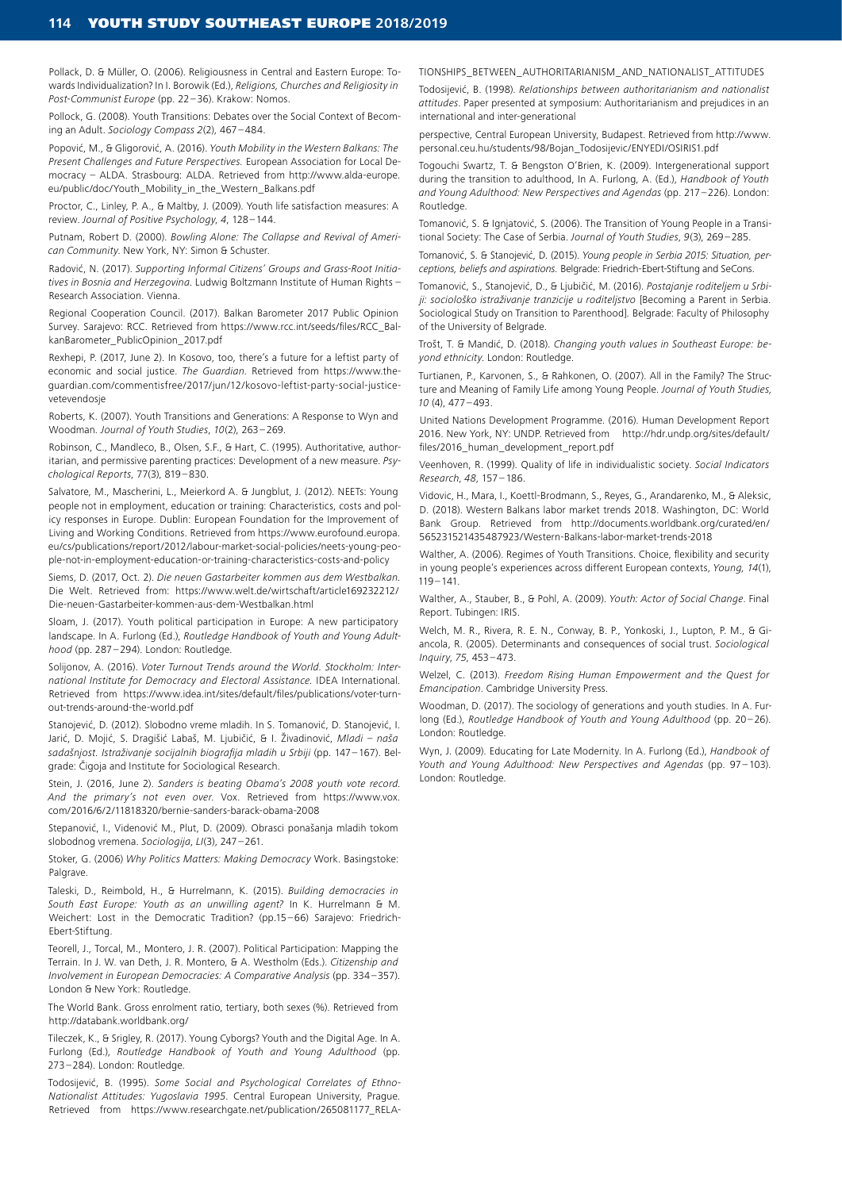Pollack, D. & Müller, O. (2006). Religiousness in Central and Eastern Europe: Towards Individualization? In I. Borowik (Ed.), *Religions, Churches and Religiosity in Post-Communist Europe* (pp. 22–36). Krakow: Nomos.

Pollock, G. (2008). Youth Transitions: Debates over the Social Context of Becoming an Adult. *Sociology Compass 2*(2), 467–484.

Popović, M., & Gligorović, A. (2016). *Youth Mobility in the Western Balkans: The Present Challenges and Future Perspectives.* European Association for Local Democracy – ALDA. Strasbourg: ALDA. Retrieved from http://www.alda-europe.eu/public/doc/Youth_Mobility_in_the_Western_Balkans.pdf

Proctor, C., Linley, P. A., & Maltby, J. (2009). Youth life satisfaction measures: A review. *Journal of Positive Psychology*, *4*, 128–144.

Putnam, Robert D. (2000). *Bowling Alone: The Collapse and Revival of American Community.* New York, NY: Simon & Schuster.

Radović, N. (2017). *Supporting Informal Citizens' Groups and Grass-Root Initiatives in Bosnia and Herzegovina.* Ludwig Boltzmann Institute of Human Rights – Research Association. Vienna.

Regional Cooperation Council. (2017). Balkan Barometer 2017 Public Opinion Survey. Sarajevo: RCC. Retrieved from https://www.rcc.int/seeds/files/RCC_BalkanBarometer_PublicOpinion_2017.pdf

Rexhepi, P. (2017, June 2). In Kosovo, too, there's a future for a leftist party of economic and social justice. *The Guardian.* Retrieved from https://www.theguardian.com/commentisfree/2017/jun/12/kosovo-leftist-party-social-justice-vetevendosje

Roberts, K. (2007). Youth Transitions and Generations: A Response to Wyn and Woodman. *Journal of Youth Studies*, *10*(2), 263–269.

Robinson, C., Mandleco, B., Olsen, S.F., & Hart, C. (1995). Authoritative, authoritarian, and permissive parenting practices: Development of a new measure. *Psychological Reports*, 77(3), 819–830.

Salvatore, M., Mascherini, L., Meierkord A. & Jungblut, J. (2012). NEETs: Young people not in employment, education or training: Characteristics, costs and policy responses in Europe. Dublin: European Foundation for the Improvement of Living and Working Conditions. Retrieved from https://www.eurofound.europa.eu/cs/publications/report/2012/labour-market-social-policies/neets-young-people-not-in-employment-education-or-training-characteristics-costs-and-policy

Siems, D. (2017, Oct. 2). *Die neuen Gastarbeiter kommen aus dem Westbalkan.* Die Welt. Retrieved from: https://www.welt.de/wirtschaft/article169232212/Die-neuen-Gastarbeiter-kommen-aus-dem-Westbalkan.html

Sloam, J. (2017). Youth political participation in Europe: A new participatory landscape. In A. Furlong (Ed.), *Routledge Handbook of Youth and Young Adulthood* (pp. 287–294). London: Routledge.

Solijonov, A. (2016). *Voter Turnout Trends around the World. Stockholm: International Institute for Democracy and Electoral Assistance.* IDEA International. Retrieved from https://www.idea.int/sites/default/files/publications/voter-turnout-trends-around-the-world.pdf

Stanojević, D. (2012). Slobodno vreme mladih. In S. Tomanović, D. Stanojević, I. Jarić, D. Mojić, S. Dragišić Labaš, M. Ljubičić, & I. Živadinović, *Mladi – naša sadašnjost. Istraživanje socijalnih biografija mladih u Srbiji* (pp. 147–167). Belgrade: Čigoja and Institute for Sociological Research.

Stein, J. (2016, June 2). *Sanders is beating Obama's 2008 youth vote record. And the primary's not even over.* Vox. Retrieved from https://www.vox.com/2016/6/2/11818320/bernie-sanders-barack-obama-2008

Stepanović, I., Videnović M., Plut, D. (2009). Obrasci ponašanja mladih tokom slobodnog vremena. *Sociologija*, *LI*(3), 247–261.

Stoker, G. (2006) *Why Politics Matters: Making Democracy* Work. Basingstoke: Palgrave.

Taleski, D., Reimbold, H., & Hurrelmann, K. (2015). *Building democracies in South East Europe: Youth as an unwilling agent?* In K. Hurrelmann & M. Weichert: Lost in the Democratic Tradition? (pp.15–66) Sarajevo: Friedrich-Ebert-Stiftung.

Teorell, J., Torcal, M., Montero, J. R. (2007). Political Participation: Mapping the Terrain. In J. W. van Deth, J. R. Montero, & A. Westholm (Eds.). *Citizenship and Involvement in European Democracies: A Comparative Analysis* (pp. 334–357). London & New York: Routledge.

The World Bank. Gross enrolment ratio, tertiary, both sexes (%). Retrieved from http://databank.worldbank.org/

Tileczek, K., & Srigley, R. (2017). Young Cyborgs? Youth and the Digital Age. In A. Furlong (Ed.), *Routledge Handbook of Youth and Young Adulthood* (pp. 273–284). London: Routledge.

Todosijević, B. (1995). *Some Social and Psychological Correlates of Ethno-Nationalist Attitudes: Yugoslavia 1995.* Central European University, Prague. Retrieved from https://www.researchgate.net/publication/265081177_RELATIONSHIPS_BETWEEN_AUTHORITARIANISM_AND_NATIONALIST_ATTITUDES

Todosijević, B. (1998). *Relationships between authoritarianism and nationalist attitudes*. Paper presented at symposium: Authoritarianism and prejudices in an international and inter-generational

perspective, Central European University, Budapest. Retrieved from http://www.personal.ceu.hu/students/98/Bojan_Todosijevic/ENYEDI/OSIRIS1.pdf

Togouchi Swartz, T. & Bengston O'Brien, K. (2009). Intergenerational support during the transition to adulthood, In A. Furlong, A. (Ed.), *Handbook of Youth and Young Adulthood: New Perspectives and Agendas* (pp. 217–226). London: Routledge.

Tomanović, S. & Ignjatović, S. (2006). The Transition of Young People in a Transitional Society: The Case of Serbia. *Journal of Youth Studies*, *9*(3), 269–285.

Tomanović, S. & Stanojević, D. (2015). *Young people in Serbia 2015: Situation, perceptions, beliefs and aspirations.* Belgrade: Friedrich-Ebert-Stiftung and SeCons.

Tomanović, S., Stanojević, D., & Ljubičić, M. (2016). *Postajanje roditeljem u Srbiji: sociološko istraživanje tranzicije u roditeljstvo* [Becoming a Parent in Serbia. Sociological Study on Transition to Parenthood]. Belgrade: Faculty of Philosophy of the University of Belgrade.

Trošt, T. & Mandić, D. (2018). *Changing youth values in Southeast Europe: beyond ethnicity.* London: Routledge.

Turtianen, P., Karvonen, S., & Rahkonen, O. (2007). All in the Family? The Structure and Meaning of Family Life among Young People. *Journal of Youth Studies, 10* (4), 477–493.

United Nations Development Programme. (2016). Human Development Report 2016. New York, NY: UNDP. Retrieved from http://hdr.undp.org/sites/default/files/2016_human_development_report.pdf

Veenhoven, R. (1999). Quality of life in individualistic society. *Social Indicators Research*, *48*, 157–186.

Vidovic, H., Mara, I., Koettl-Brodmann, S., Reyes, G., Arandarenko, M., & Aleksic, D. (2018). Western Balkans labor market trends 2018. Washington, DC: World Bank Group. Retrieved from http://documents.worldbank.org/curated/en/565231521435487923/Western-Balkans-labor-market-trends-2018

Walther, A. (2006). Regimes of Youth Transitions. Choice, flexibility and security in young people's experiences across different European contexts, *Young, 14*(1), 119–141.

Walther, A., Stauber, B., & Pohl, A. (2009). *Youth: Actor of Social Change*. Final Report. Tubingen: IRIS.

Welch, M. R., Rivera, R. E. N., Conway, B. P., Yonkoski, J., Lupton, P. M., & Giancola, R. (2005). Determinants and consequences of social trust. *Sociological Inquiry*, *75*, 453–473.

Welzel, C. (2013). *Freedom Rising Human Empowerment and the Quest for Emancipation*. Cambridge University Press.

Woodman, D. (2017). The sociology of generations and youth studies. In A. Furlong (Ed.), *Routledge Handbook of Youth and Young Adulthood* (pp. 20–26). London: Routledge.

Wyn, J. (2009). Educating for Late Modernity. In A. Furlong (Ed.), *Handbook of Youth and Young Adulthood: New Perspectives and Agendas* (pp. 97–103). London: Routledge.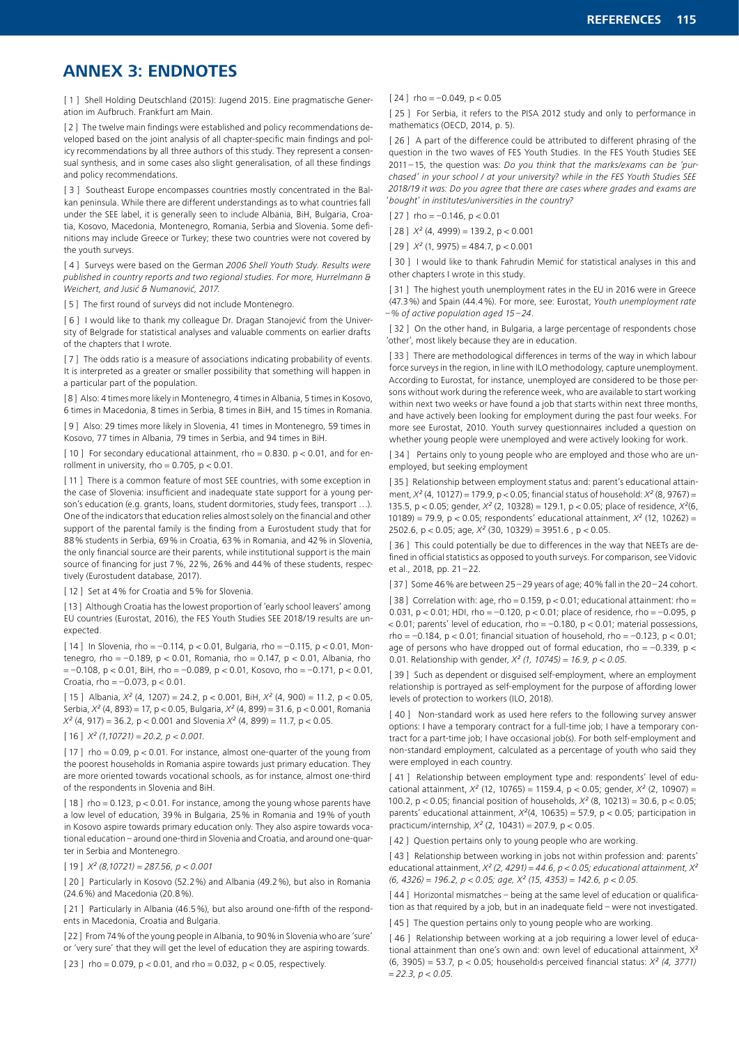## ANNEX 3: ENDNOTES

[ 1 ] Shell Holding Deutschland (2015): Jugend 2015. Eine pragmatische Generation im Aufbruch. Frankfurt am Main.

[ 2 ] The twelve main findings were established and policy recommendations developed based on the joint analysis of all chapter-specific main findings and policy recommendations by all three authors of this study. They represent a consensual synthesis, and in some cases also slight generalisation, of all these findings and policy recommendations.

[ 3 ] Southeast Europe encompasses countries mostly concentrated in the Balkan peninsula. While there are different understandings as to what countries fall under the SEE label, it is generally seen to include Albania, BiH, Bulgaria, Croatia, Kosovo, Macedonia, Montenegro, Romania, Serbia and Slovenia. Some definitions may include Greece or Turkey; these two countries were not covered by the youth surveys.

[ 4 ] Surveys were based on the German *2006 Shell Youth Study. Results were published in country reports and two regional studies. For more, Hurrelmann & Weichert, and Jusić & Numanović, 2017.*

[ 5 ] The first round of surveys did not include Montenegro.

[ 6 ] I would like to thank my colleague Dr. Dragan Stanojević from the University of Belgrade for statistical analyses and valuable comments on earlier drafts of the chapters that I wrote.

[ 7 ] The odds ratio is a measure of associations indicating probability of events. It is interpreted as a greater or smaller possibility that something will happen in a particular part of the population.

[ 8 ] Also: 4 times more likely in Montenegro, 4 times in Albania, 5 times in Kosovo, 6 times in Macedonia, 8 times in Serbia, 8 times in BiH, and 15 times in Romania.

[ 9 ] Also: 29 times more likely in Slovenia, 41 times in Montenegro, 59 times in Kosovo, 77 times in Albania, 79 times in Serbia, and 94 times in BiH.

[ 10 ] For secondary educational attainment, rho = 0.830. $p < 0.01$, and for enrollment in university, rho = 0.705, $p < 0.01$.

[ 11 ] There is a common feature of most SEE countries, with some exception in the case of Slovenia: insufficient and inadequate state support for a young person's education (e.g. grants, loans, student dormitories, study fees, transport …). One of the indicators that education relies almost solely on the financial and other support of the parental family is the finding from a Eurostudent study that for 88 % students in Serbia, 69 % in Croatia, 63 % in Romania, and 42 % in Slovenia, the only financial source are their parents, while institutional support is the main source of financing for just 7 %, 22 %, 26 % and 44 % of these students, respectively (Eurostudent database, 2017).

[ 12 ] Set at 4 % for Croatia and 5 % for Slovenia.

[ 13 ] Although Croatia has the lowest proportion of 'early school leavers' among EU countries (Eurostat, 2016), the FES Youth Studies SEE 2018/19 results are unexpected.

[ 14 ] In Slovenia, rho = −0.114, $p < 0.01$, Bulgaria, rho = −0.115, $p < 0.01$, Montenegro, rho = −0.189, $p < 0.01$, Romania, rho = 0.147, $p < 0.01$, Albania, rho = −0.108, $p < 0.01$, BiH, rho = −0.089, $p < 0.01$, Kosovo, rho = −0.171, $p < 0.01$, Croatia, rho = −0.073, $p < 0.01$.

[ 15 ] Albania, $X^2$ (4, 1207) = 24.2, $p < 0.001$, BiH, $X^2$ (4, 900) = 11.2, $p < 0.05$, Serbia, $X^2$ (4, 893) = 17, $p < 0.05$, Bulgaria, $X^2$ (4, 899) = 31.6, $p < 0.001$, Romania $X^2$ (4, 917) = 36.2, $p < 0.001$ and Slovenia $X^2$ (4, 899) = 11.7, $p < 0.05$.

[ 16 ] $X^2$ *(1,10721) = 20.2, $p < 0.001$.*

[ 17 ] rho = 0.09, $p < 0.01$. For instance, almost one-quarter of the young from the poorest households in Romania aspire towards just primary education. They are more oriented towards vocational schools, as for instance, almost one-third of the respondents in Slovenia and BiH.

[ 18 ] rho = 0.123, $p < 0.01$. For instance, among the young whose parents have a low level of education, 39 % in Bulgaria, 25 % in Romania and 19 % of youth in Kosovo aspire towards primary education only. They also aspire towards vocational education – around one-third in Slovenia and Croatia, and around one-quarter in Serbia and Montenegro.

[ 19 ] $X^2$ *(8,10721) = 287.56, $p < 0.001$*

[ 20 ] Particularly in Kosovo (52.2 %) and Albania (49.2 %), but also in Romania (24.6 %) and Macedonia (20.8 %).

[ 21 ] Particularly in Albania (46.5 %), but also around one-fifth of the respondents in Macedonia, Croatia and Bulgaria.

[ 22 ] From 74 % of the young people in Albania, to 90 % in Slovenia who are 'sure' or 'very sure' that they will get the level of education they are aspiring towards.

[ 23 ] rho = 0.079, $p < 0.01$, and rho = 0.032, $p < 0.05$, respectively.

[ 24 ] rho = −0.049, $p < 0.05$

[ 25 ] For Serbia, it refers to the PISA 2012 study and only to performance in mathematics (OECD, 2014, p. 5).

[ 26 ] A part of the difference could be attributed to different phrasing of the question in the two waves of FES Youth Studies. In the FES Youth Studies SEE 2011–15, the question was: *Do you think that the marks/exams can be 'purchased' in your school / at your university?* while in the FES Youth Studies SEE 2018/19 it was: *Do you agree that there are cases where grades and exams are 'bought' in institutes/universities in the country?*

[ 27 ] rho = −0.146, $p < 0.01$

[ 28 ] $X^2$ (4, 4999) = 139.2, $p < 0.001$

[ 29 ] $X^2$ (1, 9975) = 484.7, $p < 0.001$

[ 30 ] I would like to thank Fahrudin Memić for statistical analyses in this and other chapters I wrote in this study.

[ 31 ] The highest youth unemployment rates in the EU in 2016 were in Greece (47.3 %) and Spain (44.4 %). For more, see: Eurostat, *Youth unemployment rate – % of active population aged 15–24*.

[ 32 ] On the other hand, in Bulgaria, a large percentage of respondents chose 'other', most likely because they are in education.

[ 33 ] There are methodological differences in terms of the way in which labour force surveys in the region, in line with ILO methodology, capture unemployment. According to Eurostat, for instance, unemployed are considered to be those persons without work during the reference week, who are available to start working within next two weeks or have found a job that starts within next three months, and have actively been looking for employment during the past four weeks. For more see Eurostat, 2010. Youth survey questionnaires included a question on whether young people were unemployed and were actively looking for work.

[ 34 ] Pertains only to young people who are employed and those who are unemployed, but seeking employment

[ 35 ] Relationship between employment status and: parent's educational attainment, $X^2$ (4, 10127) = 179.9, $p < 0.05$; financial status of household: $X^2$ (8, 9767) = 135.5, $p < 0.05$; gender, $X^2$ (2, 10328) = 129.1, $p < 0.05$; place of residence, $X^2$(6, 10189) = 79.9, $p < 0.05$; respondents' educational attainment, $X^2$ (12, 10262) = 2502.6, $p < 0.05$; age, $X^2$ (30, 10329) = 3951.6 , $p < 0.05$.

[ 36 ] This could potentially be due to differences in the way that NEETs are defined in official statistics as opposed to youth surveys. For comparison, see Vidovic et al., 2018, pp. 21–22.

[ 37 ] Some 46 % are between 25–29 years of age; 40 % fall in the 20–24 cohort.

[ 38 ] Correlation with: age, rho = 0.159, $p < 0.01$; educational attainment: rho = 0.031, $p < 0.01$; HDI, rho = −0.120, $p < 0.01$; place of residence, rho = −0.095, $p < 0.01$; parents' level of education, rho = −0.180, $p < 0.01$; material possessions, rho = −0.184, $p < 0.01$; financial situation of household, rho = −0.123, $p < 0.01$; age of persons who have dropped out of formal education, rho = −0.339, $p < 0.01$. Relationship with gender, *$X^2$ (1, 10745) = 16.9, $p < 0.05$.*

[ 39 ] Such as dependent or disguised self-employment, where an employment relationship is portrayed as self-employment for the purpose of affording lower levels of protection to workers (ILO, 2018).

[ 40 ] Non-standard work as used here refers to the following survey answer options: I have a temporary contract for a full-time job; I have a temporary contract for a part-time job; I have occasional job(s). For both self-employment and non-standard employment, calculated as a percentage of youth who said they were employed in each country.

[ 41 ] Relationship between employment type and: respondents' level of educational attainment, $X^2$ (12, 10765) = 1159.4, $p < 0.05$; gender, $X^2$ (2, 10907) = 100.2, $p < 0.05$; financial position of households, $X^2$ (8, 10213) = 30.6, $p < 0.05$; parents' educational attainment, $X^2$(4, 10635) = 57.9, $p < 0.05$; participation in practicum/internship, $X^2$ (2, 10431) = 207.9, $p < 0.05$.

[ 42 ] Question pertains only to young people who are working.

[ 43 ] Relationship between working in jobs not within profession and: parents' educational attainment, *$X^2$ (2, 4291) = 44.6, $p < 0.05$; educational attainment, $X^2$ (6, 4326) = 196.2, $p < 0.05$; age, $X^2$ (15, 4353) = 142.6, $p < 0.05$.*

[ 44 ] Horizontal mismatches – being at the same level of education or qualification as that required by a job, but in an inadequate field – were not investigated.

[ 45 ] The question pertains only to young people who are working.

[ 46 ] Relationship between working at a job requiring a lower level of educational attainment than one's own and: own level of educational attainment, $X^2$ (6, 3905) = 53.7, $p < 0.05$; household›s perceived financial status: *$X^2$ (4, 3771) = 22.3, $p < 0.05$.*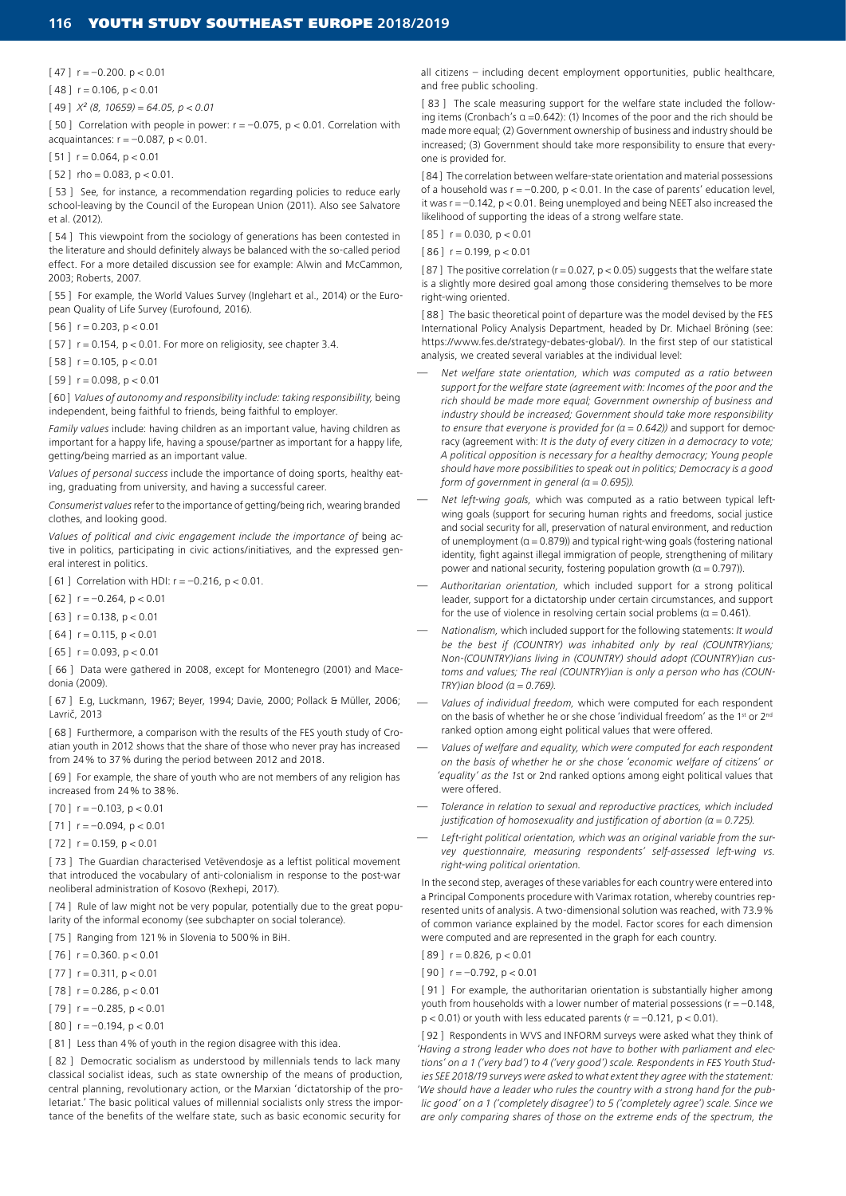[ 47 ] $r = -0.200$. $p < 0.01$

[ 48 ] $r = 0.106$, $p < 0.01$

[ 49 ] $X^2 (8, 10659) = 64.05$, $p < 0.01$

[ 50 ] Correlation with people in power: $r = -0.075$, $p < 0.01$. Correlation with acquaintances: $r = -0.087$, $p < 0.01$.

[ 51 ] $r = 0.064$, $p < 0.01$

[ 52 ] rho = 0.083, $p < 0.01$.

[ 53 ] See, for instance, a recommendation regarding policies to reduce early school-leaving by the Council of the European Union (2011). Also see Salvatore et al. (2012).

[ 54 ] This viewpoint from the sociology of generations has been contested in the literature and should definitely always be balanced with the so-called period effect. For a more detailed discussion see for example: Alwin and McCammon, 2003; Roberts, 2007.

[ 55 ] For example, the World Values Survey (Inglehart et al., 2014) or the European Quality of Life Survey (Eurofound, 2016).

[ 56 ] $r = 0.203$, $p < 0.01$

[ 57 ] $r = 0.154$, $p < 0.01$. For more on religiosity, see chapter 3.4.

[ 58 ] $r = 0.105$, $p < 0.01$

[ 59 ] $r = 0.098$, $p < 0.01$

[ 60 ] *Values of autonomy and responsibility include: taking responsibility,* being independent, being faithful to friends, being faithful to employer.

*Family values* include: having children as an important value, having children as important for a happy life, having a spouse/partner as important for a happy life, getting/being married as an important value.

*Values of personal success* include the importance of doing sports, healthy eating, graduating from university, and having a successful career.

*Consumerist values* refer to the importance of getting/being rich, wearing branded clothes, and looking good.

*Values of political and civic engagement include the importance of* being active in politics, participating in civic actions/initiatives, and the expressed general interest in politics.

[ 61 ] Correlation with HDI: $r = -0.216$, $p < 0.01$.

[ 62 ] $r = -0.264$, $p < 0.01$

[ 63 ] $r = 0.138$, $p < 0.01$

[ 64 ] $r = 0.115$, $p < 0.01$

[ 65 ] $r = 0.093$, $p < 0.01$

[ 66 ] Data were gathered in 2008, except for Montenegro (2001) and Macedonia (2009).

[ 67 ] E.g, Luckmann, 1967; Beyer, 1994; Davie, 2000; Pollack & Müller, 2006; Lavrič, 2013

[ 68 ] Furthermore, a comparison with the results of the FES youth study of Croatian youth in 2012 shows that the share of those who never pray has increased from 24 % to 37 % during the period between 2012 and 2018.

[ 69 ] For example, the share of youth who are not members of any religion has increased from 24 % to 38 %.

[ 70 ] $r = -0.103$, $p < 0.01$

[ 71 ] $r = -0.094$, $p < 0.01$

[ 72 ] $r = 0.159$, $p < 0.01$

[ 73 ] The Guardian characterised Vetëvendosje as a leftist political movement that introduced the vocabulary of anti-colonialism in response to the post-war neoliberal administration of Kosovo (Rexhepi, 2017).

[ 74 ] Rule of law might not be very popular, potentially due to the great popularity of the informal economy (see subchapter on social tolerance).

[ 75 ] Ranging from 121 % in Slovenia to 500 % in BiH.

[ 76 ] $r = 0.360$. $p < 0.01$

[ 77 ] $r = 0.311$, $p < 0.01$

[ 78 ] $r = 0.286$, $p < 0.01$

[ 79 ] $r = -0.285$, $p < 0.01$

[ 80 ] $r = -0.194$, $p < 0.01$

[ 81 ] Less than 4 % of youth in the region disagree with this idea.

[ 82 ] Democratic socialism as understood by millennials tends to lack many classical socialist ideas, such as state ownership of the means of production, central planning, revolutionary action, or the Marxian 'dictatorship of the proletariat.' The basic political values of millennial socialists only stress the importance of the benefits of the welfare state, such as basic economic security for all citizens – including decent employment opportunities, public healthcare, and free public schooling.

[ 83 ] The scale measuring support for the welfare state included the following items (Cronbach's $\alpha = 0.642$): (1) Incomes of the poor and the rich should be made more equal; (2) Government ownership of business and industry should be increased; (3) Government should take more responsibility to ensure that everyone is provided for.

[ 84 ] The correlation between welfare-state orientation and material possessions of a household was $r = -0.200$, $p < 0.01$. In the case of parents' education level, it was $r = -0.142$, $p < 0.01$. Being unemployed and being NEET also increased the likelihood of supporting the ideas of a strong welfare state.

[ 85 ] $r = 0.030$, $p < 0.01$

[ 86 ] $r = 0.199$, $p < 0.01$

[ 87 ] The positive correlation ($r = 0.027$, $p < 0.05$) suggests that the welfare state is a slightly more desired goal among those considering themselves to be more right-wing oriented.

[ 88 ] The basic theoretical point of departure was the model devised by the FES International Policy Analysis Department, headed by Dr. Michael Bröning (see: https://www.fes.de/strategy-debates-global/). In the first step of our statistical analysis, we created several variables at the individual level:

- *Net welfare state orientation, which was computed as a ratio between support for the welfare state (agreement with: Incomes of the poor and the rich should be made more equal; Government ownership of business and industry should be increased; Government should take more responsibility to ensure that everyone is provided for ($\alpha = 0.642$)) and support for democracy (agreement with: It is the duty of every citizen in a democracy to vote; A political opposition is necessary for a healthy democracy; Young people should have more possibilities to speak out in politics; Democracy is a good form of government in general ($\alpha = 0.695$)).*
- *Net left-wing goals,* which was computed as a ratio between typical left-wing goals (support for securing human rights and freedoms, social justice and social security for all, preservation of natural environment, and reduction of unemployment ($\alpha = 0.879$)) and typical right-wing goals (fostering national identity, fight against illegal immigration of people, strengthening of military power and national security, fostering population growth ($\alpha = 0.797$)).
- *Authoritarian orientation,* which included support for a strong political leader, support for a dictatorship under certain circumstances, and support for the use of violence in resolving certain social problems ($\alpha = 0.461$).
- *Nationalism,* which included support for the following statements: *It would be the best if (COUNTRY) was inhabited only by real (COUNTRY)ians; Non-(COUNTRY)ians living in (COUNTRY) should adopt (COUNTRY)ian customs and values; The real (COUNTRY)ian is only a person who has (COUNTRY)ian blood ($\alpha = 0.769$).*
- *Values of individual freedom,* which were computed for each respondent on the basis of whether he or she chose 'individual freedom' as the 1st or 2nd ranked option among eight political values that were offered.
- *Values of welfare and equality, which were computed for each respondent on the basis of whether he or she chose 'economic welfare of citizens' or 'equality' as the 1*st or 2nd ranked options among eight political values that were offered.
- *Tolerance in relation to sexual and reproductive practices, which included justification of homosexuality and justification of abortion ($\alpha = 0.725$).*
- *Left-right political orientation, which was an original variable from the survey questionnaire, measuring respondents' self-assessed left-wing vs. right-wing political orientation.*

In the second step, averages of these variables for each country were entered into a Principal Components procedure with Varimax rotation, whereby countries represented units of analysis. A two-dimensional solution was reached, with 73.9 % of common variance explained by the model. Factor scores for each dimension were computed and are represented in the graph for each country.

[ 89 ] $r = 0.826$, $p < 0.01$

[ 90 ] $r = -0.792$, $p < 0.01$

[ 91 ] For example, the authoritarian orientation is substantially higher among youth from households with a lower number of material possessions ($r = -0.148$, $p < 0.01$) or youth with less educated parents ($r = -0.121$, $p < 0.01$).

[ 92 ] Respondents in WVS and INFORM surveys were asked what they think of *'Having a strong leader who does not have to bother with parliament and elections' on a 1 ('very bad') to 4 ('very good') scale. Respondents in FES Youth Studies SEE 2018/19 surveys were asked to what extent they agree with the statement: 'We should have a leader who rules the country with a strong hand for the public good' on a 1 ('completely disagree') to 5 ('completely agree') scale. Since we are only comparing shares of those on the extreme ends of the spectrum, the*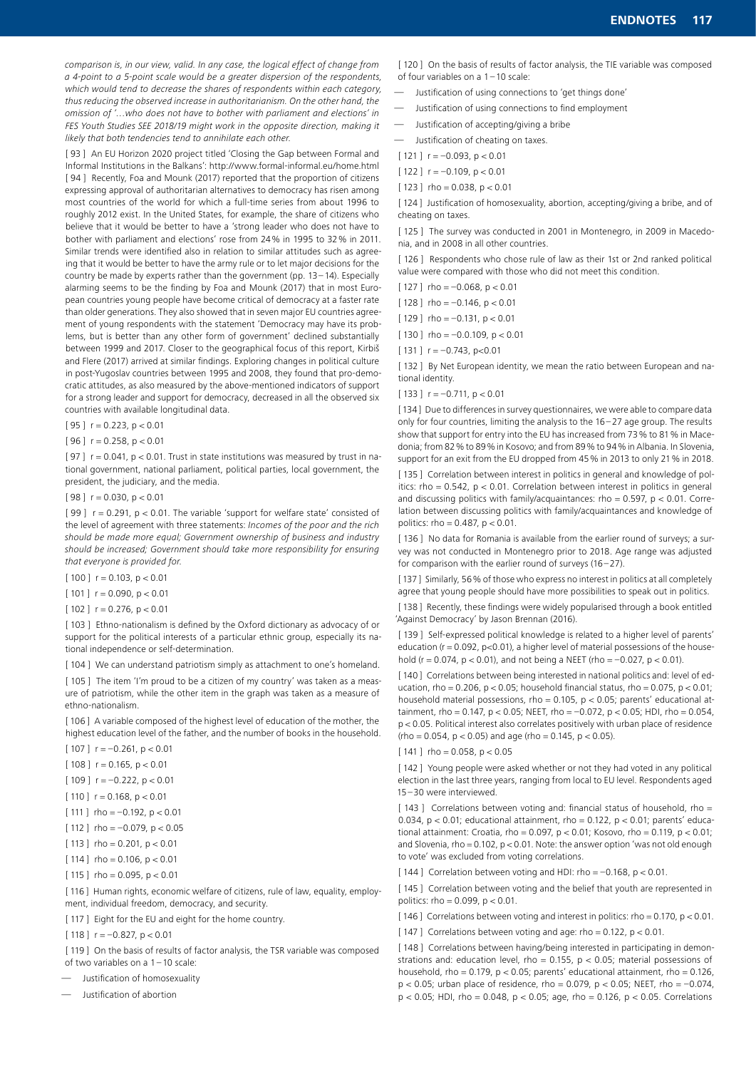*comparison is, in our view, valid. In any case, the logical effect of change from a 4-point to a 5-point scale would be a greater dispersion of the respondents, which would tend to decrease the shares of respondents within each category, thus reducing the observed increase in authoritarianism. On the other hand, the omission of '…who does not have to bother with parliament and elections' in FES Youth Studies SEE 2018/19 might work in the opposite direction, making it likely that both tendencies tend to annihilate each other.*

[ 93 ] An EU Horizon 2020 project titled 'Closing the Gap between Formal and Informal Institutions in the Balkans': http://www.formal-informal.eu/home.html

[ 94 ] Recently, Foa and Mounk (2017) reported that the proportion of citizens expressing approval of authoritarian alternatives to democracy has risen among most countries of the world for which a full-time series from about 1996 to roughly 2012 exist. In the United States, for example, the share of citizens who believe that it would be better to have a 'strong leader who does not have to bother with parliament and elections' rose from 24% in 1995 to 32% in 2011. Similar trends were identified also in relation to similar attitudes such as agreeing that it would be better to have the army rule or to let major decisions for the country be made by experts rather than the government (pp. 13–14). Especially alarming seems to be the finding by Foa and Mounk (2017) that in most European countries young people have become critical of democracy at a faster rate than older generations. They also showed that in seven major EU countries agreement of young respondents with the statement 'Democracy may have its problems, but is better than any other form of government' declined substantially between 1999 and 2017. Closer to the geographical focus of this report, Kirbiš and Flere (2017) arrived at similar findings. Exploring changes in political culture in post-Yugoslav countries between 1995 and 2008, they found that pro-democratic attitudes, as also measured by the above-mentioned indicators of support for a strong leader and support for democracy, decreased in all the observed six countries with available longitudinal data.

[ 95 ] $r = 0.223$, $p < 0.01$

[ 96 ] $r = 0.258$, $p < 0.01$

[ 97 ] $r = 0.041$, $p < 0.01$. Trust in state institutions was measured by trust in national government, national parliament, political parties, local government, the president, the judiciary, and the media.

[ 98 ] $r = 0.030$, $p < 0.01$

[ 99 ] $r = 0.291$, $p < 0.01$. The variable 'support for welfare state' consisted of the level of agreement with three statements: *Incomes of the poor and the rich should be made more equal; Government ownership of business and industry should be increased; Government should take more responsibility for ensuring that everyone is provided for.*

[ 100 ] $r = 0.103$, $p < 0.01$

[ 101 ] $r = 0.090$, $p < 0.01$

[ 102 ] $r = 0.276$, $p < 0.01$

[ 103 ] Ethno-nationalism is defined by the Oxford dictionary as advocacy of or support for the political interests of a particular ethnic group, especially its national independence or self-determination.

[ 104 ] We can understand patriotism simply as attachment to one's homeland.

[ 105 ] The item 'I'm proud to be a citizen of my country' was taken as a measure of patriotism, while the other item in the graph was taken as a measure of ethno-nationalism.

[ 106 ] A variable composed of the highest level of education of the mother, the highest education level of the father, and the number of books in the household.

[ 107 ] $r = -0.261$, $p < 0.01$

[ 108 ] $r = 0.165$, $p < 0.01$

[ 109 ] $r = -0.222$, $p < 0.01$

[ 110 ] $r = 0.168$, $p < 0.01$

[ 111 ] $rho = -0.192$, $p < 0.01$

[ 112 ] $rho = -0.079$, $p < 0.05$

[ 113 ] $rho = 0.201$, $p < 0.01$

[ 114 ] $rho = 0.106$, $p < 0.01$

[ 115 ] $rho = 0.095$, $p < 0.01$

[ 116 ] Human rights, economic welfare of citizens, rule of law, equality, employment, individual freedom, democracy, and security.

[ 117 ] Eight for the EU and eight for the home country.

[ 118 ] $r = -0.827$, $p < 0.01$

[ 119 ] On the basis of results of factor analysis, the TSR variable was composed of two variables on a 1–10 scale:

- Justification of homosexuality
- Justification of abortion

[ 120 ] On the basis of results of factor analysis, the TIE variable was composed of four variables on a 1–10 scale:

- Justification of using connections to 'get things done'
- Justification of using connections to find employment
- Justification of accepting/giving a bribe
- Justification of cheating on taxes.

[ 121 ] $r = -0.093$, $p < 0.01$

[ 122 ] $r = -0.109$, $p < 0.01$

[ 123 ] $rho = 0.038$, $p < 0.01$

[ 124 ] Justification of homosexuality, abortion, accepting/giving a bribe, and of cheating on taxes.

[ 125 ] The survey was conducted in 2001 in Montenegro, in 2009 in Macedonia, and in 2008 in all other countries.

[ 126 ] Respondents who chose rule of law as their 1st or 2nd ranked political value were compared with those who did not meet this condition.

[ 127 ] $rho = -0.068$, $p < 0.01$

[ 128 ] $rho = -0.146$, $p < 0.01$

[ 129 ] $rho = -0.131$, $p < 0.01$

[ 130 ] $rho = -0.0.109$, $p < 0.01$

[ 131 ] $r = -0.743$, $p<0.01$

[ 132 ] By Net European identity, we mean the ratio between European and national identity.

[ 133 ] $r = -0.711$, $p < 0.01$

[ 134 ] Due to differences in survey questionnaires, we were able to compare data only for four countries, limiting the analysis to the 16–27 age group. The results show that support for entry into the EU has increased from 73% to 81% in Macedonia; from 82% to 89% in Kosovo; and from 89% to 94% in Albania. In Slovenia, support for an exit from the EU dropped from 45% in 2013 to only 21% in 2018.

[ 135 ] Correlation between interest in politics in general and knowledge of politics: $rho = 0.542$, $p < 0.01$. Correlation between interest in politics in general and discussing politics with family/acquaintances: $rho = 0.597$, $p < 0.01$. Correlation between discussing politics with family/acquaintances and knowledge of politics: $rho = 0.487$, $p < 0.01$.

[ 136 ] No data for Romania is available from the earlier round of surveys; a survey was not conducted in Montenegro prior to 2018. Age range was adjusted for comparison with the earlier round of surveys (16–27).

[ 137 ] Similarly, 56% of those who express no interest in politics at all completely agree that young people should have more possibilities to speak out in politics.

[ 138 ] Recently, these findings were widely popularised through a book entitled 'Against Democracy' by Jason Brennan (2016).

[ 139 ] Self-expressed political knowledge is related to a higher level of parents' education ($r = 0.092$, $p<0.01$), a higher level of material possessions of the household ($r = 0.074$, $p < 0.01$), and not being a NEET ($rho = -0.027$, $p < 0.01$).

[ 140 ] Correlations between being interested in national politics and: level of education, $rho = 0.206$, $p < 0.05$; household financial status, $rho = 0.075$, $p < 0.01$; household material possessions, $rho = 0.105$, $p < 0.05$; parents' educational attainment, $rho = 0.147$, $p < 0.05$; NEET, $rho = -0.072$, $p < 0.05$; HDI, $rho = 0.054$, $p < 0.05$. Political interest also correlates positively with urban place of residence ($rho = 0.054$, $p < 0.05$) and age ($rho = 0.145$, $p < 0.05$).

[ 141 ] $rho = 0.058$, $p < 0.05$

[ 142 ] Young people were asked whether or not they had voted in any political election in the last three years, ranging from local to EU level. Respondents aged 15–30 were interviewed.

[ 143 ] Correlations between voting and: financial status of household, $rho = 0.034$, $p < 0.01$; educational attainment, $rho = 0.122$, $p < 0.01$; parents' educational attainment: Croatia, $rho = 0.097$, $p < 0.01$; Kosovo, $rho = 0.119$, $p < 0.01$; and Slovenia, $rho = 0.102$, $p < 0.01$. Note: the answer option 'was not old enough to vote' was excluded from voting correlations.

[ 144 ] Correlation between voting and HDI: $rho = -0.168$, $p < 0.01$.

[ 145 ] Correlation between voting and the belief that youth are represented in politics: $rho = 0.099$, $p < 0.01$.

[ 146 ] Correlations between voting and interest in politics: $rho = 0.170$, $p < 0.01$.

[ 147 ] Correlations between voting and age: $rho = 0.122$, $p < 0.01$.

[ 148 ] Correlations between having/being interested in participating in demonstrations and: education level, $rho = 0.155$, $p < 0.05$; material possessions of household, $rho = 0.179$, $p < 0.05$; parents' educational attainment, $rho = 0.126$, $p < 0.05$; urban place of residence, $rho = 0.079$, $p < 0.05$; NEET, $rho = -0.074$, $p < 0.05$; HDI, $rho = 0.048$, $p < 0.05$; age, $rho = 0.126$, $p < 0.05$. Correlations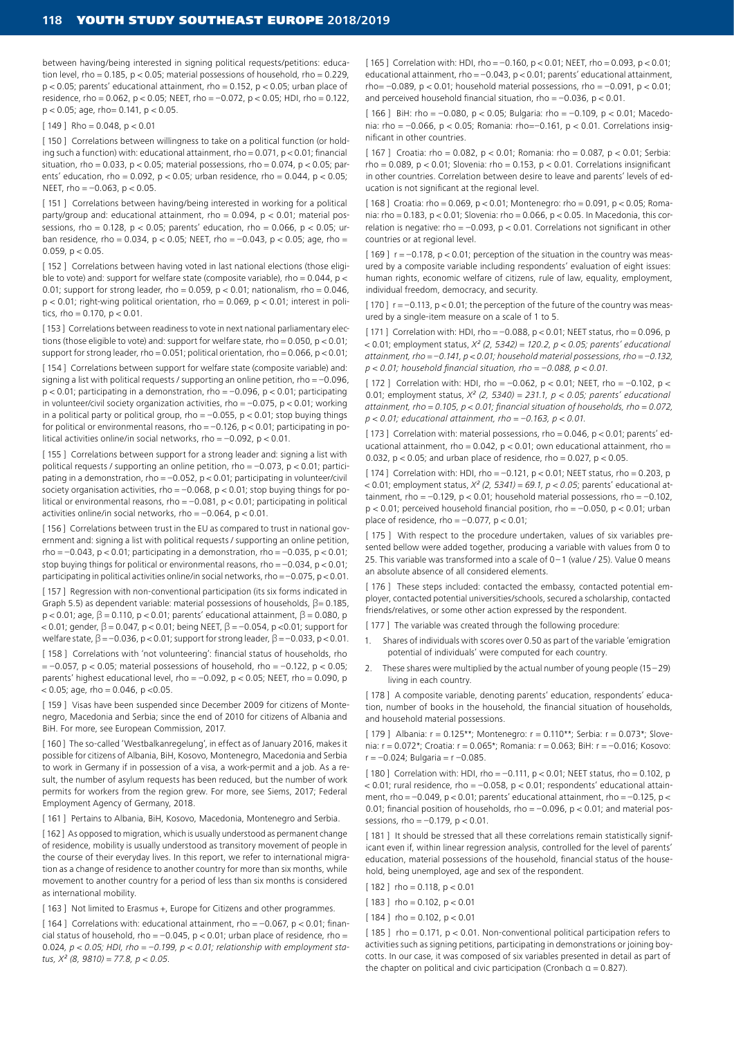between having/being interested in signing political requests/petitions: education level, rho = 0.185, $p < 0.05$; material possessions of household, rho = 0.229, $p < 0.05$; parents' educational attainment, rho = 0.152, $p < 0.05$; urban place of residence, rho = 0.062, $p < 0.05$; NEET, rho = −0.072, $p < 0.05$; HDI, rho = 0.122, $p < 0.05$; age, rho= 0.141, $p < 0.05$.

[ 149 ] Rho = 0.048, $p < 0.01$

[ 150 ] Correlations between willingness to take on a political function (or holding such a function) with: educational attainment, rho = 0.071, $p < 0.01$; financial situation, rho = 0.033, $p < 0.05$; material possessions, rho = 0.074, $p < 0.05$; parents' education, rho = 0.092, $p < 0.05$; urban residence, rho = 0.044, $p < 0.05$; NEET, rho = −0.063, $p < 0.05$.

[ 151 ] Correlations between having/being interested in working for a political party/group and: educational attainment, rho = 0.094, $p < 0.05$; material possessions, rho = 0.128, $p < 0.05$; parents' education, rho = 0.066, $p < 0.05$; urban residence, rho = 0.034, $p < 0.05$; NEET, rho = −0.043, $p < 0.05$; age, rho = 0.059, $p < 0.05$.

[ 152 ] Correlations between having voted in last national elections (those eligible to vote) and: support for welfare state (composite variable), rho = 0.044, $p < 0.01$; support for strong leader, rho = 0.059, $p < 0.01$; nationalism, rho = 0.046, $p < 0.01$; right-wing political orientation, rho = 0.069, $p < 0.01$; interest in politics, rho = 0.170, $p < 0.01$.

[ 153 ] Correlations between readiness to vote in next national parliamentary elections (those eligible to vote) and: support for welfare state, rho = 0.050, $p < 0.01$; support for strong leader, rho = 0.051; political orientation, rho = 0.066, $p < 0.01$;

[ 154 ] Correlations between support for welfare state (composite variable) and: signing a list with political requests / supporting an online petition, rho = −0.096, $p < 0.01$; participating in a demonstration, rho = −0.096, $p < 0.01$; participating in volunteer/civil society organization activities, rho = −0.075, $p < 0.01$; working in a political party or political group, rho = −0.055, $p < 0.01$; stop buying things for political or environmental reasons, rho = −0.126, $p < 0.01$; participating in political activities online/in social networks, rho = −0.092, $p < 0.01$.

[ 155 ] Correlations between support for a strong leader and: signing a list with political requests / supporting an online petition, rho = −0.073, $p < 0.01$; participating in a demonstration, rho = −0.052, $p < 0.01$; participating in volunteer/civil society organisation activities, rho = −0.068, $p < 0.01$; stop buying things for political or environmental reasons, rho = −0.081, $p < 0.01$; participating in political activities online/in social networks, rho = −0.064, $p < 0.01$.

[ 156 ] Correlations between trust in the EU as compared to trust in national government and: signing a list with political requests / supporting an online petition, rho = −0.043, $p < 0.01$; participating in a demonstration, rho = −0.035, $p < 0.01$; stop buying things for political or environmental reasons, rho = −0.034, $p < 0.01$; participating in political activities online/in social networks, rho = −0.075, $p < 0.01$.

[ 157 ] Regression with non-conventional participation (its six forms indicated in Graph 5.5) as dependent variable: material possessions of households, $\beta$= 0.185, $p < 0.01$; age, $\beta$ = 0.110, $p < 0.01$; parents' educational attainment, $\beta$ = 0.080, $p < 0.01$; gender, $\beta$ = 0.047, $p < 0.01$; being NEET, $\beta$ = −0.054, $p < 0.01$; support for welfare state, $\beta$ = −0.036, $p < 0.01$; support for strong leader, $\beta$ = −0.033, $p < 0.01$.

[ 158 ] Correlations with 'not volunteering': financial status of households, rho = −0.057, $p < 0.05$; material possessions of household, rho = −0.122, $p < 0.05$; parents' highest educational level, rho = −0.092, $p < 0.05$; NEET, rho = 0.090, $p < 0.05$; age, rho = 0.046, $p < 0.05$.

[ 159 ] Visas have been suspended since December 2009 for citizens of Montenegro, Macedonia and Serbia; since the end of 2010 for citizens of Albania and BiH. For more, see European Commission, 2017.

[ 160 ] The so-called 'Westbalkanregelung', in effect as of January 2016, makes it possible for citizens of Albania, BiH, Kosovo, Montenegro, Macedonia and Serbia to work in Germany if in possession of a visa, a work-permit and a job. As a result, the number of asylum requests has been reduced, but the number of work permits for workers from the region grew. For more, see Siems, 2017; Federal Employment Agency of Germany, 2018.

[ 161 ] Pertains to Albania, BiH, Kosovo, Macedonia, Montenegro and Serbia.

[ 162 ] As opposed to migration, which is usually understood as permanent change of residence, mobility is usually understood as transitory movement of people in the course of their everyday lives. In this report, we refer to international migration as a change of residence to another country for more than six months, while movement to another country for a period of less than six months is considered as international mobility.

[ 163 ] Not limited to Erasmus +, Europe for Citizens and other programmes.

[ 164 ] Correlations with: educational attainment, rho = −0.067, $p < 0.01$; financial status of household, rho = −0.045, $p < 0.01$; urban place of residence, rho = 0.024, *$p < 0.05$; HDI, rho = −0.199, $p < 0.01$; relationship with employment status, $X^2$ (8, 9810) = 77.8, $p < 0.05$.*

[ 165 ] Correlation with: HDI, rho = −0.160, $p < 0.01$; NEET, rho = 0.093, $p < 0.01$; educational attainment, rho = −0.043, $p < 0.01$; parents' educational attainment, rho= −0.089, $p < 0.01$; household material possessions, rho = −0.091, $p < 0.01$; and perceived household financial situation, rho = −0.036, $p < 0.01$.

[ 166 ] BiH: rho = −0.080, $p < 0.05$; Bulgaria: rho = −0.109, $p < 0.01$; Macedonia: rho = −0.066, $p < 0.05$; Romania: rho=−0.161, $p < 0.01$. Correlations insignificant in other countries.

[ 167 ] Croatia: rho = 0.082, $p < 0.01$; Romania: rho = 0.087, $p < 0.01$; Serbia: rho = 0.089, $p < 0.01$; Slovenia: rho = 0.153, $p < 0.01$. Correlations insignificant in other countries. Correlation between desire to leave and parents' levels of education is not significant at the regional level.

[ 168 ] Croatia: rho = 0.069, $p < 0.01$; Montenegro: rho = 0.091, $p < 0.05$; Romania: rho = 0.183, $p < 0.01$; Slovenia: rho = 0.066, $p < 0.05$. In Macedonia, this correlation is negative: rho = −0.093, $p < 0.01$. Correlations not significant in other countries or at regional level.

[ 169 ] r = −0.178, $p < 0.01$; perception of the situation in the country was measured by a composite variable including respondents' evaluation of eight issues: human rights, economic welfare of citizens, rule of law, equality, employment, individual freedom, democracy, and security.

[ 170 ] r = −0.113, $p < 0.01$; the perception of the future of the country was measured by a single-item measure on a scale of 1 to 5.

[ 171 ] Correlation with: HDI, rho = −0.088, $p < 0.01$; NEET status, rho = 0.096, $p < 0.01$; employment status, *$X^2$ (2, 5342) = 120.2, $p < 0.05$; parents' educational attainment, rho = −0.141, $p < 0.01$; household material possessions, rho = −0.132, $p < 0.01$; household financial situation, rho = −0.088, $p < 0.01$.*

[ 172 ] Correlation with: HDI, rho = −0.062, $p < 0.01$; NEET, rho = −0.102, $p < 0.01$; employment status, *$X^2$ (2, 5340) = 231.1, $p < 0.05$; parents' educational attainment, rho = 0.105, $p < 0.01$; financial situation of households, rho = 0.072, $p < 0.01$; educational attainment, rho = −0.163, $p < 0.01$.*

[ 173 ] Correlation with: material possessions, rho = 0.046, $p < 0.01$; parents' educational attainment, rho = 0.042, $p < 0.01$; own educational attainment, rho = 0.032, $p < 0.05$; and urban place of residence, rho = 0.027, $p < 0.05$.

[ 174 ] Correlation with: HDI, rho = −0.121, $p < 0.01$; NEET status, rho = 0.203, $p < 0.01$; employment status, *$X^2$ (2, 5341) = 69.1, $p < 0.05$*; parents' educational attainment, rho = −0.129, $p < 0.01$; household material possessions, rho = −0.102, $p < 0.01$; perceived household financial position, rho = −0.050, $p < 0.01$; urban place of residence, rho = −0.077, $p < 0.01$;

[ 175 ] With respect to the procedure undertaken, values of six variables presented bellow were added together, producing a variable with values from 0 to 25. This variable was transformed into a scale of 0−1 (value / 25). Value 0 means an absolute absence of all considered elements.

[ 176 ] These steps included: contacted the embassy, contacted potential employer, contacted potential universities/schools, secured a scholarship, contacted friends/relatives, or some other action expressed by the respondent.

[ 177 ] The variable was created through the following procedure:

1. Shares of individuals with scores over 0.50 as part of the variable 'emigration potential of individuals' were computed for each country.
2. These shares were multiplied by the actual number of young people (15−29) living in each country.

[ 178 ] A composite variable, denoting parents' education, respondents' education, number of books in the household, the financial situation of households, and household material possessions.

[ 179 ] Albania: r = 0.125**; Montenegro: r = 0.110**; Serbia: r = 0.073*; Slovenia: r = 0.072*; Croatia: r = 0.065*; Romania: r = 0.063; BiH: r = −0.016; Kosovo: r = −0.024; Bulgaria = r = −0.085.

[ 180 ] Correlation with: HDI, rho = −0.111, $p < 0.01$; NEET status, rho = 0.102, $p < 0.01$; rural residence, rho = −0.058, $p < 0.01$; respondents' educational attainment, rho = −0.049, $p < 0.01$; parents' educational attainment, rho = −0.125, $p < 0.01$; financial position of households, rho = −0.096, $p < 0.01$; and material possessions, rho = −0.179, $p < 0.01$.

[ 181 ] It should be stressed that all these correlations remain statistically significant even if, within linear regression analysis, controlled for the level of parents' education, material possessions of the household, financial status of the household, being unemployed, age and sex of the respondent.

[ 182 ] rho = 0.118, $p < 0.01$

[ 183 ] rho = 0.102, $p < 0.01$

[ 184 ] rho = 0.102, $p < 0.01$

[ 185 ] rho = 0.171, $p < 0.01$. Non-conventional political participation refers to activities such as signing petitions, participating in demonstrations or joining boycotts. In our case, it was composed of six variables presented in detail as part of the chapter on political and civic participation (Cronbach $\alpha$ = 0.827).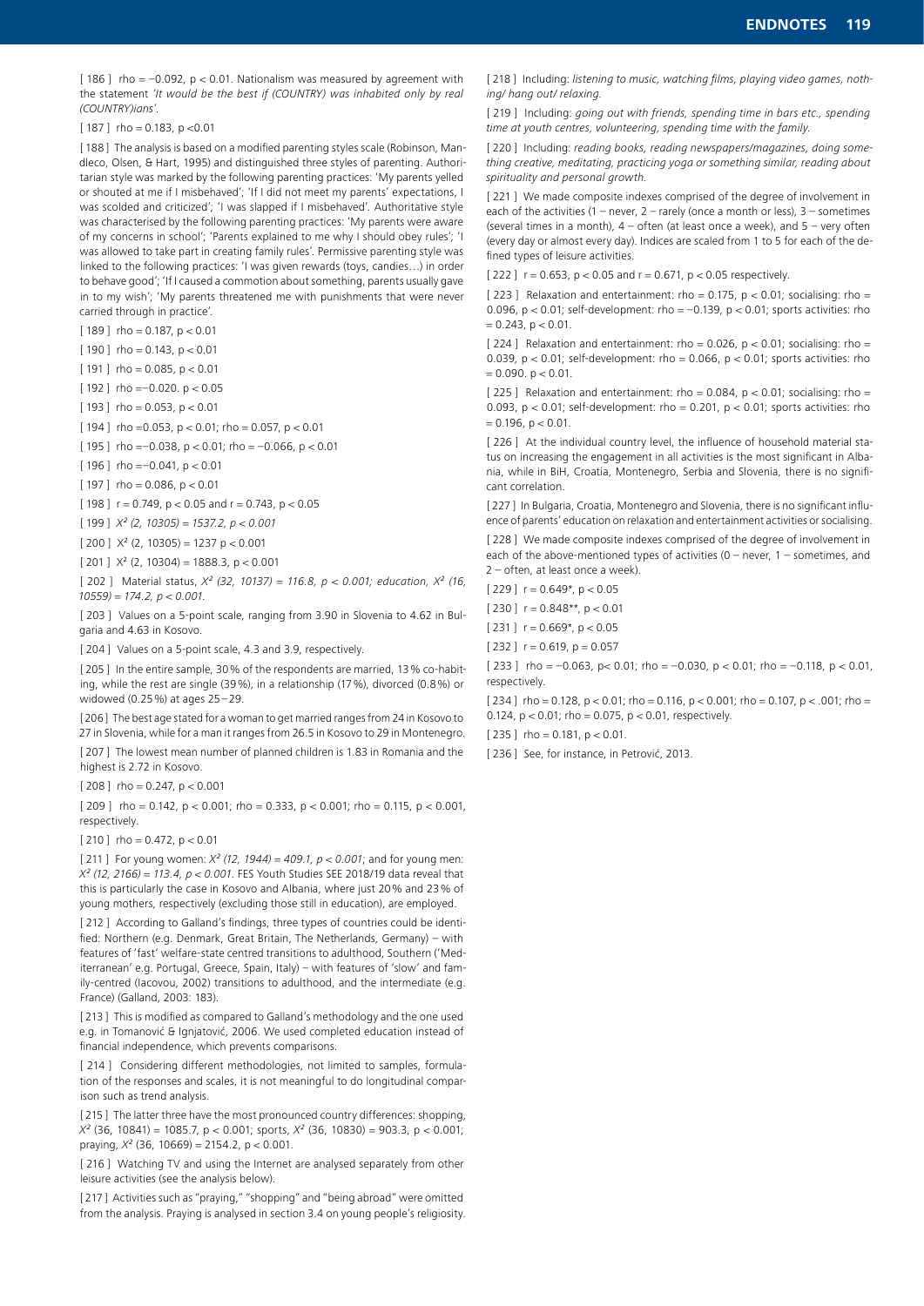[ 186 ] rho = −0.092, $p < 0.01$. Nationalism was measured by agreement with the statement *'It would be the best if (COUNTRY) was inhabited only by real (COUNTRY)ians'.*

[ 187 ] rho = 0.183, $p < 0.01$

[ 188 ] The analysis is based on a modified parenting styles scale (Robinson, Mandleco, Olsen, & Hart, 1995) and distinguished three styles of parenting. Authoritarian style was marked by the following parenting practices: 'My parents yelled or shouted at me if I misbehaved'; 'If I did not meet my parents' expectations, I was scolded and criticized'; 'I was slapped if I misbehaved'. Authoritative style was characterised by the following parenting practices: 'My parents were aware of my concerns in school'; 'Parents explained to me why I should obey rules'; 'I was allowed to take part in creating family rules'. Permissive parenting style was linked to the following practices: 'I was given rewards (toys, candies…) in order to behave good'; 'If I caused a commotion about something, parents usually gave in to my wish'; 'My parents threatened me with punishments that were never carried through in practice'.

[ 189 ] rho = 0.187, $p < 0.01$

[ 190 ] rho = 0.143, $p < 0.01$

[ 191 ] rho = 0.085, $p < 0.01$

[ 192 ] rho = −0.020. $p < 0.05$

[ 193 ] rho = 0.053, $p < 0.01$

[ 194 ] rho = 0.053, $p < 0.01$; rho = 0.057, $p < 0.01$

[ 195 ] rho = −0.038, $p < 0.01$; rho = −0.066, $p < 0.01$

[ 196 ] rho = −0.041, $p < 0.01$

[ 197 ] rho = 0.086, $p < 0.01$

[ 198 ] $r = 0.749$, $p < 0.05$ and $r = 0.743$, $p < 0.05$

[ 199 ] $X^2$ *(2, 10305) = 1537.2,* $p < 0.001$

[ 200 ] $X^2$ (2, 10305) = 1237 $p < 0.001$

[ 201 ] $X^2$ (2, 10304) = 1888.3, $p < 0.001$

[ 202 ] Material status, $X^2$ *(32, 10137) = 116.8,* $p < 0.001$*; education,* $X^2$ *(16, 10559) = 174.2,* $p < 0.001$.

[ 203 ] Values on a 5-point scale, ranging from 3.90 in Slovenia to 4.62 in Bulgaria and 4.63 in Kosovo.

[ 204 ] Values on a 5-point scale, 4.3 and 3.9, respectively.

[ 205 ] In the entire sample, 30 % of the respondents are married, 13 % co-habiting, while the rest are single (39 %), in a relationship (17 %), divorced (0.8 %) or widowed (0.25 %) at ages 25 – 29.

[ 206 ] The best age stated for a woman to get married ranges from 24 in Kosovo to 27 in Slovenia, while for a man it ranges from 26.5 in Kosovo to 29 in Montenegro.

[ 207 ] The lowest mean number of planned children is 1.83 in Romania and the highest is 2.72 in Kosovo.

[ 208 ] rho = 0.247, $p < 0.001$

[ 209 ] rho = 0.142, $p < 0.001$; rho = 0.333, $p < 0.001$; rho = 0.115, $p < 0.001$, respectively.

[ 210 ] rho = 0.472, $p < 0.01$

[ 211 ] For young women: $X^2$ *(12, 1944) = 409.1,* $p < 0.001$; and for young men: $X^2$ *(12, 2166) = 113.4,* $p < 0.001$. FES Youth Studies SEE 2018/19 data reveal that this is particularly the case in Kosovo and Albania, where just 20 % and 23 % of young mothers, respectively (excluding those still in education), are employed.

[ 212 ] According to Galland's findings, three types of countries could be identified: Northern (e.g. Denmark, Great Britain, The Netherlands, Germany) – with features of 'fast' welfare-state centred transitions to adulthood, Southern ('Mediterranean' e.g. Portugal, Greece, Spain, Italy) – with features of 'slow' and family-centred (Iacovou, 2002) transitions to adulthood, and the intermediate (e.g. France) (Galland, 2003: 183).

[ 213 ] This is modified as compared to Galland's methodology and the one used e.g. in Tomanović & Ignjatović, 2006. We used completed education instead of financial independence, which prevents comparisons.

[ 214 ] Considering different methodologies, not limited to samples, formulation of the responses and scales, it is not meaningful to do longitudinal comparison such as trend analysis.

[ 215 ] The latter three have the most pronounced country differences: shopping, $X^2$ (36, 10841) = 1085.7, $p < 0.001$; sports, $X^2$ (36, 10830) = 903.3, $p < 0.001$; praying, $X^2$ (36, 10669) = 2154.2, $p < 0.001$.

[ 216 ] Watching TV and using the Internet are analysed separately from other leisure activities (see the analysis below).

[ 217 ] Activities such as "praying," "shopping" and "being abroad" were omitted from the analysis. Praying is analysed in section 3.4 on young people's religiosity.

[ 218 ] Including: *listening to music, watching films, playing video games, nothing/ hang out/ relaxing.*

[ 219 ] Including: *going out with friends, spending time in bars etc., spending time at youth centres, volunteering, spending time with the family.*

[ 220 ] Including: *reading books, reading newspapers/magazines, doing something creative, meditating, practicing yoga or something similar, reading about spirituality and personal growth.*

[ 221 ] We made composite indexes comprised of the degree of involvement in each of the activities (1 – never, 2 – rarely (once a month or less), 3 – sometimes (several times in a month), 4 – often (at least once a week), and 5 – very often (every day or almost every day). Indices are scaled from 1 to 5 for each of the defined types of leisure activities.

[ 222 ] $r = 0.653$, $p < 0.05$ and $r = 0.671$, $p < 0.05$ respectively.

[ 223 ] Relaxation and entertainment: rho = 0.175, $p < 0.01$; socialising: rho = 0.096, $p < 0.01$; self-development: rho = −0.139, $p < 0.01$; sports activities: rho = 0.243, $p < 0.01$.

[ 224 ] Relaxation and entertainment: rho = 0.026, $p < 0.01$; socialising: rho = 0.039, $p < 0.01$; self-development: rho = 0.066, $p < 0.01$; sports activities: rho = 0.090. $p < 0.01$.

[ 225 ] Relaxation and entertainment: rho = 0.084, $p < 0.01$; socialising: rho = 0.093, $p < 0.01$; self-development: rho = 0.201, $p < 0.01$; sports activities: rho = 0.196, $p < 0.01$.

[ 226 ] At the individual country level, the influence of household material status on increasing the engagement in all activities is the most significant in Albania, while in BiH, Croatia, Montenegro, Serbia and Slovenia, there is no significant correlation.

[ 227 ] In Bulgaria, Croatia, Montenegro and Slovenia, there is no significant influence of parents' education on relaxation and entertainment activities or socialising.

[ 228 ] We made composite indexes comprised of the degree of involvement in each of the above-mentioned types of activities (0 – never, 1 – sometimes, and 2 – often, at least once a week).

[ 229 ] $r = 0.649^*$, $p < 0.05$

[ 230 ] $r = 0.848^{**}$, $p < 0.01$

[ 231 ] $r = 0.669^*$, $p < 0.05$

[ 232 ] $r = 0.619$, $p = 0.057$

[ 233 ] rho = −0.063, $p < 0.01$; rho = −0.030, $p < 0.01$; rho = −0.118, $p < 0.01$, respectively.

[ 234 ] rho = 0.128, $p < 0.01$; rho = 0.116, $p < 0.001$; rho = 0.107, $p < .001$; rho = 0.124, $p < 0.01$; rho = 0.075, $p < 0.01$, respectively.

[ 235 ] rho = 0.181, $p < 0.01$.

[ 236 ] See, for instance, in Petrović, 2013.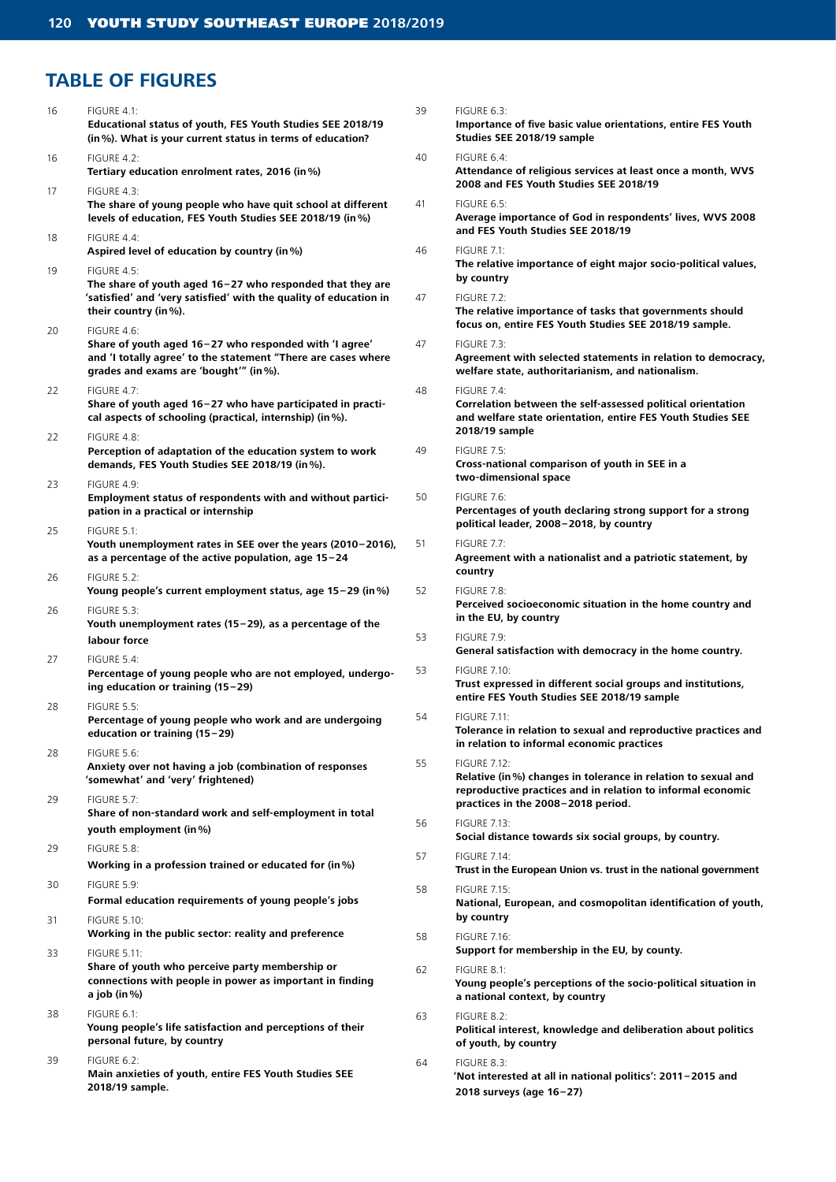## TABLE OF FIGURES

16 FIGURE 4.1:
**Educational status of youth, FES Youth Studies SEE 2018/19 (in %). What is your current status in terms of education?**

16 FIGURE 4.2:
**Tertiary education enrolment rates, 2016 (in %)**

17 FIGURE 4.3:
**The share of young people who have quit school at different levels of education, FES Youth Studies SEE 2018/19 (in %)**

18 FIGURE 4.4:
**Aspired level of education by country (in %)**

19 FIGURE 4.5:
**The share of youth aged 16–27 who responded that they are 'satisfied' and 'very satisfied' with the quality of education in their country (in %).**

20 FIGURE 4.6:
**Share of youth aged 16–27 who responded with 'I agree' and 'I totally agree' to the statement "There are cases where grades and exams are 'bought'" (in %).**

22 FIGURE 4.7:
**Share of youth aged 16–27 who have participated in practical aspects of schooling (practical, internship) (in %).**

22 FIGURE 4.8:
**Perception of adaptation of the education system to work demands, FES Youth Studies SEE 2018/19 (in %).**

23 FIGURE 4.9:
**Employment status of respondents with and without participation in a practical or internship**

25 FIGURE 5.1:
**Youth unemployment rates in SEE over the years (2010–2016), as a percentage of the active population, age 15–24**

26 FIGURE 5.2:
**Young people's current employment status, age 15–29 (in %)**

26 FIGURE 5.3:
**Youth unemployment rates (15–29), as a percentage of the labour force**

27 FIGURE 5.4:
**Percentage of young people who are not employed, undergoing education or training (15–29)**

28 FIGURE 5.5:
**Percentage of young people who work and are undergoing education or training (15–29)**

28 FIGURE 5.6:
**Anxiety over not having a job (combination of responses 'somewhat' and 'very' frightened)**

29 FIGURE 5.7:
**Share of non-standard work and self-employment in total youth employment (in %)**

29 FIGURE 5.8:
**Working in a profession trained or educated for (in %)**

30 FIGURE 5.9:
**Formal education requirements of young people's jobs**

31 FIGURE 5.10:
**Working in the public sector: reality and preference**

33 FIGURE 5.11:
**Share of youth who perceive party membership or connections with people in power as important in finding a job (in %)**

38 FIGURE 6.1:
**Young people's life satisfaction and perceptions of their personal future, by country**

39 FIGURE 6.2:
**Main anxieties of youth, entire FES Youth Studies SEE 2018/19 sample.**

39 FIGURE 6.3:
**Importance of five basic value orientations, entire FES Youth Studies SEE 2018/19 sample**

40 FIGURE 6.4:
**Attendance of religious services at least once a month, WVS 2008 and FES Youth Studies SEE 2018/19**

41 FIGURE 6.5:
**Average importance of God in respondents' lives, WVS 2008 and FES Youth Studies SEE 2018/19**

46 FIGURE 7.1:
**The relative importance of eight major socio-political values, by country**

47 FIGURE 7.2:
**The relative importance of tasks that governments should focus on, entire FES Youth Studies SEE 2018/19 sample.**

47 FIGURE 7.3:
**Agreement with selected statements in relation to democracy, welfare state, authoritarianism, and nationalism.**

48 FIGURE 7.4:
**Correlation between the self-assessed political orientation and welfare state orientation, entire FES Youth Studies SEE 2018/19 sample**

49 FIGURE 7.5:
**Cross-national comparison of youth in SEE in a two-dimensional space**

50 FIGURE 7.6:
**Percentages of youth declaring strong support for a strong political leader, 2008–2018, by country**

51 FIGURE 7.7:
**Agreement with a nationalist and a patriotic statement, by country**

52 FIGURE 7.8:
**Perceived socioeconomic situation in the home country and in the EU, by country**

53 FIGURE 7.9:
**General satisfaction with democracy in the home country.**

53 FIGURE 7.10:
**Trust expressed in different social groups and institutions, entire FES Youth Studies SEE 2018/19 sample**

54 FIGURE 7.11:
**Tolerance in relation to sexual and reproductive practices and in relation to informal economic practices**

55 FIGURE 7.12:
**Relative (in %) changes in tolerance in relation to sexual and reproductive practices and in relation to informal economic practices in the 2008–2018 period.**

56 FIGURE 7.13:
**Social distance towards six social groups, by country.**

57 FIGURE 7.14:
**Trust in the European Union vs. trust in the national government**

58 FIGURE 7.15:
**National, European, and cosmopolitan identification of youth, by country**

58 FIGURE 7.16:
**Support for membership in the EU, by county.**

62 FIGURE 8.1:
**Young people's perceptions of the socio-political situation in a national context, by country**

63 FIGURE 8.2:
**Political interest, knowledge and deliberation about politics of youth, by country**

64 FIGURE 8.3:
**'Not interested at all in national politics': 2011–2015 and 2018 surveys (age 16–27)**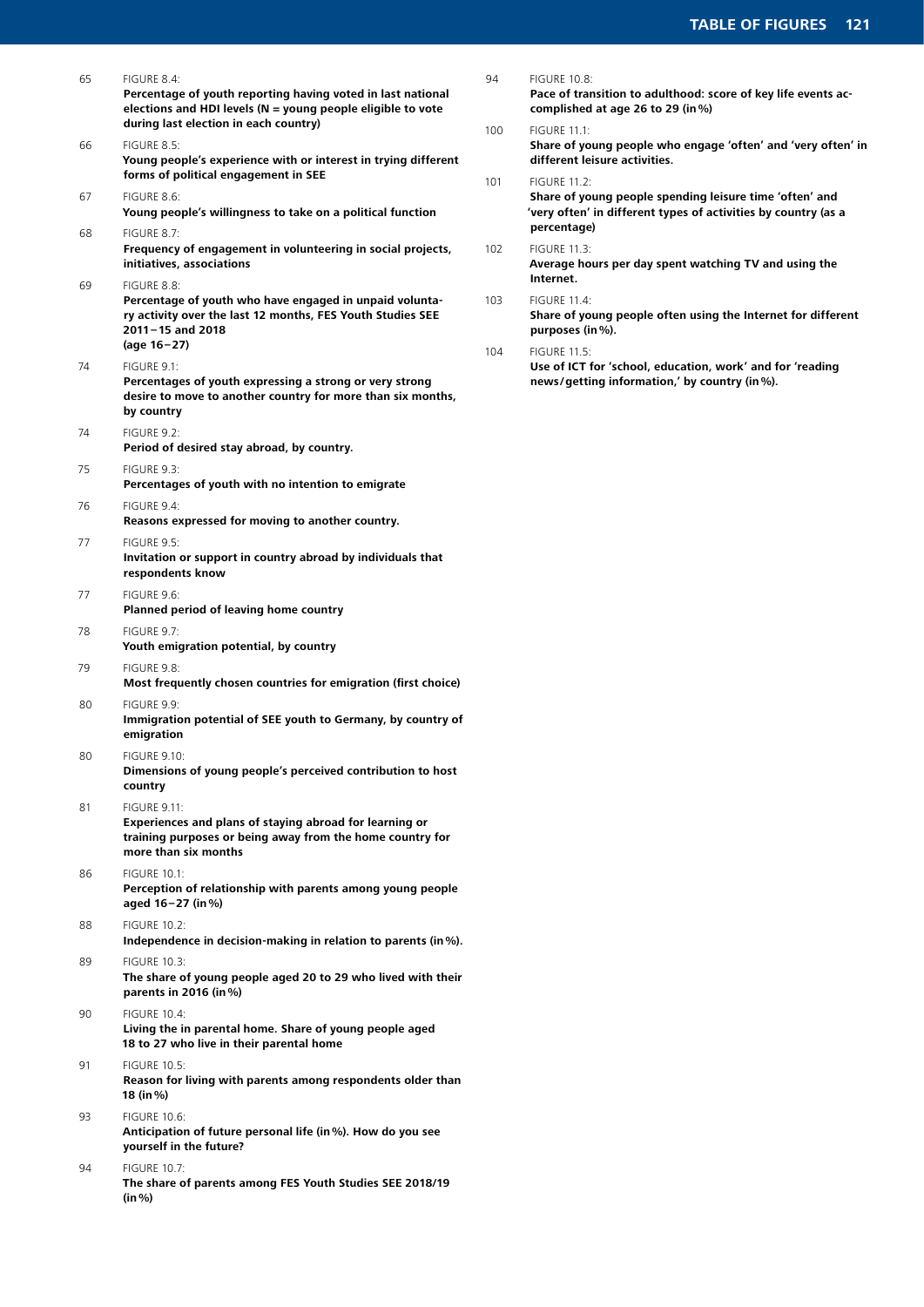65 FIGURE 8.4:
**Percentage of youth reporting having voted in last national elections and HDI levels (N = young people eligible to vote during last election in each country)**

66 FIGURE 8.5:
**Young people's experience with or interest in trying different forms of political engagement in SEE**

67 FIGURE 8.6:
**Young people's willingness to take on a political function**

68 FIGURE 8.7:
**Frequency of engagement in volunteering in social projects, initiatives, associations**

69 FIGURE 8.8:
**Percentage of youth who have engaged in unpaid voluntary activity over the last 12 months, FES Youth Studies SEE 2011–15 and 2018 (age 16–27)**

74 FIGURE 9.1:
**Percentages of youth expressing a strong or very strong desire to move to another country for more than six months, by country**

74 FIGURE 9.2:
**Period of desired stay abroad, by country.**

75 FIGURE 9.3:
**Percentages of youth with no intention to emigrate**

76 FIGURE 9.4:
**Reasons expressed for moving to another country.**

77 FIGURE 9.5:
**Invitation or support in country abroad by individuals that respondents know**

77 FIGURE 9.6:
**Planned period of leaving home country**

78 FIGURE 9.7:
**Youth emigration potential, by country**

79 FIGURE 9.8:
**Most frequently chosen countries for emigration (first choice)**

80 FIGURE 9.9:
**Immigration potential of SEE youth to Germany, by country of emigration**

80 FIGURE 9.10:
**Dimensions of young people's perceived contribution to host country**

81 FIGURE 9.11:
**Experiences and plans of staying abroad for learning or training purposes or being away from the home country for more than six months**

86 FIGURE 10.1:
**Perception of relationship with parents among young people aged 16–27 (in %)**

88 FIGURE 10.2:
**Independence in decision-making in relation to parents (in %).**

89 FIGURE 10.3:
**The share of young people aged 20 to 29 who lived with their parents in 2016 (in %)**

90 FIGURE 10.4:
**Living the in parental home. Share of young people aged 18 to 27 who live in their parental home**

91 FIGURE 10.5:
**Reason for living with parents among respondents older than 18 (in %)**

93 FIGURE 10.6:
**Anticipation of future personal life (in %). How do you see yourself in the future?**

94 FIGURE 10.7:
**The share of parents among FES Youth Studies SEE 2018/19 (in %)**

94 FIGURE 10.8:
**Pace of transition to adulthood: score of key life events accomplished at age 26 to 29 (in %)**

100 FIGURE 11.1:
**Share of young people who engage 'often' and 'very often' in different leisure activities.**

101 FIGURE 11.2:
**Share of young people spending leisure time 'often' and 'very often' in different types of activities by country (as a percentage)**

102 FIGURE 11.3:
**Average hours per day spent watching TV and using the Internet.**

103 FIGURE 11.4:
**Share of young people often using the Internet for different purposes (in %).**

104 FIGURE 11.5:
**Use of ICT for 'school, education, work' and for 'reading news/getting information,' by country (in %).**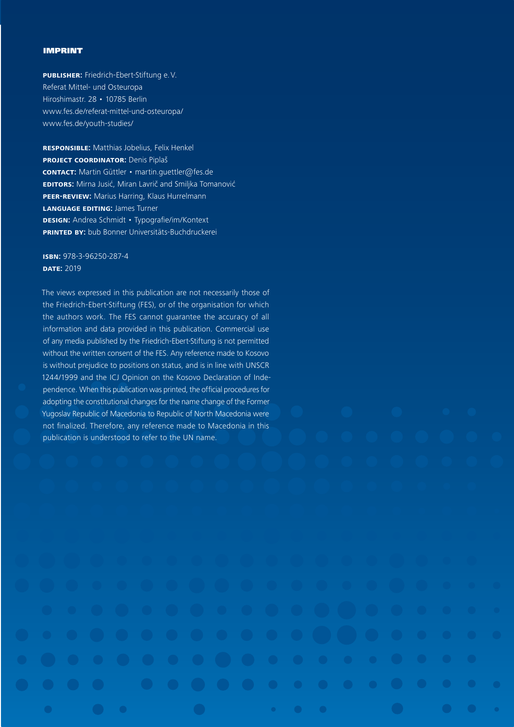## IMPRINT

**PUBLISHER:** Friedrich-Ebert-Stiftung e. V.
Referat Mittel- und Osteuropa
Hiroshimastr. 28 • 10785 Berlin
www.fes.de/referat-mittel-und-osteuropa/
www.fes.de/youth-studies/

**RESPONSIBLE:** Matthias Jobelius, Felix Henkel
**PROJECT COORDINATOR:** Denis Piplaš
**CONTACT:** Martin Güttler • martin.guettler@fes.de
**EDITORS:** Mirna Jusić, Miran Lavrič and Smiljka Tomanović
**PEER-REVIEW:** Marius Harring, Klaus Hurrelmann
**LANGUAGE EDITING:** James Turner
**DESIGN:** Andrea Schmidt • Typografie/im/Kontext
**PRINTED BY:** bub Bonner Universitäts-Buchdruckerei

**ISBN:** 978-3-96250-287-4
**DATE:** 2019

The views expressed in this publication are not necessarily those of the Friedrich-Ebert-Stiftung (FES), or of the organisation for which the authors work. The FES cannot guarantee the accuracy of all information and data provided in this publication. Commercial use of any media published by the Friedrich-Ebert-Stiftung is not permitted without the written consent of the FES. Any reference made to Kosovo is without prejudice to positions on status, and is in line with UNSCR 1244/1999 and the ICJ Opinion on the Kosovo Declaration of Independence. When this publication was printed, the official procedures for adopting the constitutional changes for the name change of the Former Yugoslav Republic of Macedonia to Republic of North Macedonia were not finalized. Therefore, any reference made to Macedonia in this publication is understood to refer to the UN name.